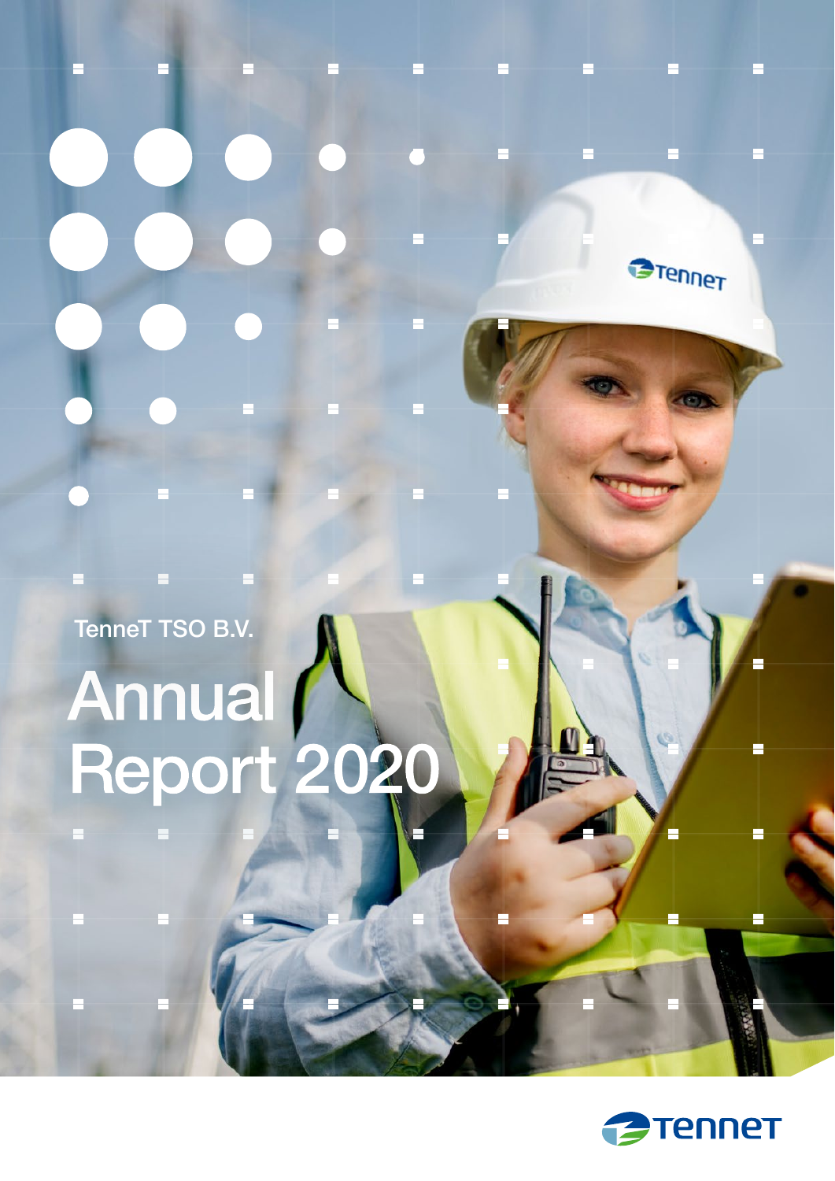TenneT TSO B.V.

# Annual Report 2020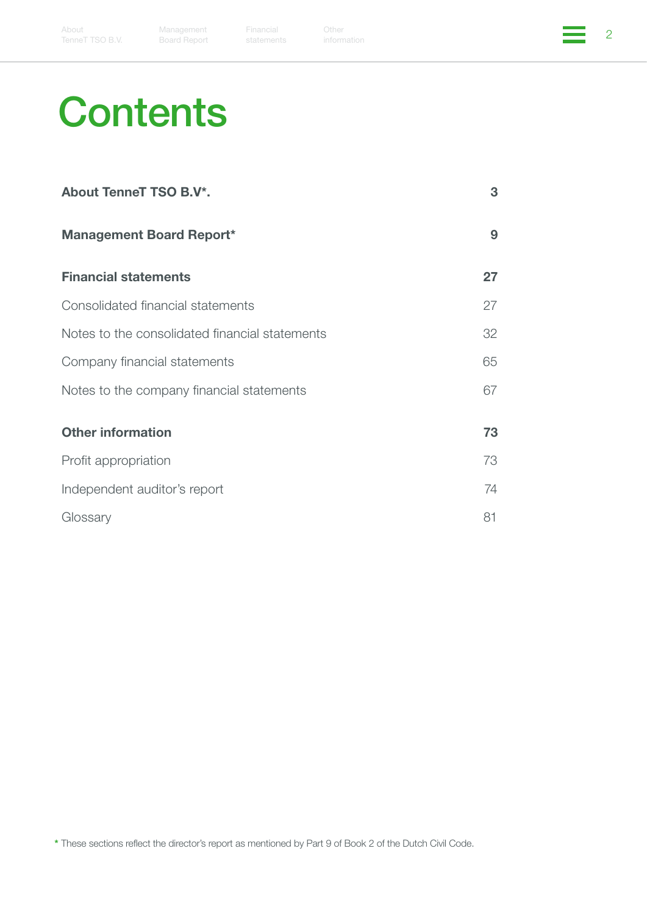# Contents

| | |
|---|---|
| **About TenneT TSO B.V*.** | **3** |
| **Management Board Report*** | **9** |
| **Financial statements** | **27** |
| Consolidated financial statements | 27 |
| Notes to the consolidated financial statements | 32 |
| Company financial statements | 65 |
| Notes to the company financial statements | 67 |
| **Other information** | **73** |
| Profit appropriation | 73 |
| Independent auditor's report | 74 |
| Glossary | 81 |

* These sections reflect the director's report as mentioned by Part 9 of Book 2 of the Dutch Civil Code.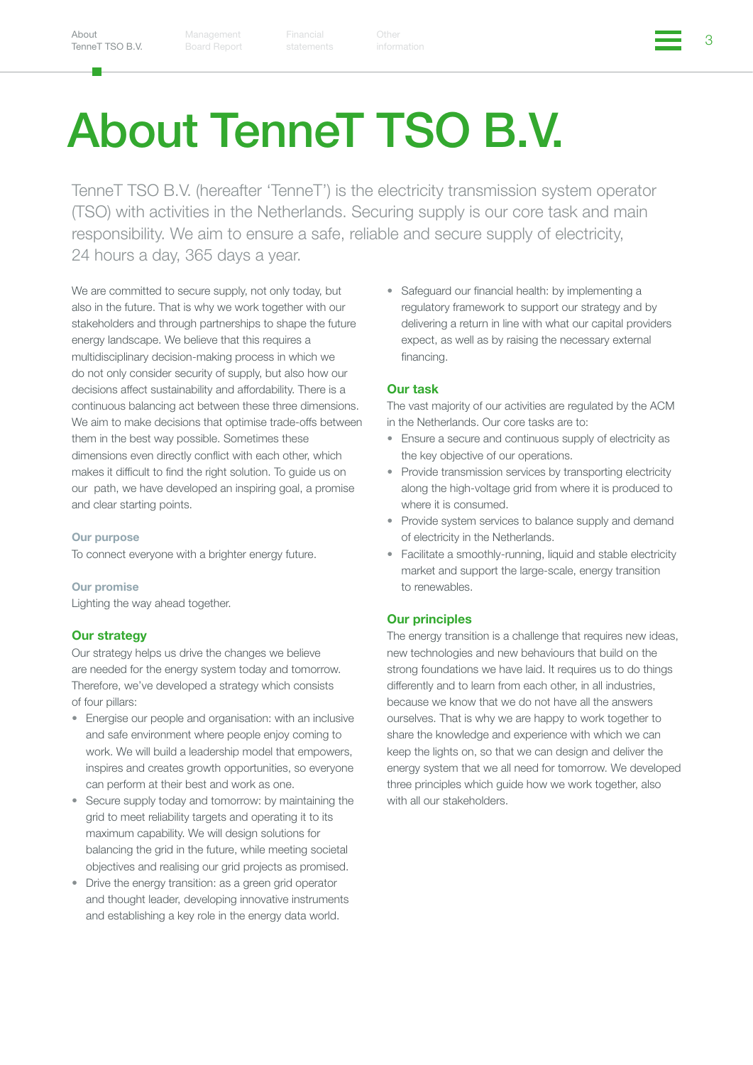# About TenneT TSO B.V.

TenneT TSO B.V. (hereafter 'TenneT') is the electricity transmission system operator (TSO) with activities in the Netherlands. Securing supply is our core task and main responsibility. We aim to ensure a safe, reliable and secure supply of electricity, 24 hours a day, 365 days a year.

We are committed to secure supply, not only today, but also in the future. That is why we work together with our stakeholders and through partnerships to shape the future energy landscape. We believe that this requires a multidisciplinary decision-making process in which we do not only consider security of supply, but also how our decisions affect sustainability and affordability. There is a continuous balancing act between these three dimensions. We aim to make decisions that optimise trade-offs between them in the best way possible. Sometimes these dimensions even directly conflict with each other, which makes it difficult to find the right solution. To guide us on our path, we have developed an inspiring goal, a promise and clear starting points.

**Our purpose**

To connect everyone with a brighter energy future.

**Our promise**

Lighting the way ahead together.

## Our strategy

Our strategy helps us drive the changes we believe are needed for the energy system today and tomorrow. Therefore, we've developed a strategy which consists of four pillars:

- Energise our people and organisation: with an inclusive and safe environment where people enjoy coming to work. We will build a leadership model that empowers, inspires and creates growth opportunities, so everyone can perform at their best and work as one.
- Secure supply today and tomorrow: by maintaining the grid to meet reliability targets and operating it to its maximum capability. We will design solutions for balancing the grid in the future, while meeting societal objectives and realising our grid projects as promised.
- Drive the energy transition: as a green grid operator and thought leader, developing innovative instruments and establishing a key role in the energy data world.
- Safeguard our financial health: by implementing a regulatory framework to support our strategy and by delivering a return in line with what our capital providers expect, as well as by raising the necessary external financing.

## Our task

The vast majority of our activities are regulated by the ACM in the Netherlands. Our core tasks are to:

- Ensure a secure and continuous supply of electricity as the key objective of our operations.
- Provide transmission services by transporting electricity along the high-voltage grid from where it is produced to where it is consumed.
- Provide system services to balance supply and demand of electricity in the Netherlands.
- Facilitate a smoothly-running, liquid and stable electricity market and support the large-scale, energy transition to renewables.

## Our principles

The energy transition is a challenge that requires new ideas, new technologies and new behaviours that build on the strong foundations we have laid. It requires us to do things differently and to learn from each other, in all industries, because we know that we do not have all the answers ourselves. That is why we are happy to work together to share the knowledge and experience with which we can keep the lights on, so that we can design and deliver the energy system that we all need for tomorrow. We developed three principles which guide how we work together, also with all our stakeholders.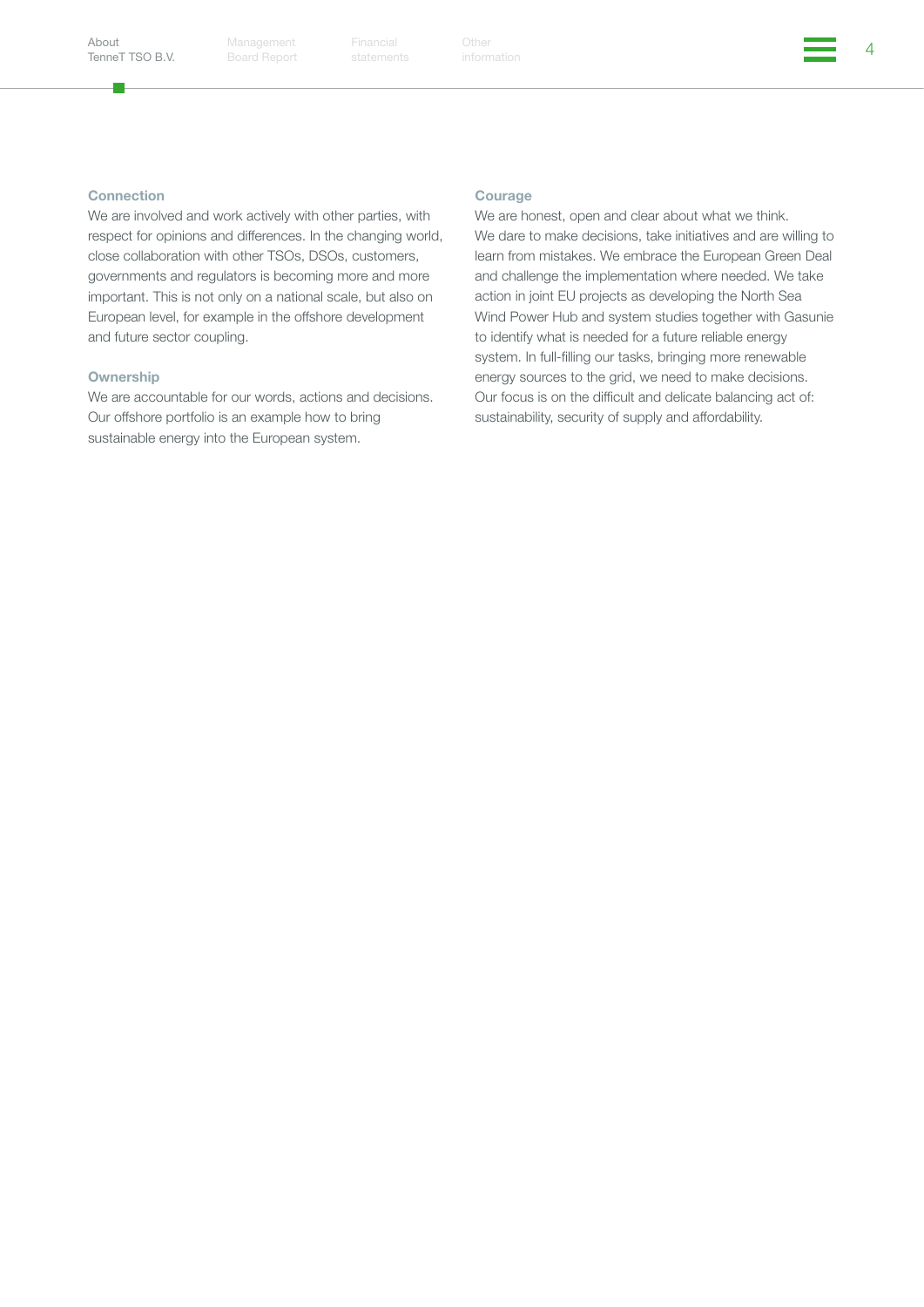### Connection

We are involved and work actively with other parties, with respect for opinions and differences. In the changing world, close collaboration with other TSOs, DSOs, customers, governments and regulators is becoming more and more important. This is not only on a national scale, but also on European level, for example in the offshore development and future sector coupling.

### Ownership

We are accountable for our words, actions and decisions. Our offshore portfolio is an example how to bring sustainable energy into the European system.

### Courage

We are honest, open and clear about what we think. We dare to make decisions, take initiatives and are willing to learn from mistakes. We embrace the European Green Deal and challenge the implementation where needed. We take action in joint EU projects as developing the North Sea Wind Power Hub and system studies together with Gasunie to identify what is needed for a future reliable energy system. In full-filling our tasks, bringing more renewable energy sources to the grid, we need to make decisions. Our focus is on the difficult and delicate balancing act of: sustainability, security of supply and affordability.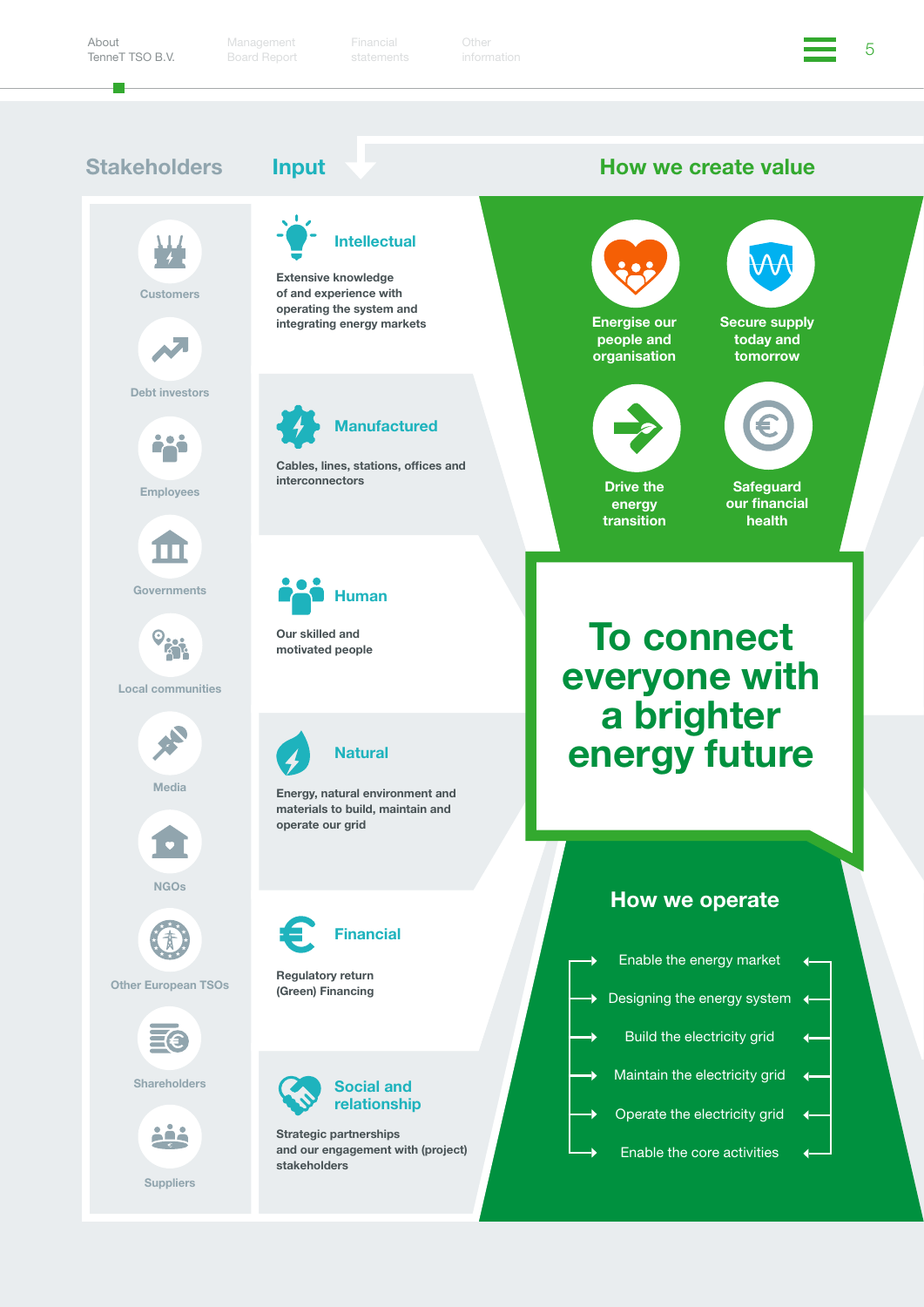## Stakeholders

- Customers
- Debt investors
- Employees
- Governments
- Local communities
- Media
- NGOs
- Other European TSOs
- Shareholders
- Suppliers

## Input

### Intellectual

Extensive knowledge of and experience with operating the system and integrating energy markets

### Manufactured

Cables, lines, stations, offices and interconnectors

### Human

Our skilled and motivated people

### Natural

Energy, natural environment and materials to build, maintain and operate our grid

### Financial

Regulatory return
(Green) Financing

### Social and relationship

Strategic partnerships and our engagement with (project) stakeholders

## How we create value

- Energise our people and organisation
- Secure supply today and tomorrow
- Drive the energy transition
- Safeguard our financial health

# To connect everyone with a brighter energy future

## How we operate

- Enable the energy market
- Designing the energy system
- Build the electricity grid
- Maintain the electricity grid
- Operate the electricity grid
- Enable the core activities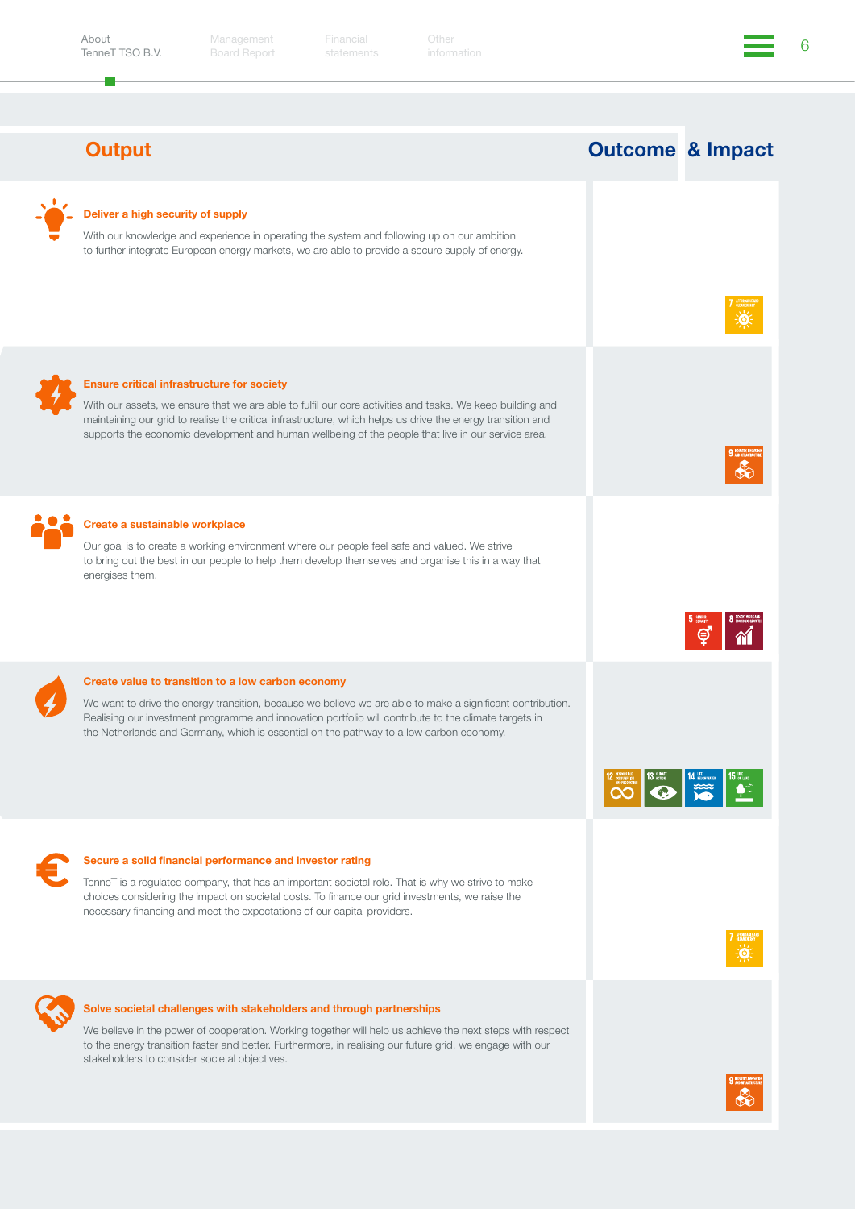## Output

## Outcome & Impact

### Deliver a high security of supply

With our knowledge and experience in operating the system and following up on our ambition to further integrate European energy markets, we are able to provide a secure supply of energy.

### Ensure critical infrastructure for society

With our assets, we ensure that we are able to fulfil our core activities and tasks. We keep building and maintaining our grid to realise the critical infrastructure, which helps us drive the energy transition and supports the economic development and human wellbeing of the people that live in our service area.

### Create a sustainable workplace

Our goal is to create a working environment where our people feel safe and valued. We strive to bring out the best in our people to help them develop themselves and organise this in a way that energises them.

### Create value to transition to a low carbon economy

We want to drive the energy transition, because we believe we are able to make a significant contribution. Realising our investment programme and innovation portfolio will contribute to the climate targets in the Netherlands and Germany, which is essential on the pathway to a low carbon economy.

### Secure a solid financial performance and investor rating

TenneT is a regulated company, that has an important societal role. That is why we strive to make choices considering the impact on societal costs. To finance our grid investments, we raise the necessary financing and meet the expectations of our capital providers.

### Solve societal challenges with stakeholders and through partnerships

We believe in the power of cooperation. Working together will help us achieve the next steps with respect to the energy transition faster and better. Furthermore, in realising our future grid, we engage with our stakeholders to consider societal objectives.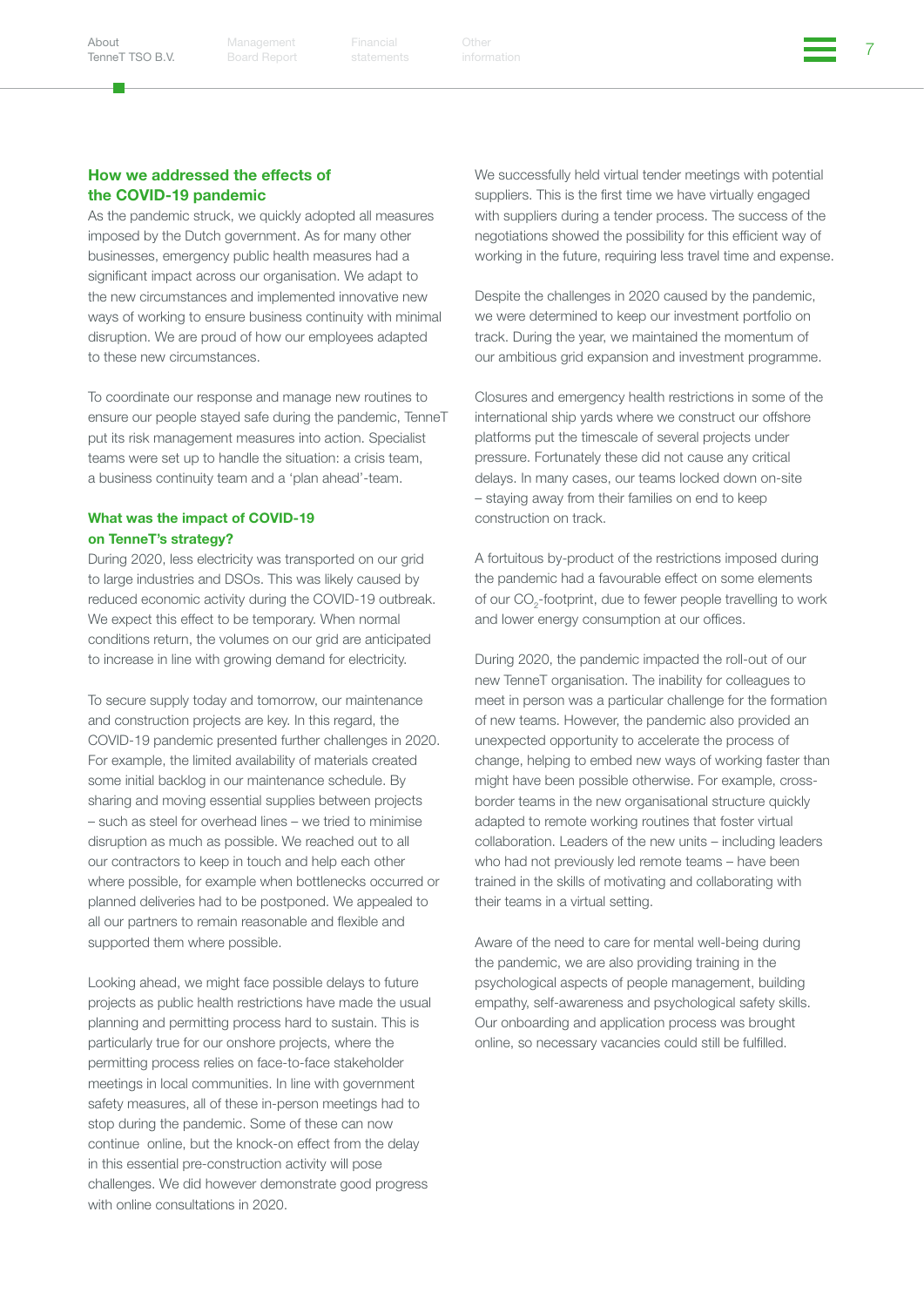## How we addressed the effects of the COVID-19 pandemic

As the pandemic struck, we quickly adopted all measures imposed by the Dutch government. As for many other businesses, emergency public health measures had a significant impact across our organisation. We adapt to the new circumstances and implemented innovative new ways of working to ensure business continuity with minimal disruption. We are proud of how our employees adapted to these new circumstances.

To coordinate our response and manage new routines to ensure our people stayed safe during the pandemic, TenneT put its risk management measures into action. Specialist teams were set up to handle the situation: a crisis team, a business continuity team and a 'plan ahead'-team.

### What was the impact of COVID-19 on TenneT's strategy?

During 2020, less electricity was transported on our grid to large industries and DSOs. This was likely caused by reduced economic activity during the COVID-19 outbreak. We expect this effect to be temporary. When normal conditions return, the volumes on our grid are anticipated to increase in line with growing demand for electricity.

To secure supply today and tomorrow, our maintenance and construction projects are key. In this regard, the COVID-19 pandemic presented further challenges in 2020. For example, the limited availability of materials created some initial backlog in our maintenance schedule. By sharing and moving essential supplies between projects – such as steel for overhead lines – we tried to minimise disruption as much as possible. We reached out to all our contractors to keep in touch and help each other where possible, for example when bottlenecks occurred or planned deliveries had to be postponed. We appealed to all our partners to remain reasonable and flexible and supported them where possible.

Looking ahead, we might face possible delays to future projects as public health restrictions have made the usual planning and permitting process hard to sustain. This is particularly true for our onshore projects, where the permitting process relies on face-to-face stakeholder meetings in local communities. In line with government safety measures, all of these in-person meetings had to stop during the pandemic. Some of these can now continue online, but the knock-on effect from the delay in this essential pre-construction activity will pose challenges. We did however demonstrate good progress with online consultations in 2020.

We successfully held virtual tender meetings with potential suppliers. This is the first time we have virtually engaged with suppliers during a tender process. The success of the negotiations showed the possibility for this efficient way of working in the future, requiring less travel time and expense.

Despite the challenges in 2020 caused by the pandemic, we were determined to keep our investment portfolio on track. During the year, we maintained the momentum of our ambitious grid expansion and investment programme.

Closures and emergency health restrictions in some of the international ship yards where we construct our offshore platforms put the timescale of several projects under pressure. Fortunately these did not cause any critical delays. In many cases, our teams locked down on-site – staying away from their families on end to keep construction on track.

A fortuitous by-product of the restrictions imposed during the pandemic had a favourable effect on some elements of our $CO_2$-footprint, due to fewer people travelling to work and lower energy consumption at our offices.

During 2020, the pandemic impacted the roll-out of our new TenneT organisation. The inability for colleagues to meet in person was a particular challenge for the formation of new teams. However, the pandemic also provided an unexpected opportunity to accelerate the process of change, helping to embed new ways of working faster than might have been possible otherwise. For example, cross-border teams in the new organisational structure quickly adapted to remote working routines that foster virtual collaboration. Leaders of the new units – including leaders who had not previously led remote teams – have been trained in the skills of motivating and collaborating with their teams in a virtual setting.

Aware of the need to care for mental well-being during the pandemic, we are also providing training in the psychological aspects of people management, building empathy, self-awareness and psychological safety skills. Our onboarding and application process was brought online, so necessary vacancies could still be fulfilled.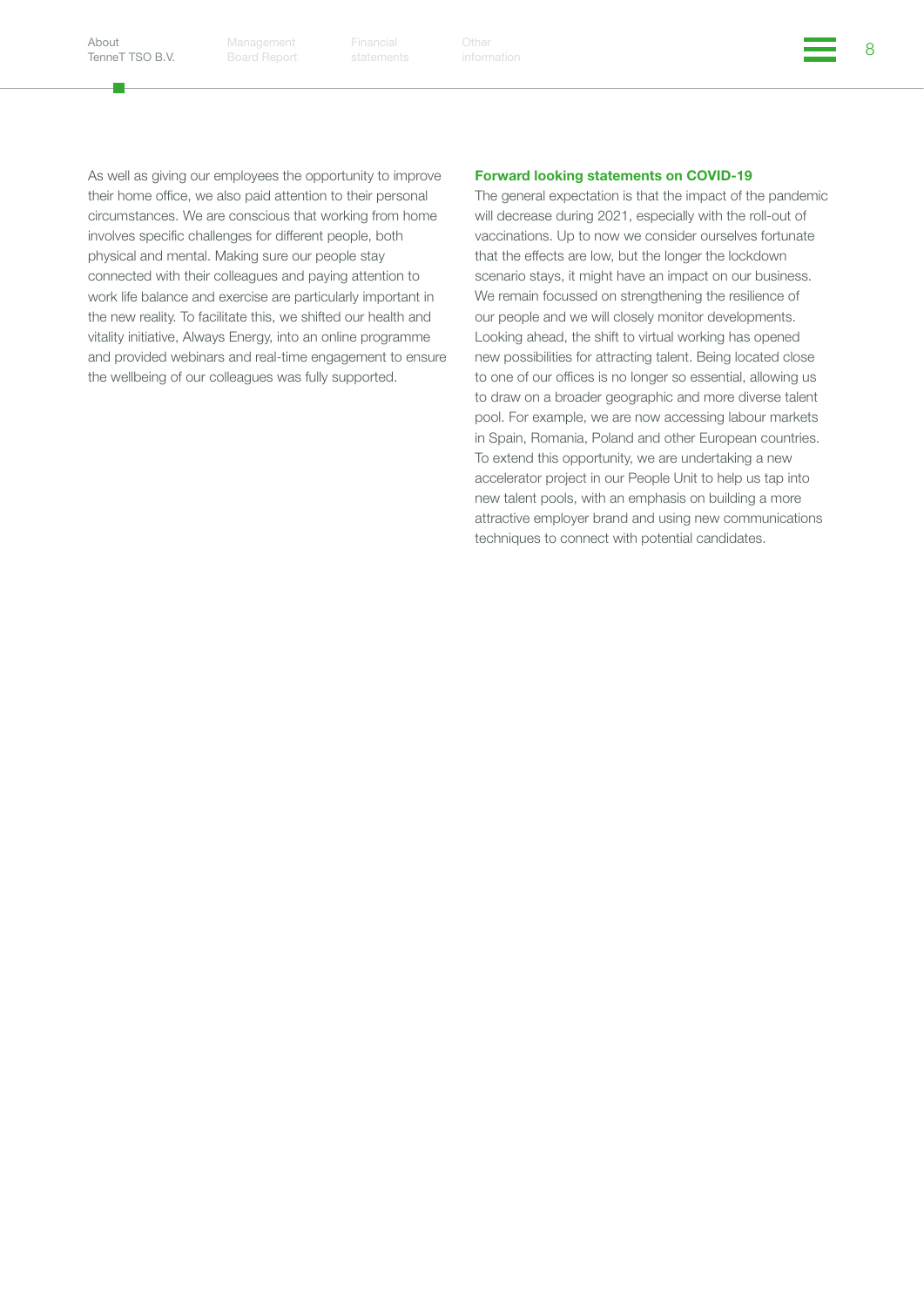As well as giving our employees the opportunity to improve their home office, we also paid attention to their personal circumstances. We are conscious that working from home involves specific challenges for different people, both physical and mental. Making sure our people stay connected with their colleagues and paying attention to work life balance and exercise are particularly important in the new reality. To facilitate this, we shifted our health and vitality initiative, Always Energy, into an online programme and provided webinars and real-time engagement to ensure the wellbeing of our colleagues was fully supported.

### Forward looking statements on COVID-19

The general expectation is that the impact of the pandemic will decrease during 2021, especially with the roll-out of vaccinations. Up to now we consider ourselves fortunate that the effects are low, but the longer the lockdown scenario stays, it might have an impact on our business. We remain focussed on strengthening the resilience of our people and we will closely monitor developments. Looking ahead, the shift to virtual working has opened new possibilities for attracting talent. Being located close to one of our offices is no longer so essential, allowing us to draw on a broader geographic and more diverse talent pool. For example, we are now accessing labour markets in Spain, Romania, Poland and other European countries. To extend this opportunity, we are undertaking a new accelerator project in our People Unit to help us tap into new talent pools, with an emphasis on building a more attractive employer brand and using new communications techniques to connect with potential candidates.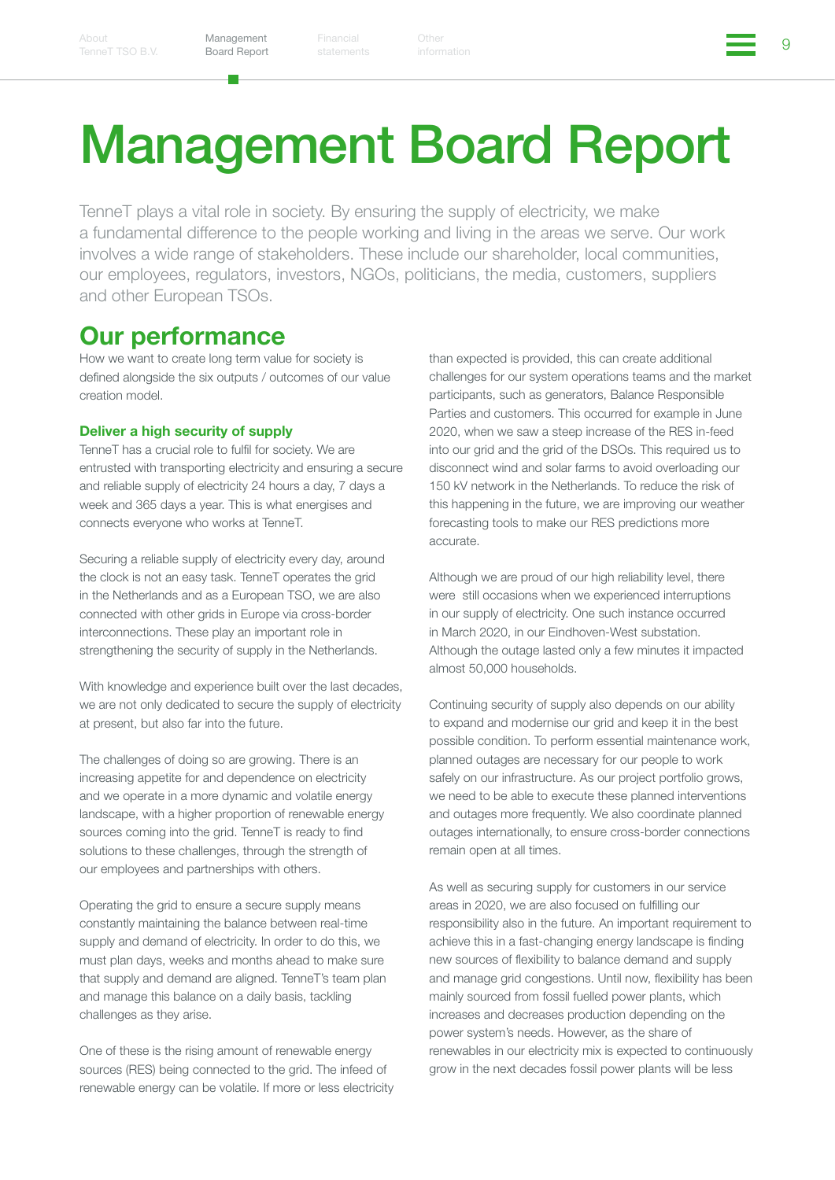# Management Board Report

TenneT plays a vital role in society. By ensuring the supply of electricity, we make a fundamental difference to the people working and living in the areas we serve. Our work involves a wide range of stakeholders. These include our shareholder, local communities, our employees, regulators, investors, NGOs, politicians, the media, customers, suppliers and other European TSOs.

## Our performance

How we want to create long term value for society is defined alongside the six outputs / outcomes of our value creation model.

### Deliver a high security of supply

TenneT has a crucial role to fulfil for society. We are entrusted with transporting electricity and ensuring a secure and reliable supply of electricity 24 hours a day, 7 days a week and 365 days a year. This is what energises and connects everyone who works at TenneT.

Securing a reliable supply of electricity every day, around the clock is not an easy task. TenneT operates the grid in the Netherlands and as a European TSO, we are also connected with other grids in Europe via cross-border interconnections. These play an important role in strengthening the security of supply in the Netherlands.

With knowledge and experience built over the last decades, we are not only dedicated to secure the supply of electricity at present, but also far into the future.

The challenges of doing so are growing. There is an increasing appetite for and dependence on electricity and we operate in a more dynamic and volatile energy landscape, with a higher proportion of renewable energy sources coming into the grid. TenneT is ready to find solutions to these challenges, through the strength of our employees and partnerships with others.

Operating the grid to ensure a secure supply means constantly maintaining the balance between real-time supply and demand of electricity. In order to do this, we must plan days, weeks and months ahead to make sure that supply and demand are aligned. TenneT's team plan and manage this balance on a daily basis, tackling challenges as they arise.

One of these is the rising amount of renewable energy sources (RES) being connected to the grid. The infeed of renewable energy can be volatile. If more or less electricity than expected is provided, this can create additional challenges for our system operations teams and the market participants, such as generators, Balance Responsible Parties and customers. This occurred for example in June 2020, when we saw a steep increase of the RES in-feed into our grid and the grid of the DSOs. This required us to disconnect wind and solar farms to avoid overloading our 150 kV network in the Netherlands. To reduce the risk of this happening in the future, we are improving our weather forecasting tools to make our RES predictions more accurate.

Although we are proud of our high reliability level, there were still occasions when we experienced interruptions in our supply of electricity. One such instance occurred in March 2020, in our Eindhoven-West substation. Although the outage lasted only a few minutes it impacted almost 50,000 households.

Continuing security of supply also depends on our ability to expand and modernise our grid and keep it in the best possible condition. To perform essential maintenance work, planned outages are necessary for our people to work safely on our infrastructure. As our project portfolio grows, we need to be able to execute these planned interventions and outages more frequently. We also coordinate planned outages internationally, to ensure cross-border connections remain open at all times.

As well as securing supply for customers in our service areas in 2020, we are also focused on fulfilling our responsibility also in the future. An important requirement to achieve this in a fast-changing energy landscape is finding new sources of flexibility to balance demand and supply and manage grid congestions. Until now, flexibility has been mainly sourced from fossil fuelled power plants, which increases and decreases production depending on the power system's needs. However, as the share of renewables in our electricity mix is expected to continuously grow in the next decades fossil power plants will be less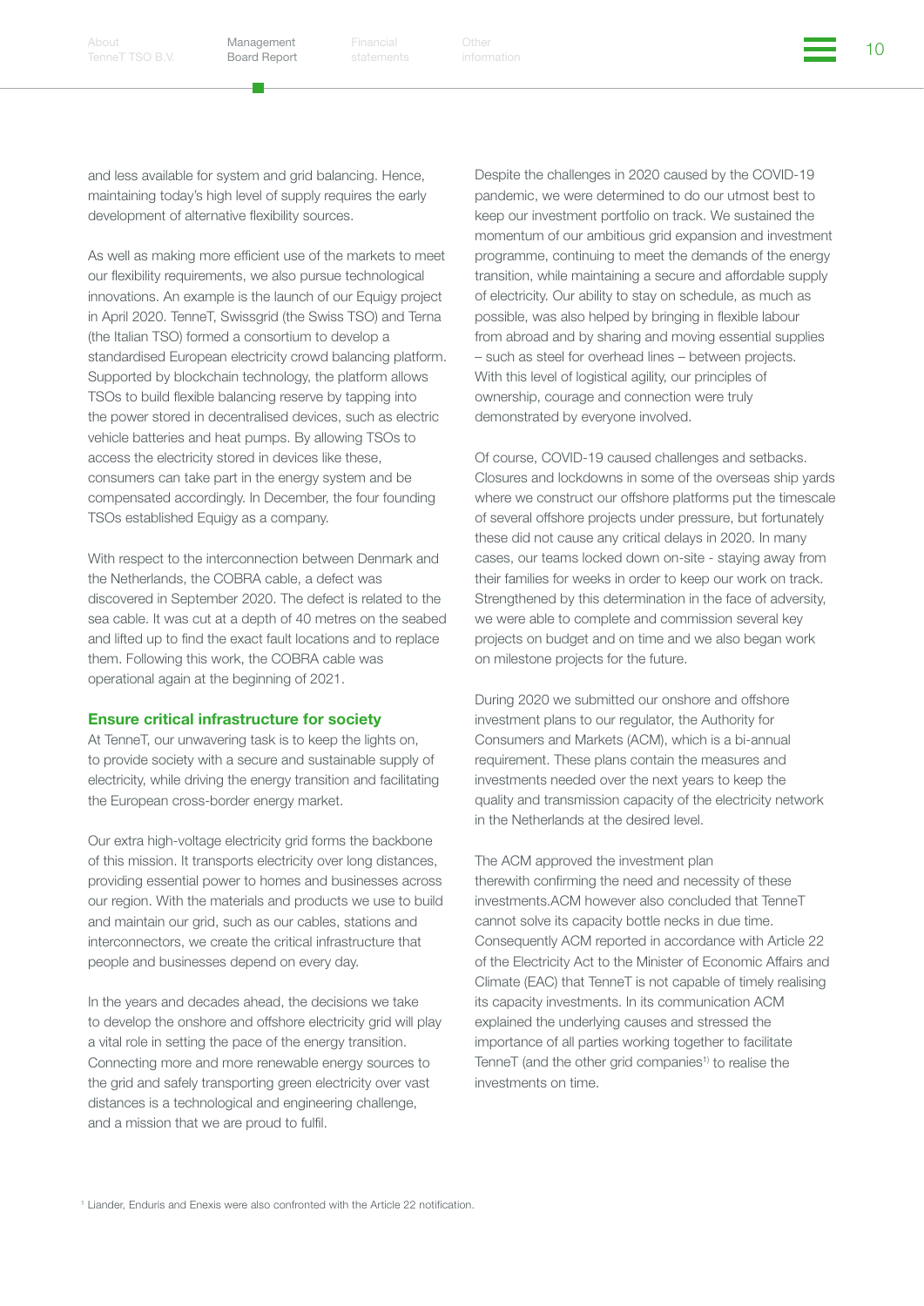and less available for system and grid balancing. Hence, maintaining today's high level of supply requires the early development of alternative flexibility sources.

As well as making more efficient use of the markets to meet our flexibility requirements, we also pursue technological innovations. An example is the launch of our Equigy project in April 2020. TenneT, Swissgrid (the Swiss TSO) and Terna (the Italian TSO) formed a consortium to develop a standardised European electricity crowd balancing platform. Supported by blockchain technology, the platform allows TSOs to build flexible balancing reserve by tapping into the power stored in decentralised devices, such as electric vehicle batteries and heat pumps. By allowing TSOs to access the electricity stored in devices like these, consumers can take part in the energy system and be compensated accordingly. In December, the four founding TSOs established Equigy as a company.

With respect to the interconnection between Denmark and the Netherlands, the COBRA cable, a defect was discovered in September 2020. The defect is related to the sea cable. It was cut at a depth of 40 metres on the seabed and lifted up to find the exact fault locations and to replace them. Following this work, the COBRA cable was operational again at the beginning of 2021.

### Ensure critical infrastructure for society

At TenneT, our unwavering task is to keep the lights on, to provide society with a secure and sustainable supply of electricity, while driving the energy transition and facilitating the European cross-border energy market.

Our extra high-voltage electricity grid forms the backbone of this mission. It transports electricity over long distances, providing essential power to homes and businesses across our region. With the materials and products we use to build and maintain our grid, such as our cables, stations and interconnectors, we create the critical infrastructure that people and businesses depend on every day.

In the years and decades ahead, the decisions we take to develop the onshore and offshore electricity grid will play a vital role in setting the pace of the energy transition. Connecting more and more renewable energy sources to the grid and safely transporting green electricity over vast distances is a technological and engineering challenge, and a mission that we are proud to fulfil.

Despite the challenges in 2020 caused by the COVID-19 pandemic, we were determined to do our utmost best to keep our investment portfolio on track. We sustained the momentum of our ambitious grid expansion and investment programme, continuing to meet the demands of the energy transition, while maintaining a secure and affordable supply of electricity. Our ability to stay on schedule, as much as possible, was also helped by bringing in flexible labour from abroad and by sharing and moving essential supplies – such as steel for overhead lines – between projects. With this level of logistical agility, our principles of ownership, courage and connection were truly demonstrated by everyone involved.

Of course, COVID-19 caused challenges and setbacks. Closures and lockdowns in some of the overseas ship yards where we construct our offshore platforms put the timescale of several offshore projects under pressure, but fortunately these did not cause any critical delays in 2020. In many cases, our teams locked down on-site - staying away from their families for weeks in order to keep our work on track. Strengthened by this determination in the face of adversity, we were able to complete and commission several key projects on budget and on time and we also began work on milestone projects for the future.

During 2020 we submitted our onshore and offshore investment plans to our regulator, the Authority for Consumers and Markets (ACM), which is a bi-annual requirement. These plans contain the measures and investments needed over the next years to keep the quality and transmission capacity of the electricity network in the Netherlands at the desired level.

The ACM approved the investment plan therewith confirming the need and necessity of these investments.ACM however also concluded that TenneT cannot solve its capacity bottle necks in due time. Consequently ACM reported in accordance with Article 22 of the Electricity Act to the Minister of Economic Affairs and Climate (EAC) that TenneT is not capable of timely realising its capacity investments. In its communication ACM explained the underlying causes and stressed the importance of all parties working together to facilitate TenneT (and the other grid companies[1]) to realise the investments on time.

[1] Liander, Enduris and Enexis were also confronted with the Article 22 notification.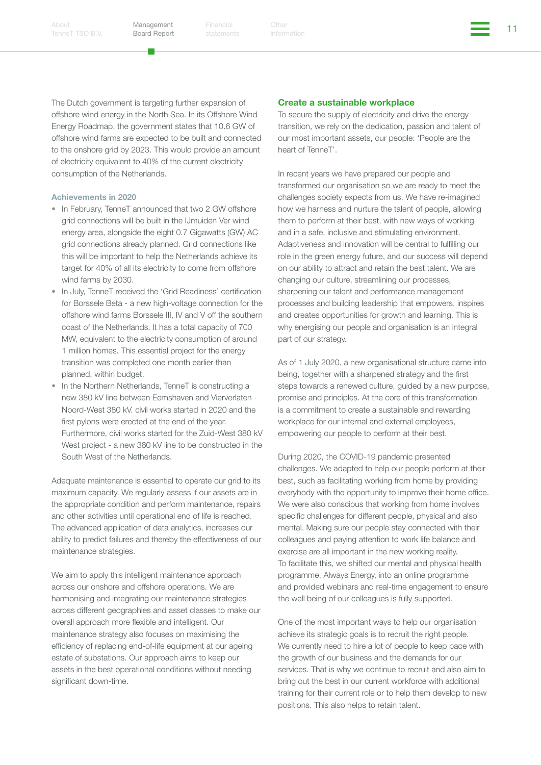The Dutch government is targeting further expansion of offshore wind energy in the North Sea. In its Offshore Wind Energy Roadmap, the government states that 10.6 GW of offshore wind farms are expected to be built and connected to the onshore grid by 2023. This would provide an amount of electricity equivalent to 40% of the current electricity consumption of the Netherlands.

### Achievements in 2020

- In February, TenneT announced that two 2 GW offshore grid connections will be built in the IJmuiden Ver wind energy area, alongside the eight 0.7 Gigawatts (GW) AC grid connections already planned. Grid connections like this will be important to help the Netherlands achieve its target for 40% of all its electricity to come from offshore wind farms by 2030.
- In July, TenneT received the 'Grid Readiness' certification for Borssele Beta - a new high-voltage connection for the offshore wind farms Borssele III, IV and V off the southern coast of the Netherlands. It has a total capacity of 700 MW, equivalent to the electricity consumption of around 1 million homes. This essential project for the energy transition was completed one month earlier than planned, within budget.
- In the Northern Netherlands, TenneT is constructing a new 380 kV line between Eemshaven and Vierverlaten - Noord-West 380 kV. civil works started in 2020 and the first pylons were erected at the end of the year. Furthermore, civil works started for the Zuid-West 380 kV West project - a new 380 kV line to be constructed in the South West of the Netherlands.

Adequate maintenance is essential to operate our grid to its maximum capacity. We regularly assess if our assets are in the appropriate condition and perform maintenance, repairs and other activities until operational end of life is reached. The advanced application of data analytics, increases our ability to predict failures and thereby the effectiveness of our maintenance strategies.

We aim to apply this intelligent maintenance approach across our onshore and offshore operations. We are harmonising and integrating our maintenance strategies across different geographies and asset classes to make our overall approach more flexible and intelligent. Our maintenance strategy also focuses on maximising the efficiency of replacing end-of-life equipment at our ageing estate of substations. Our approach aims to keep our assets in the best operational conditions without needing significant down-time.

## Create a sustainable workplace

To secure the supply of electricity and drive the energy transition, we rely on the dedication, passion and talent of our most important assets, our people: 'People are the heart of TenneT'.

In recent years we have prepared our people and transformed our organisation so we are ready to meet the challenges society expects from us. We have re-imagined how we harness and nurture the talent of people, allowing them to perform at their best, with new ways of working and in a safe, inclusive and stimulating environment. Adaptiveness and innovation will be central to fulfilling our role in the green energy future, and our success will depend on our ability to attract and retain the best talent. We are changing our culture, streamlining our processes, sharpening our talent and performance management processes and building leadership that empowers, inspires and creates opportunities for growth and learning. This is why energising our people and organisation is an integral part of our strategy.

As of 1 July 2020, a new organisational structure came into being, together with a sharpened strategy and the first steps towards a renewed culture, guided by a new purpose, promise and principles. At the core of this transformation is a commitment to create a sustainable and rewarding workplace for our internal and external employees, empowering our people to perform at their best.

During 2020, the COVID-19 pandemic presented challenges. We adapted to help our people perform at their best, such as facilitating working from home by providing everybody with the opportunity to improve their home office. We were also conscious that working from home involves specific challenges for different people, physical and also mental. Making sure our people stay connected with their colleagues and paying attention to work life balance and exercise are all important in the new working reality. To facilitate this, we shifted our mental and physical health programme, Always Energy, into an online programme and provided webinars and real-time engagement to ensure the well being of our colleagues is fully supported.

One of the most important ways to help our organisation achieve its strategic goals is to recruit the right people. We currently need to hire a lot of people to keep pace with the growth of our business and the demands for our services. That is why we continue to recruit and also aim to bring out the best in our current workforce with additional training for their current role or to help them develop to new positions. This also helps to retain talent.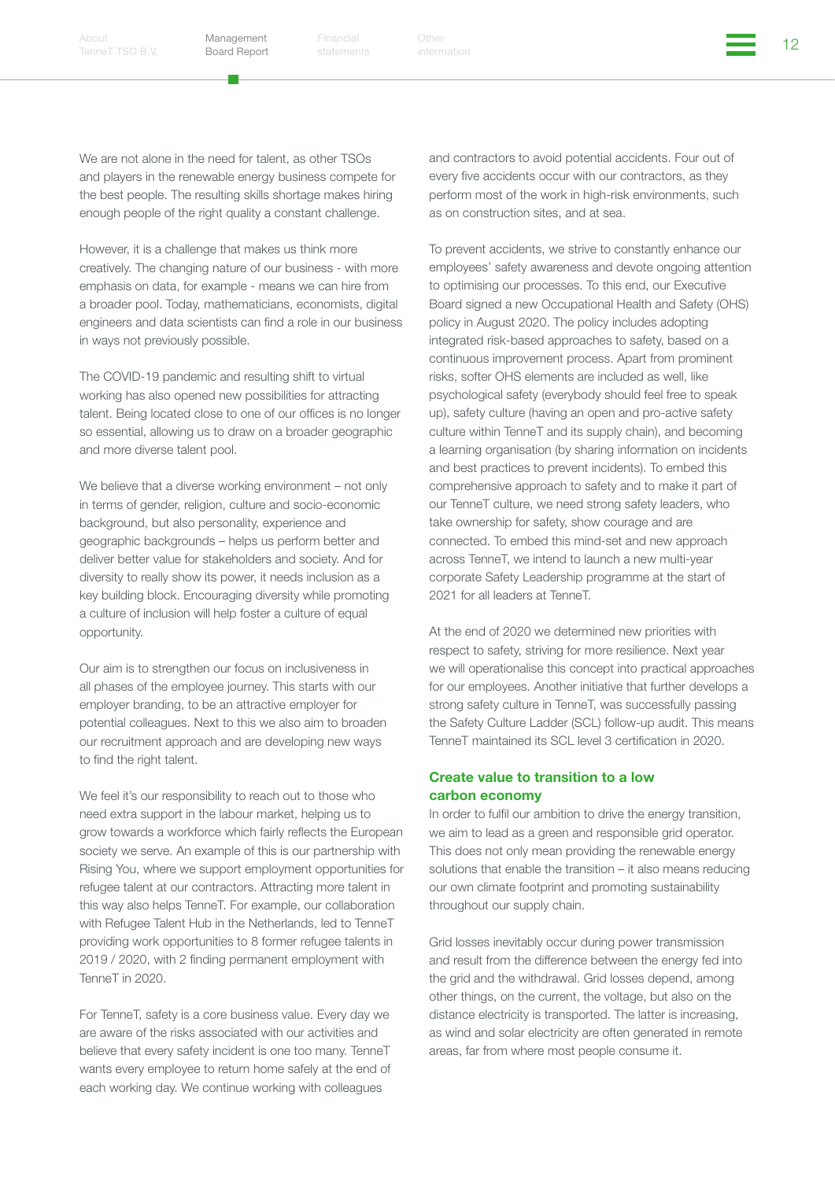We are not alone in the need for talent, as other TSOs and players in the renewable energy business compete for the best people. The resulting skills shortage makes hiring enough people of the right quality a constant challenge.

However, it is a challenge that makes us think more creatively. The changing nature of our business - with more emphasis on data, for example - means we can hire from a broader pool. Today, mathematicians, economists, digital engineers and data scientists can find a role in our business in ways not previously possible.

The COVID-19 pandemic and resulting shift to virtual working has also opened new possibilities for attracting talent. Being located close to one of our offices is no longer so essential, allowing us to draw on a broader geographic and more diverse talent pool.

We believe that a diverse working environment – not only in terms of gender, religion, culture and socio-economic background, but also personality, experience and geographic backgrounds – helps us perform better and deliver better value for stakeholders and society. And for diversity to really show its power, it needs inclusion as a key building block. Encouraging diversity while promoting a culture of inclusion will help foster a culture of equal opportunity.

Our aim is to strengthen our focus on inclusiveness in all phases of the employee journey. This starts with our employer branding, to be an attractive employer for potential colleagues. Next to this we also aim to broaden our recruitment approach and are developing new ways to find the right talent.

We feel it's our responsibility to reach out to those who need extra support in the labour market, helping us to grow towards a workforce which fairly reflects the European society we serve. An example of this is our partnership with Rising You, where we support employment opportunities for refugee talent at our contractors. Attracting more talent in this way also helps TenneT. For example, our collaboration with Refugee Talent Hub in the Netherlands, led to TenneT providing work opportunities to 8 former refugee talents in 2019 / 2020, with 2 finding permanent employment with TenneT in 2020.

For TenneT, safety is a core business value. Every day we are aware of the risks associated with our activities and believe that every safety incident is one too many. TenneT wants every employee to return home safely at the end of each working day. We continue working with colleagues and contractors to avoid potential accidents. Four out of every five accidents occur with our contractors, as they perform most of the work in high-risk environments, such as on construction sites, and at sea.

To prevent accidents, we strive to constantly enhance our employees' safety awareness and devote ongoing attention to optimising our processes. To this end, our Executive Board signed a new Occupational Health and Safety (OHS) policy in August 2020. The policy includes adopting integrated risk-based approaches to safety, based on a continuous improvement process. Apart from prominent risks, softer OHS elements are included as well, like psychological safety (everybody should feel free to speak up), safety culture (having an open and pro-active safety culture within TenneT and its supply chain), and becoming a learning organisation (by sharing information on incidents and best practices to prevent incidents). To embed this comprehensive approach to safety and to make it part of our TenneT culture, we need strong safety leaders, who take ownership for safety, show courage and are connected. To embed this mind-set and new approach across TenneT, we intend to launch a new multi-year corporate Safety Leadership programme at the start of 2021 for all leaders at TenneT.

At the end of 2020 we determined new priorities with respect to safety, striving for more resilience. Next year we will operationalise this concept into practical approaches for our employees. Another initiative that further develops a strong safety culture in TenneT, was successfully passing the Safety Culture Ladder (SCL) follow-up audit. This means TenneT maintained its SCL level 3 certification in 2020.

### Create value to transition to a low carbon economy

In order to fulfil our ambition to drive the energy transition, we aim to lead as a green and responsible grid operator. This does not only mean providing the renewable energy solutions that enable the transition – it also means reducing our own climate footprint and promoting sustainability throughout our supply chain.

Grid losses inevitably occur during power transmission and result from the difference between the energy fed into the grid and the withdrawal. Grid losses depend, among other things, on the current, the voltage, but also on the distance electricity is transported. The latter is increasing, as wind and solar electricity are often generated in remote areas, far from where most people consume it.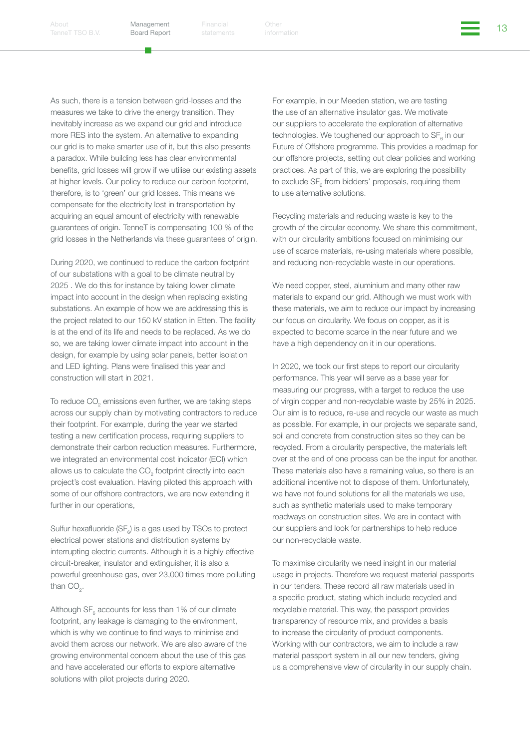As such, there is a tension between grid-losses and the measures we take to drive the energy transition. They inevitably increase as we expand our grid and introduce more RES into the system. An alternative to expanding our grid is to make smarter use of it, but this also presents a paradox. While building less has clear environmental benefits, grid losses will grow if we utilise our existing assets at higher levels. Our policy to reduce our carbon footprint, therefore, is to 'green' our grid losses. This means we compensate for the electricity lost in transportation by acquiring an equal amount of electricity with renewable guarantees of origin. TenneT is compensating 100 % of the grid losses in the Netherlands via these guarantees of origin.

During 2020, we continued to reduce the carbon footprint of our substations with a goal to be climate neutral by 2025 . We do this for instance by taking lower climate impact into account in the design when replacing existing substations. An example of how we are addressing this is the project related to our 150 kV station in Etten. The facility is at the end of its life and needs to be replaced. As we do so, we are taking lower climate impact into account in the design, for example by using solar panels, better isolation and LED lighting. Plans were finalised this year and construction will start in 2021.

To reduce $CO_2$ emissions even further, we are taking steps across our supply chain by motivating contractors to reduce their footprint. For example, during the year we started testing a new certification process, requiring suppliers to demonstrate their carbon reduction measures. Furthermore, we integrated an environmental cost indicator (ECI) which allows us to calculate the $CO_2$ footprint directly into each project's cost evaluation. Having piloted this approach with some of our offshore contractors, we are now extending it further in our operations,

Sulfur hexafluoride ($SF_6$) is a gas used by TSOs to protect electrical power stations and distribution systems by interrupting electric currents. Although it is a highly effective circuit-breaker, insulator and extinguisher, it is also a powerful greenhouse gas, over 23,000 times more polluting than $CO_2$.

Although $SF_6$ accounts for less than 1% of our climate footprint, any leakage is damaging to the environment, which is why we continue to find ways to minimise and avoid them across our network. We are also aware of the growing environmental concern about the use of this gas and have accelerated our efforts to explore alternative solutions with pilot projects during 2020.

For example, in our Meeden station, we are testing the use of an alternative insulator gas. We motivate our suppliers to accelerate the exploration of alternative technologies. We toughened our approach to $SF_6$ in our Future of Offshore programme. This provides a roadmap for our offshore projects, setting out clear policies and working practices. As part of this, we are exploring the possibility to exclude $SF_6$ from bidders' proposals, requiring them to use alternative solutions.

Recycling materials and reducing waste is key to the growth of the circular economy. We share this commitment, with our circularity ambitions focused on minimising our use of scarce materials, re-using materials where possible, and reducing non-recyclable waste in our operations.

We need copper, steel, aluminium and many other raw materials to expand our grid. Although we must work with these materials, we aim to reduce our impact by increasing our focus on circularity. We focus on copper, as it is expected to become scarce in the near future and we have a high dependency on it in our operations.

In 2020, we took our first steps to report our circularity performance. This year will serve as a base year for measuring our progress, with a target to reduce the use of virgin copper and non-recyclable waste by 25% in 2025. Our aim is to reduce, re-use and recycle our waste as much as possible. For example, in our projects we separate sand, soil and concrete from construction sites so they can be recycled. From a circularity perspective, the materials left over at the end of one process can be the input for another. These materials also have a remaining value, so there is an additional incentive not to dispose of them. Unfortunately, we have not found solutions for all the materials we use, such as synthetic materials used to make temporary roadways on construction sites. We are in contact with our suppliers and look for partnerships to help reduce our non-recyclable waste.

To maximise circularity we need insight in our material usage in projects. Therefore we request material passports in our tenders. These record all raw materials used in a specific product, stating which include recycled and recyclable material. This way, the passport provides transparency of resource mix, and provides a basis to increase the circularity of product components. Working with our contractors, we aim to include a raw material passport system in all our new tenders, giving us a comprehensive view of circularity in our supply chain.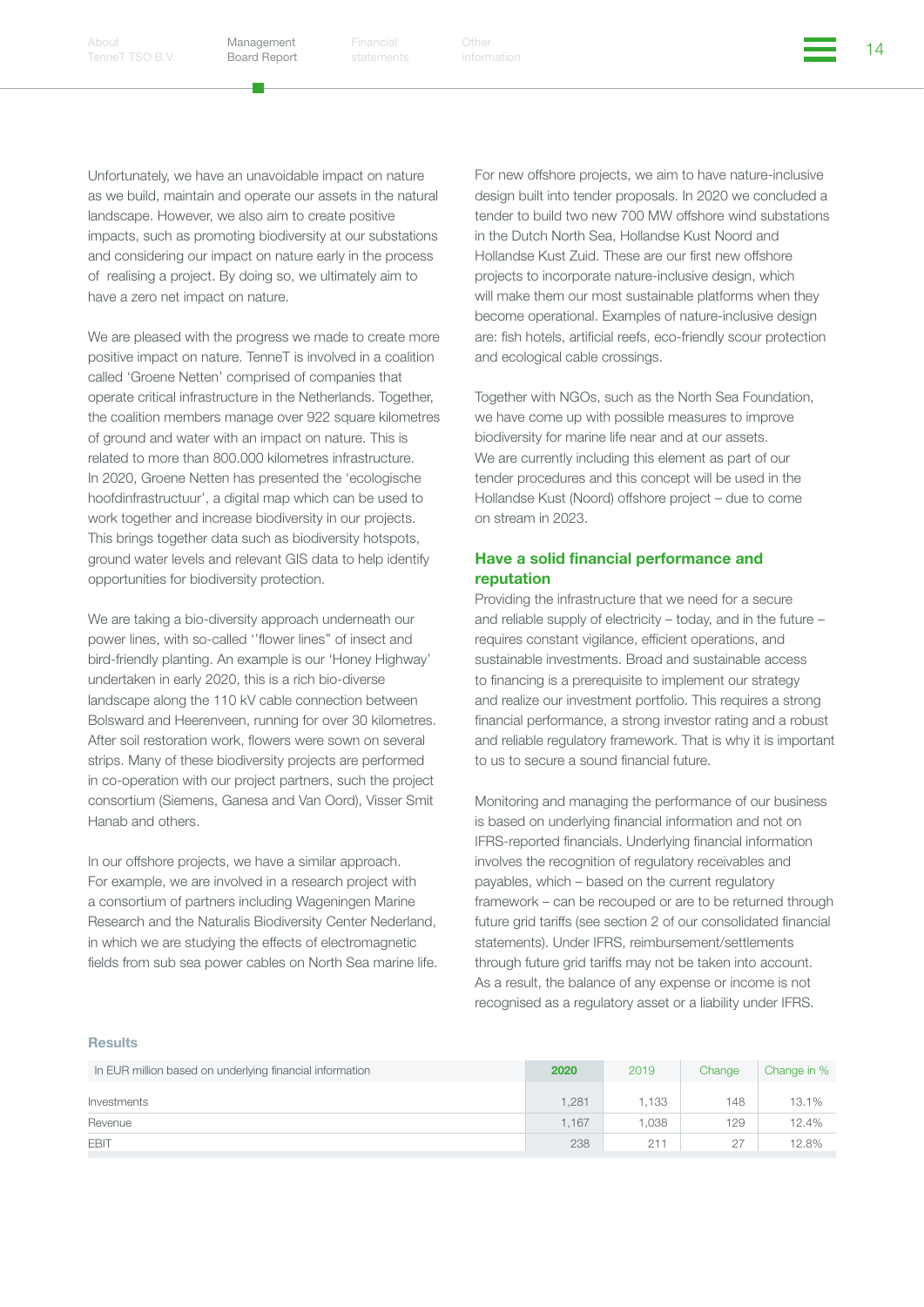Unfortunately, we have an unavoidable impact on nature as we build, maintain and operate our assets in the natural landscape. However, we also aim to create positive impacts, such as promoting biodiversity at our substations and considering our impact on nature early in the process of realising a project. By doing so, we ultimately aim to have a zero net impact on nature.

We are pleased with the progress we made to create more positive impact on nature. TenneT is involved in a coalition called 'Groene Netten' comprised of companies that operate critical infrastructure in the Netherlands. Together, the coalition members manage over 922 square kilometres of ground and water with an impact on nature. This is related to more than 800.000 kilometres infrastructure. In 2020, Groene Netten has presented the 'ecologische hoofdinfrastructuur', a digital map which can be used to work together and increase biodiversity in our projects. This brings together data such as biodiversity hotspots, ground water levels and relevant GIS data to help identify opportunities for biodiversity protection.

We are taking a bio-diversity approach underneath our power lines, with so-called ''flower lines" of insect and bird-friendly planting. An example is our 'Honey Highway' undertaken in early 2020, this is a rich bio-diverse landscape along the 110 kV cable connection between Bolsward and Heerenveen, running for over 30 kilometres. After soil restoration work, flowers were sown on several strips. Many of these biodiversity projects are performed in co-operation with our project partners, such the project consortium (Siemens, Ganesa and Van Oord), Visser Smit Hanab and others.

In our offshore projects, we have a similar approach. For example, we are involved in a research project with a consortium of partners including Wageningen Marine Research and the Naturalis Biodiversity Center Nederland, in which we are studying the effects of electromagnetic fields from sub sea power cables on North Sea marine life.

For new offshore projects, we aim to have nature-inclusive design built into tender proposals. In 2020 we concluded a tender to build two new 700 MW offshore wind substations in the Dutch North Sea, Hollandse Kust Noord and Hollandse Kust Zuid. These are our first new offshore projects to incorporate nature-inclusive design, which will make them our most sustainable platforms when they become operational. Examples of nature-inclusive design are: fish hotels, artificial reefs, eco-friendly scour protection and ecological cable crossings.

Together with NGOs, such as the North Sea Foundation, we have come up with possible measures to improve biodiversity for marine life near and at our assets. We are currently including this element as part of our tender procedures and this concept will be used in the Hollandse Kust (Noord) offshore project – due to come on stream in 2023.

## Have a solid financial performance and reputation

Providing the infrastructure that we need for a secure and reliable supply of electricity – today, and in the future – requires constant vigilance, efficient operations, and sustainable investments. Broad and sustainable access to financing is a prerequisite to implement our strategy and realize our investment portfolio. This requires a strong financial performance, a strong investor rating and a robust and reliable regulatory framework. That is why it is important to us to secure a sound financial future.

Monitoring and managing the performance of our business is based on underlying financial information and not on IFRS-reported financials. Underlying financial information involves the recognition of regulatory receivables and payables, which – based on the current regulatory framework – can be recouped or are to be returned through future grid tariffs (see section 2 of our consolidated financial statements). Under IFRS, reimbursement/settlements through future grid tariffs may not be taken into account. As a result, the balance of any expense or income is not recognised as a regulatory asset or a liability under IFRS.

**Results**

| In EUR million based on underlying financial information | 2020 | 2019 | Change | Change in % |
|---|---|---|---|---|
| Investments | 1,281 | 1,133 | 148 | 13.1% |
| Revenue | 1,167 | 1,038 | 129 | 12.4% |
| EBIT | 238 | 211 | 27 | 12.8% |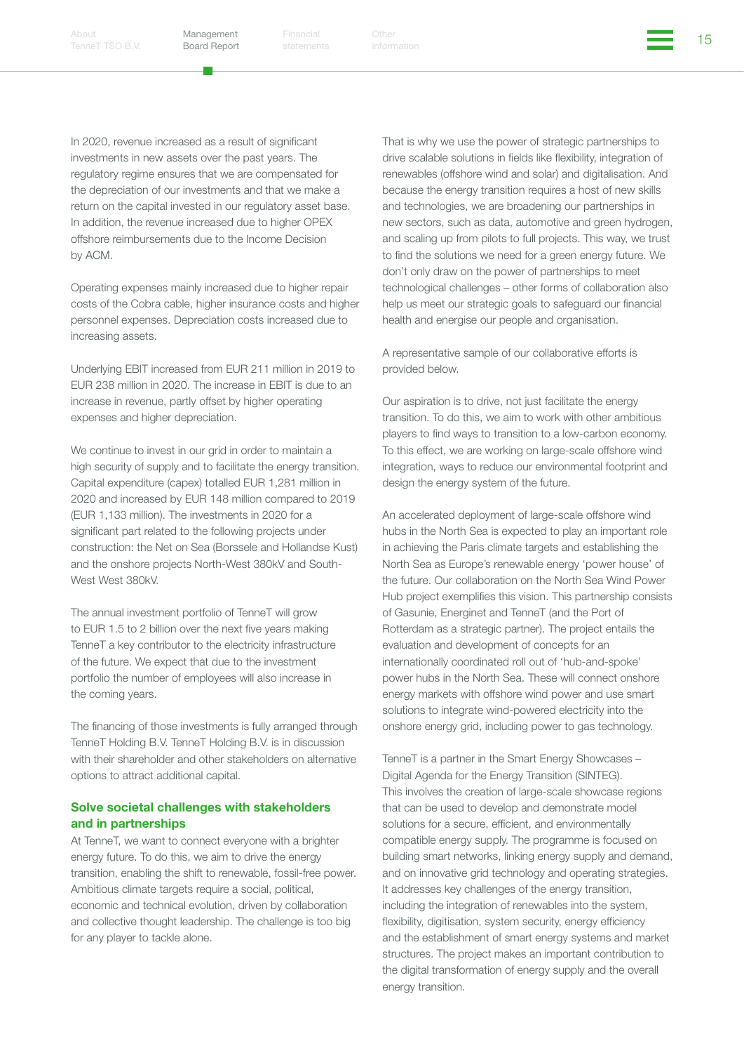In 2020, revenue increased as a result of significant investments in new assets over the past years. The regulatory regime ensures that we are compensated for the depreciation of our investments and that we make a return on the capital invested in our regulatory asset base. In addition, the revenue increased due to higher OPEX offshore reimbursements due to the Income Decision by ACM.

Operating expenses mainly increased due to higher repair costs of the Cobra cable, higher insurance costs and higher personnel expenses. Depreciation costs increased due to increasing assets.

Underlying EBIT increased from EUR 211 million in 2019 to EUR 238 million in 2020. The increase in EBIT is due to an increase in revenue, partly offset by higher operating expenses and higher depreciation.

We continue to invest in our grid in order to maintain a high security of supply and to facilitate the energy transition. Capital expenditure (capex) totalled EUR 1,281 million in 2020 and increased by EUR 148 million compared to 2019 (EUR 1,133 million). The investments in 2020 for a significant part related to the following projects under construction: the Net on Sea (Borssele and Hollandse Kust) and the onshore projects North-West 380kV and South-West West 380kV.

The annual investment portfolio of TenneT will grow to EUR 1.5 to 2 billion over the next five years making TenneT a key contributor to the electricity infrastructure of the future. We expect that due to the investment portfolio the number of employees will also increase in the coming years.

The financing of those investments is fully arranged through TenneT Holding B.V. TenneT Holding B.V. is in discussion with their shareholder and other stakeholders on alternative options to attract additional capital.

### Solve societal challenges with stakeholders and in partnerships

At TenneT, we want to connect everyone with a brighter energy future. To do this, we aim to drive the energy transition, enabling the shift to renewable, fossil-free power. Ambitious climate targets require a social, political, economic and technical evolution, driven by collaboration and collective thought leadership. The challenge is too big for any player to tackle alone.

That is why we use the power of strategic partnerships to drive scalable solutions in fields like flexibility, integration of renewables (offshore wind and solar) and digitalisation. And because the energy transition requires a host of new skills and technologies, we are broadening our partnerships in new sectors, such as data, automotive and green hydrogen, and scaling up from pilots to full projects. This way, we trust to find the solutions we need for a green energy future. We don't only draw on the power of partnerships to meet technological challenges – other forms of collaboration also help us meet our strategic goals to safeguard our financial health and energise our people and organisation.

A representative sample of our collaborative efforts is provided below.

Our aspiration is to drive, not just facilitate the energy transition. To do this, we aim to work with other ambitious players to find ways to transition to a low-carbon economy. To this effect, we are working on large-scale offshore wind integration, ways to reduce our environmental footprint and design the energy system of the future.

An accelerated deployment of large-scale offshore wind hubs in the North Sea is expected to play an important role in achieving the Paris climate targets and establishing the North Sea as Europe's renewable energy 'power house' of the future. Our collaboration on the North Sea Wind Power Hub project exemplifies this vision. This partnership consists of Gasunie, Energinet and TenneT (and the Port of Rotterdam as a strategic partner). The project entails the evaluation and development of concepts for an internationally coordinated roll out of 'hub-and-spoke' power hubs in the North Sea. These will connect onshore energy markets with offshore wind power and use smart solutions to integrate wind-powered electricity into the onshore energy grid, including power to gas technology.

TenneT is a partner in the Smart Energy Showcases – Digital Agenda for the Energy Transition (SINTEG). This involves the creation of large-scale showcase regions that can be used to develop and demonstrate model solutions for a secure, efficient, and environmentally compatible energy supply. The programme is focused on building smart networks, linking energy supply and demand, and on innovative grid technology and operating strategies. It addresses key challenges of the energy transition, including the integration of renewables into the system, flexibility, digitisation, system security, energy efficiency and the establishment of smart energy systems and market structures. The project makes an important contribution to the digital transformation of energy supply and the overall energy transition.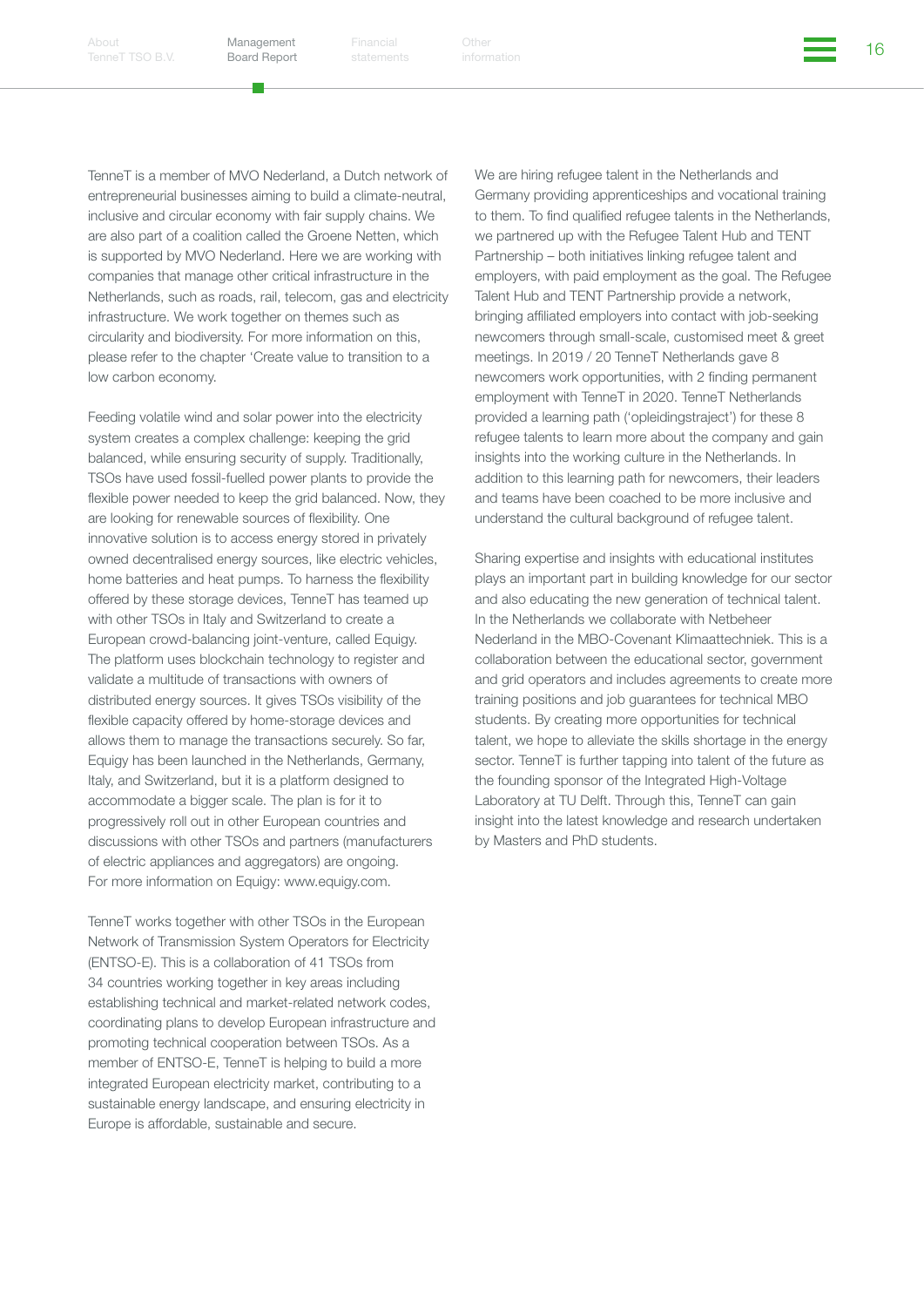TenneT is a member of MVO Nederland, a Dutch network of entrepreneurial businesses aiming to build a climate-neutral, inclusive and circular economy with fair supply chains. We are also part of a coalition called the Groene Netten, which is supported by MVO Nederland. Here we are working with companies that manage other critical infrastructure in the Netherlands, such as roads, rail, telecom, gas and electricity infrastructure. We work together on themes such as circularity and biodiversity. For more information on this, please refer to the chapter 'Create value to transition to a low carbon economy.

Feeding volatile wind and solar power into the electricity system creates a complex challenge: keeping the grid balanced, while ensuring security of supply. Traditionally, TSOs have used fossil-fuelled power plants to provide the flexible power needed to keep the grid balanced. Now, they are looking for renewable sources of flexibility. One innovative solution is to access energy stored in privately owned decentralised energy sources, like electric vehicles, home batteries and heat pumps. To harness the flexibility offered by these storage devices, TenneT has teamed up with other TSOs in Italy and Switzerland to create a European crowd-balancing joint-venture, called Equigy. The platform uses blockchain technology to register and validate a multitude of transactions with owners of distributed energy sources. It gives TSOs visibility of the flexible capacity offered by home-storage devices and allows them to manage the transactions securely. So far, Equigy has been launched in the Netherlands, Germany, Italy, and Switzerland, but it is a platform designed to accommodate a bigger scale. The plan is for it to progressively roll out in other European countries and discussions with other TSOs and partners (manufacturers of electric appliances and aggregators) are ongoing. For more information on Equigy: www.equigy.com.

TenneT works together with other TSOs in the European Network of Transmission System Operators for Electricity (ENTSO-E). This is a collaboration of 41 TSOs from 34 countries working together in key areas including establishing technical and market-related network codes, coordinating plans to develop European infrastructure and promoting technical cooperation between TSOs. As a member of ENTSO-E, TenneT is helping to build a more integrated European electricity market, contributing to a sustainable energy landscape, and ensuring electricity in Europe is affordable, sustainable and secure.

We are hiring refugee talent in the Netherlands and Germany providing apprenticeships and vocational training to them. To find qualified refugee talents in the Netherlands, we partnered up with the Refugee Talent Hub and TENT Partnership – both initiatives linking refugee talent and employers, with paid employment as the goal. The Refugee Talent Hub and TENT Partnership provide a network, bringing affiliated employers into contact with job-seeking newcomers through small-scale, customised meet & greet meetings. In 2019 / 20 TenneT Netherlands gave 8 newcomers work opportunities, with 2 finding permanent employment with TenneT in 2020. TenneT Netherlands provided a learning path ('opleidingstraject') for these 8 refugee talents to learn more about the company and gain insights into the working culture in the Netherlands. In addition to this learning path for newcomers, their leaders and teams have been coached to be more inclusive and understand the cultural background of refugee talent.

Sharing expertise and insights with educational institutes plays an important part in building knowledge for our sector and also educating the new generation of technical talent. In the Netherlands we collaborate with Netbeheer Nederland in the MBO-Covenant Klimaattechniek. This is a collaboration between the educational sector, government and grid operators and includes agreements to create more training positions and job guarantees for technical MBO students. By creating more opportunities for technical talent, we hope to alleviate the skills shortage in the energy sector. TenneT is further tapping into talent of the future as the founding sponsor of the Integrated High-Voltage Laboratory at TU Delft. Through this, TenneT can gain insight into the latest knowledge and research undertaken by Masters and PhD students.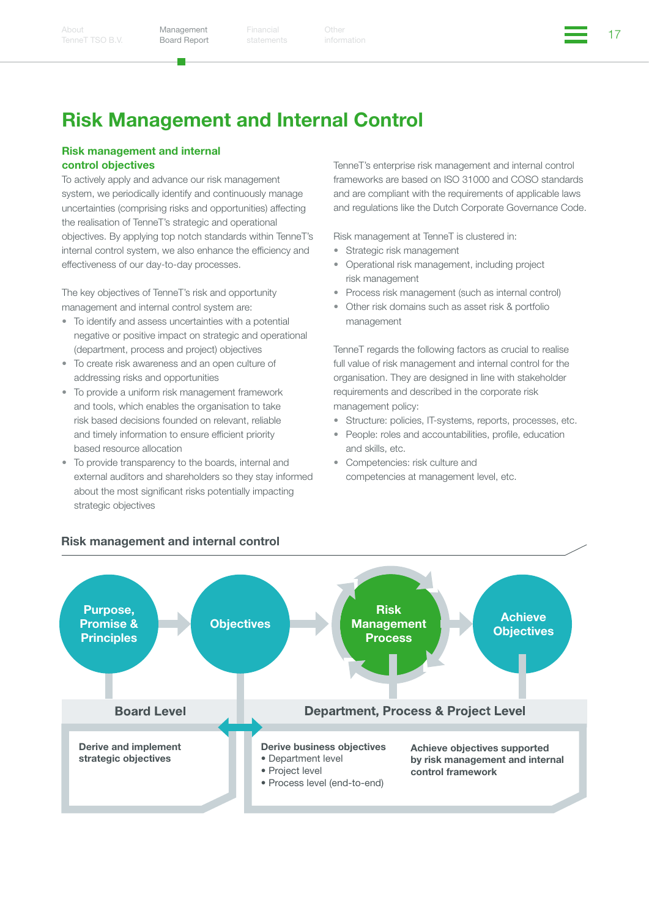# Risk Management and Internal Control

## Risk management and internal control objectives

To actively apply and advance our risk management system, we periodically identify and continuously manage uncertainties (comprising risks and opportunities) affecting the realisation of TenneT's strategic and operational objectives. By applying top notch standards within TenneT's internal control system, we also enhance the efficiency and effectiveness of our day-to-day processes.

The key objectives of TenneT's risk and opportunity management and internal control system are:

- To identify and assess uncertainties with a potential negative or positive impact on strategic and operational (department, process and project) objectives
- To create risk awareness and an open culture of addressing risks and opportunities
- To provide a uniform risk management framework and tools, which enables the organisation to take risk based decisions founded on relevant, reliable and timely information to ensure efficient priority based resource allocation
- To provide transparency to the boards, internal and external auditors and shareholders so they stay informed about the most significant risks potentially impacting strategic objectives

TenneT's enterprise risk management and internal control frameworks are based on ISO 31000 and COSO standards and are compliant with the requirements of applicable laws and regulations like the Dutch Corporate Governance Code.

Risk management at TenneT is clustered in:

- Strategic risk management
- Operational risk management, including project risk management
- Process risk management (such as internal control)
- Other risk domains such as asset risk & portfolio management

TenneT regards the following factors as crucial to realise full value of risk management and internal control for the organisation. They are designed in line with stakeholder requirements and described in the corporate risk management policy:

- Structure: policies, IT-systems, reports, processes, etc.
- People: roles and accountabilities, profile, education and skills, etc.
- Competencies: risk culture and competencies at management level, etc.

### Risk management and internal control

**Purpose, Promise & Principles** → **Objectives** → **Risk Management Process** → **Achieve Objectives**

| Board Level | Department, Process & Project Level | |
|---|---|---|
| **Derive and implement strategic objectives** | **Derive business objectives**<br>• Department level<br>• Project level<br>• Process level (end-to-end) | **Achieve objectives supported by risk management and internal control framework** |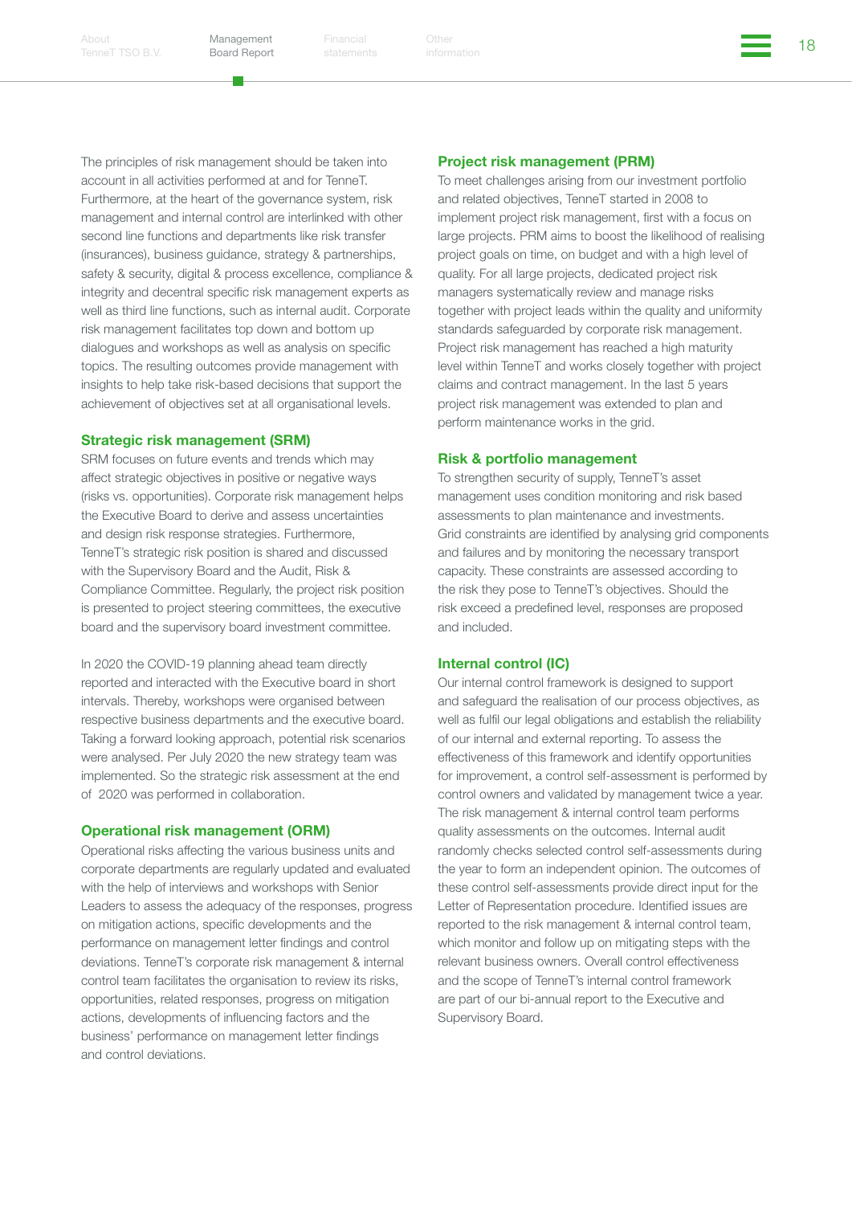The principles of risk management should be taken into account in all activities performed at and for TenneT. Furthermore, at the heart of the governance system, risk management and internal control are interlinked with other second line functions and departments like risk transfer (insurances), business guidance, strategy & partnerships, safety & security, digital & process excellence, compliance & integrity and decentral specific risk management experts as well as third line functions, such as internal audit. Corporate risk management facilitates top down and bottom up dialogues and workshops as well as analysis on specific topics. The resulting outcomes provide management with insights to help take risk-based decisions that support the achievement of objectives set at all organisational levels.

### Strategic risk management (SRM)

SRM focuses on future events and trends which may affect strategic objectives in positive or negative ways (risks vs. opportunities). Corporate risk management helps the Executive Board to derive and assess uncertainties and design risk response strategies. Furthermore, TenneT's strategic risk position is shared and discussed with the Supervisory Board and the Audit, Risk & Compliance Committee. Regularly, the project risk position is presented to project steering committees, the executive board and the supervisory board investment committee.

In 2020 the COVID-19 planning ahead team directly reported and interacted with the Executive board in short intervals. Thereby, workshops were organised between respective business departments and the executive board. Taking a forward looking approach, potential risk scenarios were analysed. Per July 2020 the new strategy team was implemented. So the strategic risk assessment at the end of 2020 was performed in collaboration.

### Operational risk management (ORM)

Operational risks affecting the various business units and corporate departments are regularly updated and evaluated with the help of interviews and workshops with Senior Leaders to assess the adequacy of the responses, progress on mitigation actions, specific developments and the performance on management letter findings and control deviations. TenneT's corporate risk management & internal control team facilitates the organisation to review its risks, opportunities, related responses, progress on mitigation actions, developments of influencing factors and the business' performance on management letter findings and control deviations.

### Project risk management (PRM)

To meet challenges arising from our investment portfolio and related objectives, TenneT started in 2008 to implement project risk management, first with a focus on large projects. PRM aims to boost the likelihood of realising project goals on time, on budget and with a high level of quality. For all large projects, dedicated project risk managers systematically review and manage risks together with project leads within the quality and uniformity standards safeguarded by corporate risk management. Project risk management has reached a high maturity level within TenneT and works closely together with project claims and contract management. In the last 5 years project risk management was extended to plan and perform maintenance works in the grid.

### Risk & portfolio management

To strengthen security of supply, TenneT's asset management uses condition monitoring and risk based assessments to plan maintenance and investments. Grid constraints are identified by analysing grid components and failures and by monitoring the necessary transport capacity. These constraints are assessed according to the risk they pose to TenneT's objectives. Should the risk exceed a predefined level, responses are proposed and included.

### Internal control (IC)

Our internal control framework is designed to support and safeguard the realisation of our process objectives, as well as fulfil our legal obligations and establish the reliability of our internal and external reporting. To assess the effectiveness of this framework and identify opportunities for improvement, a control self-assessment is performed by control owners and validated by management twice a year. The risk management & internal control team performs quality assessments on the outcomes. Internal audit randomly checks selected control self-assessments during the year to form an independent opinion. The outcomes of these control self-assessments provide direct input for the Letter of Representation procedure. Identified issues are reported to the risk management & internal control team, which monitor and follow up on mitigating steps with the relevant business owners. Overall control effectiveness and the scope of TenneT's internal control framework are part of our bi-annual report to the Executive and Supervisory Board.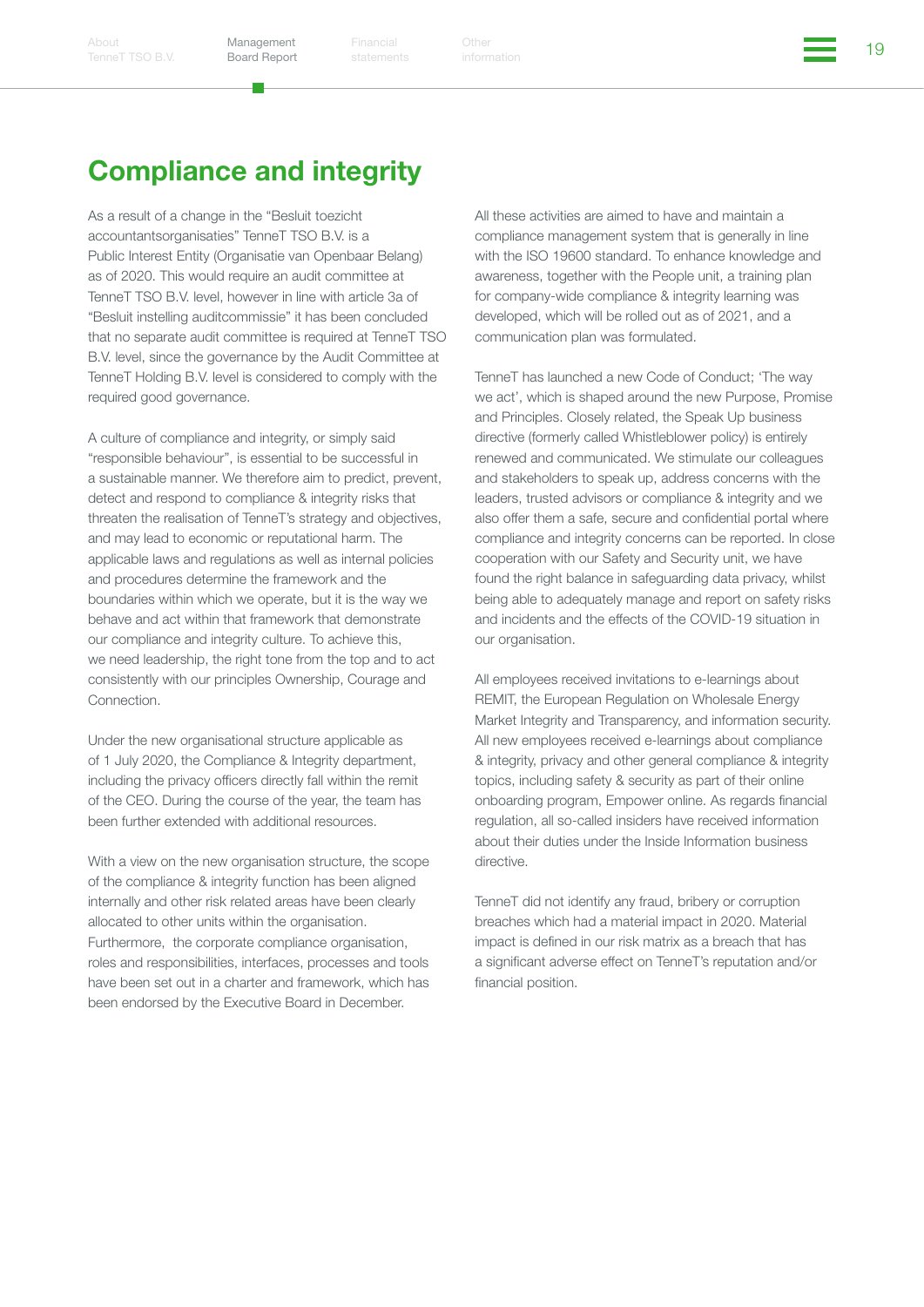# Compliance and integrity

As a result of a change in the "Besluit toezicht accountantsorganisaties" TenneT TSO B.V. is a Public Interest Entity (Organisatie van Openbaar Belang) as of 2020. This would require an audit committee at TenneT TSO B.V. level, however in line with article 3a of "Besluit instelling auditcommissie" it has been concluded that no separate audit committee is required at TenneT TSO B.V. level, since the governance by the Audit Committee at TenneT Holding B.V. level is considered to comply with the required good governance.

A culture of compliance and integrity, or simply said "responsible behaviour", is essential to be successful in a sustainable manner. We therefore aim to predict, prevent, detect and respond to compliance & integrity risks that threaten the realisation of TenneT's strategy and objectives, and may lead to economic or reputational harm. The applicable laws and regulations as well as internal policies and procedures determine the framework and the boundaries within which we operate, but it is the way we behave and act within that framework that demonstrate our compliance and integrity culture. To achieve this, we need leadership, the right tone from the top and to act consistently with our principles Ownership, Courage and Connection.

Under the new organisational structure applicable as of 1 July 2020, the Compliance & Integrity department, including the privacy officers directly fall within the remit of the CEO. During the course of the year, the team has been further extended with additional resources.

With a view on the new organisation structure, the scope of the compliance & integrity function has been aligned internally and other risk related areas have been clearly allocated to other units within the organisation. Furthermore, the corporate compliance organisation, roles and responsibilities, interfaces, processes and tools have been set out in a charter and framework, which has been endorsed by the Executive Board in December.

All these activities are aimed to have and maintain a compliance management system that is generally in line with the ISO 19600 standard. To enhance knowledge and awareness, together with the People unit, a training plan for company-wide compliance & integrity learning was developed, which will be rolled out as of 2021, and a communication plan was formulated.

TenneT has launched a new Code of Conduct; 'The way we act', which is shaped around the new Purpose, Promise and Principles. Closely related, the Speak Up business directive (formerly called Whistleblower policy) is entirely renewed and communicated. We stimulate our colleagues and stakeholders to speak up, address concerns with the leaders, trusted advisors or compliance & integrity and we also offer them a safe, secure and confidential portal where compliance and integrity concerns can be reported. In close cooperation with our Safety and Security unit, we have found the right balance in safeguarding data privacy, whilst being able to adequately manage and report on safety risks and incidents and the effects of the COVID-19 situation in our organisation.

All employees received invitations to e-learnings about REMIT, the European Regulation on Wholesale Energy Market Integrity and Transparency, and information security. All new employees received e-learnings about compliance & integrity, privacy and other general compliance & integrity topics, including safety & security as part of their online onboarding program, Empower online. As regards financial regulation, all so-called insiders have received information about their duties under the Inside Information business directive.

TenneT did not identify any fraud, bribery or corruption breaches which had a material impact in 2020. Material impact is defined in our risk matrix as a breach that has a significant adverse effect on TenneT's reputation and/or financial position.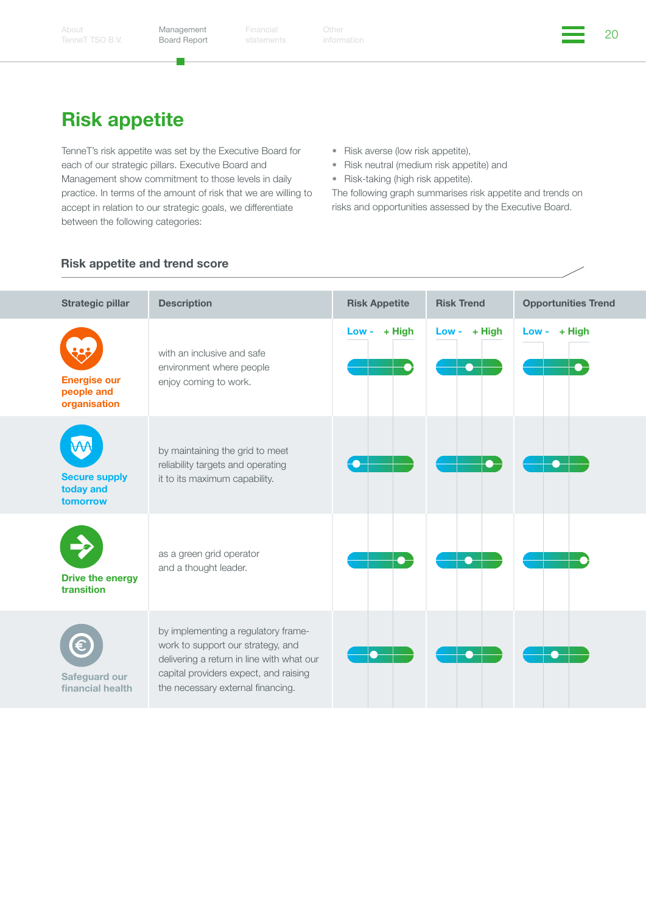# Risk appetite

TenneT's risk appetite was set by the Executive Board for each of our strategic pillars. Executive Board and Management show commitment to those levels in daily practice. In terms of the amount of risk that we are willing to accept in relation to our strategic goals, we differentiate between the following categories:

- Risk averse (low risk appetite),
- Risk neutral (medium risk appetite) and
- Risk-taking (high risk appetite).

The following graph summarises risk appetite and trends on risks and opportunities assessed by the Executive Board.

## Risk appetite and trend score

| Strategic pillar | Description | Risk Appetite (Low - + High) | Risk Trend (Low - + High) | Opportunities Trend (Low - + High) |
|---|---|---|---|---|
| Energise our people and organisation | with an inclusive and safe environment where people enjoy coming to work. | High | Medium | High |
| Secure supply today and tomorrow | by maintaining the grid to meet reliability targets and operating it to its maximum capability. | Low | High | Medium |
| Drive the energy transition | as a green grid operator and a thought leader. | High | Medium | High |
| Safeguard our financial health | by implementing a regulatory framework to support our strategy, and delivering a return in line with what our capital providers expect, and raising the necessary external financing. | Low-medium | Medium | Medium |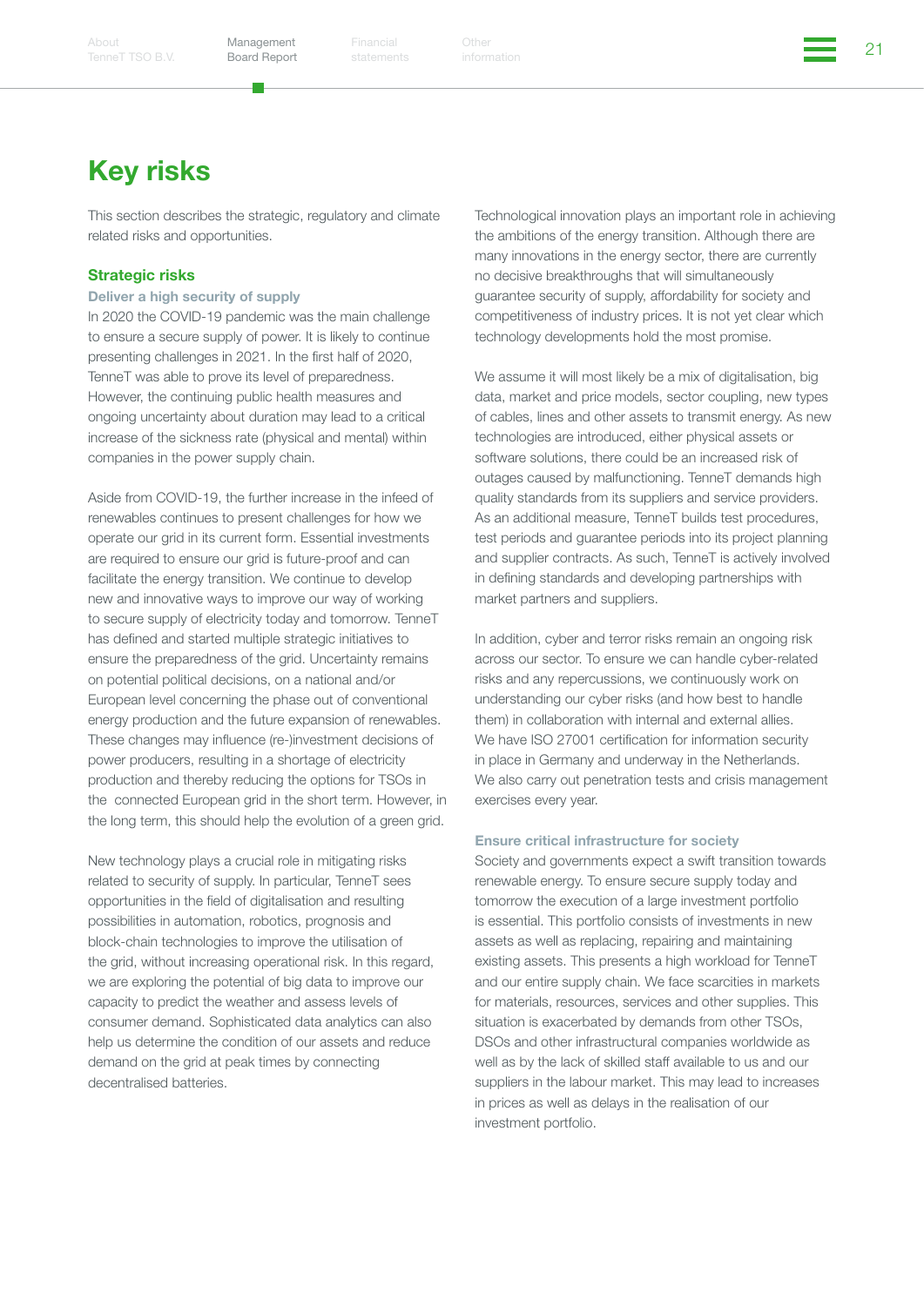# Key risks

This section describes the strategic, regulatory and climate related risks and opportunities.

## Strategic risks

### Deliver a high security of supply

In 2020 the COVID-19 pandemic was the main challenge to ensure a secure supply of power. It is likely to continue presenting challenges in 2021. In the first half of 2020, TenneT was able to prove its level of preparedness. However, the continuing public health measures and ongoing uncertainty about duration may lead to a critical increase of the sickness rate (physical and mental) within companies in the power supply chain.

Aside from COVID-19, the further increase in the infeed of renewables continues to present challenges for how we operate our grid in its current form. Essential investments are required to ensure our grid is future-proof and can facilitate the energy transition. We continue to develop new and innovative ways to improve our way of working to secure supply of electricity today and tomorrow. TenneT has defined and started multiple strategic initiatives to ensure the preparedness of the grid. Uncertainty remains on potential political decisions, on a national and/or European level concerning the phase out of conventional energy production and the future expansion of renewables. These changes may influence (re-)investment decisions of power producers, resulting in a shortage of electricity production and thereby reducing the options for TSOs in the connected European grid in the short term. However, in the long term, this should help the evolution of a green grid.

New technology plays a crucial role in mitigating risks related to security of supply. In particular, TenneT sees opportunities in the field of digitalisation and resulting possibilities in automation, robotics, prognosis and block-chain technologies to improve the utilisation of the grid, without increasing operational risk. In this regard, we are exploring the potential of big data to improve our capacity to predict the weather and assess levels of consumer demand. Sophisticated data analytics can also help us determine the condition of our assets and reduce demand on the grid at peak times by connecting decentralised batteries.

Technological innovation plays an important role in achieving the ambitions of the energy transition. Although there are many innovations in the energy sector, there are currently no decisive breakthroughs that will simultaneously guarantee security of supply, affordability for society and competitiveness of industry prices. It is not yet clear which technology developments hold the most promise.

We assume it will most likely be a mix of digitalisation, big data, market and price models, sector coupling, new types of cables, lines and other assets to transmit energy. As new technologies are introduced, either physical assets or software solutions, there could be an increased risk of outages caused by malfunctioning. TenneT demands high quality standards from its suppliers and service providers. As an additional measure, TenneT builds test procedures, test periods and guarantee periods into its project planning and supplier contracts. As such, TenneT is actively involved in defining standards and developing partnerships with market partners and suppliers.

In addition, cyber and terror risks remain an ongoing risk across our sector. To ensure we can handle cyber-related risks and any repercussions, we continuously work on understanding our cyber risks (and how best to handle them) in collaboration with internal and external allies. We have ISO 27001 certification for information security in place in Germany and underway in the Netherlands. We also carry out penetration tests and crisis management exercises every year.

### Ensure critical infrastructure for society

Society and governments expect a swift transition towards renewable energy. To ensure secure supply today and tomorrow the execution of a large investment portfolio is essential. This portfolio consists of investments in new assets as well as replacing, repairing and maintaining existing assets. This presents a high workload for TenneT and our entire supply chain. We face scarcities in markets for materials, resources, services and other supplies. This situation is exacerbated by demands from other TSOs, DSOs and other infrastructural companies worldwide as well as by the lack of skilled staff available to us and our suppliers in the labour market. This may lead to increases in prices as well as delays in the realisation of our investment portfolio.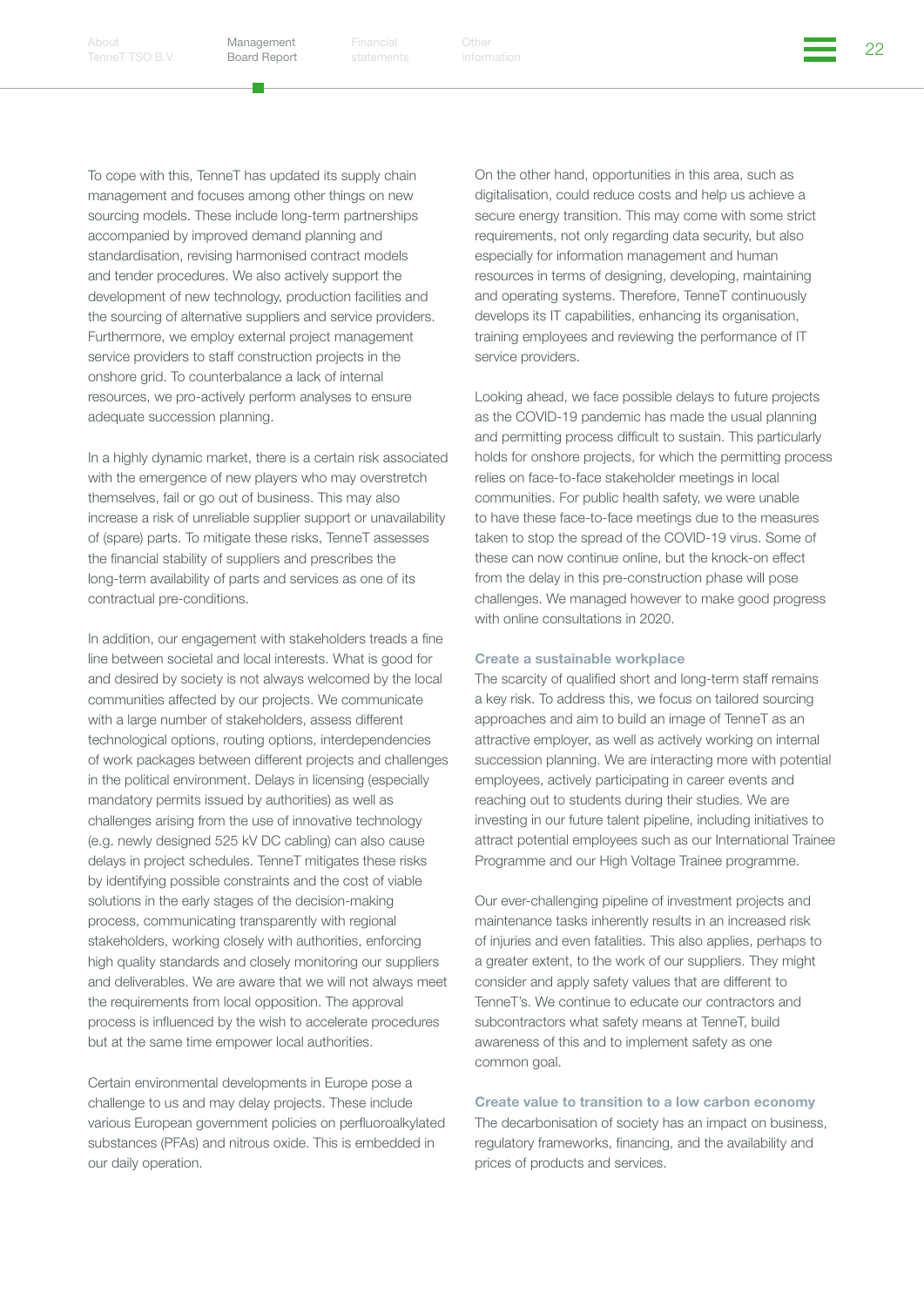To cope with this, TenneT has updated its supply chain management and focuses among other things on new sourcing models. These include long-term partnerships accompanied by improved demand planning and standardisation, revising harmonised contract models and tender procedures. We also actively support the development of new technology, production facilities and the sourcing of alternative suppliers and service providers. Furthermore, we employ external project management service providers to staff construction projects in the onshore grid. To counterbalance a lack of internal resources, we pro-actively perform analyses to ensure adequate succession planning.

In a highly dynamic market, there is a certain risk associated with the emergence of new players who may overstretch themselves, fail or go out of business. This may also increase a risk of unreliable supplier support or unavailability of (spare) parts. To mitigate these risks, TenneT assesses the financial stability of suppliers and prescribes the long-term availability of parts and services as one of its contractual pre-conditions.

In addition, our engagement with stakeholders treads a fine line between societal and local interests. What is good for and desired by society is not always welcomed by the local communities affected by our projects. We communicate with a large number of stakeholders, assess different technological options, routing options, interdependencies of work packages between different projects and challenges in the political environment. Delays in licensing (especially mandatory permits issued by authorities) as well as challenges arising from the use of innovative technology (e.g. newly designed 525 kV DC cabling) can also cause delays in project schedules. TenneT mitigates these risks by identifying possible constraints and the cost of viable solutions in the early stages of the decision-making process, communicating transparently with regional stakeholders, working closely with authorities, enforcing high quality standards and closely monitoring our suppliers and deliverables. We are aware that we will not always meet the requirements from local opposition. The approval process is influenced by the wish to accelerate procedures but at the same time empower local authorities.

Certain environmental developments in Europe pose a challenge to us and may delay projects. These include various European government policies on perfluoroalkylated substances (PFAs) and nitrous oxide. This is embedded in our daily operation.

On the other hand, opportunities in this area, such as digitalisation, could reduce costs and help us achieve a secure energy transition. This may come with some strict requirements, not only regarding data security, but also especially for information management and human resources in terms of designing, developing, maintaining and operating systems. Therefore, TenneT continuously develops its IT capabilities, enhancing its organisation, training employees and reviewing the performance of IT service providers.

Looking ahead, we face possible delays to future projects as the COVID-19 pandemic has made the usual planning and permitting process difficult to sustain. This particularly holds for onshore projects, for which the permitting process relies on face-to-face stakeholder meetings in local communities. For public health safety, we were unable to have these face-to-face meetings due to the measures taken to stop the spread of the COVID-19 virus. Some of these can now continue online, but the knock-on effect from the delay in this pre-construction phase will pose challenges. We managed however to make good progress with online consultations in 2020.

#### Create a sustainable workplace

The scarcity of qualified short and long-term staff remains a key risk. To address this, we focus on tailored sourcing approaches and aim to build an image of TenneT as an attractive employer, as well as actively working on internal succession planning. We are interacting more with potential employees, actively participating in career events and reaching out to students during their studies. We are investing in our future talent pipeline, including initiatives to attract potential employees such as our International Trainee Programme and our High Voltage Trainee programme.

Our ever-challenging pipeline of investment projects and maintenance tasks inherently results in an increased risk of injuries and even fatalities. This also applies, perhaps to a greater extent, to the work of our suppliers. They might consider and apply safety values that are different to TenneT's. We continue to educate our contractors and subcontractors what safety means at TenneT, build awareness of this and to implement safety as one common goal.

#### Create value to transition to a low carbon economy

The decarbonisation of society has an impact on business, regulatory frameworks, financing, and the availability and prices of products and services.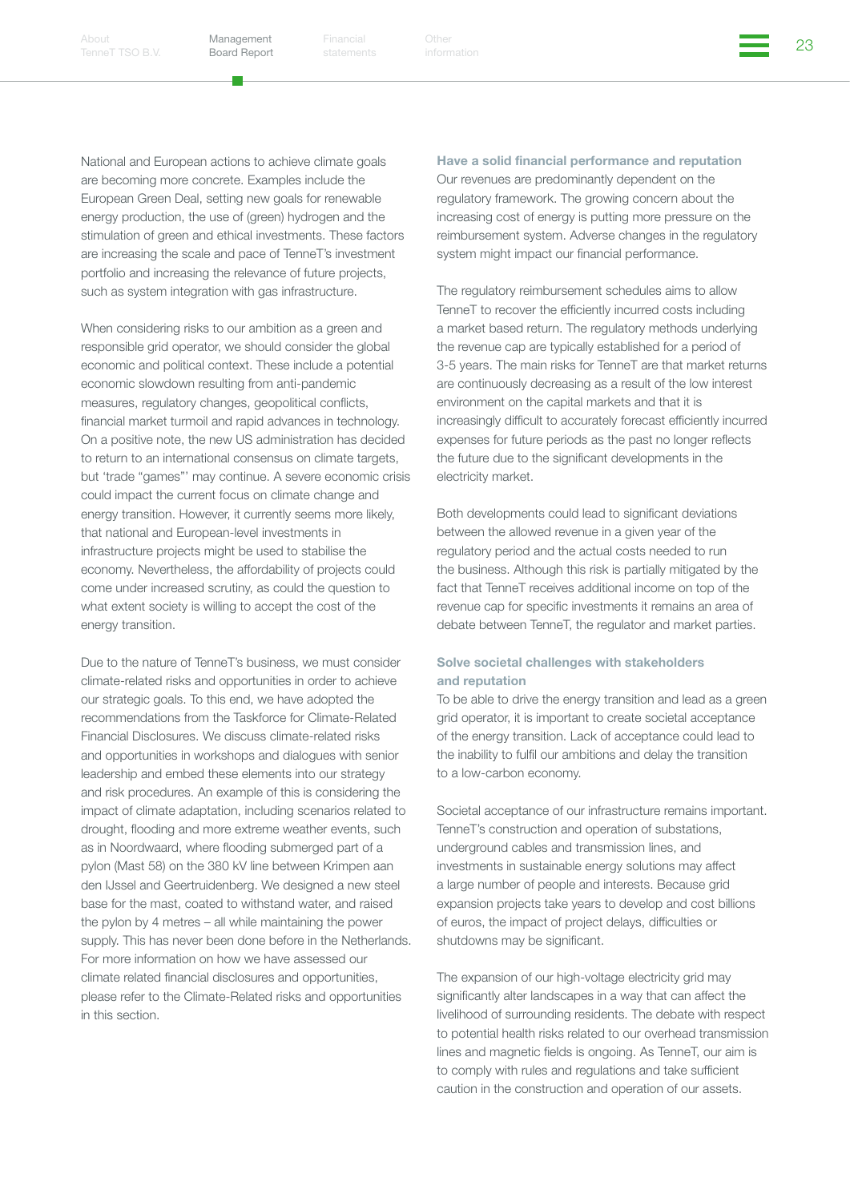National and European actions to achieve climate goals are becoming more concrete. Examples include the European Green Deal, setting new goals for renewable energy production, the use of (green) hydrogen and the stimulation of green and ethical investments. These factors are increasing the scale and pace of TenneT's investment portfolio and increasing the relevance of future projects, such as system integration with gas infrastructure.

When considering risks to our ambition as a green and responsible grid operator, we should consider the global economic and political context. These include a potential economic slowdown resulting from anti-pandemic measures, regulatory changes, geopolitical conflicts, financial market turmoil and rapid advances in technology. On a positive note, the new US administration has decided to return to an international consensus on climate targets, but 'trade "games"' may continue. A severe economic crisis could impact the current focus on climate change and energy transition. However, it currently seems more likely, that national and European-level investments in infrastructure projects might be used to stabilise the economy. Nevertheless, the affordability of projects could come under increased scrutiny, as could the question to what extent society is willing to accept the cost of the energy transition.

Due to the nature of TenneT's business, we must consider climate-related risks and opportunities in order to achieve our strategic goals. To this end, we have adopted the recommendations from the Taskforce for Climate-Related Financial Disclosures. We discuss climate-related risks and opportunities in workshops and dialogues with senior leadership and embed these elements into our strategy and risk procedures. An example of this is considering the impact of climate adaptation, including scenarios related to drought, flooding and more extreme weather events, such as in Noordwaard, where flooding submerged part of a pylon (Mast 58) on the 380 kV line between Krimpen aan den IJssel and Geertruidenberg. We designed a new steel base for the mast, coated to withstand water, and raised the pylon by 4 metres – all while maintaining the power supply. This has never been done before in the Netherlands. For more information on how we have assessed our climate related financial disclosures and opportunities, please refer to the Climate-Related risks and opportunities in this section.

#### Have a solid financial performance and reputation

Our revenues are predominantly dependent on the regulatory framework. The growing concern about the increasing cost of energy is putting more pressure on the reimbursement system. Adverse changes in the regulatory system might impact our financial performance.

The regulatory reimbursement schedules aims to allow TenneT to recover the efficiently incurred costs including a market based return. The regulatory methods underlying the revenue cap are typically established for a period of 3-5 years. The main risks for TenneT are that market returns are continuously decreasing as a result of the low interest environment on the capital markets and that it is increasingly difficult to accurately forecast efficiently incurred expenses for future periods as the past no longer reflects the future due to the significant developments in the electricity market.

Both developments could lead to significant deviations between the allowed revenue in a given year of the regulatory period and the actual costs needed to run the business. Although this risk is partially mitigated by the fact that TenneT receives additional income on top of the revenue cap for specific investments it remains an area of debate between TenneT, the regulator and market parties.

#### Solve societal challenges with stakeholders and reputation

To be able to drive the energy transition and lead as a green grid operator, it is important to create societal acceptance of the energy transition. Lack of acceptance could lead to the inability to fulfil our ambitions and delay the transition to a low-carbon economy.

Societal acceptance of our infrastructure remains important. TenneT's construction and operation of substations, underground cables and transmission lines, and investments in sustainable energy solutions may affect a large number of people and interests. Because grid expansion projects take years to develop and cost billions of euros, the impact of project delays, difficulties or shutdowns may be significant.

The expansion of our high-voltage electricity grid may significantly alter landscapes in a way that can affect the livelihood of surrounding residents. The debate with respect to potential health risks related to our overhead transmission lines and magnetic fields is ongoing. As TenneT, our aim is to comply with rules and regulations and take sufficient caution in the construction and operation of our assets.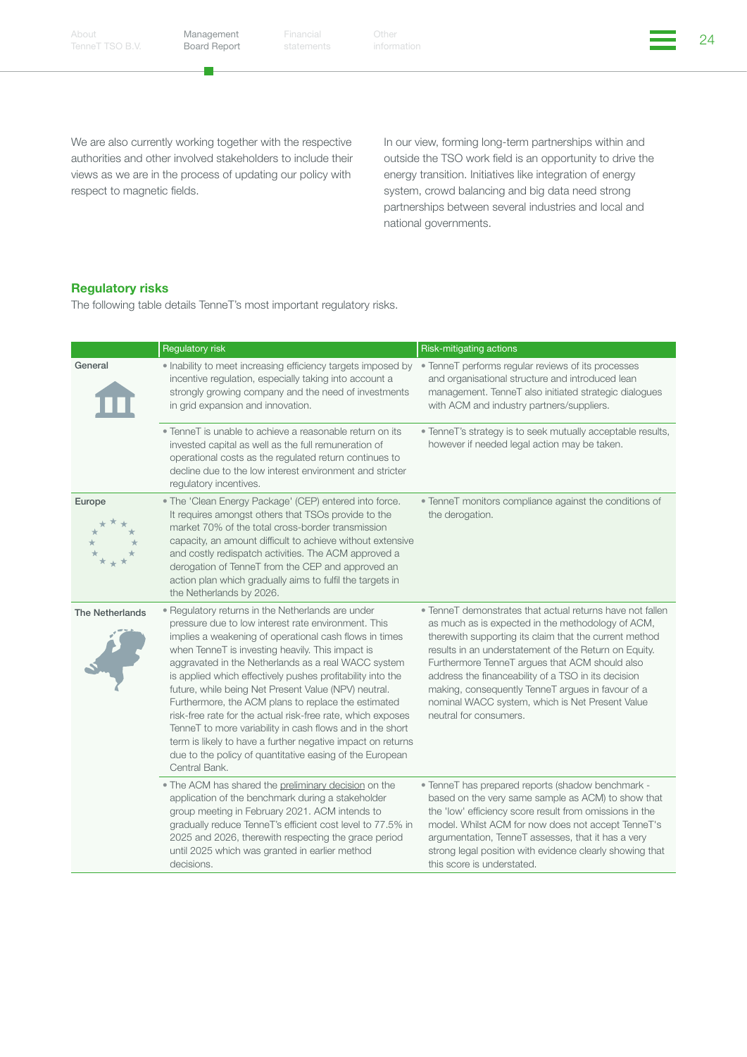We are also currently working together with the respective authorities and other involved stakeholders to include their views as we are in the process of updating our policy with respect to magnetic fields.

In our view, forming long-term partnerships within and outside the TSO work field is an opportunity to drive the energy transition. Initiatives like integration of energy system, crowd balancing and big data need strong partnerships between several industries and local and national governments.

## Regulatory risks

The following table details TenneT's most important regulatory risks.

| | Regulatory risk | Risk-mitigating actions |
|---|---|---|
| General | • Inability to meet increasing efficiency targets imposed by incentive regulation, especially taking into account a strongly growing company and the need of investments in grid expansion and innovation. | • TenneT performs regular reviews of its processes and organisational structure and introduced lean management. TenneT also initiated strategic dialogues with ACM and industry partners/suppliers. |
| | • TenneT is unable to achieve a reasonable return on its invested capital as well as the full remuneration of operational costs as the regulated return continues to decline due to the low interest environment and stricter regulatory incentives. | • TenneT's strategy is to seek mutually acceptable results, however if needed legal action may be taken. |
| Europe | • The 'Clean Energy Package' (CEP) entered into force. It requires amongst others that TSOs provide to the market 70% of the total cross-border transmission capacity, an amount difficult to achieve without extensive and costly redispatch activities. The ACM approved a derogation of TenneT from the CEP and approved an action plan which gradually aims to fulfil the targets in the Netherlands by 2026. | • TenneT monitors compliance against the conditions of the derogation. |
| The Netherlands | • Regulatory returns in the Netherlands are under pressure due to low interest rate environment. This implies a weakening of operational cash flows in times when TenneT is investing heavily. This impact is aggravated in the Netherlands as a real WACC system is applied which effectively pushes profitability into the future, while being Net Present Value (NPV) neutral. Furthermore, the ACM plans to replace the estimated risk-free rate for the actual risk-free rate, which exposes TenneT to more variability in cash flows and in the short term is likely to have a further negative impact on returns due to the policy of quantitative easing of the European Central Bank. | • TenneT demonstrates that actual returns have not fallen as much as is expected in the methodology of ACM, therewith supporting its claim that the current method results in an understatement of the Return on Equity. Furthermore TenneT argues that ACM should also address the financeability of a TSO in its decision making, consequently TenneT argues in favour of a nominal WACC system, which is Net Present Value neutral for consumers. |
| | • The ACM has shared the preliminary decision on the application of the benchmark during a stakeholder group meeting in February 2021. ACM intends to gradually reduce TenneT's efficient cost level to 77.5% in 2025 and 2026, therewith respecting the grace period until 2025 which was granted in earlier method decisions. | • TenneT has prepared reports (shadow benchmark - based on the very same sample as ACM) to show that the 'low' efficiency score result from omissions in the model. Whilst ACM for now does not accept TenneT's argumentation, TenneT assesses, that it has a very strong legal position with evidence clearly showing that this score is understated. |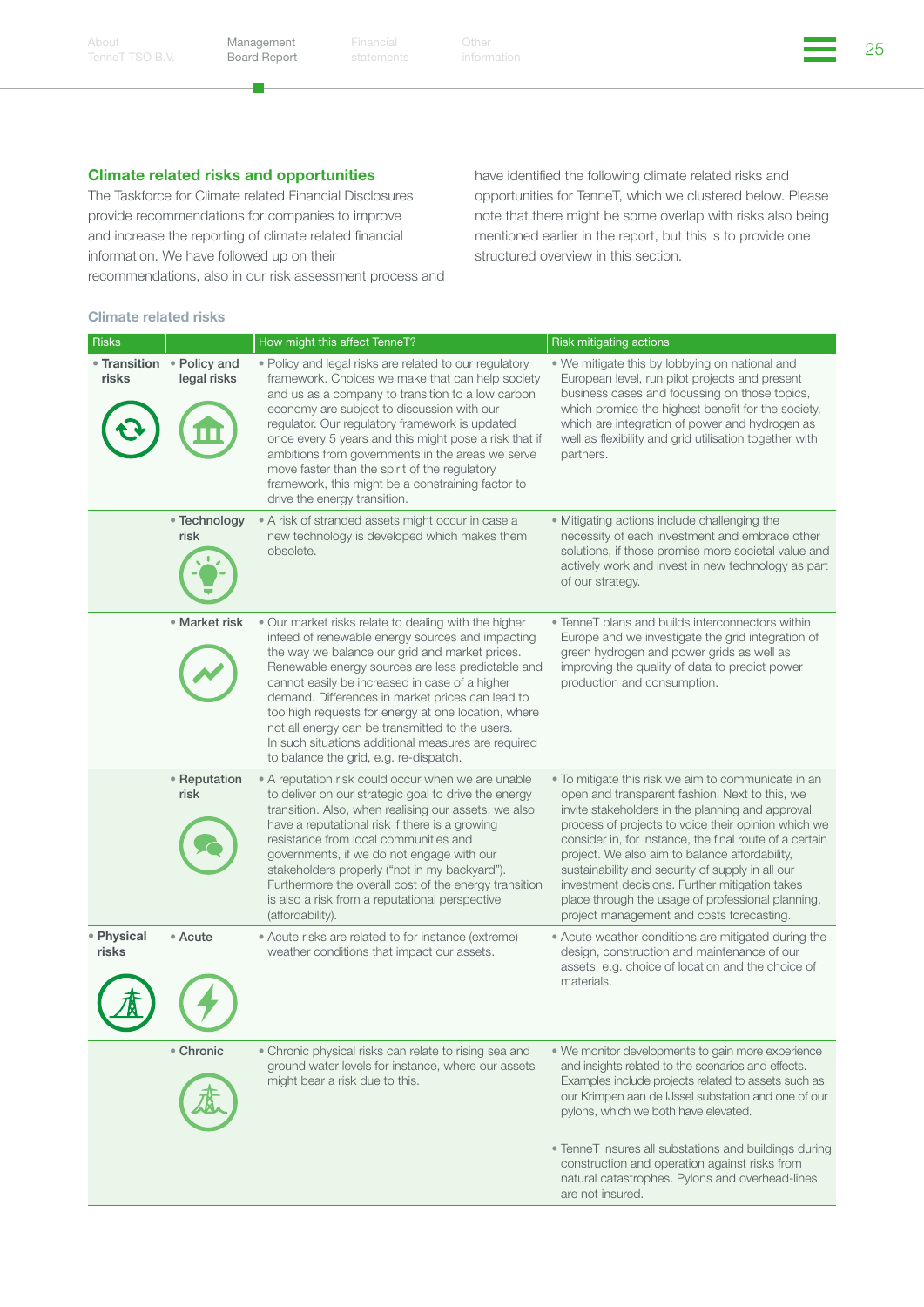## Climate related risks and opportunities

The Taskforce for Climate related Financial Disclosures provide recommendations for companies to improve and increase the reporting of climate related financial information. We have followed up on their recommendations, also in our risk assessment process and have identified the following climate related risks and opportunities for TenneT, which we clustered below. Please note that there might be some overlap with risks also being mentioned earlier in the report, but this is to provide one structured overview in this section.

### Climate related risks

| Risks | | How might this affect TenneT? | Risk mitigating actions |
|---|---|---|---|
| • Transition risks | • Policy and legal risks | • Policy and legal risks are related to our regulatory framework. Choices we make that can help society and us as a company to transition to a low carbon economy are subject to discussion with our regulator. Our regulatory framework is updated once every 5 years and this might pose a risk that if ambitions from governments in the areas we serve move faster than the spirit of the regulatory framework, this might be a constraining factor to drive the energy transition. | • We mitigate this by lobbying on national and European level, run pilot projects and present business cases and focussing on those topics, which promise the highest benefit for the society, which are integration of power and hydrogen as well as flexibility and grid utilisation together with partners. |
| | • Technology risk | • A risk of stranded assets might occur in case a new technology is developed which makes them obsolete. | • Mitigating actions include challenging the necessity of each investment and embrace other solutions, if those promise more societal value and actively work and invest in new technology as part of our strategy. |
| | • Market risk | • Our market risks relate to dealing with the higher infeed of renewable energy sources and impacting the way we balance our grid and market prices. Renewable energy sources are less predictable and cannot easily be increased in case of a higher demand. Differences in market prices can lead to too high requests for energy at one location, where not all energy can be transmitted to the users. In such situations additional measures are required to balance the grid, e.g. re-dispatch. | • TenneT plans and builds interconnectors within Europe and we investigate the grid integration of green hydrogen and power grids as well as improving the quality of data to predict power production and consumption. |
| | • Reputation risk | • A reputation risk could occur when we are unable to deliver on our strategic goal to drive the energy transition. Also, when realising our assets, we also have a reputational risk if there is a growing resistance from local communities and governments, if we do not engage with our stakeholders properly ("not in my backyard"). Furthermore the overall cost of the energy transition is also a risk from a reputational perspective (affordability). | • To mitigate this risk we aim to communicate in an open and transparent fashion. Next to this, we invite stakeholders in the planning and approval process of projects to voice their opinion which we consider in, for instance, the final route of a certain project. We also aim to balance affordability, sustainability and security of supply in all our investment decisions. Further mitigation takes place through the usage of professional planning, project management and costs forecasting. |
| • Physical risks | • Acute | • Acute risks are related to for instance (extreme) weather conditions that impact our assets. | • Acute weather conditions are mitigated during the design, construction and maintenance of our assets, e.g. choice of location and the choice of materials. |
| | • Chronic | • Chronic physical risks can relate to rising sea and ground water levels for instance, where our assets might bear a risk due to this. | • We monitor developments to gain more experience and insights related to the scenarios and effects. Examples include projects related to assets such as our Krimpen aan de IJssel substation and one of our pylons, which we both have elevated.<br><br>• TenneT insures all substations and buildings during construction and operation against risks from natural catastrophes. Pylons and overhead-lines are not insured. |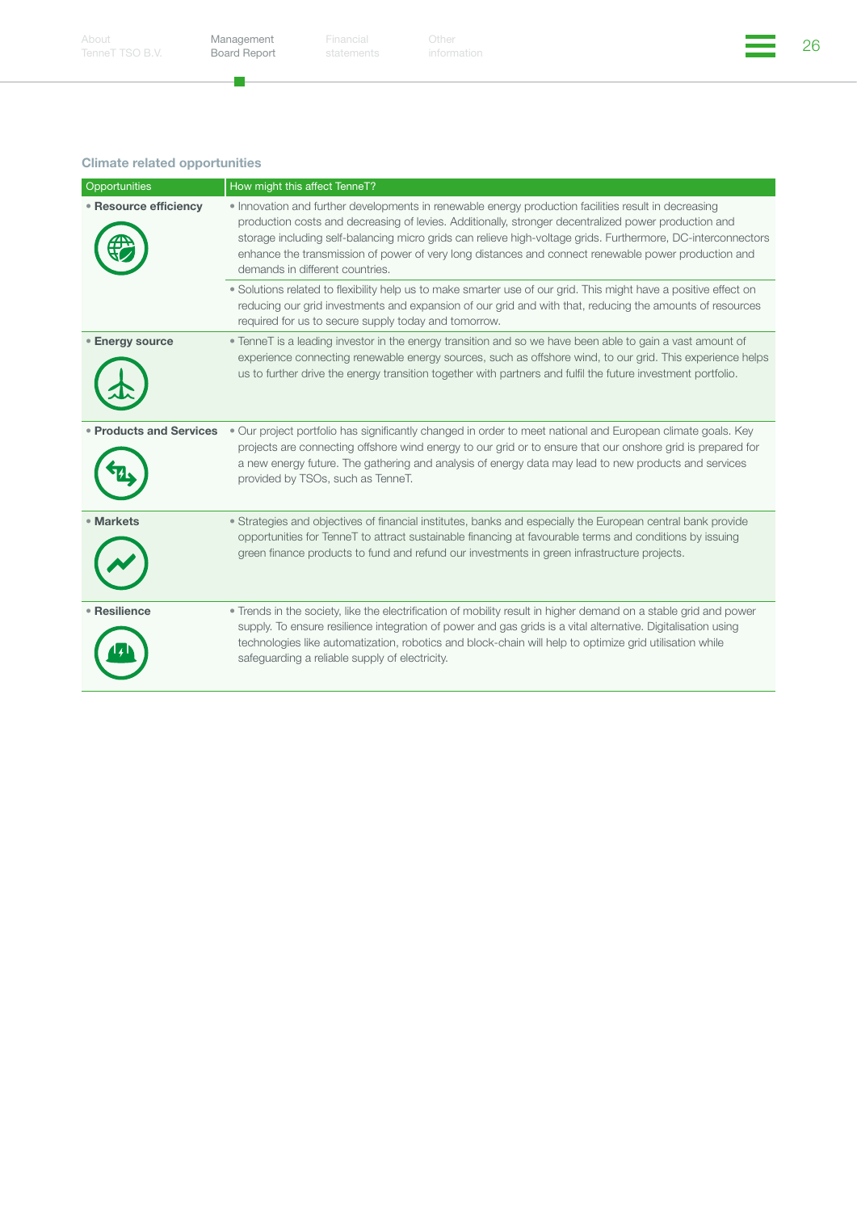### Climate related opportunities

| Opportunities | How might this affect TenneT? |
|---|---|
| • **Resource efficiency** | • Innovation and further developments in renewable energy production facilities result in decreasing production costs and decreasing of levies. Additionally, stronger decentralized power production and storage including self-balancing micro grids can relieve high-voltage grids. Furthermore, DC-interconnectors enhance the transmission of power of very long distances and connect renewable power production and demands in different countries. |
| | • Solutions related to flexibility help us to make smarter use of our grid. This might have a positive effect on reducing our grid investments and expansion of our grid and with that, reducing the amounts of resources required for us to secure supply today and tomorrow. |
| • **Energy source** | • TenneT is a leading investor in the energy transition and so we have been able to gain a vast amount of experience connecting renewable energy sources, such as offshore wind, to our grid. This experience helps us to further drive the energy transition together with partners and fulfil the future investment portfolio. |
| • **Products and Services** | • Our project portfolio has significantly changed in order to meet national and European climate goals. Key projects are connecting offshore wind energy to our grid or to ensure that our onshore grid is prepared for a new energy future. The gathering and analysis of energy data may lead to new products and services provided by TSOs, such as TenneT. |
| • **Markets** | • Strategies and objectives of financial institutes, banks and especially the European central bank provide opportunities for TenneT to attract sustainable financing at favourable terms and conditions by issuing green finance products to fund and refund our investments in green infrastructure projects. |
| • **Resilience** | • Trends in the society, like the electrification of mobility result in higher demand on a stable grid and power supply. To ensure resilience integration of power and gas grids is a vital alternative. Digitalisation using technologies like automatization, robotics and block-chain will help to optimize grid utilisation while safeguarding a reliable supply of electricity. |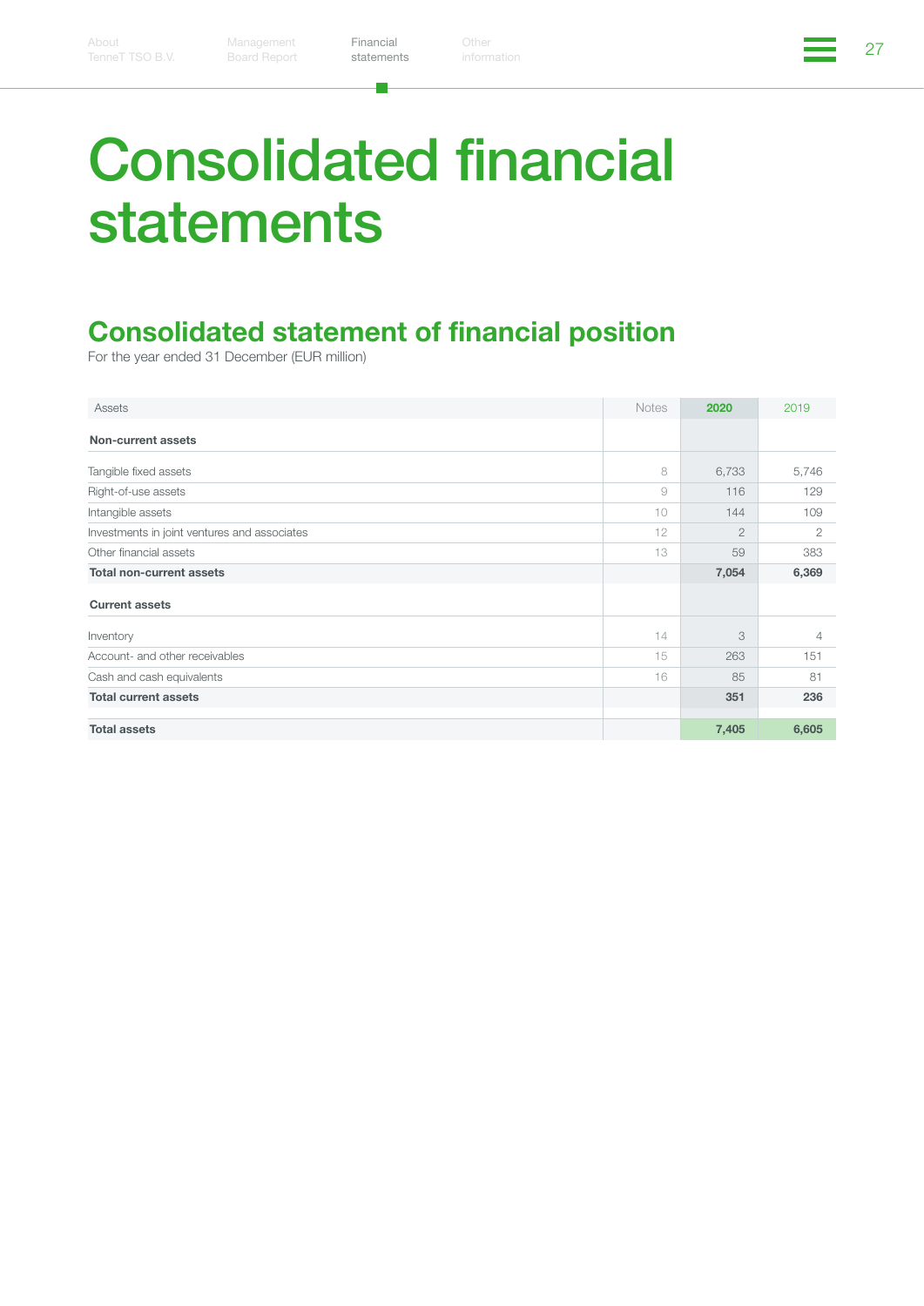# Consolidated financial statements

## Consolidated statement of financial position

For the year ended 31 December (EUR million)

| Assets | Notes | 2020 | 2019 |
|---|---|---|---|
| **Non-current assets** | | | |
| Tangible fixed assets | 8 | 6,733 | 5,746 |
| Right-of-use assets | 9 | 116 | 129 |
| Intangible assets | 10 | 144 | 109 |
| Investments in joint ventures and associates | 12 | 2 | 2 |
| Other financial assets | 13 | 59 | 383 |
| **Total non-current assets** | | **7,054** | **6,369** |
| **Current assets** | | | |
| Inventory | 14 | 3 | 4 |
| Account- and other receivables | 15 | 263 | 151 |
| Cash and cash equivalents | 16 | 85 | 81 |
| **Total current assets** | | **351** | **236** |
| **Total assets** | | **7,405** | **6,605** |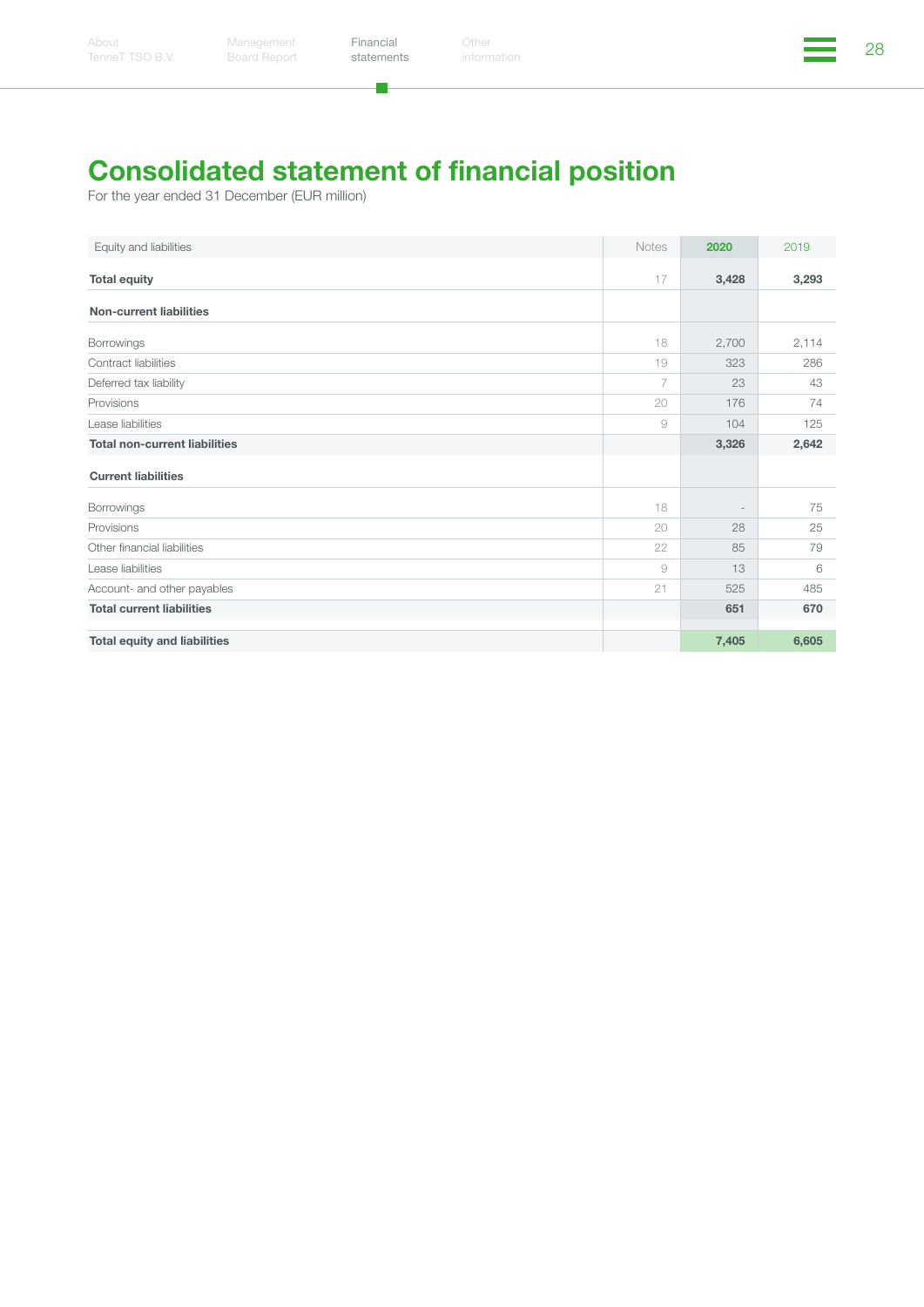# Consolidated statement of financial position

For the year ended 31 December (EUR million)

| Equity and liabilities | Notes | 2020 | 2019 |
|---|---|---|---|
| **Total equity** | 17 | **3,428** | **3,293** |
| **Non-current liabilities** | | | |
| Borrowings | 18 | 2,700 | 2,114 |
| Contract liabilities | 19 | 323 | 286 |
| Deferred tax liability | 7 | 23 | 43 |
| Provisions | 20 | 176 | 74 |
| Lease liabilities | 9 | 104 | 125 |
| **Total non-current liabilities** | | **3,326** | **2,642** |
| **Current liabilities** | | | |
| Borrowings | 18 | - | 75 |
| Provisions | 20 | 28 | 25 |
| Other financial liabilities | 22 | 85 | 79 |
| Lease liabilities | 9 | 13 | 6 |
| Account- and other payables | 21 | 525 | 485 |
| **Total current liabilities** | | **651** | **670** |
| **Total equity and liabilities** | | **7,405** | **6,605** |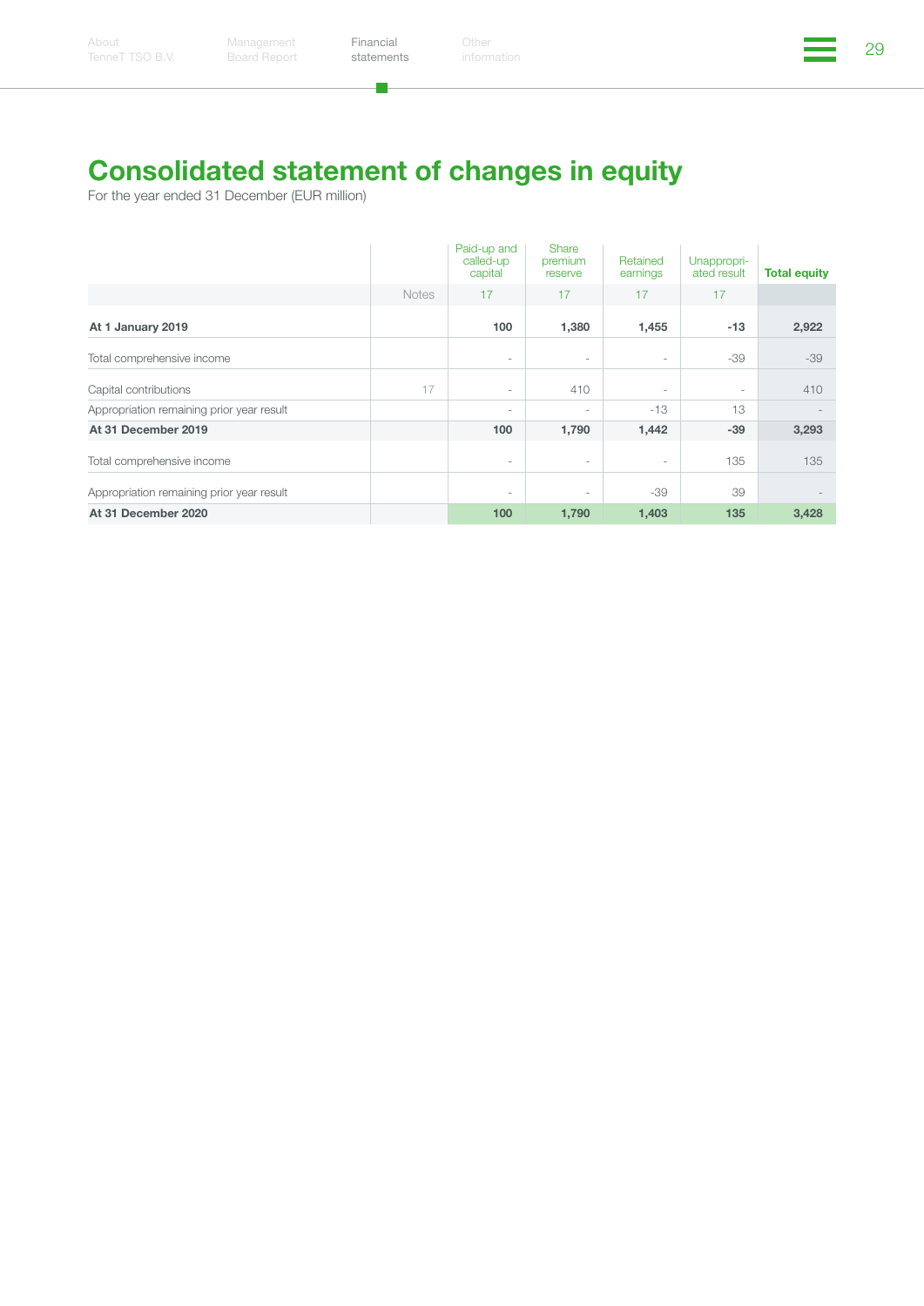# Consolidated statement of changes in equity

For the year ended 31 December (EUR million)

| | | Paid-up and called-up capital | Share premium reserve | Retained earnings | Unappropri-ated result | Total equity |
|---|---|---|---|---|---|---|
| | Notes | 17 | 17 | 17 | 17 | |
| **At 1 January 2019** | | **100** | **1,380** | **1,455** | **-13** | **2,922** |
| Total comprehensive income | | - | - | - | -39 | -39 |
| Capital contributions | 17 | - | 410 | - | - | 410 |
| Appropriation remaining prior year result | | - | - | -13 | 13 | - |
| **At 31 December 2019** | | **100** | **1,790** | **1,442** | **-39** | **3,293** |
| Total comprehensive income | | - | - | - | 135 | 135 |
| Appropriation remaining prior year result | | - | - | -39 | 39 | - |
| **At 31 December 2020** | | **100** | **1,790** | **1,403** | **135** | **3,428** |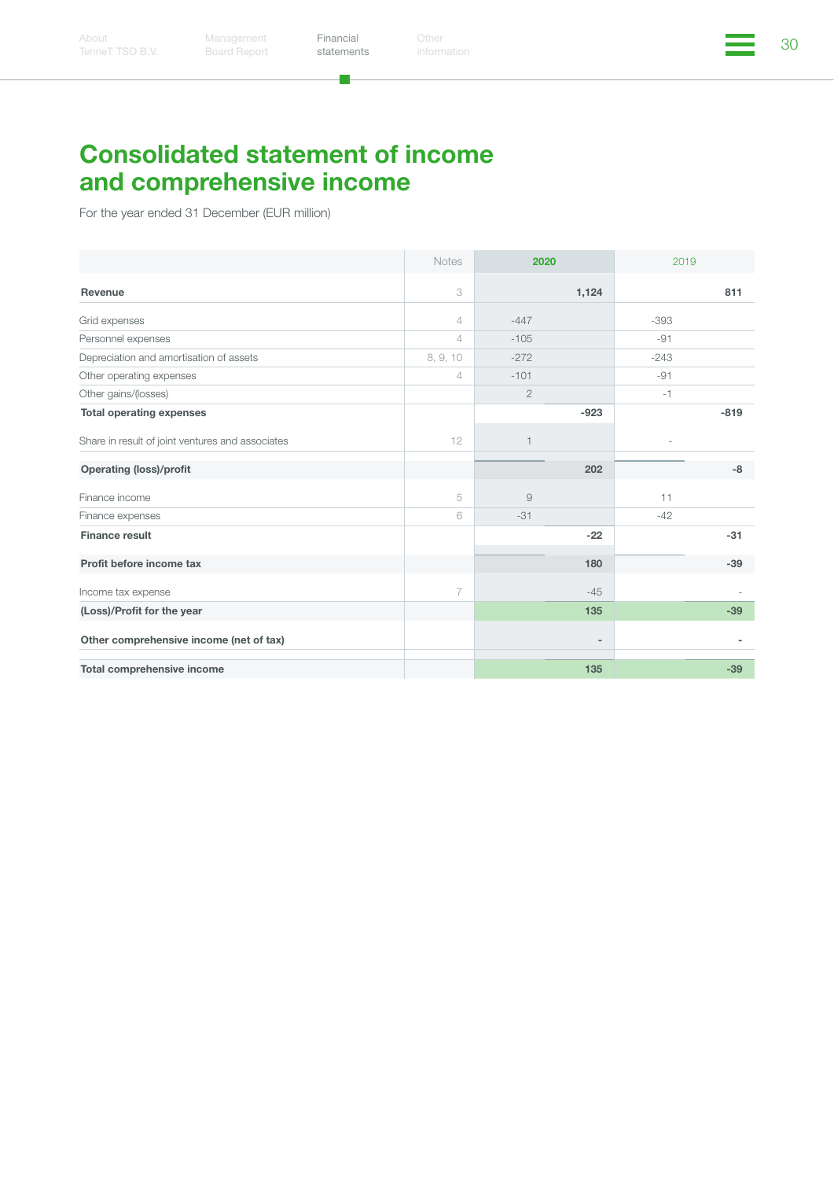# Consolidated statement of income and comprehensive income

For the year ended 31 December (EUR million)

| | Notes | 2020 | | 2019 | |
|---|---|---|---|---|---|
| **Revenue** | 3 | | **1,124** | | **811** |
| Grid expenses | 4 | -447 | | -393 | |
| Personnel expenses | 4 | -105 | | -91 | |
| Depreciation and amortisation of assets | 8, 9, 10 | -272 | | -243 | |
| Other operating expenses | 4 | -101 | | -91 | |
| Other gains/(losses) | | 2 | | -1 | |
| **Total operating expenses** | | | **-923** | | **-819** |
| Share in result of joint ventures and associates | 12 | 1 | | - | |
| **Operating (loss)/profit** | | | **202** | | **-8** |
| Finance income | 5 | 9 | | 11 | |
| Finance expenses | 6 | -31 | | -42 | |
| **Finance result** | | | **-22** | | **-31** |
| **Profit before income tax** | | | **180** | | **-39** |
| Income tax expense | 7 | | -45 | | - |
| **(Loss)/Profit for the year** | | | **135** | | **-39** |
| **Other comprehensive income (net of tax)** | | | **-** | | **-** |
| **Total comprehensive income** | | | **135** | | **-39** |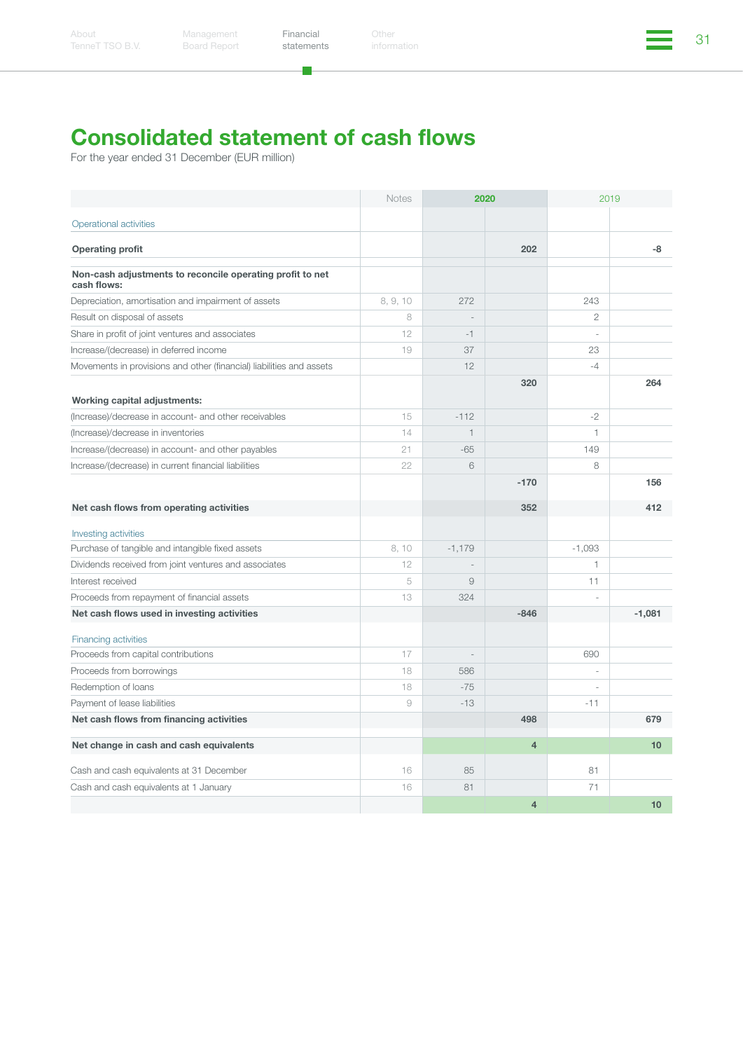# Consolidated statement of cash flows

For the year ended 31 December (EUR million)

| | Notes | 2020 | | 2019 | |
|---|---|---|---|---|---|
| Operational activities | | | | | |
| **Operating profit** | | | **202** | | **-8** |
| **Non-cash adjustments to reconcile operating profit to net cash flows:** | | | | | |
| Depreciation, amortisation and impairment of assets | 8, 9, 10 | 272 | | 243 | |
| Result on disposal of assets | 8 | - | | 2 | |
| Share in profit of joint ventures and associates | 12 | -1 | | - | |
| Increase/(decrease) in deferred income | 19 | 37 | | 23 | |
| Movements in provisions and other (financial) liabilities and assets | | 12 | | -4 | |
| | | | **320** | | **264** |
| **Working capital adjustments:** | | | | | |
| (Increase)/decrease in account- and other receivables | 15 | -112 | | -2 | |
| (Increase)/decrease in inventories | 14 | 1 | | 1 | |
| Increase/(decrease) in account- and other payables | 21 | -65 | | 149 | |
| Increase/(decrease) in current financial liabilities | 22 | 6 | | 8 | |
| | | | **-170** | | **156** |
| **Net cash flows from operating activities** | | | **352** | | **412** |
| Investing activities | | | | | |
| Purchase of tangible and intangible fixed assets | 8, 10 | -1,179 | | -1,093 | |
| Dividends received from joint ventures and associates | 12 | - | | 1 | |
| Interest received | 5 | 9 | | 11 | |
| Proceeds from repayment of financial assets | 13 | 324 | | - | |
| **Net cash flows used in investing activities** | | | **-846** | | **-1,081** |
| Financing activities | | | | | |
| Proceeds from capital contributions | 17 | - | | 690 | |
| Proceeds from borrowings | 18 | 586 | | - | |
| Redemption of loans | 18 | -75 | | - | |
| Payment of lease liabilities | 9 | -13 | | -11 | |
| **Net cash flows from financing activities** | | | **498** | | **679** |
| **Net change in cash and cash equivalents** | | | **4** | | **10** |
| Cash and cash equivalents at 31 December | 16 | 85 | | 81 | |
| Cash and cash equivalents at 1 January | 16 | 81 | | 71 | |
| | | | **4** | | **10** |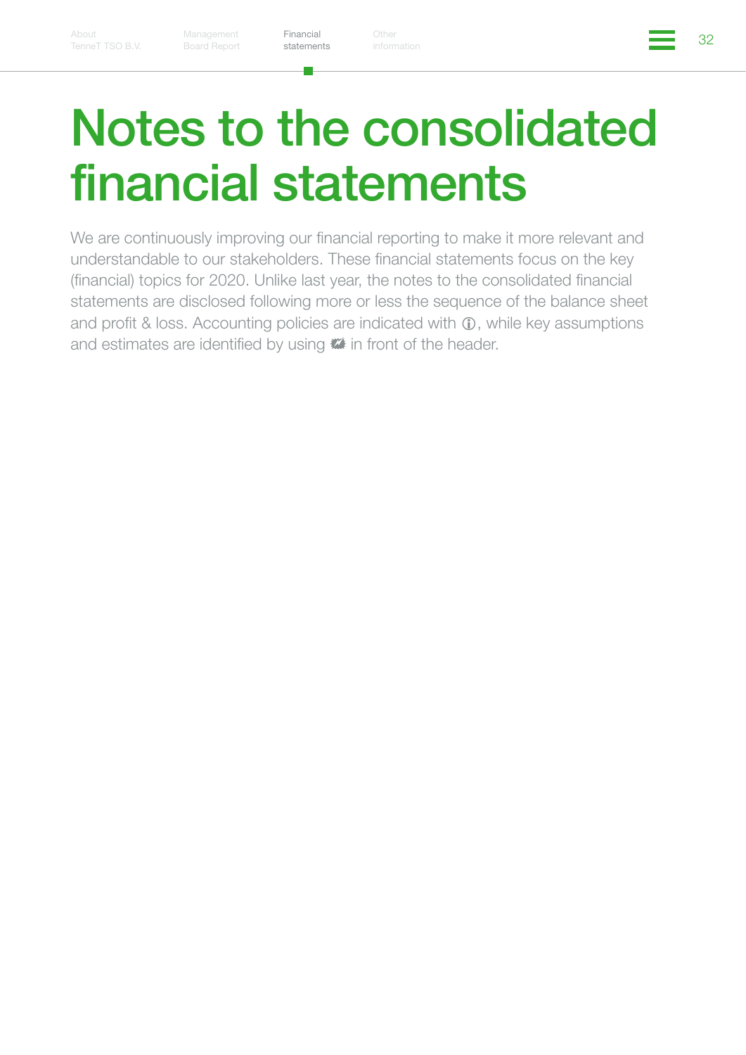# Notes to the consolidated financial statements

We are continuously improving our financial reporting to make it more relevant and understandable to our stakeholders. These financial statements focus on the key (financial) topics for 2020. Unlike last year, the notes to the consolidated financial statements are disclosed following more or less the sequence of the balance sheet and profit & loss. Accounting policies are indicated with ⓘ, while key assumptions and estimates are identified by using in front of the header.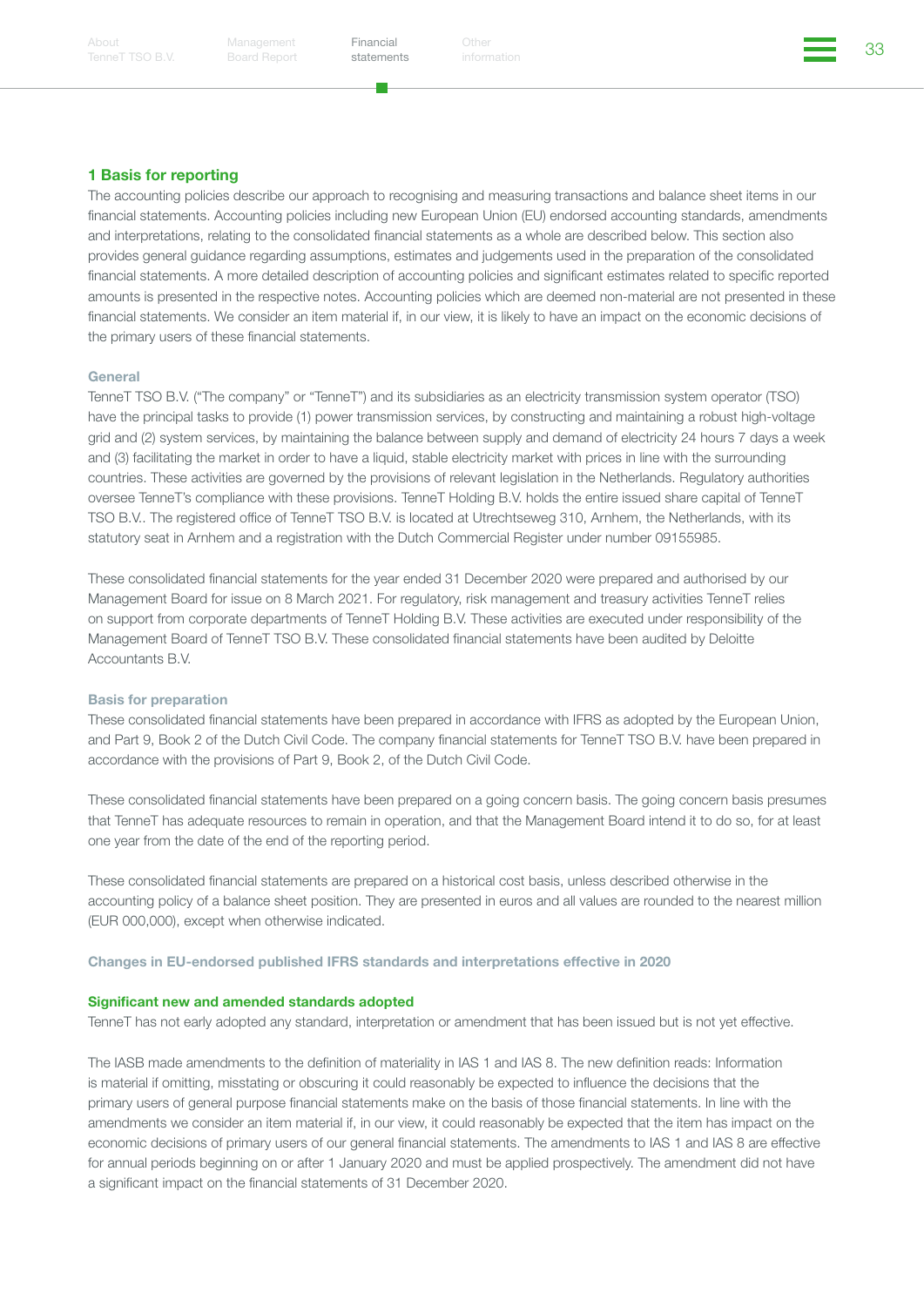## 1 Basis for reporting

The accounting policies describe our approach to recognising and measuring transactions and balance sheet items in our financial statements. Accounting policies including new European Union (EU) endorsed accounting standards, amendments and interpretations, relating to the consolidated financial statements as a whole are described below. This section also provides general guidance regarding assumptions, estimates and judgements used in the preparation of the consolidated financial statements. A more detailed description of accounting policies and significant estimates related to specific reported amounts is presented in the respective notes. Accounting policies which are deemed non-material are not presented in these financial statements. We consider an item material if, in our view, it is likely to have an impact on the economic decisions of the primary users of these financial statements.

### General

TenneT TSO B.V. ("The company" or "TenneT") and its subsidiaries as an electricity transmission system operator (TSO) have the principal tasks to provide (1) power transmission services, by constructing and maintaining a robust high-voltage grid and (2) system services, by maintaining the balance between supply and demand of electricity 24 hours 7 days a week and (3) facilitating the market in order to have a liquid, stable electricity market with prices in line with the surrounding countries. These activities are governed by the provisions of relevant legislation in the Netherlands. Regulatory authorities oversee TenneT's compliance with these provisions. TenneT Holding B.V. holds the entire issued share capital of TenneT TSO B.V.. The registered office of TenneT TSO B.V. is located at Utrechtseweg 310, Arnhem, the Netherlands, with its statutory seat in Arnhem and a registration with the Dutch Commercial Register under number 09155985.

These consolidated financial statements for the year ended 31 December 2020 were prepared and authorised by our Management Board for issue on 8 March 2021. For regulatory, risk management and treasury activities TenneT relies on support from corporate departments of TenneT Holding B.V. These activities are executed under responsibility of the Management Board of TenneT TSO B.V. These consolidated financial statements have been audited by Deloitte Accountants B.V.

### Basis for preparation

These consolidated financial statements have been prepared in accordance with IFRS as adopted by the European Union, and Part 9, Book 2 of the Dutch Civil Code. The company financial statements for TenneT TSO B.V. have been prepared in accordance with the provisions of Part 9, Book 2, of the Dutch Civil Code.

These consolidated financial statements have been prepared on a going concern basis. The going concern basis presumes that TenneT has adequate resources to remain in operation, and that the Management Board intend it to do so, for at least one year from the date of the end of the reporting period.

These consolidated financial statements are prepared on a historical cost basis, unless described otherwise in the accounting policy of a balance sheet position. They are presented in euros and all values are rounded to the nearest million (EUR 000,000), except when otherwise indicated.

### Changes in EU-endorsed published IFRS standards and interpretations effective in 2020

#### Significant new and amended standards adopted

TenneT has not early adopted any standard, interpretation or amendment that has been issued but is not yet effective.

The IASB made amendments to the definition of materiality in IAS 1 and IAS 8. The new definition reads: Information is material if omitting, misstating or obscuring it could reasonably be expected to influence the decisions that the primary users of general purpose financial statements make on the basis of those financial statements. In line with the amendments we consider an item material if, in our view, it could reasonably be expected that the item has impact on the economic decisions of primary users of our general financial statements. The amendments to IAS 1 and IAS 8 are effective for annual periods beginning on or after 1 January 2020 and must be applied prospectively. The amendment did not have a significant impact on the financial statements of 31 December 2020.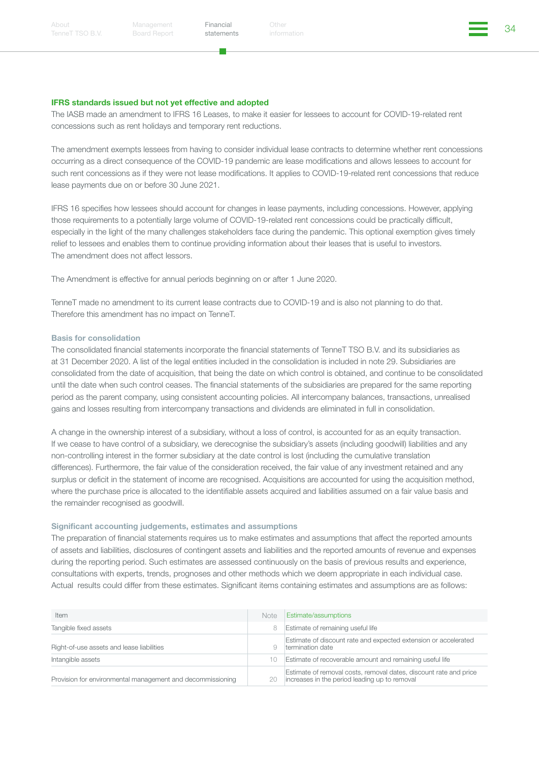### IFRS standards issued but not yet effective and adopted

The IASB made an amendment to IFRS 16 Leases, to make it easier for lessees to account for COVID-19-related rent concessions such as rent holidays and temporary rent reductions.

The amendment exempts lessees from having to consider individual lease contracts to determine whether rent concessions occurring as a direct consequence of the COVID-19 pandemic are lease modifications and allows lessees to account for such rent concessions as if they were not lease modifications. It applies to COVID-19-related rent concessions that reduce lease payments due on or before 30 June 2021.

IFRS 16 specifies how lessees should account for changes in lease payments, including concessions. However, applying those requirements to a potentially large volume of COVID-19-related rent concessions could be practically difficult, especially in the light of the many challenges stakeholders face during the pandemic. This optional exemption gives timely relief to lessees and enables them to continue providing information about their leases that is useful to investors.
The amendment does not affect lessors.

The Amendment is effective for annual periods beginning on or after 1 June 2020.

TenneT made no amendment to its current lease contracts due to COVID-19 and is also not planning to do that. Therefore this amendment has no impact on TenneT.

### Basis for consolidation

The consolidated financial statements incorporate the financial statements of TenneT TSO B.V. and its subsidiaries as at 31 December 2020. A list of the legal entities included in the consolidation is included in note 29. Subsidiaries are consolidated from the date of acquisition, that being the date on which control is obtained, and continue to be consolidated until the date when such control ceases. The financial statements of the subsidiaries are prepared for the same reporting period as the parent company, using consistent accounting policies. All intercompany balances, transactions, unrealised gains and losses resulting from intercompany transactions and dividends are eliminated in full in consolidation.

A change in the ownership interest of a subsidiary, without a loss of control, is accounted for as an equity transaction. If we cease to have control of a subsidiary, we derecognise the subsidiary's assets (including goodwill) liabilities and any non-controlling interest in the former subsidiary at the date control is lost (including the cumulative translation differences). Furthermore, the fair value of the consideration received, the fair value of any investment retained and any surplus or deficit in the statement of income are recognised. Acquisitions are accounted for using the acquisition method, where the purchase price is allocated to the identifiable assets acquired and liabilities assumed on a fair value basis and the remainder recognised as goodwill.

### Significant accounting judgements, estimates and assumptions

The preparation of financial statements requires us to make estimates and assumptions that affect the reported amounts of assets and liabilities, disclosures of contingent assets and liabilities and the reported amounts of revenue and expenses during the reporting period. Such estimates are assessed continuously on the basis of previous results and experience, consultations with experts, trends, prognoses and other methods which we deem appropriate in each individual case. Actual results could differ from these estimates. Significant items containing estimates and assumptions are as follows:

| Item | Note | Estimate/assumptions |
|---|---|---|
| Tangible fixed assets | 8 | Estimate of remaining useful life |
| Right-of-use assets and lease liabilities | 9 | Estimate of discount rate and expected extension or accelerated termination date |
| Intangible assets | 10 | Estimate of recoverable amount and remaining useful life |
| Provision for environmental management and decommissioning | 20 | Estimate of removal costs, removal dates, discount rate and price increases in the period leading up to removal |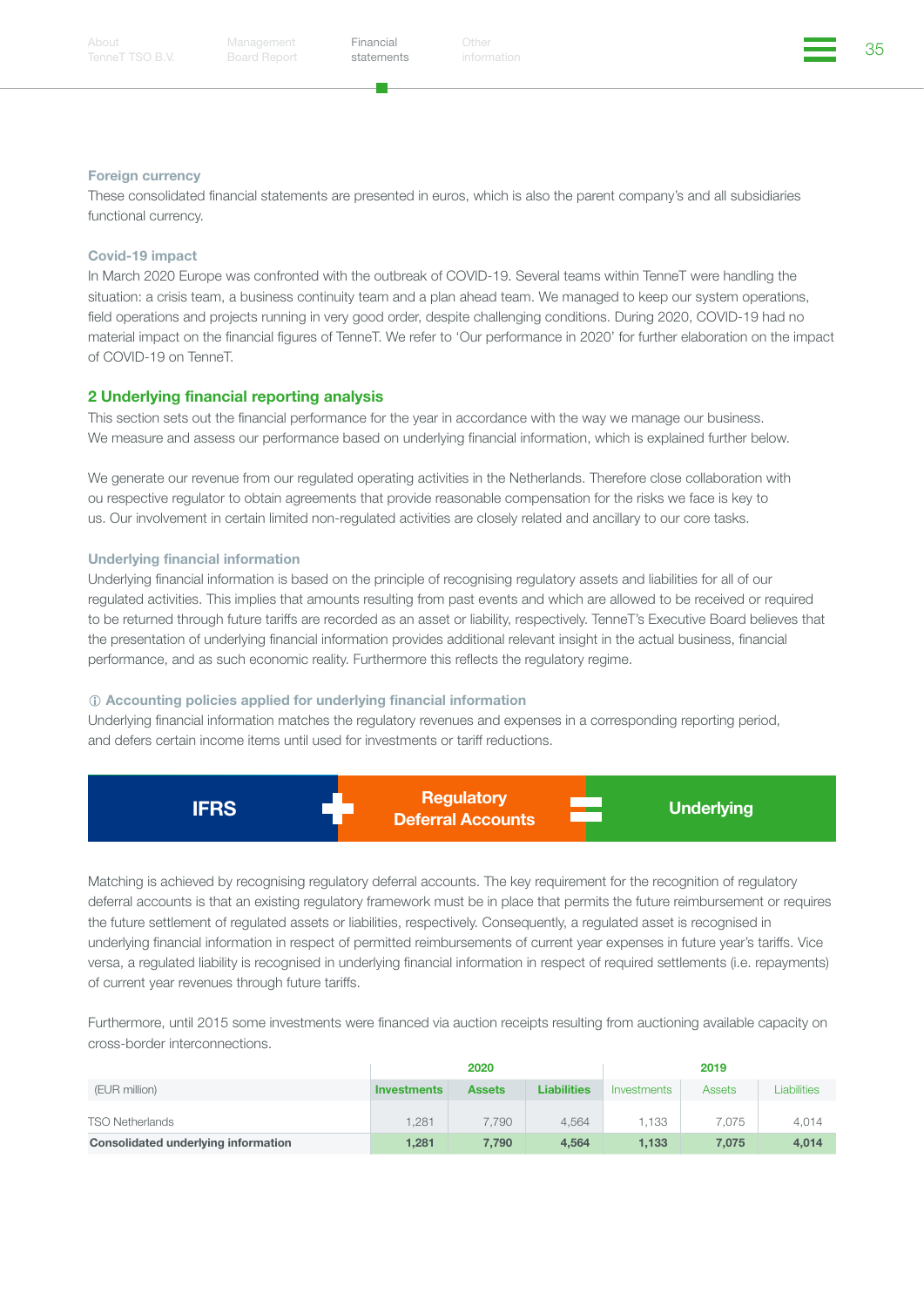### Foreign currency

These consolidated financial statements are presented in euros, which is also the parent company's and all subsidiaries functional currency.

### Covid-19 impact

In March 2020 Europe was confronted with the outbreak of COVID-19. Several teams within TenneT were handling the situation: a crisis team, a business continuity team and a plan ahead team. We managed to keep our system operations, field operations and projects running in very good order, despite challenging conditions. During 2020, COVID-19 had no material impact on the financial figures of TenneT. We refer to 'Our performance in 2020' for further elaboration on the impact of COVID-19 on TenneT.

## 2 Underlying financial reporting analysis

This section sets out the financial performance for the year in accordance with the way we manage our business. We measure and assess our performance based on underlying financial information, which is explained further below.

We generate our revenue from our regulated operating activities in the Netherlands. Therefore close collaboration with ou respective regulator to obtain agreements that provide reasonable compensation for the risks we face is key to us. Our involvement in certain limited non-regulated activities are closely related and ancillary to our core tasks.

### Underlying financial information

Underlying financial information is based on the principle of recognising regulatory assets and liabilities for all of our regulated activities. This implies that amounts resulting from past events and which are allowed to be received or required to be returned through future tariffs are recorded as an asset or liability, respectively. TenneT's Executive Board believes that the presentation of underlying financial information provides additional relevant insight in the actual business, financial performance, and as such economic reality. Furthermore this reflects the regulatory regime.

### ⓘ Accounting policies applied for underlying financial information

Underlying financial information matches the regulatory revenues and expenses in a corresponding reporting period, and defers certain income items until used for investments or tariff reductions.

**IFRS** + **Regulatory Deferral Accounts** = **Underlying**

Matching is achieved by recognising regulatory deferral accounts. The key requirement for the recognition of regulatory deferral accounts is that an existing regulatory framework must be in place that permits the future reimbursement or requires the future settlement of regulated assets or liabilities, respectively. Consequently, a regulated asset is recognised in underlying financial information in respect of permitted reimbursements of current year expenses in future year's tariffs. Vice versa, a regulated liability is recognised in underlying financial information in respect of required settlements (i.e. repayments) of current year revenues through future tariffs.

Furthermore, until 2015 some investments were financed via auction receipts resulting from auctioning available capacity on cross-border interconnections.

| | 2020 | | | 2019 | | |
|---|---|---|---|---|---|---|
| (EUR million) | Investments | Assets | Liabilities | Investments | Assets | Liabilities |
| TSO Netherlands | 1,281 | 7,790 | 4,564 | 1,133 | 7,075 | 4,014 |
| **Consolidated underlying information** | **1,281** | **7,790** | **4,564** | **1,133** | **7,075** | **4,014** |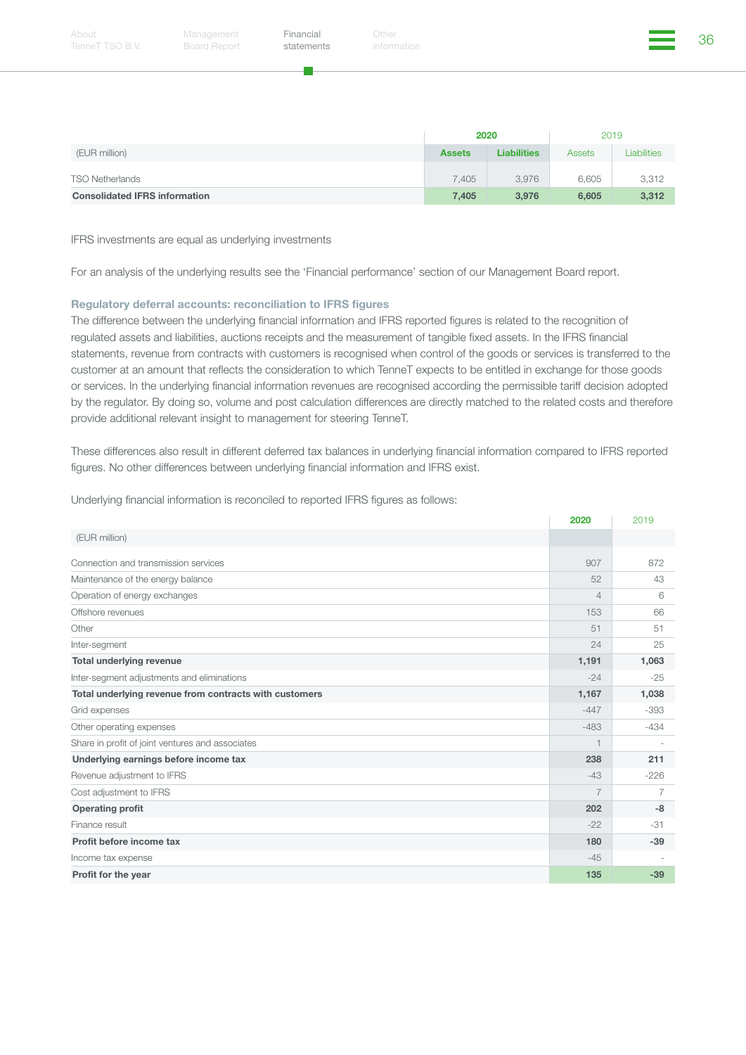| (EUR million) | 2020 | | 2019 | |
|---|---|---|---|---|
| | Assets | Liabilities | Assets | Liabilities |
| TSO Netherlands | 7,405 | 3,976 | 6,605 | 3,312 |
| **Consolidated IFRS information** | **7,405** | **3,976** | **6,605** | **3,312** |

IFRS investments are equal as underlying investments

For an analysis of the underlying results see the 'Financial performance' section of our Management Board report.

### Regulatory deferral accounts: reconciliation to IFRS figures

The difference between the underlying financial information and IFRS reported figures is related to the recognition of regulated assets and liabilities, auctions receipts and the measurement of tangible fixed assets. In the IFRS financial statements, revenue from contracts with customers is recognised when control of the goods or services is transferred to the customer at an amount that reflects the consideration to which TenneT expects to be entitled in exchange for those goods or services. In the underlying financial information revenues are recognised according the permissible tariff decision adopted by the regulator. By doing so, volume and post calculation differences are directly matched to the related costs and therefore provide additional relevant insight to management for steering TenneT.

These differences also result in different deferred tax balances in underlying financial information compared to IFRS reported figures. No other differences between underlying financial information and IFRS exist.

Underlying financial information is reconciled to reported IFRS figures as follows:

| (EUR million) | 2020 | 2019 |
|---|---|---|
| Connection and transmission services | 907 | 872 |
| Maintenance of the energy balance | 52 | 43 |
| Operation of energy exchanges | 4 | 6 |
| Offshore revenues | 153 | 66 |
| Other | 51 | 51 |
| Inter-segment | 24 | 25 |
| **Total underlying revenue** | **1,191** | **1,063** |
| Inter-segment adjustments and eliminations | -24 | -25 |
| **Total underlying revenue from contracts with customers** | **1,167** | **1,038** |
| Grid expenses | -447 | -393 |
| Other operating expenses | -483 | -434 |
| Share in profit of joint ventures and associates | 1 | - |
| **Underlying earnings before income tax** | **238** | **211** |
| Revenue adjustment to IFRS | -43 | -226 |
| Cost adjustment to IFRS | 7 | 7 |
| **Operating profit** | **202** | **-8** |
| Finance result | -22 | -31 |
| **Profit before income tax** | **180** | **-39** |
| Income tax expense | -45 | - |
| **Profit for the year** | **135** | **-39** |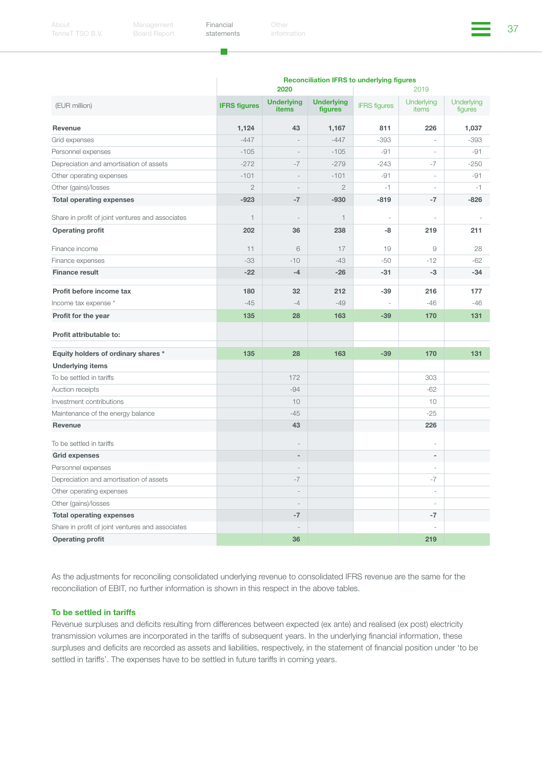| (EUR million) | Reconciliation IFRS to underlying figures 2020 IFRS figures | Underlying items | Underlying figures | 2019 IFRS figures | Underlying items | Underlying figures |
|---|---|---|---|---|---|---|
| **Revenue** | **1,124** | **43** | **1,167** | **811** | **226** | **1,037** |
| Grid expenses | -447 | - | -447 | -393 | - | -393 |
| Personnel expenses | -105 | - | -105 | -91 | - | -91 |
| Depreciation and amortisation of assets | -272 | -7 | -279 | -243 | -7 | -250 |
| Other operating expenses | -101 | - | -101 | -91 | - | -91 |
| Other (gains)/losses | 2 | - | 2 | -1 | - | -1 |
| **Total operating expenses** | **-923** | **-7** | **-930** | **-819** | **-7** | **-826** |
| Share in profit of joint ventures and associates | 1 | - | 1 | - | - | - |
| **Operating profit** | **202** | **36** | **238** | **-8** | **219** | **211** |
| Finance income | 11 | 6 | 17 | 19 | 9 | 28 |
| Finance expenses | -33 | -10 | -43 | -50 | -12 | -62 |
| **Finance result** | **-22** | **-4** | **-26** | **-31** | **-3** | **-34** |
| **Profit before income tax** | **180** | **32** | **212** | **-39** | **216** | **177** |
| Income tax expense * | -45 | -4 | -49 | - | -46 | -46 |
| **Profit for the year** | **135** | **28** | **163** | **-39** | **170** | **131** |
| **Profit attributable to:** | | | | | | |
| **Equity holders of ordinary shares *** | **135** | **28** | **163** | **-39** | **170** | **131** |
| **Underlying items** | | | | | | |
| To be settled in tariffs | | 172 | | | 303 | |
| Auction receipts | | -94 | | | -62 | |
| Investment contributions | | 10 | | | 10 | |
| Maintenance of the energy balance | | -45 | | | -25 | |
| **Revenue** | | **43** | | | **226** | |
| To be settled in tariffs | | - | | | - | |
| **Grid expenses** | | **-** | | | **-** | |
| Personnel expenses | | - | | | - | |
| Depreciation and amortisation of assets | | -7 | | | -7 | |
| Other operating expenses | | - | | | - | |
| Other (gains)/losses | | - | | | - | |
| **Total operating expenses** | | **-7** | | | **-7** | |
| Share in profit of joint ventures and associates | | - | | | - | |
| **Operating profit** | | **36** | | | **219** | |

As the adjustments for reconciling consolidated underlying revenue to consolidated IFRS revenue are the same for the reconciliation of EBIT, no further information is shown in this respect in the above tables.

### To be settled in tariffs

Revenue surpluses and deficits resulting from differences between expected (ex ante) and realised (ex post) electricity transmission volumes are incorporated in the tariffs of subsequent years. In the underlying financial information, these surpluses and deficits are recorded as assets and liabilities, respectively, in the statement of financial position under 'to be settled in tariffs'. The expenses have to be settled in future tariffs in coming years.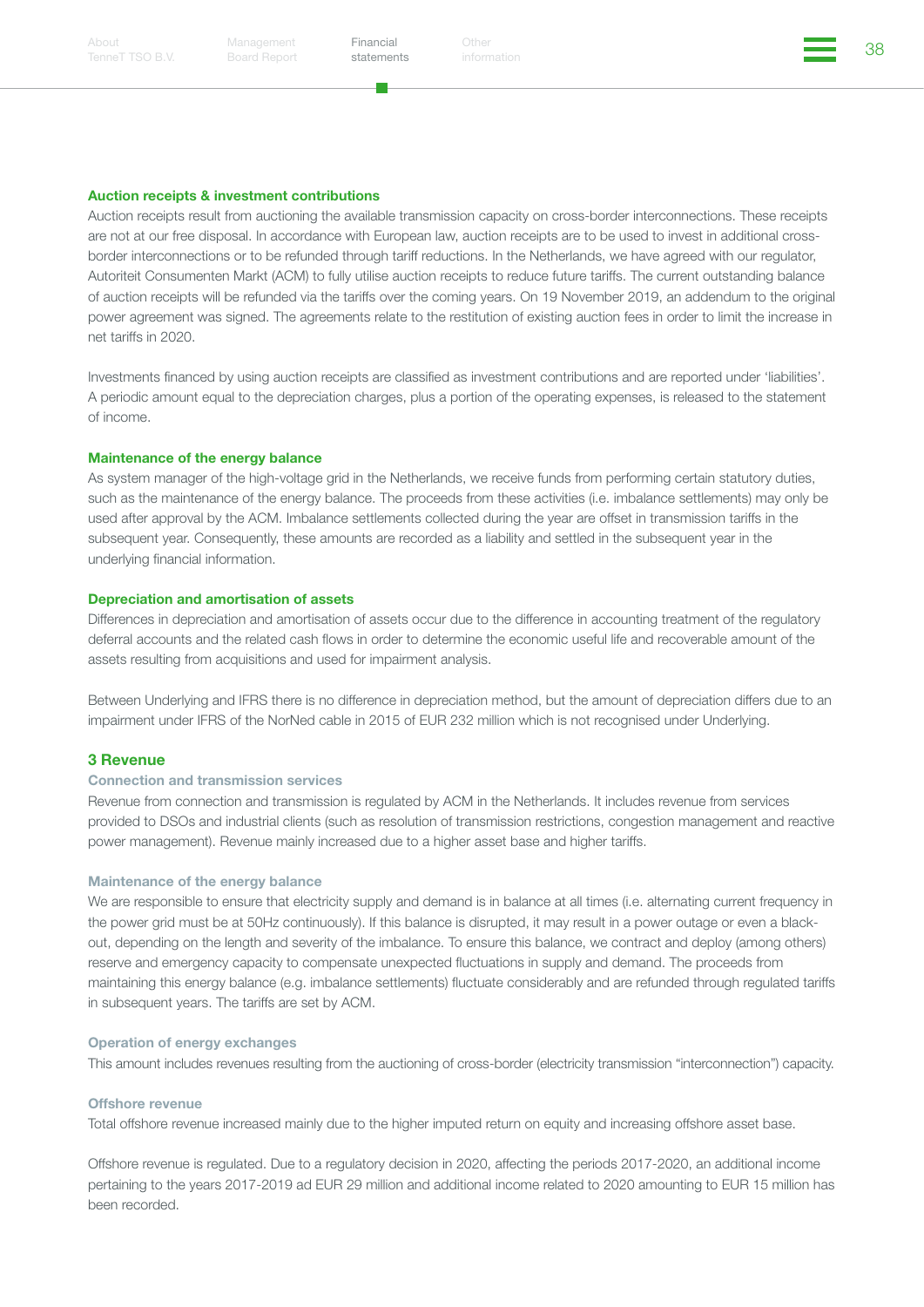### Auction receipts & investment contributions

Auction receipts result from auctioning the available transmission capacity on cross-border interconnections. These receipts are not at our free disposal. In accordance with European law, auction receipts are to be used to invest in additional cross-border interconnections or to be refunded through tariff reductions. In the Netherlands, we have agreed with our regulator, Autoriteit Consumenten Markt (ACM) to fully utilise auction receipts to reduce future tariffs. The current outstanding balance of auction receipts will be refunded via the tariffs over the coming years. On 19 November 2019, an addendum to the original power agreement was signed. The agreements relate to the restitution of existing auction fees in order to limit the increase in net tariffs in 2020.

Investments financed by using auction receipts are classified as investment contributions and are reported under 'liabilities'. A periodic amount equal to the depreciation charges, plus a portion of the operating expenses, is released to the statement of income.

### Maintenance of the energy balance

As system manager of the high-voltage grid in the Netherlands, we receive funds from performing certain statutory duties, such as the maintenance of the energy balance. The proceeds from these activities (i.e. imbalance settlements) may only be used after approval by the ACM. Imbalance settlements collected during the year are offset in transmission tariffs in the subsequent year. Consequently, these amounts are recorded as a liability and settled in the subsequent year in the underlying financial information.

### Depreciation and amortisation of assets

Differences in depreciation and amortisation of assets occur due to the difference in accounting treatment of the regulatory deferral accounts and the related cash flows in order to determine the economic useful life and recoverable amount of the assets resulting from acquisitions and used for impairment analysis.

Between Underlying and IFRS there is no difference in depreciation method, but the amount of depreciation differs due to an impairment under IFRS of the NorNed cable in 2015 of EUR 232 million which is not recognised under Underlying.

## 3 Revenue

#### Connection and transmission services

Revenue from connection and transmission is regulated by ACM in the Netherlands. It includes revenue from services provided to DSOs and industrial clients (such as resolution of transmission restrictions, congestion management and reactive power management). Revenue mainly increased due to a higher asset base and higher tariffs.

#### Maintenance of the energy balance

We are responsible to ensure that electricity supply and demand is in balance at all times (i.e. alternating current frequency in the power grid must be at 50Hz continuously). If this balance is disrupted, it may result in a power outage or even a black-out, depending on the length and severity of the imbalance. To ensure this balance, we contract and deploy (among others) reserve and emergency capacity to compensate unexpected fluctuations in supply and demand. The proceeds from maintaining this energy balance (e.g. imbalance settlements) fluctuate considerably and are refunded through regulated tariffs in subsequent years. The tariffs are set by ACM.

#### Operation of energy exchanges

This amount includes revenues resulting from the auctioning of cross-border (electricity transmission "interconnection") capacity.

#### Offshore revenue

Total offshore revenue increased mainly due to the higher imputed return on equity and increasing offshore asset base.

Offshore revenue is regulated. Due to a regulatory decision in 2020, affecting the periods 2017-2020, an additional income pertaining to the years 2017-2019 ad EUR 29 million and additional income related to 2020 amounting to EUR 15 million has been recorded.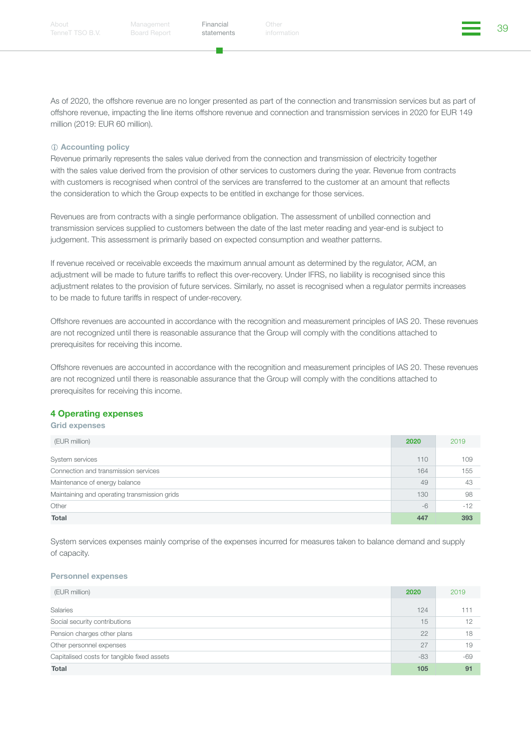As of 2020, the offshore revenue are no longer presented as part of the connection and transmission services but as part of offshore revenue, impacting the line items offshore revenue and connection and transmission services in 2020 for EUR 149 million (2019: EUR 60 million).

**ⓘ Accounting policy**

Revenue primarily represents the sales value derived from the connection and transmission of electricity together with the sales value derived from the provision of other services to customers during the year. Revenue from contracts with customers is recognised when control of the services are transferred to the customer at an amount that reflects the consideration to which the Group expects to be entitled in exchange for those services.

Revenues are from contracts with a single performance obligation. The assessment of unbilled connection and transmission services supplied to customers between the date of the last meter reading and year-end is subject to judgement. This assessment is primarily based on expected consumption and weather patterns.

If revenue received or receivable exceeds the maximum annual amount as determined by the regulator, ACM, an adjustment will be made to future tariffs to reflect this over-recovery. Under IFRS, no liability is recognised since this adjustment relates to the provision of future services. Similarly, no asset is recognised when a regulator permits increases to be made to future tariffs in respect of under-recovery.

Offshore revenues are accounted in accordance with the recognition and measurement principles of IAS 20. These revenues are not recognized until there is reasonable assurance that the Group will comply with the conditions attached to prerequisites for receiving this income.

Offshore revenues are accounted in accordance with the recognition and measurement principles of IAS 20. These revenues are not recognized until there is reasonable assurance that the Group will comply with the conditions attached to prerequisites for receiving this income.

## 4 Operating expenses

### Grid expenses

| (EUR million) | 2020 | 2019 |
|---|---|---|
| System services | 110 | 109 |
| Connection and transmission services | 164 | 155 |
| Maintenance of energy balance | 49 | 43 |
| Maintaining and operating transmission grids | 130 | 98 |
| Other | -6 | -12 |
| **Total** | **447** | **393** |

System services expenses mainly comprise of the expenses incurred for measures taken to balance demand and supply of capacity.

### Personnel expenses

| (EUR million) | 2020 | 2019 |
|---|---|---|
| Salaries | 124 | 111 |
| Social security contributions | 15 | 12 |
| Pension charges other plans | 22 | 18 |
| Other personnel expenses | 27 | 19 |
| Capitalised costs for tangible fixed assets | -83 | -69 |
| **Total** | **105** | **91** |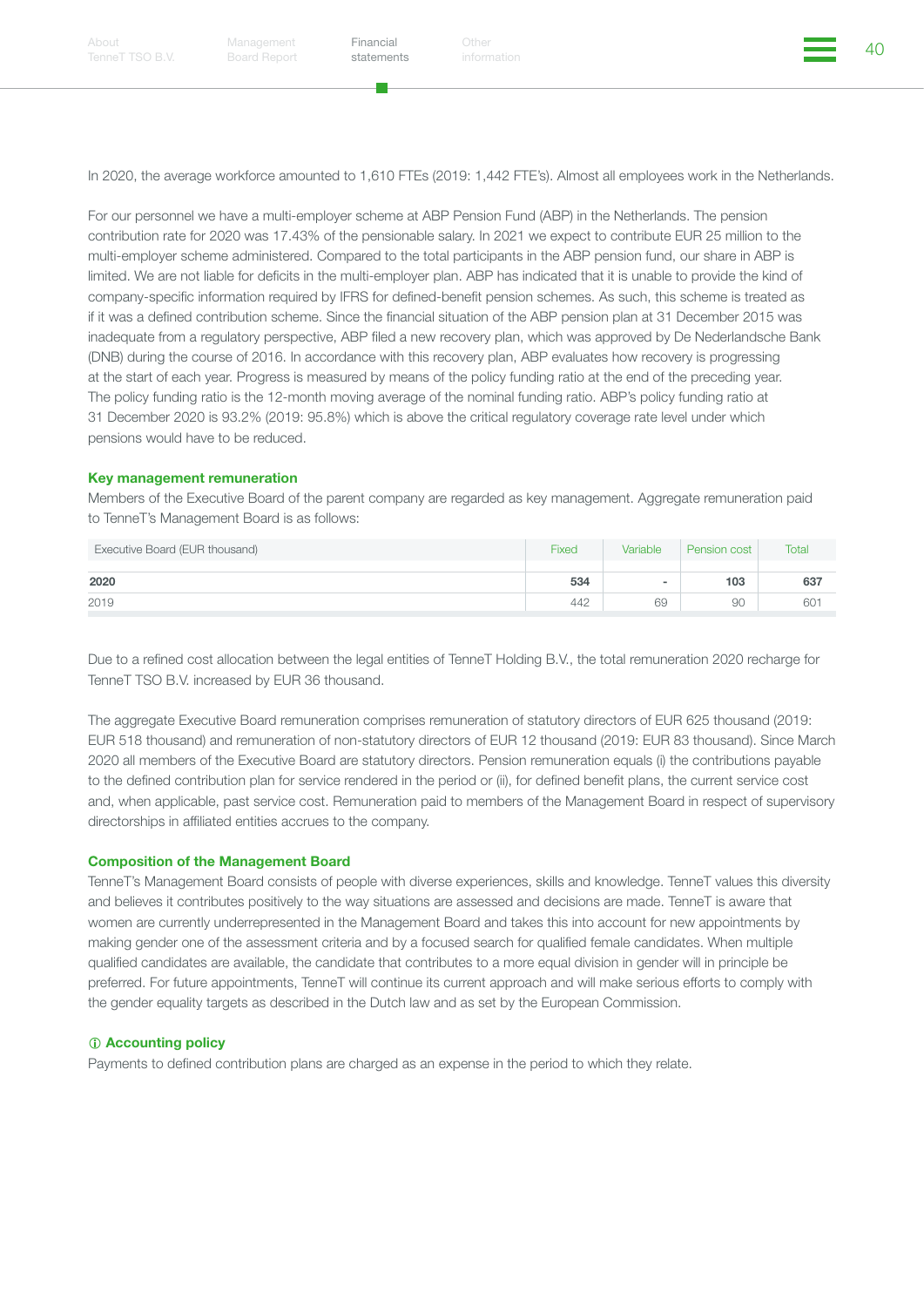In 2020, the average workforce amounted to 1,610 FTEs (2019: 1,442 FTE's). Almost all employees work in the Netherlands.

For our personnel we have a multi-employer scheme at ABP Pension Fund (ABP) in the Netherlands. The pension contribution rate for 2020 was 17.43% of the pensionable salary. In 2021 we expect to contribute EUR 25 million to the multi-employer scheme administered. Compared to the total participants in the ABP pension fund, our share in ABP is limited. We are not liable for deficits in the multi-employer plan. ABP has indicated that it is unable to provide the kind of company-specific information required by IFRS for defined-benefit pension schemes. As such, this scheme is treated as if it was a defined contribution scheme. Since the financial situation of the ABP pension plan at 31 December 2015 was inadequate from a regulatory perspective, ABP filed a new recovery plan, which was approved by De Nederlandsche Bank (DNB) during the course of 2016. In accordance with this recovery plan, ABP evaluates how recovery is progressing at the start of each year. Progress is measured by means of the policy funding ratio at the end of the preceding year. The policy funding ratio is the 12-month moving average of the nominal funding ratio. ABP's policy funding ratio at 31 December 2020 is 93.2% (2019: 95.8%) which is above the critical regulatory coverage rate level under which pensions would have to be reduced.

### Key management remuneration

Members of the Executive Board of the parent company are regarded as key management. Aggregate remuneration paid to TenneT's Management Board is as follows:

| Executive Board (EUR thousand) | Fixed | Variable | Pension cost | Total |
|---|---|---|---|---|
| **2020** | **534** | **-** | **103** | **637** |
| 2019 | 442 | 69 | 90 | 601 |

Due to a refined cost allocation between the legal entities of TenneT Holding B.V., the total remuneration 2020 recharge for TenneT TSO B.V. increased by EUR 36 thousand.

The aggregate Executive Board remuneration comprises remuneration of statutory directors of EUR 625 thousand (2019: EUR 518 thousand) and remuneration of non-statutory directors of EUR 12 thousand (2019: EUR 83 thousand). Since March 2020 all members of the Executive Board are statutory directors. Pension remuneration equals (i) the contributions payable to the defined contribution plan for service rendered in the period or (ii), for defined benefit plans, the current service cost and, when applicable, past service cost. Remuneration paid to members of the Management Board in respect of supervisory directorships in affiliated entities accrues to the company.

### Composition of the Management Board

TenneT's Management Board consists of people with diverse experiences, skills and knowledge. TenneT values this diversity and believes it contributes positively to the way situations are assessed and decisions are made. TenneT is aware that women are currently underrepresented in the Management Board and takes this into account for new appointments by making gender one of the assessment criteria and by a focused search for qualified female candidates. When multiple qualified candidates are available, the candidate that contributes to a more equal division in gender will in principle be preferred. For future appointments, TenneT will continue its current approach and will make serious efforts to comply with the gender equality targets as described in the Dutch law and as set by the European Commission.

### ⓘ Accounting policy

Payments to defined contribution plans are charged as an expense in the period to which they relate.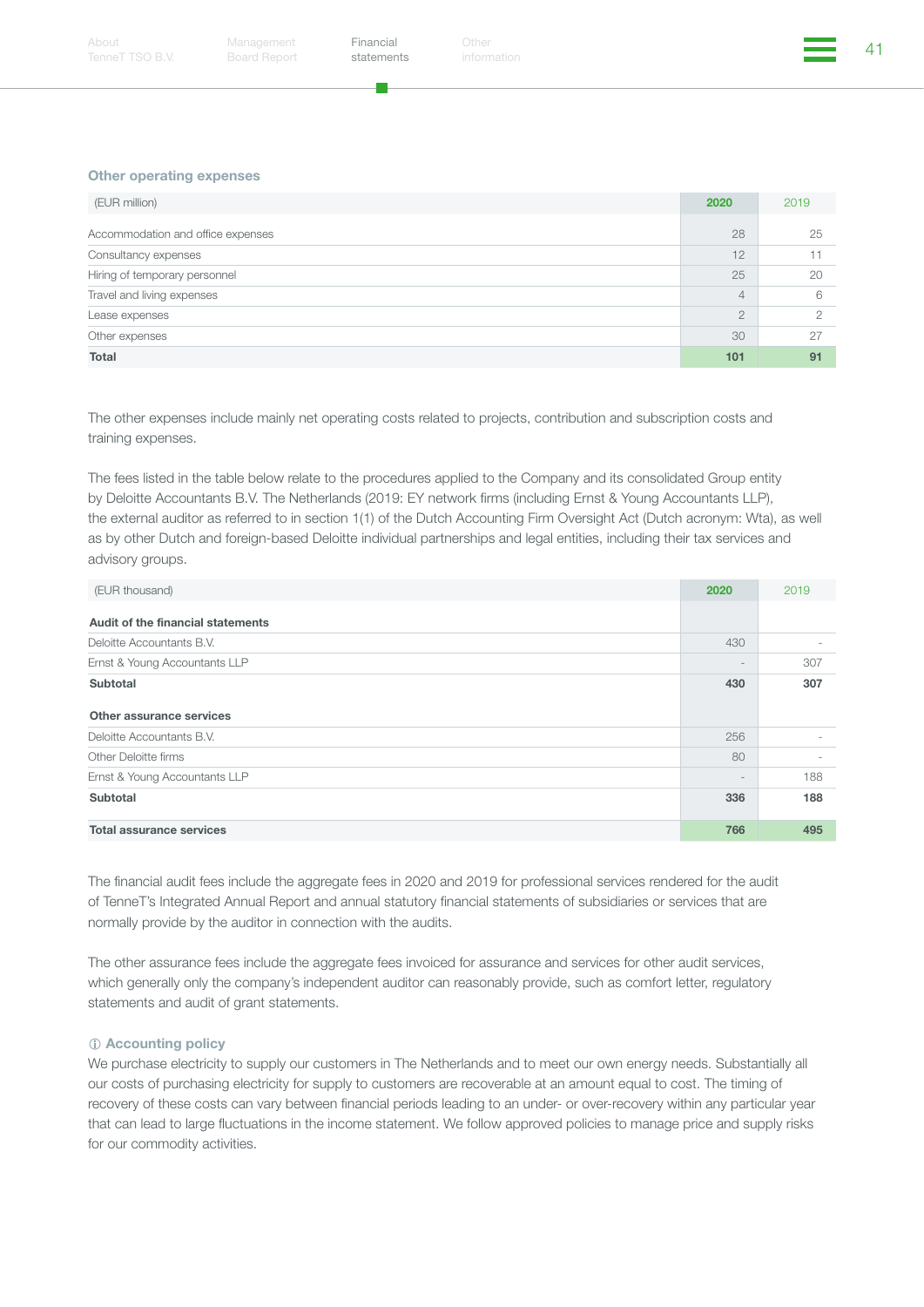### Other operating expenses

| (EUR million) | 2020 | 2019 |
|---|---|---|
| Accommodation and office expenses | 28 | 25 |
| Consultancy expenses | 12 | 11 |
| Hiring of temporary personnel | 25 | 20 |
| Travel and living expenses | 4 | 6 |
| Lease expenses | 2 | 2 |
| Other expenses | 30 | 27 |
| **Total** | **101** | **91** |

The other expenses include mainly net operating costs related to projects, contribution and subscription costs and training expenses.

The fees listed in the table below relate to the procedures applied to the Company and its consolidated Group entity by Deloitte Accountants B.V. The Netherlands (2019: EY network firms (including Ernst & Young Accountants LLP), the external auditor as referred to in section 1(1) of the Dutch Accounting Firm Oversight Act (Dutch acronym: Wta), as well as by other Dutch and foreign-based Deloitte individual partnerships and legal entities, including their tax services and advisory groups.

| (EUR thousand) | 2020 | 2019 |
|---|---|---|
| **Audit of the financial statements** | | |
| Deloitte Accountants B.V. | 430 | - |
| Ernst & Young Accountants LLP | - | 307 |
| **Subtotal** | **430** | **307** |
| **Other assurance services** | | |
| Deloitte Accountants B.V. | 256 | - |
| Other Deloitte firms | 80 | - |
| Ernst & Young Accountants LLP | - | 188 |
| **Subtotal** | **336** | **188** |
| **Total assurance services** | **766** | **495** |

The financial audit fees include the aggregate fees in 2020 and 2019 for professional services rendered for the audit of TenneT's Integrated Annual Report and annual statutory financial statements of subsidiaries or services that are normally provide by the auditor in connection with the audits.

The other assurance fees include the aggregate fees invoiced for assurance and services for other audit services, which generally only the company's independent auditor can reasonably provide, such as comfort letter, regulatory statements and audit of grant statements.

#### ⓘ Accounting policy

We purchase electricity to supply our customers in The Netherlands and to meet our own energy needs. Substantially all our costs of purchasing electricity for supply to customers are recoverable at an amount equal to cost. The timing of recovery of these costs can vary between financial periods leading to an under- or over-recovery within any particular year that can lead to large fluctuations in the income statement. We follow approved policies to manage price and supply risks for our commodity activities.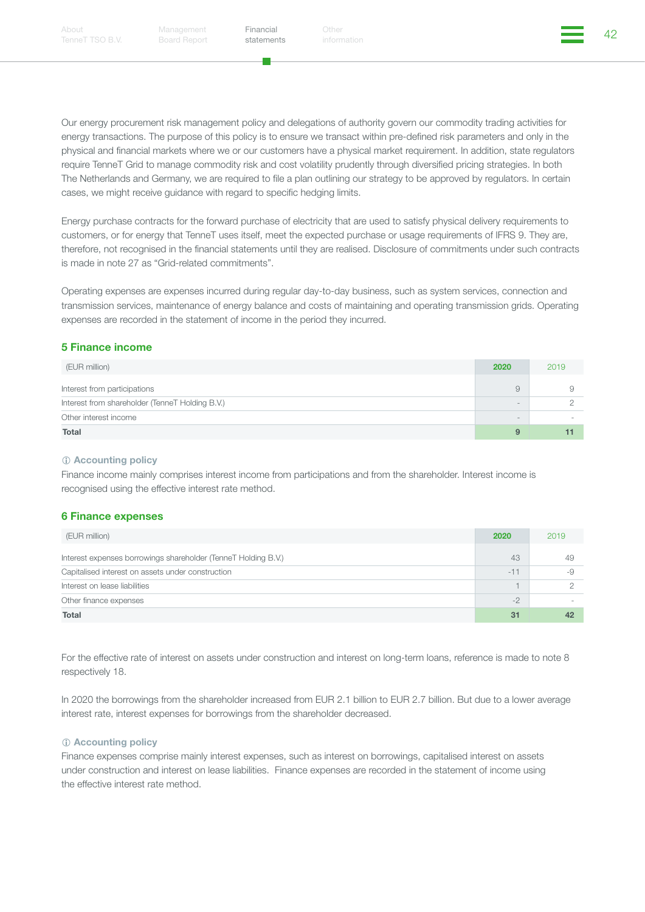Our energy procurement risk management policy and delegations of authority govern our commodity trading activities for energy transactions. The purpose of this policy is to ensure we transact within pre-defined risk parameters and only in the physical and financial markets where we or our customers have a physical market requirement. In addition, state regulators require TenneT Grid to manage commodity risk and cost volatility prudently through diversified pricing strategies. In both The Netherlands and Germany, we are required to file a plan outlining our strategy to be approved by regulators. In certain cases, we might receive guidance with regard to specific hedging limits.

Energy purchase contracts for the forward purchase of electricity that are used to satisfy physical delivery requirements to customers, or for energy that TenneT uses itself, meet the expected purchase or usage requirements of IFRS 9. They are, therefore, not recognised in the financial statements until they are realised. Disclosure of commitments under such contracts is made in note 27 as "Grid-related commitments".

Operating expenses are expenses incurred during regular day-to-day business, such as system services, connection and transmission services, maintenance of energy balance and costs of maintaining and operating transmission grids. Operating expenses are recorded in the statement of income in the period they incurred.

## 5 Finance income

| (EUR million) | 2020 | 2019 |
|---|---|---|
| Interest from participations | 9 | 9 |
| Interest from shareholder (TenneT Holding B.V.) | - | 2 |
| Other interest income | - | - |
| **Total** | **9** | **11** |

### ⓘ Accounting policy

Finance income mainly comprises interest income from participations and from the shareholder. Interest income is recognised using the effective interest rate method.

## 6 Finance expenses

| (EUR million) | 2020 | 2019 |
|---|---|---|
| Interest expenses borrowings shareholder (TenneT Holding B.V.) | 43 | 49 |
| Capitalised interest on assets under construction | -11 | -9 |
| Interest on lease liabilities | 1 | 2 |
| Other finance expenses | -2 | - |
| **Total** | **31** | **42** |

For the effective rate of interest on assets under construction and interest on long-term loans, reference is made to note 8 respectively 18.

In 2020 the borrowings from the shareholder increased from EUR 2.1 billion to EUR 2.7 billion. But due to a lower average interest rate, interest expenses for borrowings from the shareholder decreased.

### ⓘ Accounting policy

Finance expenses comprise mainly interest expenses, such as interest on borrowings, capitalised interest on assets under construction and interest on lease liabilities. Finance expenses are recorded in the statement of income using the effective interest rate method.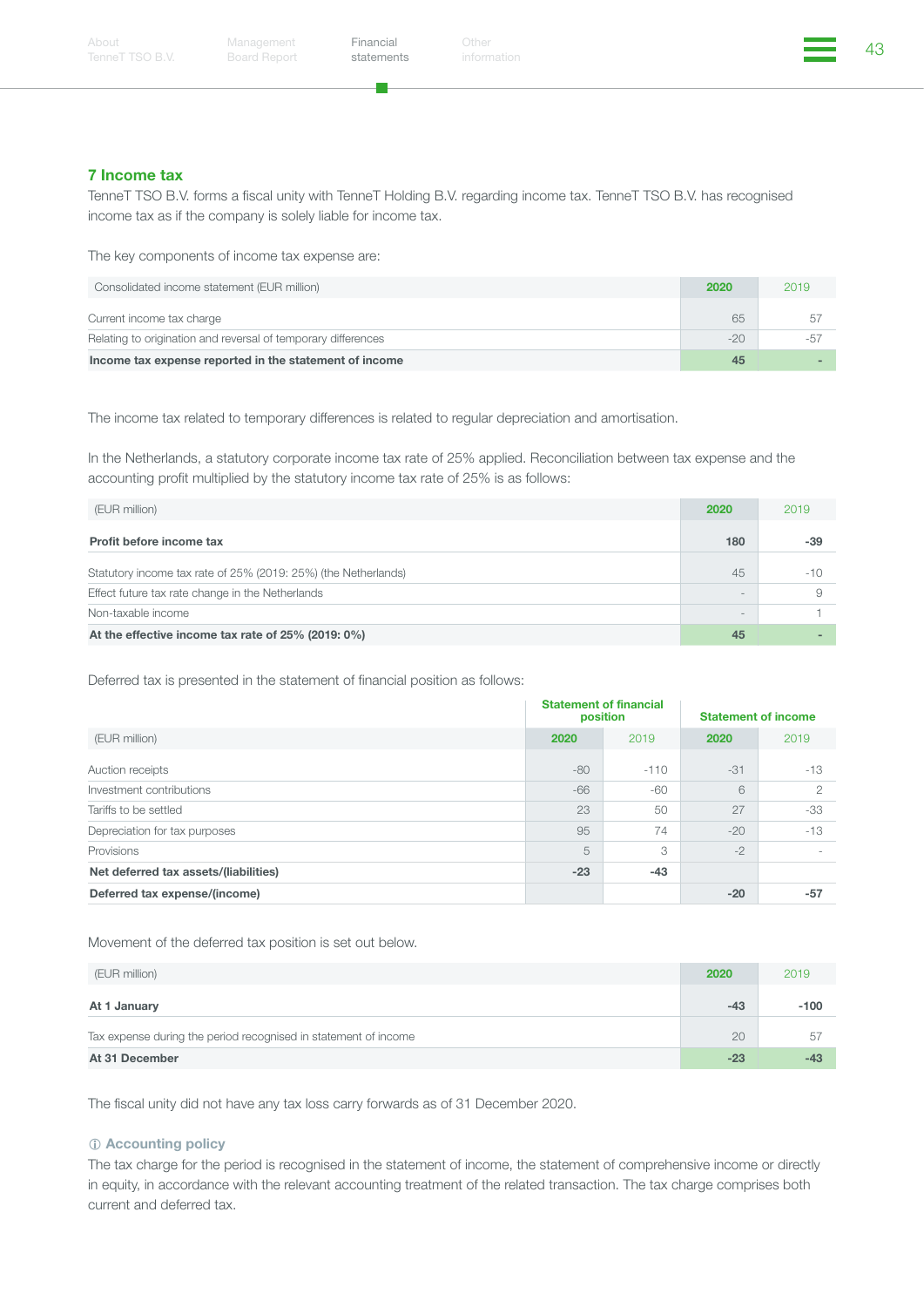## 7 Income tax

TenneT TSO B.V. forms a fiscal unity with TenneT Holding B.V. regarding income tax. TenneT TSO B.V. has recognised income tax as if the company is solely liable for income tax.

The key components of income tax expense are:

| Consolidated income statement (EUR million) | 2020 | 2019 |
|---|---|---|
| Current income tax charge | 65 | 57 |
| Relating to origination and reversal of temporary differences | -20 | -57 |
| **Income tax expense reported in the statement of income** | **45** | **-** |

The income tax related to temporary differences is related to regular depreciation and amortisation.

In the Netherlands, a statutory corporate income tax rate of 25% applied. Reconciliation between tax expense and the accounting profit multiplied by the statutory income tax rate of 25% is as follows:

| (EUR million) | 2020 | 2019 |
|---|---|---|
| **Profit before income tax** | **180** | **-39** |
| Statutory income tax rate of 25% (2019: 25%) (the Netherlands) | 45 | -10 |
| Effect future tax rate change in the Netherlands | - | 9 |
| Non-taxable income | - | 1 |
| **At the effective income tax rate of 25% (2019: 0%)** | **45** | **-** |

Deferred tax is presented in the statement of financial position as follows:

| | Statement of financial position | | Statement of income | |
|---|---|---|---|---|
| (EUR million) | 2020 | 2019 | 2020 | 2019 |
| Auction receipts | -80 | -110 | -31 | -13 |
| Investment contributions | -66 | -60 | 6 | 2 |
| Tariffs to be settled | 23 | 50 | 27 | -33 |
| Depreciation for tax purposes | 95 | 74 | -20 | -13 |
| Provisions | 5 | 3 | -2 | - |
| **Net deferred tax assets/(liabilities)** | **-23** | **-43** | | |
| **Deferred tax expense/(income)** | | | **-20** | **-57** |

Movement of the deferred tax position is set out below.

| (EUR million) | 2020 | 2019 |
|---|---|---|
| **At 1 January** | **-43** | **-100** |
| Tax expense during the period recognised in statement of income | 20 | 57 |
| **At 31 December** | **-23** | **-43** |

The fiscal unity did not have any tax loss carry forwards as of 31 December 2020.

### ⓘ Accounting policy

The tax charge for the period is recognised in the statement of income, the statement of comprehensive income or directly in equity, in accordance with the relevant accounting treatment of the related transaction. The tax charge comprises both current and deferred tax.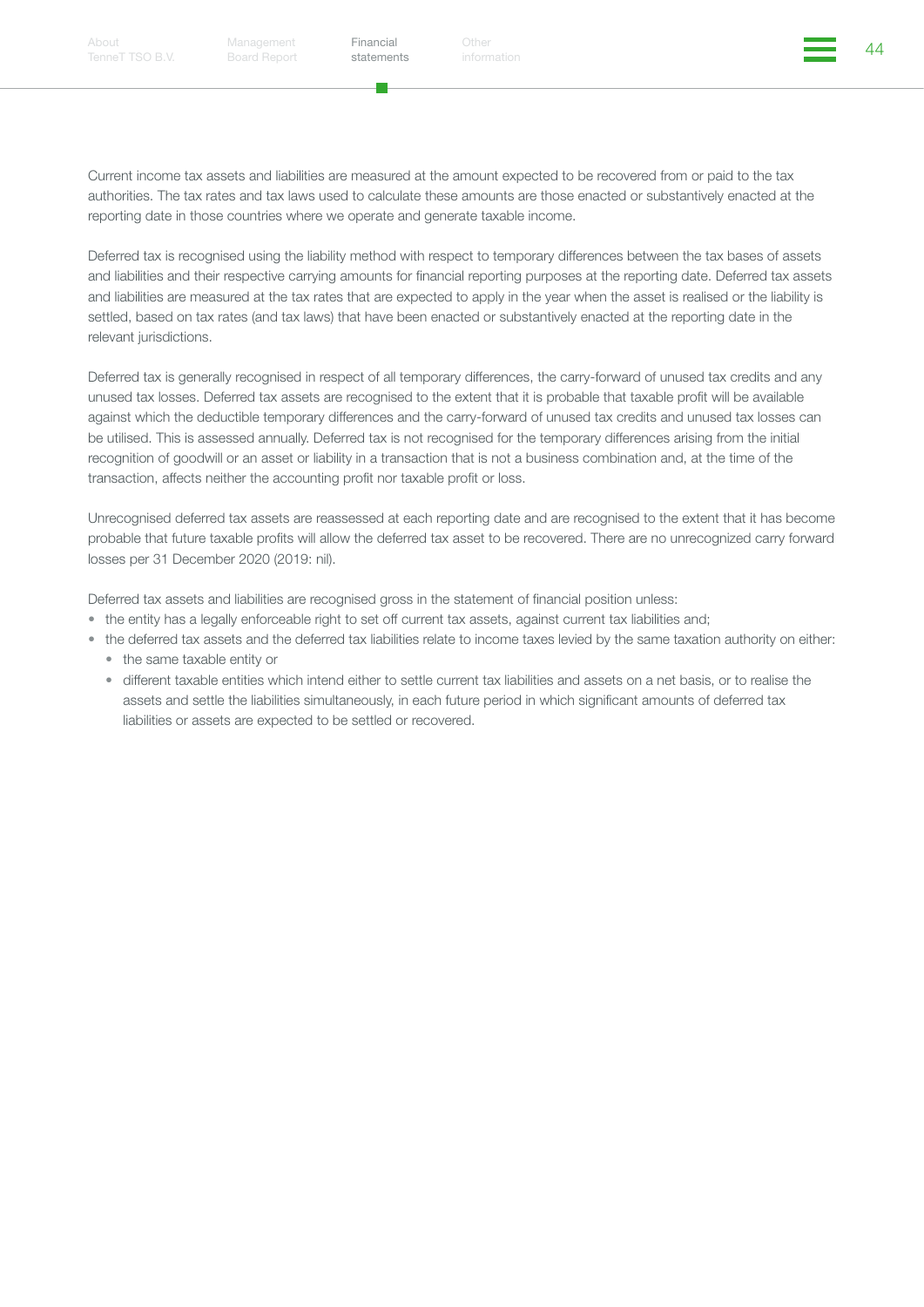Current income tax assets and liabilities are measured at the amount expected to be recovered from or paid to the tax authorities. The tax rates and tax laws used to calculate these amounts are those enacted or substantively enacted at the reporting date in those countries where we operate and generate taxable income.

Deferred tax is recognised using the liability method with respect to temporary differences between the tax bases of assets and liabilities and their respective carrying amounts for financial reporting purposes at the reporting date. Deferred tax assets and liabilities are measured at the tax rates that are expected to apply in the year when the asset is realised or the liability is settled, based on tax rates (and tax laws) that have been enacted or substantively enacted at the reporting date in the relevant jurisdictions.

Deferred tax is generally recognised in respect of all temporary differences, the carry-forward of unused tax credits and any unused tax losses. Deferred tax assets are recognised to the extent that it is probable that taxable profit will be available against which the deductible temporary differences and the carry-forward of unused tax credits and unused tax losses can be utilised. This is assessed annually. Deferred tax is not recognised for the temporary differences arising from the initial recognition of goodwill or an asset or liability in a transaction that is not a business combination and, at the time of the transaction, affects neither the accounting profit nor taxable profit or loss.

Unrecognised deferred tax assets are reassessed at each reporting date and are recognised to the extent that it has become probable that future taxable profits will allow the deferred tax asset to be recovered. There are no unrecognized carry forward losses per 31 December 2020 (2019: nil).

Deferred tax assets and liabilities are recognised gross in the statement of financial position unless:

- the entity has a legally enforceable right to set off current tax assets, against current tax liabilities and;
- the deferred tax assets and the deferred tax liabilities relate to income taxes levied by the same taxation authority on either:
  - the same taxable entity or
  - different taxable entities which intend either to settle current tax liabilities and assets on a net basis, or to realise the assets and settle the liabilities simultaneously, in each future period in which significant amounts of deferred tax liabilities or assets are expected to be settled or recovered.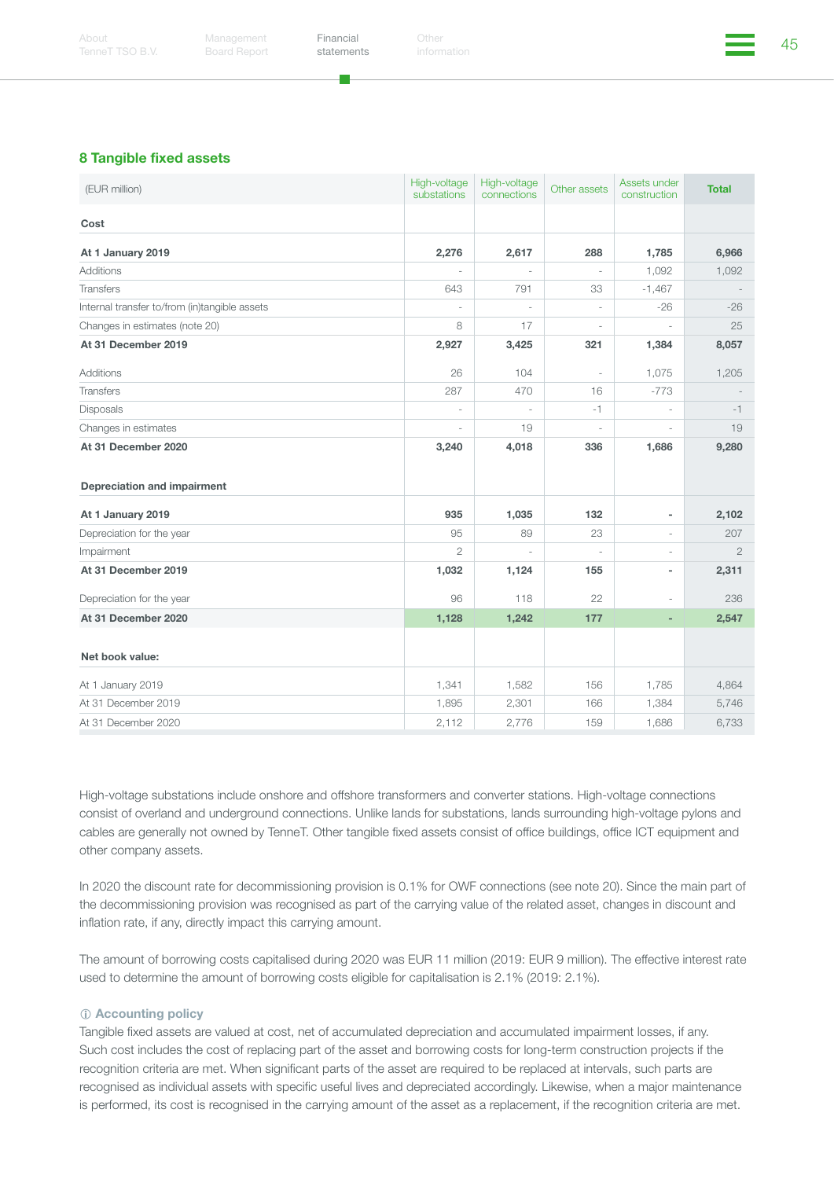## 8 Tangible fixed assets

| (EUR million) | High-voltage substations | High-voltage connections | Other assets | Assets under construction | Total |
|---|---|---|---|---|---|
| **Cost** | | | | | |
| **At 1 January 2019** | **2,276** | **2,617** | **288** | **1,785** | **6,966** |
| Additions | - | - | - | 1,092 | 1,092 |
| Transfers | 643 | 791 | 33 | -1,467 | - |
| Internal transfer to/from (in)tangible assets | - | - | - | -26 | -26 |
| Changes in estimates (note 20) | 8 | 17 | - | - | 25 |
| **At 31 December 2019** | **2,927** | **3,425** | **321** | **1,384** | **8,057** |
| Additions | 26 | 104 | - | 1,075 | 1,205 |
| Transfers | 287 | 470 | 16 | -773 | - |
| Disposals | - | - | -1 | - | -1 |
| Changes in estimates | - | 19 | - | - | 19 |
| **At 31 December 2020** | **3,240** | **4,018** | **336** | **1,686** | **9,280** |
| **Depreciation and impairment** | | | | | |
| **At 1 January 2019** | **935** | **1,035** | **132** | **-** | **2,102** |
| Depreciation for the year | 95 | 89 | 23 | - | 207 |
| Impairment | 2 | - | - | - | 2 |
| **At 31 December 2019** | **1,032** | **1,124** | **155** | **-** | **2,311** |
| Depreciation for the year | 96 | 118 | 22 | - | 236 |
| **At 31 December 2020** | **1,128** | **1,242** | **177** | **-** | **2,547** |
| **Net book value:** | | | | | |
| At 1 January 2019 | 1,341 | 1,582 | 156 | 1,785 | 4,864 |
| At 31 December 2019 | 1,895 | 2,301 | 166 | 1,384 | 5,746 |
| At 31 December 2020 | 2,112 | 2,776 | 159 | 1,686 | 6,733 |

High-voltage substations include onshore and offshore transformers and converter stations. High-voltage connections consist of overland and underground connections. Unlike lands for substations, lands surrounding high-voltage pylons and cables are generally not owned by TenneT. Other tangible fixed assets consist of office buildings, office ICT equipment and other company assets.

In 2020 the discount rate for decommissioning provision is 0.1% for OWF connections (see note 20). Since the main part of the decommissioning provision was recognised as part of the carrying value of the related asset, changes in discount and inflation rate, if any, directly impact this carrying amount.

The amount of borrowing costs capitalised during 2020 was EUR 11 million (2019: EUR 9 million). The effective interest rate used to determine the amount of borrowing costs eligible for capitalisation is 2.1% (2019: 2.1%).

### ⓘ Accounting policy

Tangible fixed assets are valued at cost, net of accumulated depreciation and accumulated impairment losses, if any. Such cost includes the cost of replacing part of the asset and borrowing costs for long-term construction projects if the recognition criteria are met. When significant parts of the asset are required to be replaced at intervals, such parts are recognised as individual assets with specific useful lives and depreciated accordingly. Likewise, when a major maintenance is performed, its cost is recognised in the carrying amount of the asset as a replacement, if the recognition criteria are met.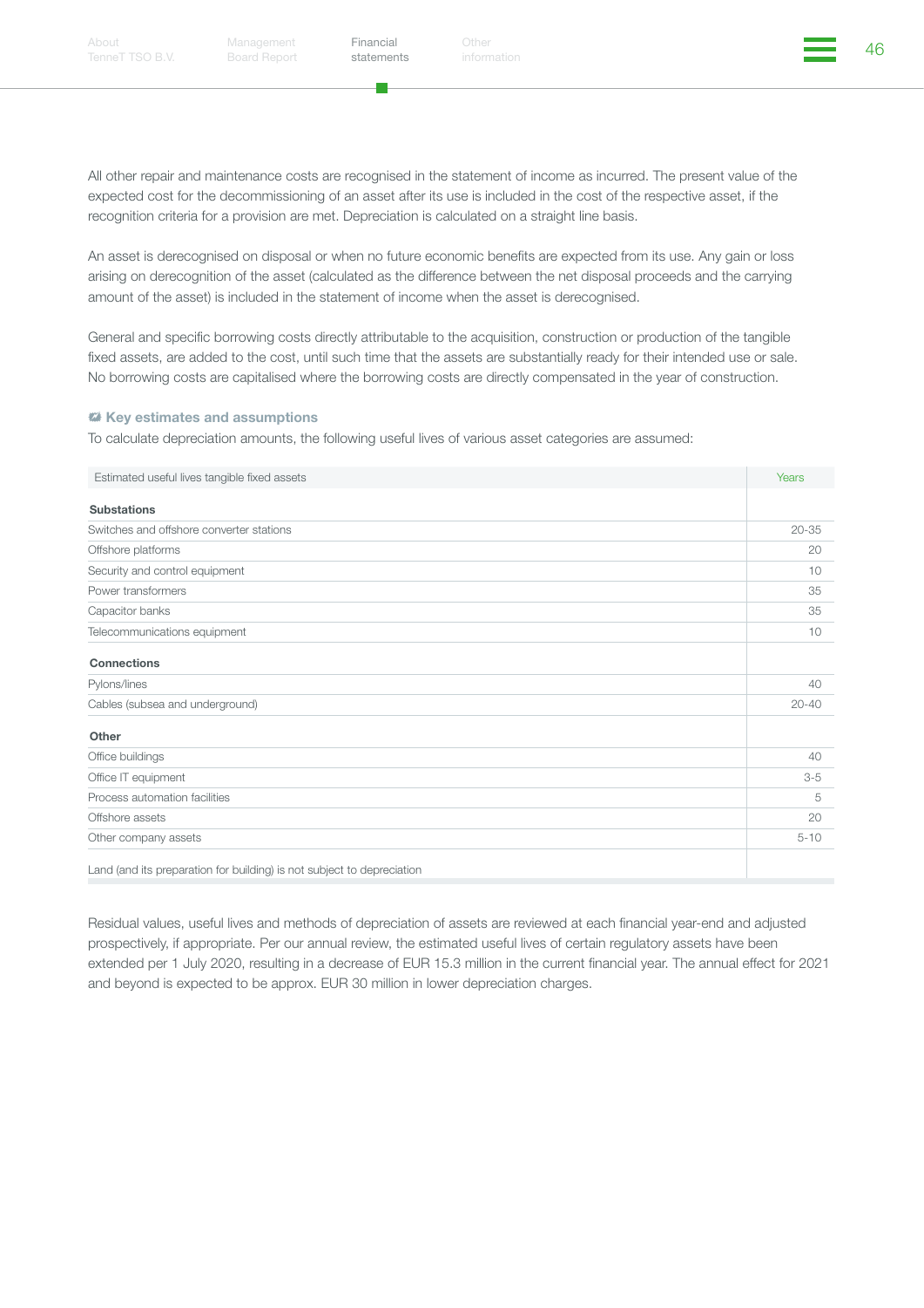All other repair and maintenance costs are recognised in the statement of income as incurred. The present value of the expected cost for the decommissioning of an asset after its use is included in the cost of the respective asset, if the recognition criteria for a provision are met. Depreciation is calculated on a straight line basis.

An asset is derecognised on disposal or when no future economic benefits are expected from its use. Any gain or loss arising on derecognition of the asset (calculated as the difference between the net disposal proceeds and the carrying amount of the asset) is included in the statement of income when the asset is derecognised.

General and specific borrowing costs directly attributable to the acquisition, construction or production of the tangible fixed assets, are added to the cost, until such time that the assets are substantially ready for their intended use or sale. No borrowing costs are capitalised where the borrowing costs are directly compensated in the year of construction.

#### Key estimates and assumptions

To calculate depreciation amounts, the following useful lives of various asset categories are assumed:

| Estimated useful lives tangible fixed assets | Years |
|---|---|
| **Substations** | |
| Switches and offshore converter stations | 20-35 |
| Offshore platforms | 20 |
| Security and control equipment | 10 |
| Power transformers | 35 |
| Capacitor banks | 35 |
| Telecommunications equipment | 10 |
| **Connections** | |
| Pylons/lines | 40 |
| Cables (subsea and underground) | 20-40 |
| **Other** | |
| Office buildings | 40 |
| Office IT equipment | 3-5 |
| Process automation facilities | 5 |
| Offshore assets | 20 |
| Other company assets | 5-10 |
| Land (and its preparation for building) is not subject to depreciation | |

Residual values, useful lives and methods of depreciation of assets are reviewed at each financial year-end and adjusted prospectively, if appropriate. Per our annual review, the estimated useful lives of certain regulatory assets have been extended per 1 July 2020, resulting in a decrease of EUR 15.3 million in the current financial year. The annual effect for 2021 and beyond is expected to be approx. EUR 30 million in lower depreciation charges.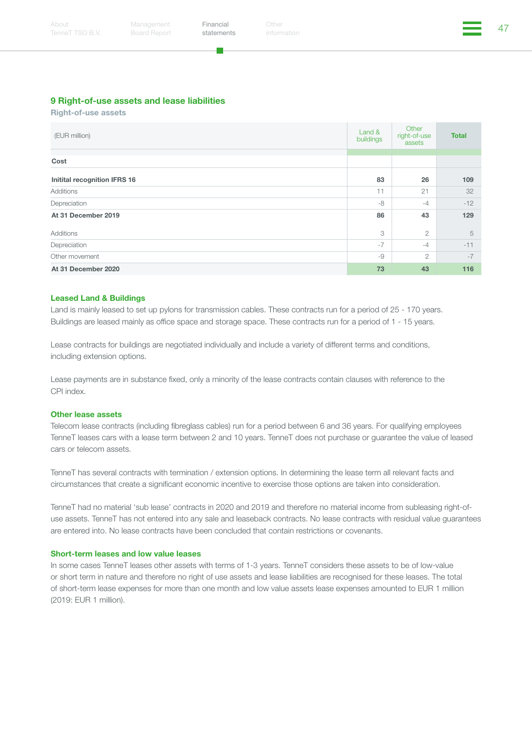## 9 Right-of-use assets and lease liabilities

### Right-of-use assets

| (EUR million) | Land & buildings | Other right-of-use assets | Total |
|---|---|---|---|
| **Cost** | | | |
| **Initital recognition IFRS 16** | **83** | **26** | **109** |
| Additions | 11 | 21 | 32 |
| Depreciation | -8 | -4 | -12 |
| **At 31 December 2019** | **86** | **43** | **129** |
| Additions | 3 | 2 | 5 |
| Depreciation | -7 | -4 | -11 |
| Other movement | -9 | 2 | -7 |
| **At 31 December 2020** | **73** | **43** | **116** |

### Leased Land & Buildings

Land is mainly leased to set up pylons for transmission cables. These contracts run for a period of 25 - 170 years. Buildings are leased mainly as office space and storage space. These contracts run for a period of 1 - 15 years.

Lease contracts for buildings are negotiated individually and include a variety of different terms and conditions, including extension options.

Lease payments are in substance fixed, only a minority of the lease contracts contain clauses with reference to the CPI index.

### Other lease assets

Telecom lease contracts (including fibreglass cables) run for a period between 6 and 36 years. For qualifying employees TenneT leases cars with a lease term between 2 and 10 years. TenneT does not purchase or guarantee the value of leased cars or telecom assets.

TenneT has several contracts with termination / extension options. In determining the lease term all relevant facts and circumstances that create a significant economic incentive to exercise those options are taken into consideration.

TenneT had no material 'sub lease' contracts in 2020 and 2019 and therefore no material income from subleasing right-of-use assets. TenneT has not entered into any sale and leaseback contracts. No lease contracts with residual value guarantees are entered into. No lease contracts have been concluded that contain restrictions or covenants.

### Short-term leases and low value leases

In some cases TenneT leases other assets with terms of 1-3 years. TenneT considers these assets to be of low-value or short term in nature and therefore no right of use assets and lease liabilities are recognised for these leases. The total of short-term lease expenses for more than one month and low value assets lease expenses amounted to EUR 1 million (2019: EUR 1 million).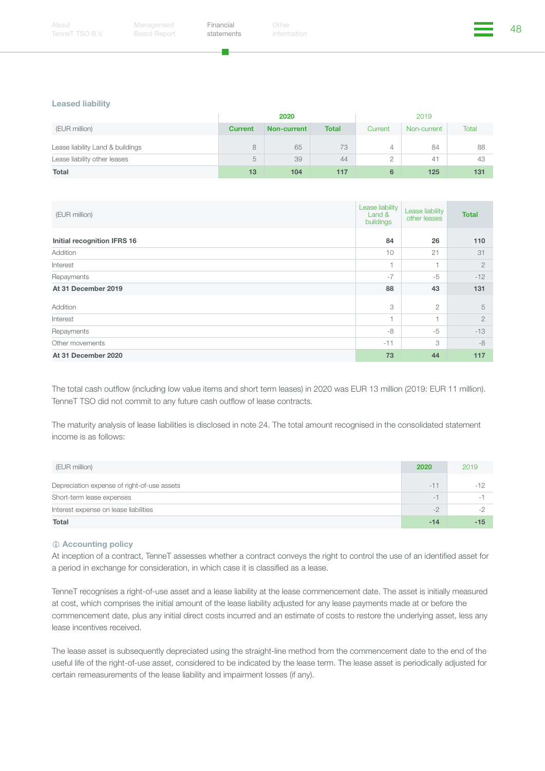### Leased liability

| (EUR million) | 2020 | | | 2019 | | |
|---|---|---|---|---|---|---|
| | Current | Non-current | Total | Current | Non-current | Total |
| Lease liability Land & buildings | 8 | 65 | 73 | 4 | 84 | 88 |
| Lease liability other leases | 5 | 39 | 44 | 2 | 41 | 43 |
| **Total** | **13** | **104** | **117** | **6** | **125** | **131** |

| (EUR million) | Lease liability Land & buildings | Lease liability other leases | Total |
|---|---|---|---|
| **Initial recognition IFRS 16** | **84** | **26** | **110** |
| Addition | 10 | 21 | 31 |
| Interest | 1 | 1 | 2 |
| Repayments | -7 | -5 | -12 |
| **At 31 December 2019** | **88** | **43** | **131** |
| Addition | 3 | 2 | 5 |
| Interest | 1 | 1 | 2 |
| Repayments | -8 | -5 | -13 |
| Other movements | -11 | 3 | -8 |
| **At 31 December 2020** | **73** | **44** | **117** |

The total cash outflow (including low value items and short term leases) in 2020 was EUR 13 million (2019: EUR 11 million). TenneT TSO did not commit to any future cash outflow of lease contracts.

The maturity analysis of lease liabilities is disclosed in note 24. The total amount recognised in the consolidated statement income is as follows:

| (EUR million) | 2020 | 2019 |
|---|---|---|
| Depreciation expense of right-of-use assets | -11 | -12 |
| Short-term lease expenses | -1 | -1 |
| Interest expense on lease liabilities | -2 | -2 |
| **Total** | **-14** | **-15** |

#### ⓘ Accounting policy

At inception of a contract, TenneT assesses whether a contract conveys the right to control the use of an identified asset for a period in exchange for consideration, in which case it is classified as a lease.

TenneT recognises a right-of-use asset and a lease liability at the lease commencement date. The asset is initially measured at cost, which comprises the initial amount of the lease liability adjusted for any lease payments made at or before the commencement date, plus any initial direct costs incurred and an estimate of costs to restore the underlying asset, less any lease incentives received.

The lease asset is subsequently depreciated using the straight-line method from the commencement date to the end of the useful life of the right-of-use asset, considered to be indicated by the lease term. The lease asset is periodically adjusted for certain remeasurements of the lease liability and impairment losses (if any).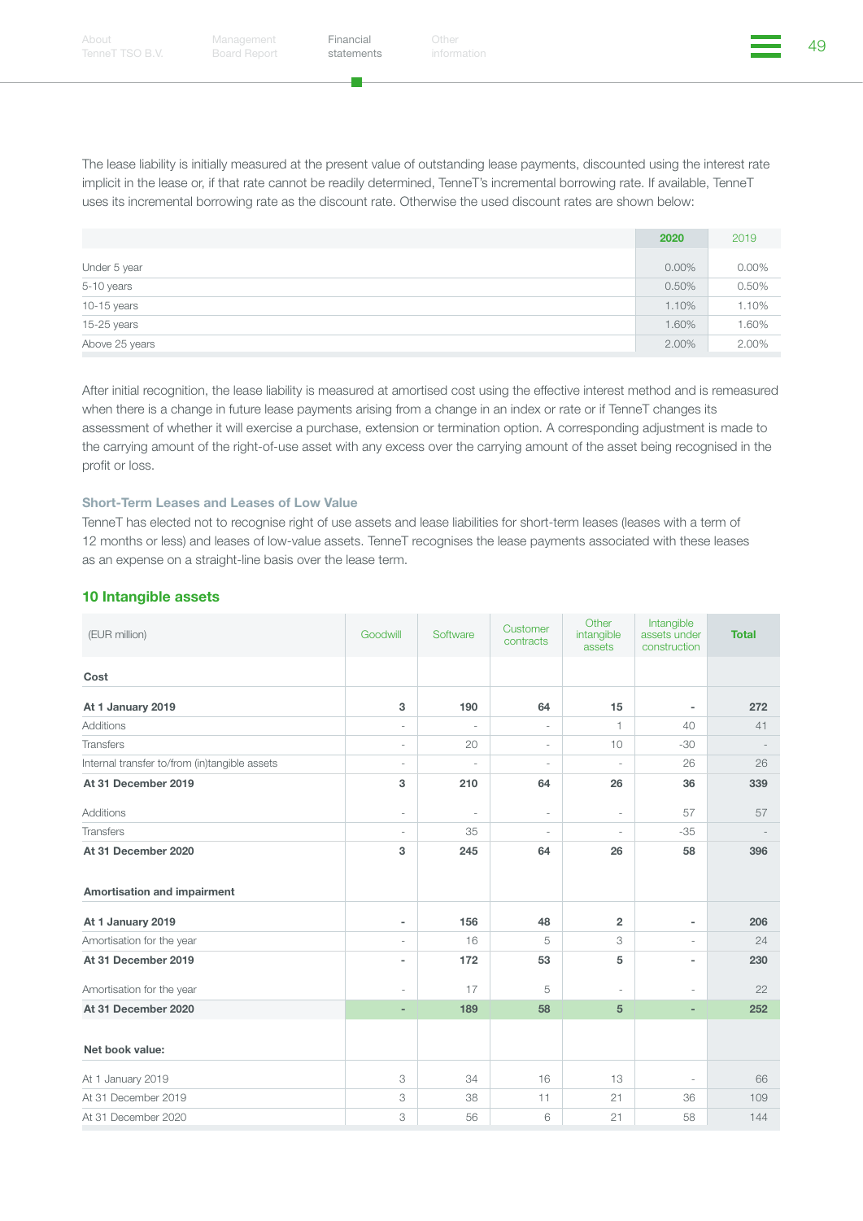The lease liability is initially measured at the present value of outstanding lease payments, discounted using the interest rate implicit in the lease or, if that rate cannot be readily determined, TenneT's incremental borrowing rate. If available, TenneT uses its incremental borrowing rate as the discount rate. Otherwise the used discount rates are shown below:

| | 2020 | 2019 |
|---|---|---|
| Under 5 year | 0.00% | 0.00% |
| 5-10 years | 0.50% | 0.50% |
| 10-15 years | 1.10% | 1.10% |
| 15-25 years | 1.60% | 1.60% |
| Above 25 years | 2.00% | 2.00% |

After initial recognition, the lease liability is measured at amortised cost using the effective interest method and is remeasured when there is a change in future lease payments arising from a change in an index or rate or if TenneT changes its assessment of whether it will exercise a purchase, extension or termination option. A corresponding adjustment is made to the carrying amount of the right-of-use asset with any excess over the carrying amount of the asset being recognised in the profit or loss.

### Short-Term Leases and Leases of Low Value

TenneT has elected not to recognise right of use assets and lease liabilities for short-term leases (leases with a term of 12 months or less) and leases of low-value assets. TenneT recognises the lease payments associated with these leases as an expense on a straight-line basis over the lease term.

## 10 Intangible assets

| (EUR million) | Goodwill | Software | Customer contracts | Other intangible assets | Intangible assets under construction | Total |
|---|---|---|---|---|---|---|
| **Cost** | | | | | | |
| **At 1 January 2019** | **3** | **190** | **64** | **15** | **-** | **272** |
| Additions | - | - | - | 1 | 40 | 41 |
| Transfers | - | 20 | - | 10 | -30 | - |
| Internal transfer to/from (in)tangible assets | - | - | - | - | 26 | 26 |
| **At 31 December 2019** | **3** | **210** | **64** | **26** | **36** | **339** |
| Additions | - | - | - | - | 57 | 57 |
| Transfers | - | 35 | - | - | -35 | - |
| **At 31 December 2020** | **3** | **245** | **64** | **26** | **58** | **396** |
| **Amortisation and impairment** | | | | | | |
| **At 1 January 2019** | **-** | **156** | **48** | **2** | **-** | **206** |
| Amortisation for the year | - | 16 | 5 | 3 | - | 24 |
| **At 31 December 2019** | **-** | **172** | **53** | **5** | **-** | **230** |
| Amortisation for the year | - | 17 | 5 | - | - | 22 |
| **At 31 December 2020** | **-** | **189** | **58** | **5** | **-** | **252** |
| **Net book value:** | | | | | | |
| At 1 January 2019 | 3 | 34 | 16 | 13 | - | 66 |
| At 31 December 2019 | 3 | 38 | 11 | 21 | 36 | 109 |
| At 31 December 2020 | 3 | 56 | 6 | 21 | 58 | 144 |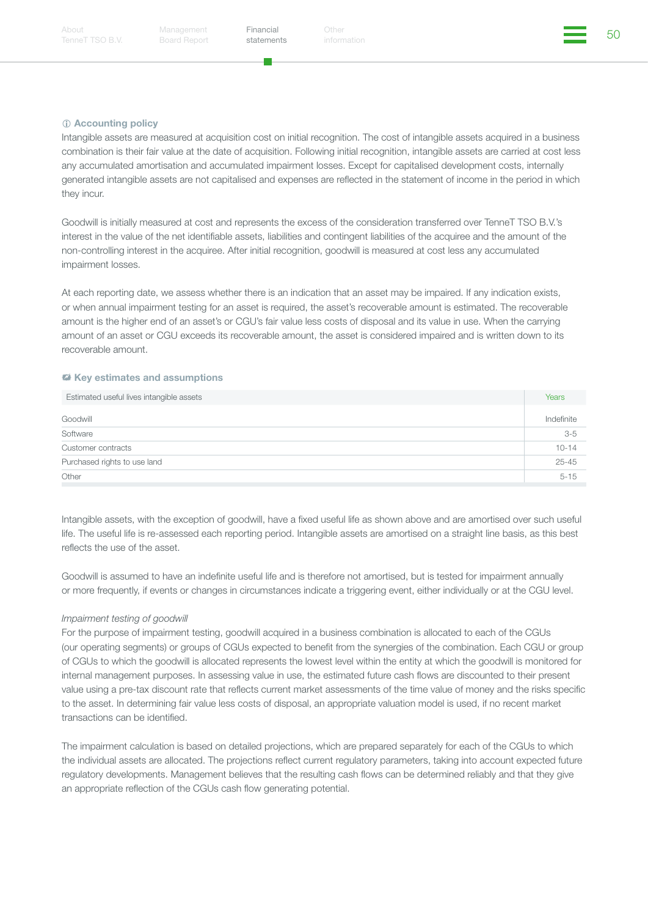### ⓘ Accounting policy

Intangible assets are measured at acquisition cost on initial recognition. The cost of intangible assets acquired in a business combination is their fair value at the date of acquisition. Following initial recognition, intangible assets are carried at cost less any accumulated amortisation and accumulated impairment losses. Except for capitalised development costs, internally generated intangible assets are not capitalised and expenses are reflected in the statement of income in the period in which they incur.

Goodwill is initially measured at cost and represents the excess of the consideration transferred over TenneT TSO B.V.'s interest in the value of the net identifiable assets, liabilities and contingent liabilities of the acquiree and the amount of the non-controlling interest in the acquiree. After initial recognition, goodwill is measured at cost less any accumulated impairment losses.

At each reporting date, we assess whether there is an indication that an asset may be impaired. If any indication exists, or when annual impairment testing for an asset is required, the asset's recoverable amount is estimated. The recoverable amount is the higher end of an asset's or CGU's fair value less costs of disposal and its value in use. When the carrying amount of an asset or CGU exceeds its recoverable amount, the asset is considered impaired and is written down to its recoverable amount.

### Key estimates and assumptions

| Estimated useful lives intangible assets | Years |
|---|---|
| Goodwill | Indefinite |
| Software | 3-5 |
| Customer contracts | 10-14 |
| Purchased rights to use land | 25-45 |
| Other | 5-15 |

Intangible assets, with the exception of goodwill, have a fixed useful life as shown above and are amortised over such useful life. The useful life is re-assessed each reporting period. Intangible assets are amortised on a straight line basis, as this best reflects the use of the asset.

Goodwill is assumed to have an indefinite useful life and is therefore not amortised, but is tested for impairment annually or more frequently, if events or changes in circumstances indicate a triggering event, either individually or at the CGU level.

*Impairment testing of goodwill*

For the purpose of impairment testing, goodwill acquired in a business combination is allocated to each of the CGUs (our operating segments) or groups of CGUs expected to benefit from the synergies of the combination. Each CGU or group of CGUs to which the goodwill is allocated represents the lowest level within the entity at which the goodwill is monitored for internal management purposes. In assessing value in use, the estimated future cash flows are discounted to their present value using a pre-tax discount rate that reflects current market assessments of the time value of money and the risks specific to the asset. In determining fair value less costs of disposal, an appropriate valuation model is used, if no recent market transactions can be identified.

The impairment calculation is based on detailed projections, which are prepared separately for each of the CGUs to which the individual assets are allocated. The projections reflect current regulatory parameters, taking into account expected future regulatory developments. Management believes that the resulting cash flows can be determined reliably and that they give an appropriate reflection of the CGUs cash flow generating potential.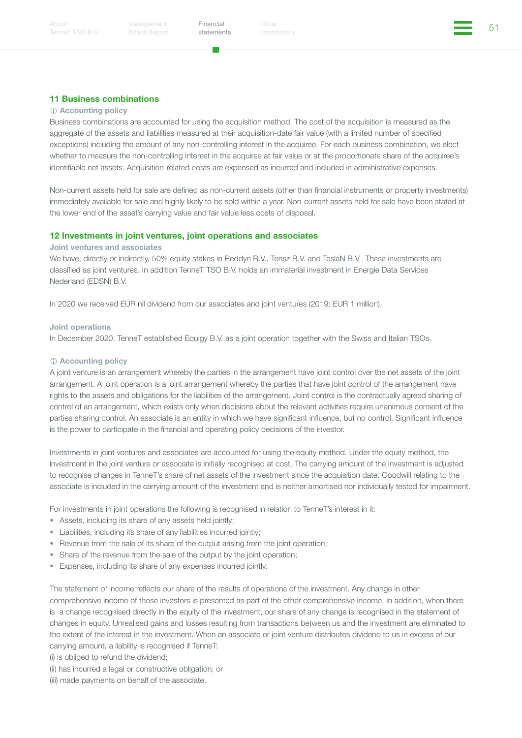## 11 Business combinations

### ⓘ Accounting policy

Business combinations are accounted for using the acquisition method. The cost of the acquisition is measured as the aggregate of the assets and liabilities measured at their acquisition-date fair value (with a limited number of specified exceptions) including the amount of any non-controlling interest in the acquiree. For each business combination, we elect whether to measure the non-controlling interest in the acquiree at fair value or at the proportionate share of the acquiree's identifiable net assets. Acquisition-related costs are expensed as incurred and included in administrative expenses.

Non-current assets held for sale are defined as non-current assets (other than financial instruments or property investments) immediately available for sale and highly likely to be sold within a year. Non-current assets held for sale have been stated at the lower end of the asset's carrying value and fair value less costs of disposal.

## 12 Investments in joint ventures, joint operations and associates

### Joint ventures and associates

We have, directly or indirectly, 50% equity stakes in Reddyn B.V., Tensz B.V. and TeslaN B.V.. These investments are classified as joint ventures. In addition TenneT TSO B.V. holds an immaterial investment in Energie Data Services Nederland (EDSN) B.V.

In 2020 we received EUR nil dividend from our associates and joint ventures (2019: EUR 1 million).

### Joint operations

In December 2020, TenneT established Equigy B.V. as a joint operation together with the Swiss and Italian TSOs.

### ⓘ Accounting policy

A joint venture is an arrangement whereby the parties in the arrangement have joint control over the net assets of the joint arrangement. A joint operation is a joint arrangement whereby the parties that have joint control of the arrangement have rights to the assets and obligations for the liabilities of the arrangement. Joint control is the contractually agreed sharing of control of an arrangement, which exists only when decisions about the relevant activities require unanimous consent of the parties sharing control. An associate is an entity in which we have significant influence, but no control. Significant influence is the power to participate in the financial and operating policy decisions of the investor.

Investments in joint ventures and associates are accounted for using the equity method. Under the equity method, the investment in the joint venture or associate is initially recognised at cost. The carrying amount of the investment is adjusted to recognise changes in TenneT's share of net assets of the investment since the acquisition date. Goodwill relating to the associate is included in the carrying amount of the investment and is neither amortised nor individually tested for impairment.

For investments in joint operations the following is recognised in relation to TenneT's interest in it:

- Assets, including its share of any assets held jointly;
- Liabilities, including its share of any liabilities incurred jointly;
- Revenue from the sale of its share of the output arising from the joint operation;
- Share of the revenue from the sale of the output by the joint operation;
- Expenses, including its share of any expenses incurred jointly.

The statement of income reflects our share of the results of operations of the investment. Any change in other comprehensive income of those investors is presented as part of the other comprehensive income. In addition, when there is a change recognised directly in the equity of the investment, our share of any change is recognised in the statement of changes in equity. Unrealised gains and losses resulting from transactions between us and the investment are eliminated to the extent of the interest in the investment. When an associate or joint venture distributes dividend to us in excess of our carrying amount, a liability is recognised if TenneT:

(i) is obliged to refund the dividend;
(ii) has incurred a legal or constructive obligation; or
(iii) made payments on behalf of the associate.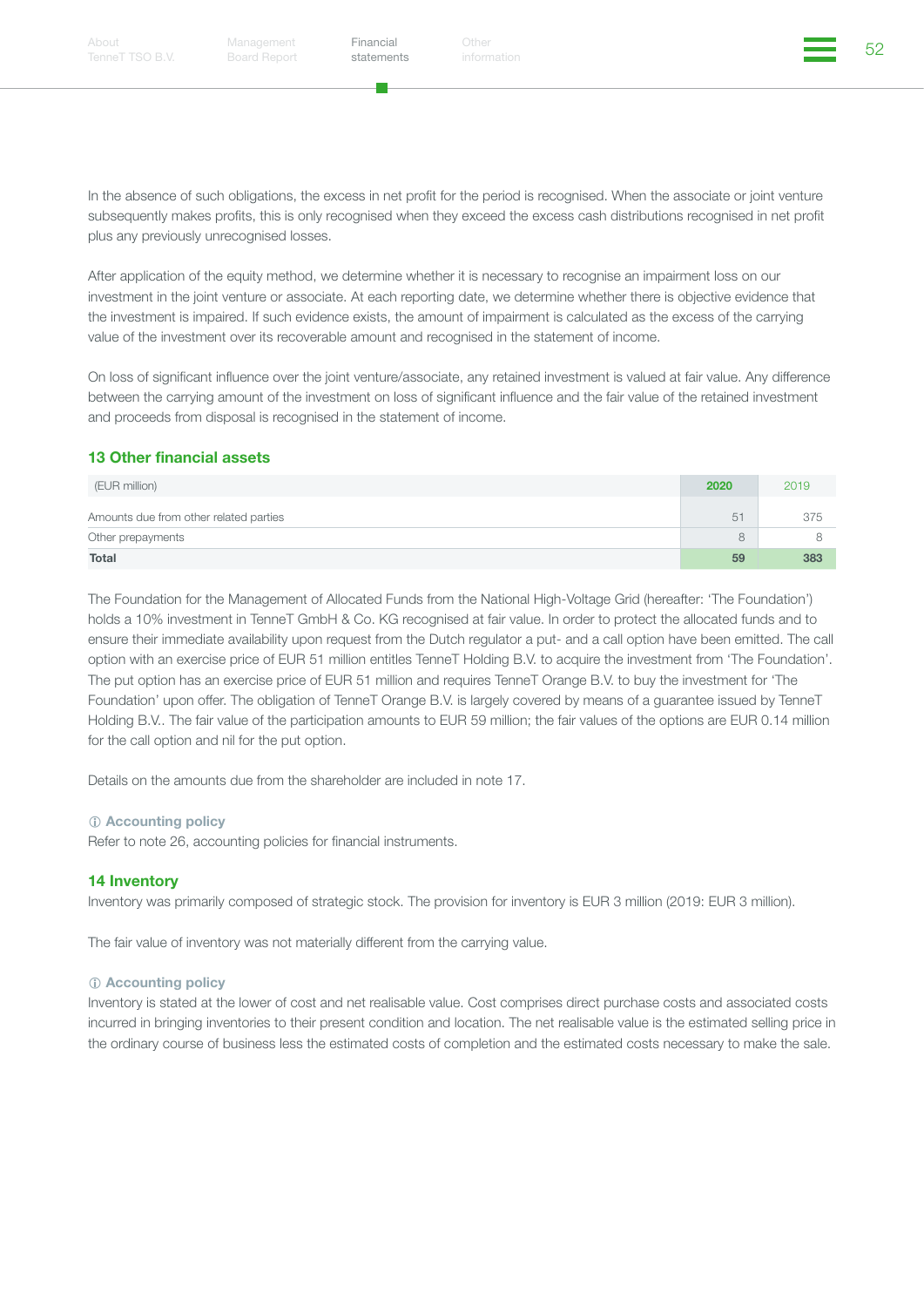In the absence of such obligations, the excess in net profit for the period is recognised. When the associate or joint venture subsequently makes profits, this is only recognised when they exceed the excess cash distributions recognised in net profit plus any previously unrecognised losses.

After application of the equity method, we determine whether it is necessary to recognise an impairment loss on our investment in the joint venture or associate. At each reporting date, we determine whether there is objective evidence that the investment is impaired. If such evidence exists, the amount of impairment is calculated as the excess of the carrying value of the investment over its recoverable amount and recognised in the statement of income.

On loss of significant influence over the joint venture/associate, any retained investment is valued at fair value. Any difference between the carrying amount of the investment on loss of significant influence and the fair value of the retained investment and proceeds from disposal is recognised in the statement of income.

## 13 Other financial assets

| (EUR million) | 2020 | 2019 |
|---|---|---|
| Amounts due from other related parties | 51 | 375 |
| Other prepayments | 8 | 8 |
| **Total** | **59** | **383** |

The Foundation for the Management of Allocated Funds from the National High-Voltage Grid (hereafter: 'The Foundation') holds a 10% investment in TenneT GmbH & Co. KG recognised at fair value. In order to protect the allocated funds and to ensure their immediate availability upon request from the Dutch regulator a put- and a call option have been emitted. The call option with an exercise price of EUR 51 million entitles TenneT Holding B.V. to acquire the investment from 'The Foundation'. The put option has an exercise price of EUR 51 million and requires TenneT Orange B.V. to buy the investment for 'The Foundation' upon offer. The obligation of TenneT Orange B.V. is largely covered by means of a guarantee issued by TenneT Holding B.V.. The fair value of the participation amounts to EUR 59 million; the fair values of the options are EUR 0.14 million for the call option and nil for the put option.

Details on the amounts due from the shareholder are included in note 17.

### ⓘ Accounting policy

Refer to note 26, accounting policies for financial instruments.

## 14 Inventory

Inventory was primarily composed of strategic stock. The provision for inventory is EUR 3 million (2019: EUR 3 million).

The fair value of inventory was not materially different from the carrying value.

### ⓘ Accounting policy

Inventory is stated at the lower of cost and net realisable value. Cost comprises direct purchase costs and associated costs incurred in bringing inventories to their present condition and location. The net realisable value is the estimated selling price in the ordinary course of business less the estimated costs of completion and the estimated costs necessary to make the sale.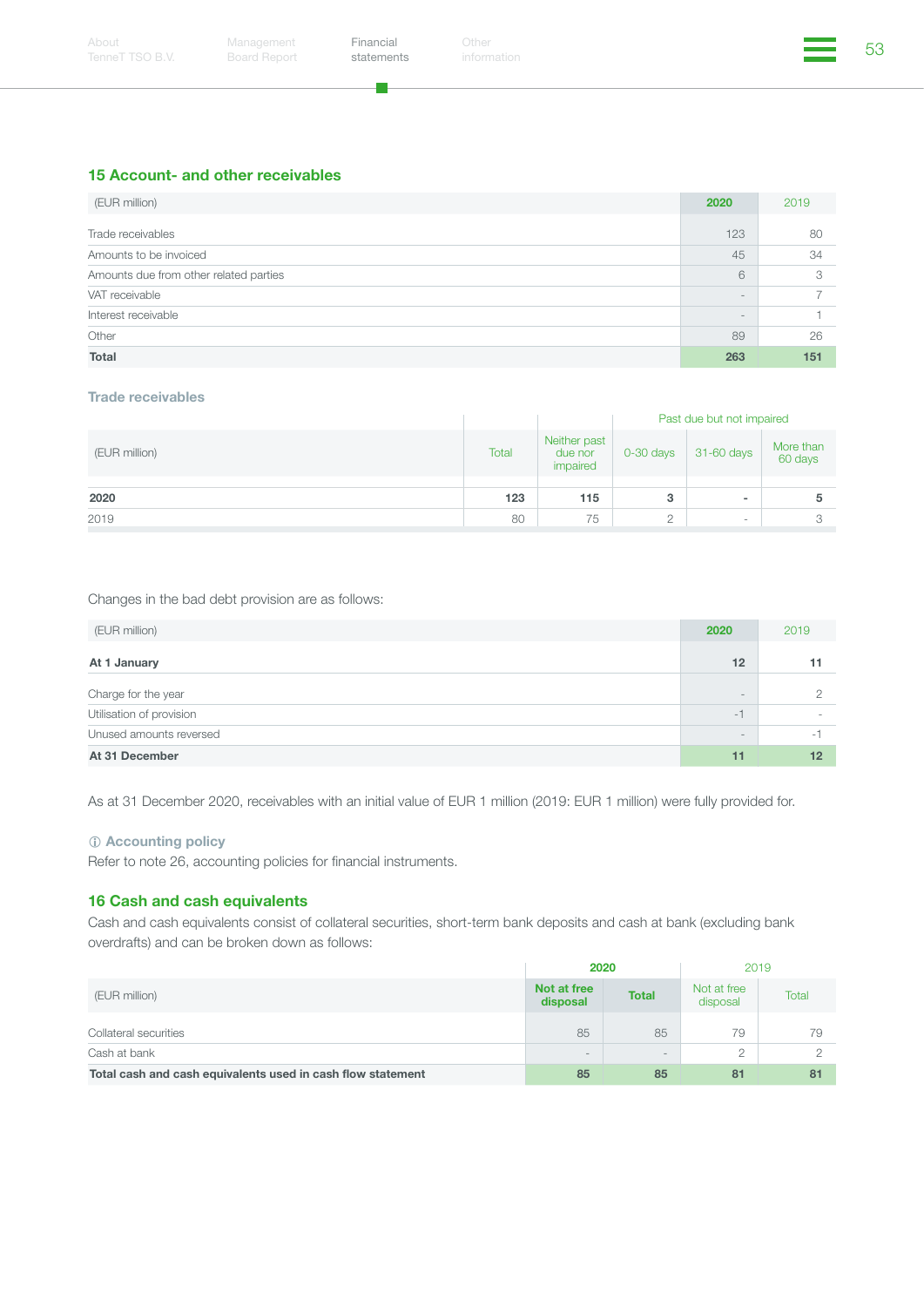## 15 Account- and other receivables

| (EUR million) | 2020 | 2019 |
|---|---|---|
| Trade receivables | 123 | 80 |
| Amounts to be invoiced | 45 | 34 |
| Amounts due from other related parties | 6 | 3 |
| VAT receivable | - | 7 |
| Interest receivable | - | 1 |
| Other | 89 | 26 |
| **Total** | **263** | **151** |

### Trade receivables

| | | | Past due but not impaired | | |
|---|---|---|---|---|---|
| (EUR million) | Total | Neither past due nor impaired | 0-30 days | 31-60 days | More than 60 days |
| **2020** | **123** | **115** | **3** | **-** | **5** |
| 2019 | 80 | 75 | 2 | - | 3 |

Changes in the bad debt provision are as follows:

| (EUR million) | 2020 | 2019 |
|---|---|---|
| **At 1 January** | **12** | **11** |
| Charge for the year | - | 2 |
| Utilisation of provision | -1 | - |
| Unused amounts reversed | - | -1 |
| **At 31 December** | **11** | **12** |

As at 31 December 2020, receivables with an initial value of EUR 1 million (2019: EUR 1 million) were fully provided for.

### ⓘ Accounting policy

Refer to note 26, accounting policies for financial instruments.

## 16 Cash and cash equivalents

Cash and cash equivalents consist of collateral securities, short-term bank deposits and cash at bank (excluding bank overdrafts) and can be broken down as follows:

| | 2020 | | 2019 | |
|---|---|---|---|---|
| (EUR million) | Not at free disposal | Total | Not at free disposal | Total |
| Collateral securities | 85 | 85 | 79 | 79 |
| Cash at bank | - | - | 2 | 2 |
| **Total cash and cash equivalents used in cash flow statement** | **85** | **85** | **81** | **81** |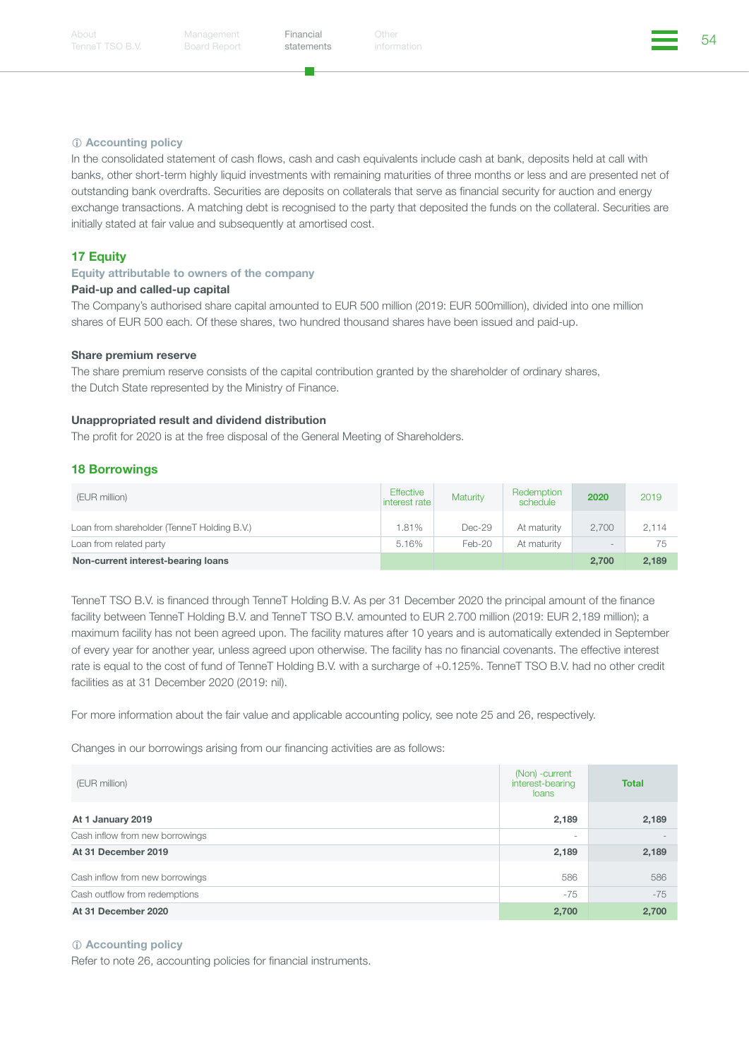ⓘ **Accounting policy**

In the consolidated statement of cash flows, cash and cash equivalents include cash at bank, deposits held at call with banks, other short-term highly liquid investments with remaining maturities of three months or less and are presented net of outstanding bank overdrafts. Securities are deposits on collaterals that serve as financial security for auction and energy exchange transactions. A matching debt is recognised to the party that deposited the funds on the collateral. Securities are initially stated at fair value and subsequently at amortised cost.

## 17 Equity

### Equity attributable to owners of the company

**Paid-up and called-up capital**

The Company's authorised share capital amounted to EUR 500 million (2019: EUR 500million), divided into one million shares of EUR 500 each. Of these shares, two hundred thousand shares have been issued and paid-up.

**Share premium reserve**

The share premium reserve consists of the capital contribution granted by the shareholder of ordinary shares, the Dutch State represented by the Ministry of Finance.

**Unappropriated result and dividend distribution**

The profit for 2020 is at the free disposal of the General Meeting of Shareholders.

## 18 Borrowings

| (EUR million) | Effective interest rate | Maturity | Redemption schedule | 2020 | 2019 |
|---|---|---|---|---|---|
| Loan from shareholder (TenneT Holding B.V.) | 1.81% | Dec-29 | At maturity | 2,700 | 2,114 |
| Loan from related party | 5.16% | Feb-20 | At maturity | - | 75 |
| **Non-current interest-bearing loans** | | | | **2,700** | **2,189** |

TenneT TSO B.V. is financed through TenneT Holding B.V. As per 31 December 2020 the principal amount of the finance facility between TenneT Holding B.V. and TenneT TSO B.V. amounted to EUR 2.700 million (2019: EUR 2,189 million); a maximum facility has not been agreed upon. The facility matures after 10 years and is automatically extended in September of every year for another year, unless agreed upon otherwise. The facility has no financial covenants. The effective interest rate is equal to the cost of fund of TenneT Holding B.V. with a surcharge of +0.125%. TenneT TSO B.V. had no other credit facilities as at 31 December 2020 (2019: nil).

For more information about the fair value and applicable accounting policy, see note 25 and 26, respectively.

Changes in our borrowings arising from our financing activities are as follows:

| (EUR million) | (Non) -current interest-bearing loans | Total |
|---|---|---|
| **At 1 January 2019** | **2,189** | **2,189** |
| Cash inflow from new borrowings | - | - |
| **At 31 December 2019** | **2,189** | **2,189** |
| Cash inflow from new borrowings | 586 | 586 |
| Cash outflow from redemptions | -75 | -75 |
| **At 31 December 2020** | **2,700** | **2,700** |

ⓘ **Accounting policy**

Refer to note 26, accounting policies for financial instruments.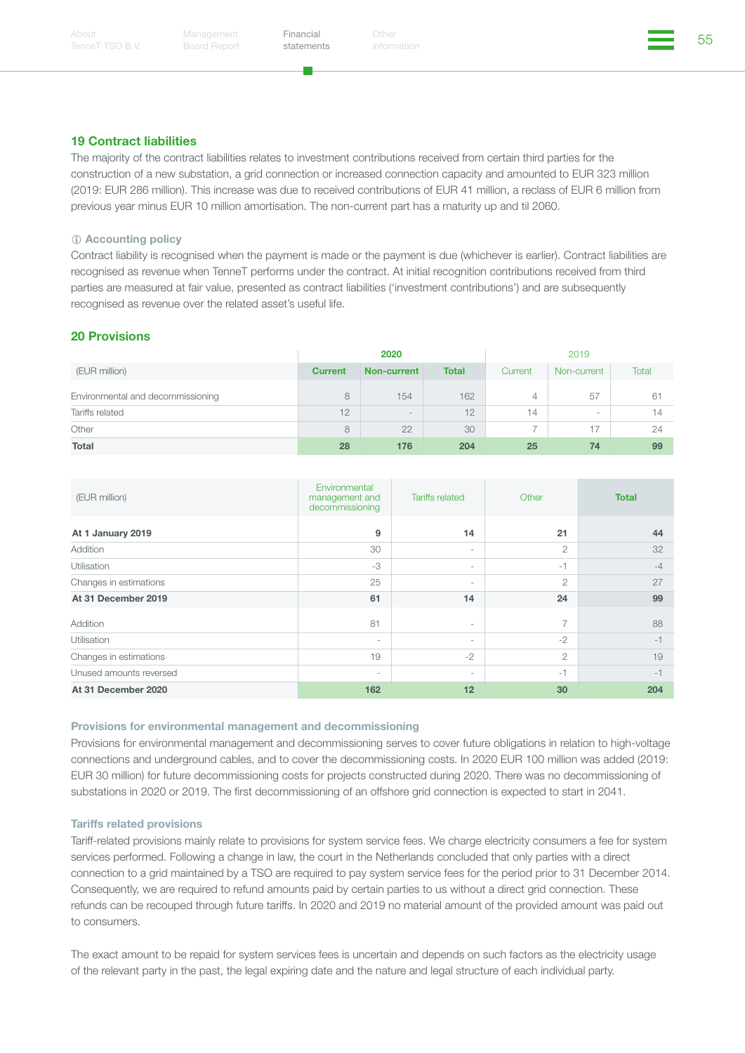## 19 Contract liabilities

The majority of the contract liabilities relates to investment contributions received from certain third parties for the construction of a new substation, a grid connection or increased connection capacity and amounted to EUR 323 million (2019: EUR 286 million). This increase was due to received contributions of EUR 41 million, a reclass of EUR 6 million from previous year minus EUR 10 million amortisation. The non-current part has a maturity up and til 2060.

### ⓘ Accounting policy

Contract liability is recognised when the payment is made or the payment is due (whichever is earlier). Contract liabilities are recognised as revenue when TenneT performs under the contract. At initial recognition contributions received from third parties are measured at fair value, presented as contract liabilities ('investment contributions') and are subsequently recognised as revenue over the related asset's useful life.

## 20 Provisions

| | 2020 | | | 2019 | | |
|---|---|---|---|---|---|---|
| (EUR million) | Current | Non-current | Total | Current | Non-current | Total |
| Environmental and decommissioning | 8 | 154 | 162 | 4 | 57 | 61 |
| Tariffs related | 12 | - | 12 | 14 | - | 14 |
| Other | 8 | 22 | 30 | 7 | 17 | 24 |
| **Total** | **28** | **176** | **204** | **25** | **74** | **99** |

| (EUR million) | Environmental management and decommissioning | Tariffs related | Other | Total |
|---|---|---|---|---|
| **At 1 January 2019** | **9** | **14** | **21** | **44** |
| Addition | 30 | - | 2 | 32 |
| Utilisation | -3 | - | -1 | -4 |
| Changes in estimations | 25 | - | 2 | 27 |
| **At 31 December 2019** | **61** | **14** | **24** | **99** |
| Addition | 81 | - | 7 | 88 |
| Utilisation | - | - | -2 | -1 |
| Changes in estimations | 19 | -2 | 2 | 19 |
| Unused amounts reversed | - | - | -1 | -1 |
| **At 31 December 2020** | **162** | **12** | **30** | **204** |

### Provisions for environmental management and decommissioning

Provisions for environmental management and decommissioning serves to cover future obligations in relation to high-voltage connections and underground cables, and to cover the decommissioning costs. In 2020 EUR 100 million was added (2019: EUR 30 million) for future decommissioning costs for projects constructed during 2020. There was no decommissioning of substations in 2020 or 2019. The first decommissioning of an offshore grid connection is expected to start in 2041.

### Tariffs related provisions

Tariff-related provisions mainly relate to provisions for system service fees. We charge electricity consumers a fee for system services performed. Following a change in law, the court in the Netherlands concluded that only parties with a direct connection to a grid maintained by a TSO are required to pay system service fees for the period prior to 31 December 2014. Consequently, we are required to refund amounts paid by certain parties to us without a direct grid connection. These refunds can be recouped through future tariffs. In 2020 and 2019 no material amount of the provided amount was paid out to consumers.

The exact amount to be repaid for system services fees is uncertain and depends on such factors as the electricity usage of the relevant party in the past, the legal expiring date and the nature and legal structure of each individual party.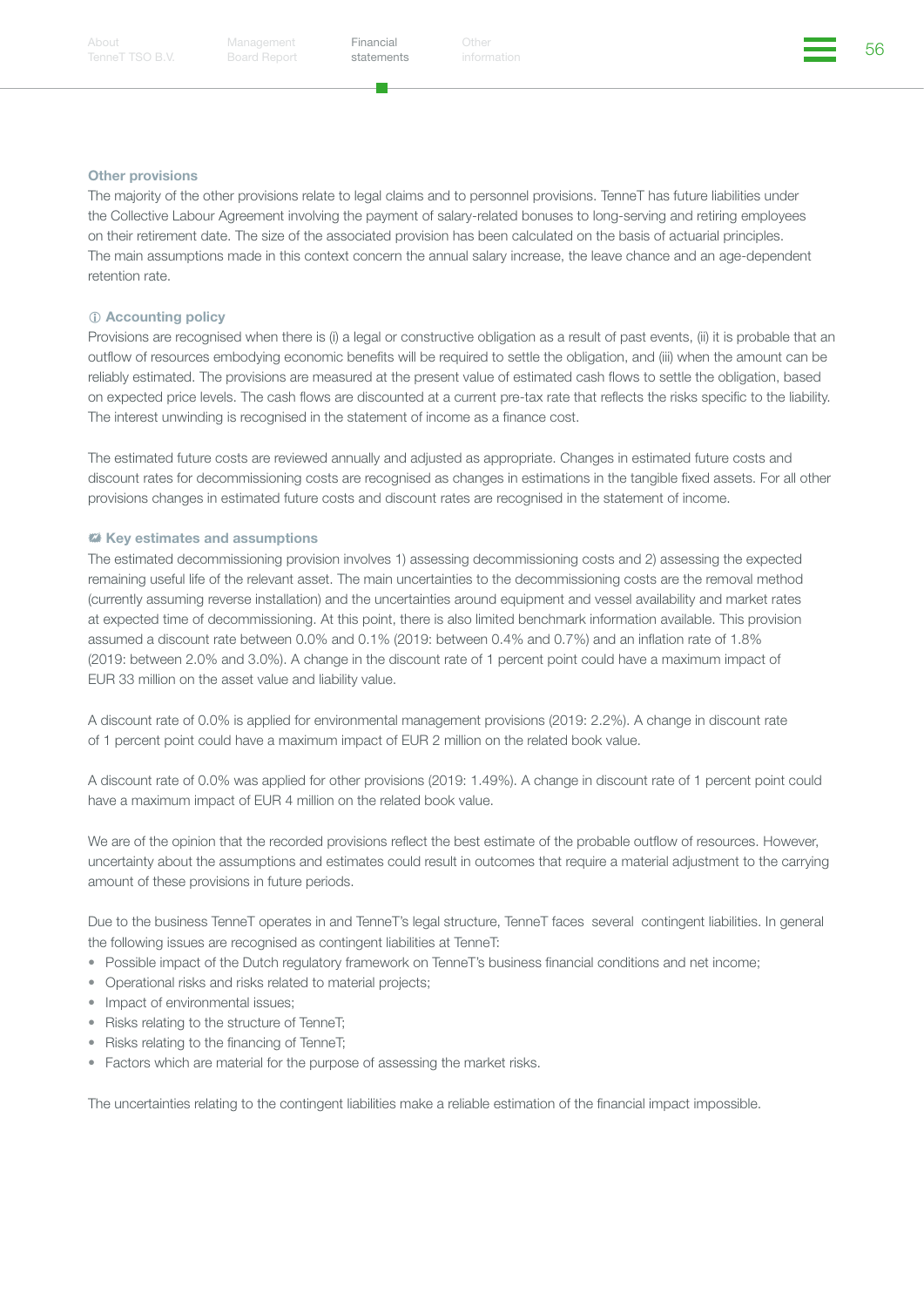### Other provisions

The majority of the other provisions relate to legal claims and to personnel provisions. TenneT has future liabilities under the Collective Labour Agreement involving the payment of salary-related bonuses to long-serving and retiring employees on their retirement date. The size of the associated provision has been calculated on the basis of actuarial principles. The main assumptions made in this context concern the annual salary increase, the leave chance and an age-dependent retention rate.

### ⓘ Accounting policy

Provisions are recognised when there is (i) a legal or constructive obligation as a result of past events, (ii) it is probable that an outflow of resources embodying economic benefits will be required to settle the obligation, and (iii) when the amount can be reliably estimated. The provisions are measured at the present value of estimated cash flows to settle the obligation, based on expected price levels. The cash flows are discounted at a current pre-tax rate that reflects the risks specific to the liability. The interest unwinding is recognised in the statement of income as a finance cost.

The estimated future costs are reviewed annually and adjusted as appropriate. Changes in estimated future costs and discount rates for decommissioning costs are recognised as changes in estimations in the tangible fixed assets. For all other provisions changes in estimated future costs and discount rates are recognised in the statement of income.

### Key estimates and assumptions

The estimated decommissioning provision involves 1) assessing decommissioning costs and 2) assessing the expected remaining useful life of the relevant asset. The main uncertainties to the decommissioning costs are the removal method (currently assuming reverse installation) and the uncertainties around equipment and vessel availability and market rates at expected time of decommissioning. At this point, there is also limited benchmark information available. This provision assumed a discount rate between 0.0% and 0.1% (2019: between 0.4% and 0.7%) and an inflation rate of 1.8% (2019: between 2.0% and 3.0%). A change in the discount rate of 1 percent point could have a maximum impact of EUR 33 million on the asset value and liability value.

A discount rate of 0.0% is applied for environmental management provisions (2019: 2.2%). A change in discount rate of 1 percent point could have a maximum impact of EUR 2 million on the related book value.

A discount rate of 0.0% was applied for other provisions (2019: 1.49%). A change in discount rate of 1 percent point could have a maximum impact of EUR 4 million on the related book value.

We are of the opinion that the recorded provisions reflect the best estimate of the probable outflow of resources. However, uncertainty about the assumptions and estimates could result in outcomes that require a material adjustment to the carrying amount of these provisions in future periods.

Due to the business TenneT operates in and TenneT's legal structure, TenneT faces several contingent liabilities. In general the following issues are recognised as contingent liabilities at TenneT:

- Possible impact of the Dutch regulatory framework on TenneT's business financial conditions and net income;
- Operational risks and risks related to material projects;
- Impact of environmental issues;
- Risks relating to the structure of TenneT;
- Risks relating to the financing of TenneT;
- Factors which are material for the purpose of assessing the market risks.

The uncertainties relating to the contingent liabilities make a reliable estimation of the financial impact impossible.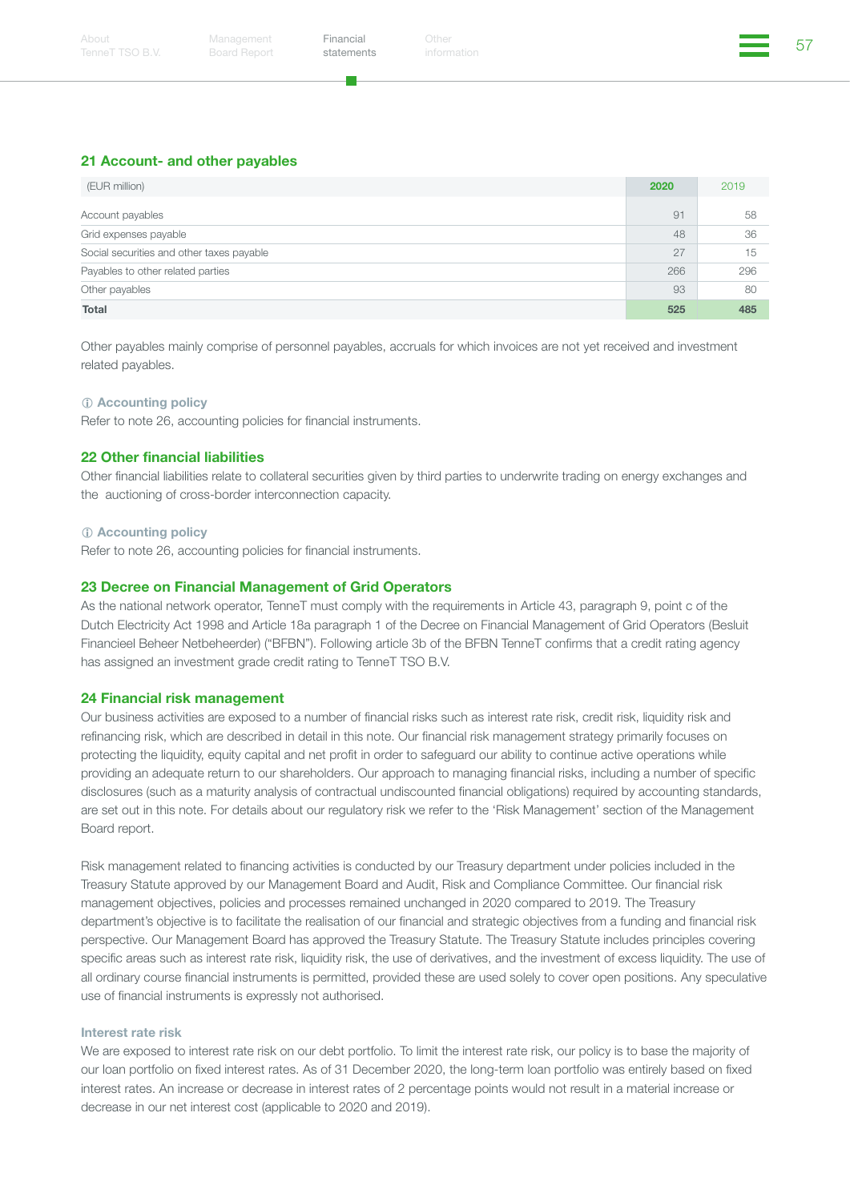## 21 Account- and other payables

| (EUR million) | 2020 | 2019 |
|---|---|---|
| Account payables | 91 | 58 |
| Grid expenses payable | 48 | 36 |
| Social securities and other taxes payable | 27 | 15 |
| Payables to other related parties | 266 | 296 |
| Other payables | 93 | 80 |
| **Total** | **525** | **485** |

Other payables mainly comprise of personnel payables, accruals for which invoices are not yet received and investment related payables.

### ⓘ Accounting policy

Refer to note 26, accounting policies for financial instruments.

## 22 Other financial liabilities

Other financial liabilities relate to collateral securities given by third parties to underwrite trading on energy exchanges and the auctioning of cross-border interconnection capacity.

### ⓘ Accounting policy

Refer to note 26, accounting policies for financial instruments.

## 23 Decree on Financial Management of Grid Operators

As the national network operator, TenneT must comply with the requirements in Article 43, paragraph 9, point c of the Dutch Electricity Act 1998 and Article 18a paragraph 1 of the Decree on Financial Management of Grid Operators (Besluit Financieel Beheer Netbeheerder) ("BFBN"). Following article 3b of the BFBN TenneT confirms that a credit rating agency has assigned an investment grade credit rating to TenneT TSO B.V.

## 24 Financial risk management

Our business activities are exposed to a number of financial risks such as interest rate risk, credit risk, liquidity risk and refinancing risk, which are described in detail in this note. Our financial risk management strategy primarily focuses on protecting the liquidity, equity capital and net profit in order to safeguard our ability to continue active operations while providing an adequate return to our shareholders. Our approach to managing financial risks, including a number of specific disclosures (such as a maturity analysis of contractual undiscounted financial obligations) required by accounting standards, are set out in this note. For details about our regulatory risk we refer to the 'Risk Management' section of the Management Board report.

Risk management related to financing activities is conducted by our Treasury department under policies included in the Treasury Statute approved by our Management Board and Audit, Risk and Compliance Committee. Our financial risk management objectives, policies and processes remained unchanged in 2020 compared to 2019. The Treasury department's objective is to facilitate the realisation of our financial and strategic objectives from a funding and financial risk perspective. Our Management Board has approved the Treasury Statute. The Treasury Statute includes principles covering specific areas such as interest rate risk, liquidity risk, the use of derivatives, and the investment of excess liquidity. The use of all ordinary course financial instruments is permitted, provided these are used solely to cover open positions. Any speculative use of financial instruments is expressly not authorised.

### Interest rate risk

We are exposed to interest rate risk on our debt portfolio. To limit the interest rate risk, our policy is to base the majority of our loan portfolio on fixed interest rates. As of 31 December 2020, the long-term loan portfolio was entirely based on fixed interest rates. An increase or decrease in interest rates of 2 percentage points would not result in a material increase or decrease in our net interest cost (applicable to 2020 and 2019).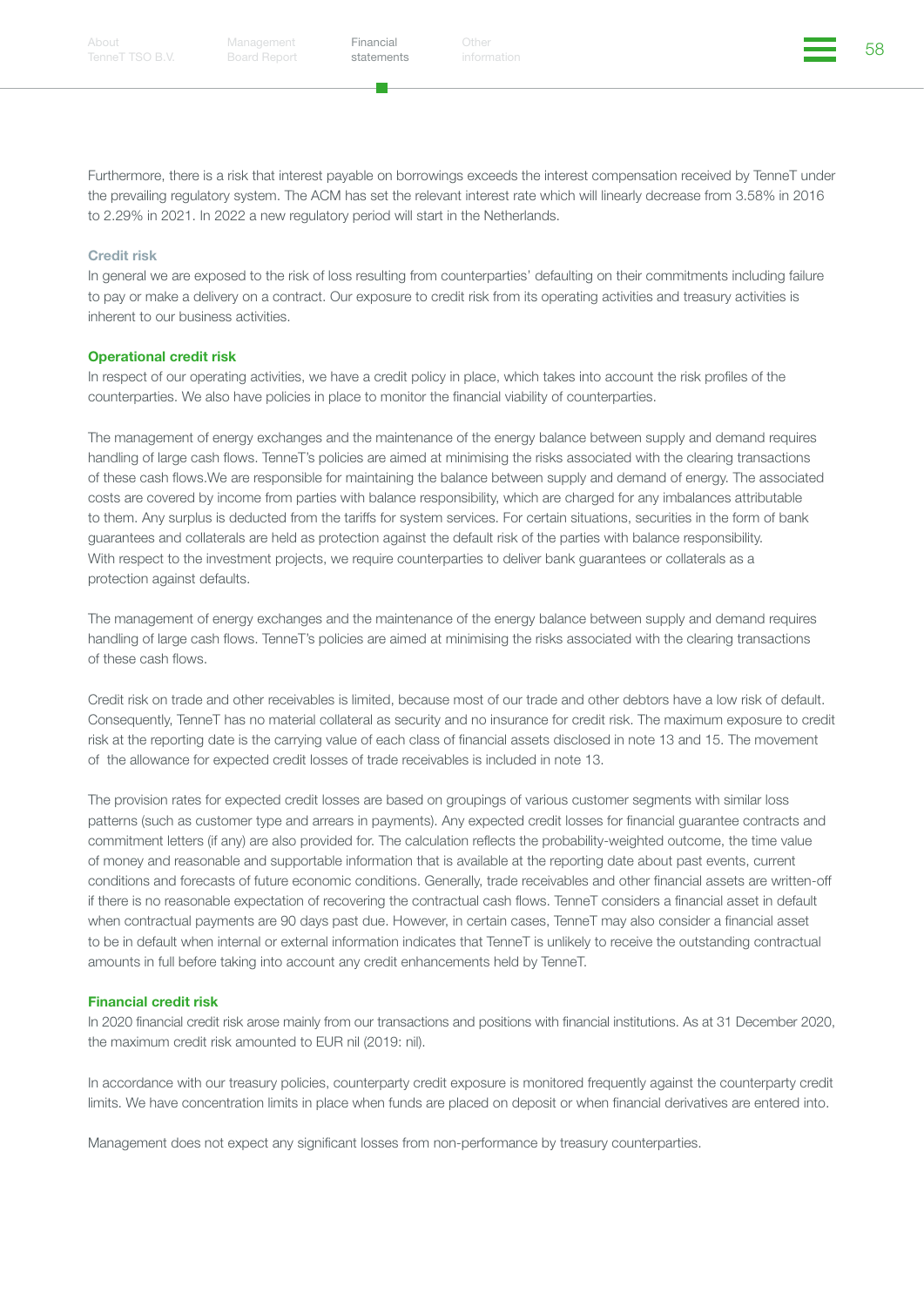Furthermore, there is a risk that interest payable on borrowings exceeds the interest compensation received by TenneT under the prevailing regulatory system. The ACM has set the relevant interest rate which will linearly decrease from 3.58% in 2016 to 2.29% in 2021. In 2022 a new regulatory period will start in the Netherlands.

### Credit risk

In general we are exposed to the risk of loss resulting from counterparties' defaulting on their commitments including failure to pay or make a delivery on a contract. Our exposure to credit risk from its operating activities and treasury activities is inherent to our business activities.

#### Operational credit risk

In respect of our operating activities, we have a credit policy in place, which takes into account the risk profiles of the counterparties. We also have policies in place to monitor the financial viability of counterparties.

The management of energy exchanges and the maintenance of the energy balance between supply and demand requires handling of large cash flows. TenneT's policies are aimed at minimising the risks associated with the clearing transactions of these cash flows.We are responsible for maintaining the balance between supply and demand of energy. The associated costs are covered by income from parties with balance responsibility, which are charged for any imbalances attributable to them. Any surplus is deducted from the tariffs for system services. For certain situations, securities in the form of bank guarantees and collaterals are held as protection against the default risk of the parties with balance responsibility. With respect to the investment projects, we require counterparties to deliver bank guarantees or collaterals as a protection against defaults.

The management of energy exchanges and the maintenance of the energy balance between supply and demand requires handling of large cash flows. TenneT's policies are aimed at minimising the risks associated with the clearing transactions of these cash flows.

Credit risk on trade and other receivables is limited, because most of our trade and other debtors have a low risk of default. Consequently, TenneT has no material collateral as security and no insurance for credit risk. The maximum exposure to credit risk at the reporting date is the carrying value of each class of financial assets disclosed in note 13 and 15. The movement of the allowance for expected credit losses of trade receivables is included in note 13.

The provision rates for expected credit losses are based on groupings of various customer segments with similar loss patterns (such as customer type and arrears in payments). Any expected credit losses for financial guarantee contracts and commitment letters (if any) are also provided for. The calculation reflects the probability-weighted outcome, the time value of money and reasonable and supportable information that is available at the reporting date about past events, current conditions and forecasts of future economic conditions. Generally, trade receivables and other financial assets are written-off if there is no reasonable expectation of recovering the contractual cash flows. TenneT considers a financial asset in default when contractual payments are 90 days past due. However, in certain cases, TenneT may also consider a financial asset to be in default when internal or external information indicates that TenneT is unlikely to receive the outstanding contractual amounts in full before taking into account any credit enhancements held by TenneT.

#### Financial credit risk

In 2020 financial credit risk arose mainly from our transactions and positions with financial institutions. As at 31 December 2020, the maximum credit risk amounted to EUR nil (2019: nil).

In accordance with our treasury policies, counterparty credit exposure is monitored frequently against the counterparty credit limits. We have concentration limits in place when funds are placed on deposit or when financial derivatives are entered into.

Management does not expect any significant losses from non-performance by treasury counterparties.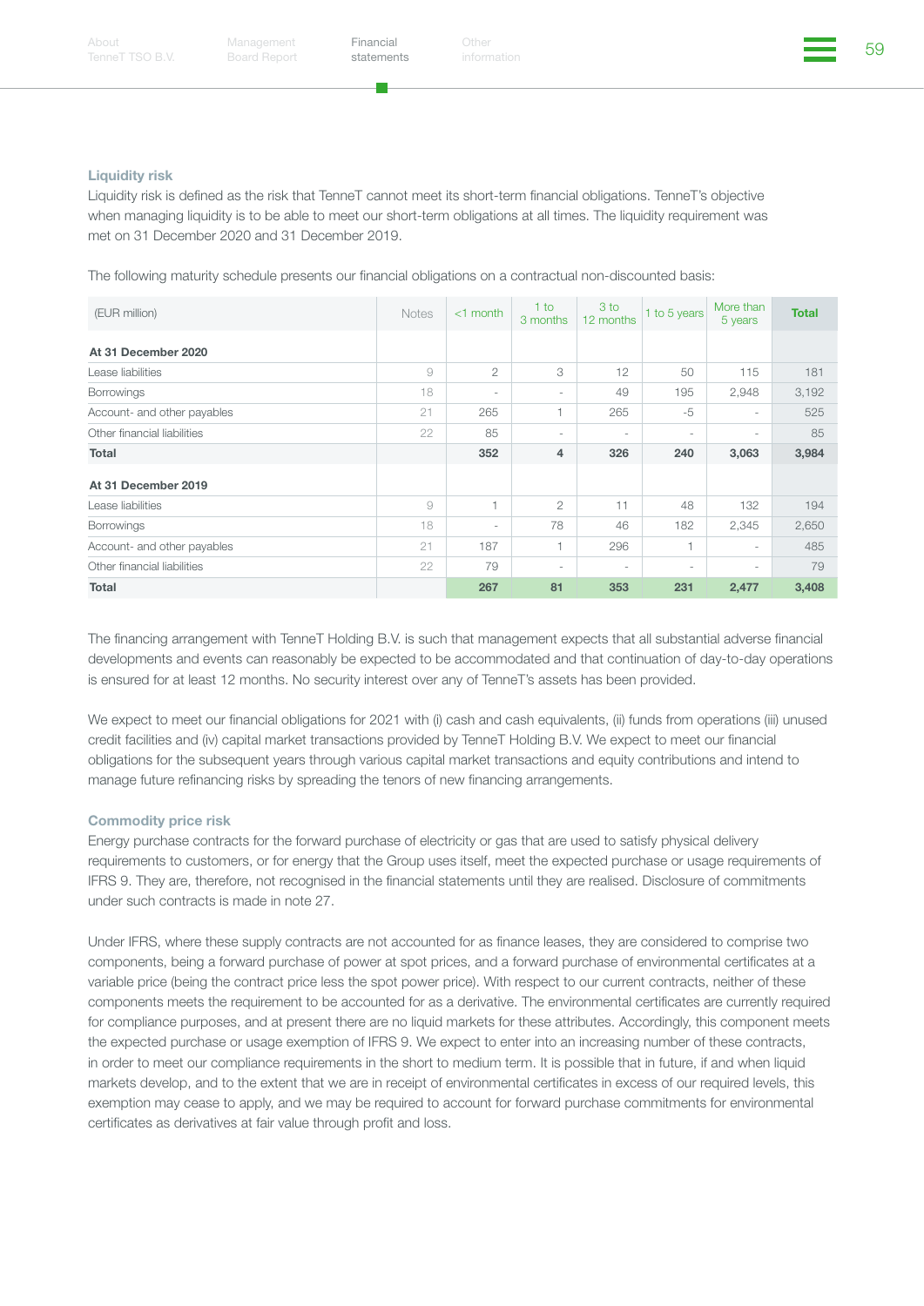### Liquidity risk

Liquidity risk is defined as the risk that TenneT cannot meet its short-term financial obligations. TenneT's objective when managing liquidity is to be able to meet our short-term obligations at all times. The liquidity requirement was met on 31 December 2020 and 31 December 2019.

The following maturity schedule presents our financial obligations on a contractual non-discounted basis:

| (EUR million) | Notes | <1 month | 1 to 3 months | 3 to 12 months | 1 to 5 years | More than 5 years | Total |
|---|---|---|---|---|---|---|---|
| **At 31 December 2020** | | | | | | | |
| Lease liabilities | 9 | 2 | 3 | 12 | 50 | 115 | 181 |
| Borrowings | 18 | - | - | 49 | 195 | 2,948 | 3,192 |
| Account- and other payables | 21 | 265 | 1 | 265 | -5 | - | 525 |
| Other financial liabilities | 22 | 85 | - | - | - | - | 85 |
| **Total** | | **352** | **4** | **326** | **240** | **3,063** | **3,984** |
| **At 31 December 2019** | | | | | | | |
| Lease liabilities | 9 | 1 | 2 | 11 | 48 | 132 | 194 |
| Borrowings | 18 | - | 78 | 46 | 182 | 2,345 | 2,650 |
| Account- and other payables | 21 | 187 | 1 | 296 | 1 | - | 485 |
| Other financial liabilities | 22 | 79 | - | - | - | - | 79 |
| **Total** | | **267** | **81** | **353** | **231** | **2,477** | **3,408** |

The financing arrangement with TenneT Holding B.V. is such that management expects that all substantial adverse financial developments and events can reasonably be expected to be accommodated and that continuation of day-to-day operations is ensured for at least 12 months. No security interest over any of TenneT's assets has been provided.

We expect to meet our financial obligations for 2021 with (i) cash and cash equivalents, (ii) funds from operations (iii) unused credit facilities and (iv) capital market transactions provided by TenneT Holding B.V. We expect to meet our financial obligations for the subsequent years through various capital market transactions and equity contributions and intend to manage future refinancing risks by spreading the tenors of new financing arrangements.

### Commodity price risk

Energy purchase contracts for the forward purchase of electricity or gas that are used to satisfy physical delivery requirements to customers, or for energy that the Group uses itself, meet the expected purchase or usage requirements of IFRS 9. They are, therefore, not recognised in the financial statements until they are realised. Disclosure of commitments under such contracts is made in note 27.

Under IFRS, where these supply contracts are not accounted for as finance leases, they are considered to comprise two components, being a forward purchase of power at spot prices, and a forward purchase of environmental certificates at a variable price (being the contract price less the spot power price). With respect to our current contracts, neither of these components meets the requirement to be accounted for as a derivative. The environmental certificates are currently required for compliance purposes, and at present there are no liquid markets for these attributes. Accordingly, this component meets the expected purchase or usage exemption of IFRS 9. We expect to enter into an increasing number of these contracts, in order to meet our compliance requirements in the short to medium term. It is possible that in future, if and when liquid markets develop, and to the extent that we are in receipt of environmental certificates in excess of our required levels, this exemption may cease to apply, and we may be required to account for forward purchase commitments for environmental certificates as derivatives at fair value through profit and loss.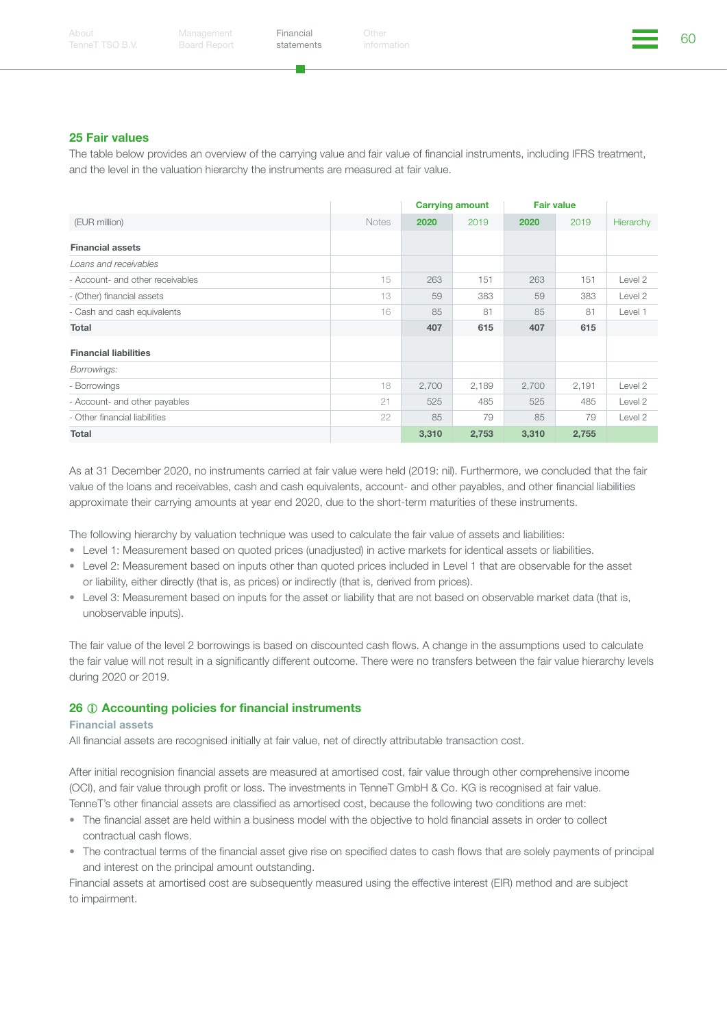## 25 Fair values

The table below provides an overview of the carrying value and fair value of financial instruments, including IFRS treatment, and the level in the valuation hierarchy the instruments are measured at fair value.

| | | Carrying amount | | Fair value | | |
|---|---|---|---|---|---|---|
| (EUR million) | Notes | 2020 | 2019 | 2020 | 2019 | Hierarchy |
| **Financial assets** | | | | | | |
| *Loans and receivables* | | | | | | |
| - Account- and other receivables | 15 | 263 | 151 | 263 | 151 | Level 2 |
| - (Other) financial assets | 13 | 59 | 383 | 59 | 383 | Level 2 |
| - Cash and cash equivalents | 16 | 85 | 81 | 85 | 81 | Level 1 |
| **Total** | | **407** | **615** | **407** | **615** | |
| **Financial liabilities** | | | | | | |
| *Borrowings:* | | | | | | |
| - Borrowings | 18 | 2,700 | 2,189 | 2,700 | 2,191 | Level 2 |
| - Account- and other payables | 21 | 525 | 485 | 525 | 485 | Level 2 |
| - Other financial liabilities | 22 | 85 | 79 | 85 | 79 | Level 2 |
| **Total** | | **3,310** | **2,753** | **3,310** | **2,755** | |

As at 31 December 2020, no instruments carried at fair value were held (2019: nil). Furthermore, we concluded that the fair value of the loans and receivables, cash and cash equivalents, account- and other payables, and other financial liabilities approximate their carrying amounts at year end 2020, due to the short-term maturities of these instruments.

The following hierarchy by valuation technique was used to calculate the fair value of assets and liabilities:

- Level 1: Measurement based on quoted prices (unadjusted) in active markets for identical assets or liabilities.
- Level 2: Measurement based on inputs other than quoted prices included in Level 1 that are observable for the asset or liability, either directly (that is, as prices) or indirectly (that is, derived from prices).
- Level 3: Measurement based on inputs for the asset or liability that are not based on observable market data (that is, unobservable inputs).

The fair value of the level 2 borrowings is based on discounted cash flows. A change in the assumptions used to calculate the fair value will not result in a significantly different outcome. There were no transfers between the fair value hierarchy levels during 2020 or 2019.

## 26 ⓘ Accounting policies for financial instruments

### Financial assets

All financial assets are recognised initially at fair value, net of directly attributable transaction cost.

After initial recognision financial assets are measured at amortised cost, fair value through other comprehensive income (OCI), and fair value through profit or loss. The investments in TenneT GmbH & Co. KG is recognised at fair value. TenneT's other financial assets are classified as amortised cost, because the following two conditions are met:

- The financial asset are held within a business model with the objective to hold financial assets in order to collect contractual cash flows.
- The contractual terms of the financial asset give rise on specified dates to cash flows that are solely payments of principal and interest on the principal amount outstanding.

Financial assets at amortised cost are subsequently measured using the effective interest (EIR) method and are subject to impairment.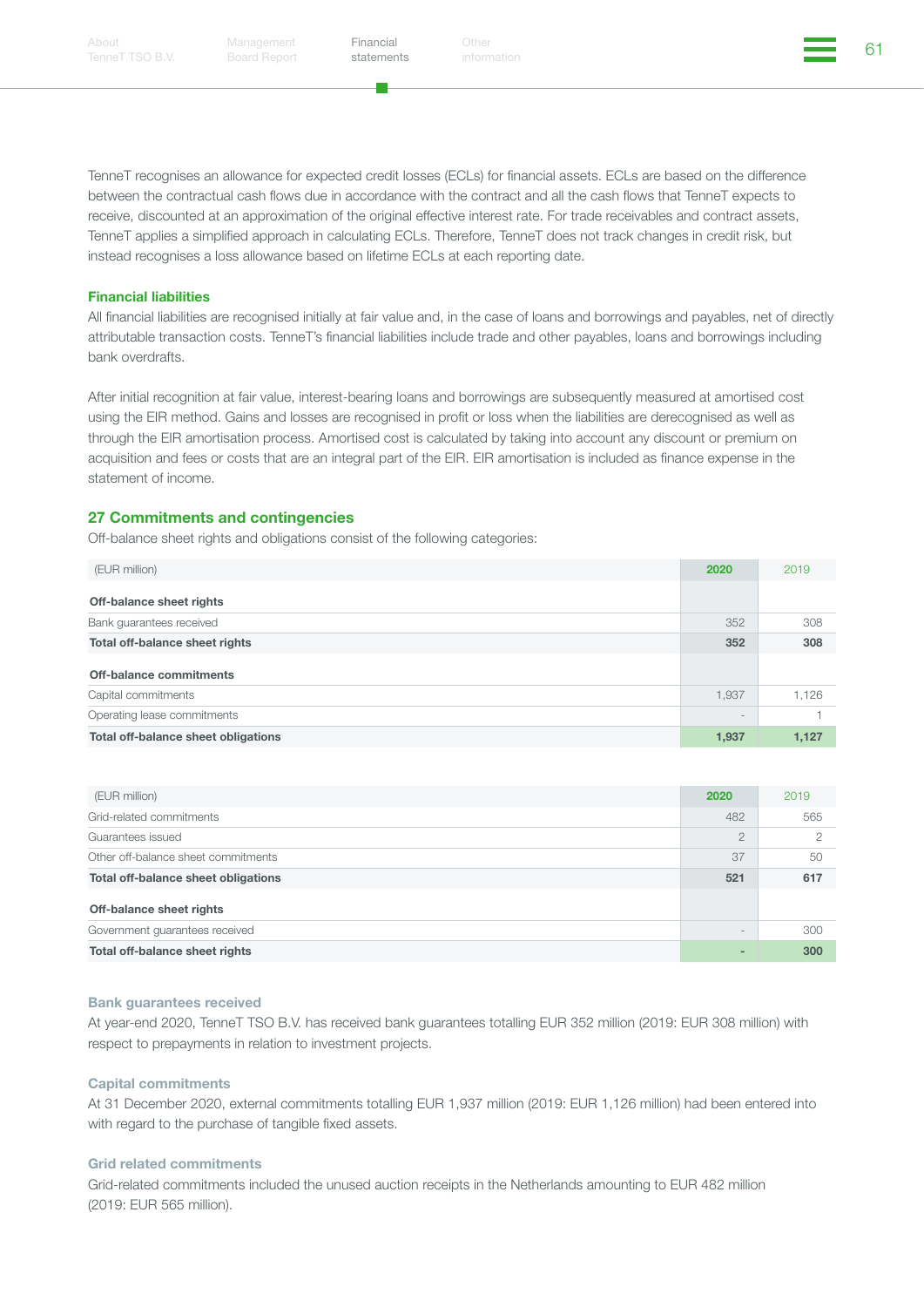TenneT recognises an allowance for expected credit losses (ECLs) for financial assets. ECLs are based on the difference between the contractual cash flows due in accordance with the contract and all the cash flows that TenneT expects to receive, discounted at an approximation of the original effective interest rate. For trade receivables and contract assets, TenneT applies a simplified approach in calculating ECLs. Therefore, TenneT does not track changes in credit risk, but instead recognises a loss allowance based on lifetime ECLs at each reporting date.

### Financial liabilities

All financial liabilities are recognised initially at fair value and, in the case of loans and borrowings and payables, net of directly attributable transaction costs. TenneT's financial liabilities include trade and other payables, loans and borrowings including bank overdrafts.

After initial recognition at fair value, interest-bearing loans and borrowings are subsequently measured at amortised cost using the EIR method. Gains and losses are recognised in profit or loss when the liabilities are derecognised as well as through the EIR amortisation process. Amortised cost is calculated by taking into account any discount or premium on acquisition and fees or costs that are an integral part of the EIR. EIR amortisation is included as finance expense in the statement of income.

## 27 Commitments and contingencies

Off-balance sheet rights and obligations consist of the following categories:

| (EUR million) | 2020 | 2019 |
|---|---|---|
| **Off-balance sheet rights** | | |
| Bank guarantees received | 352 | 308 |
| **Total off-balance sheet rights** | **352** | **308** |
| **Off-balance commitments** | | |
| Capital commitments | 1,937 | 1,126 |
| Operating lease commitments | - | 1 |
| **Total off-balance sheet obligations** | **1,937** | **1,127** |

| (EUR million) | 2020 | 2019 |
|---|---|---|
| Grid-related commitments | 482 | 565 |
| Guarantees issued | 2 | 2 |
| Other off-balance sheet commitments | 37 | 50 |
| **Total off-balance sheet obligations** | **521** | **617** |
| **Off-balance sheet rights** | | |
| Government guarantees received | - | 300 |
| **Total off-balance sheet rights** | **-** | **300** |

#### Bank guarantees received

At year-end 2020, TenneT TSO B.V. has received bank guarantees totalling EUR 352 million (2019: EUR 308 million) with respect to prepayments in relation to investment projects.

#### Capital commitments

At 31 December 2020, external commitments totalling EUR 1,937 million (2019: EUR 1,126 million) had been entered into with regard to the purchase of tangible fixed assets.

#### Grid related commitments

Grid-related commitments included the unused auction receipts in the Netherlands amounting to EUR 482 million (2019: EUR 565 million).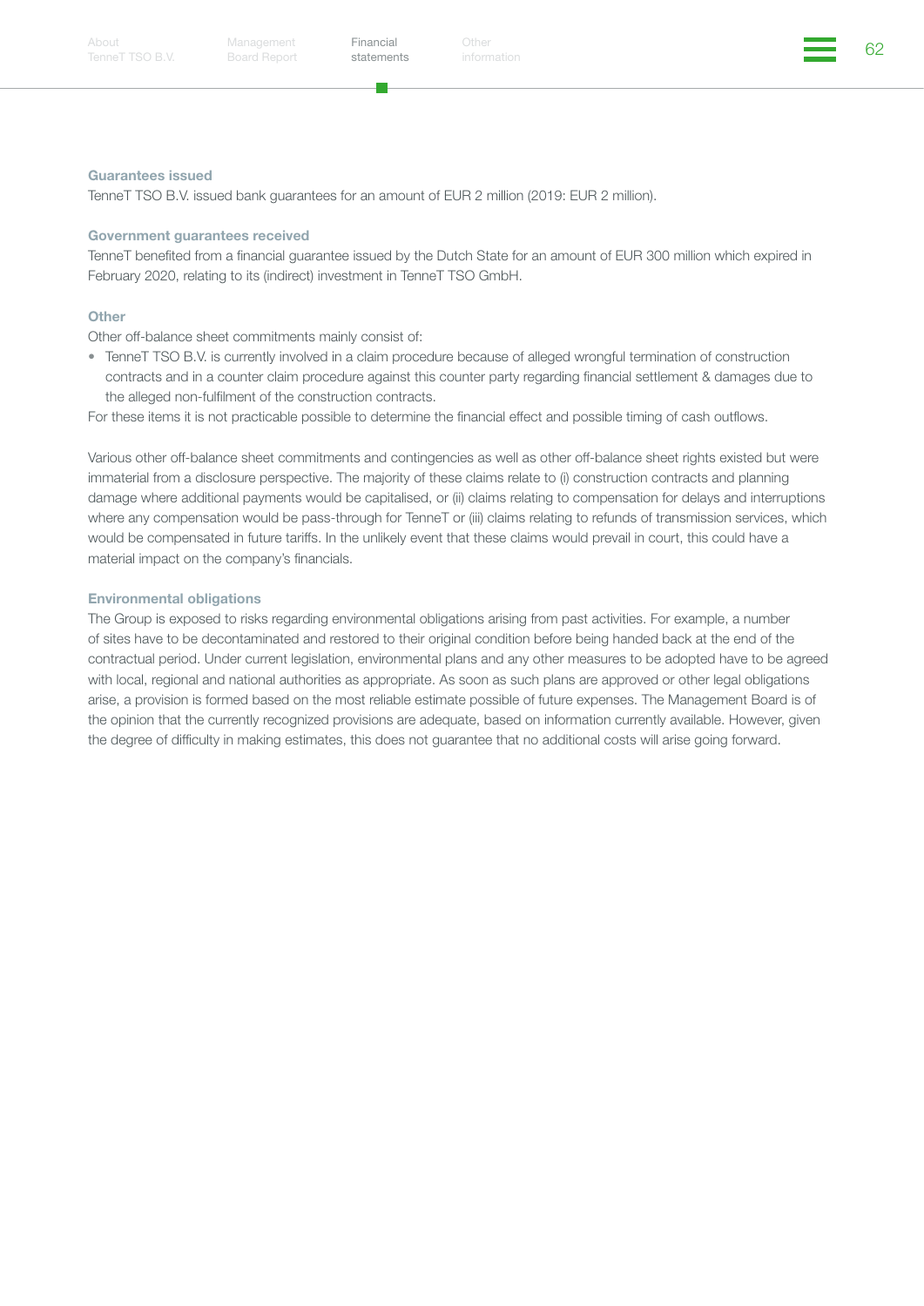### Guarantees issued

TenneT TSO B.V. issued bank guarantees for an amount of EUR 2 million (2019: EUR 2 million).

### Government guarantees received

TenneT benefited from a financial guarantee issued by the Dutch State for an amount of EUR 300 million which expired in February 2020, relating to its (indirect) investment in TenneT TSO GmbH.

### Other

Other off-balance sheet commitments mainly consist of:

- TenneT TSO B.V. is currently involved in a claim procedure because of alleged wrongful termination of construction contracts and in a counter claim procedure against this counter party regarding financial settlement & damages due to the alleged non-fulfilment of the construction contracts.

For these items it is not practicable possible to determine the financial effect and possible timing of cash outflows.

Various other off-balance sheet commitments and contingencies as well as other off-balance sheet rights existed but were immaterial from a disclosure perspective. The majority of these claims relate to (i) construction contracts and planning damage where additional payments would be capitalised, or (ii) claims relating to compensation for delays and interruptions where any compensation would be pass-through for TenneT or (iii) claims relating to refunds of transmission services, which would be compensated in future tariffs. In the unlikely event that these claims would prevail in court, this could have a material impact on the company's financials.

### Environmental obligations

The Group is exposed to risks regarding environmental obligations arising from past activities. For example, a number of sites have to be decontaminated and restored to their original condition before being handed back at the end of the contractual period. Under current legislation, environmental plans and any other measures to be adopted have to be agreed with local, regional and national authorities as appropriate. As soon as such plans are approved or other legal obligations arise, a provision is formed based on the most reliable estimate possible of future expenses. The Management Board is of the opinion that the currently recognized provisions are adequate, based on information currently available. However, given the degree of difficulty in making estimates, this does not guarantee that no additional costs will arise going forward.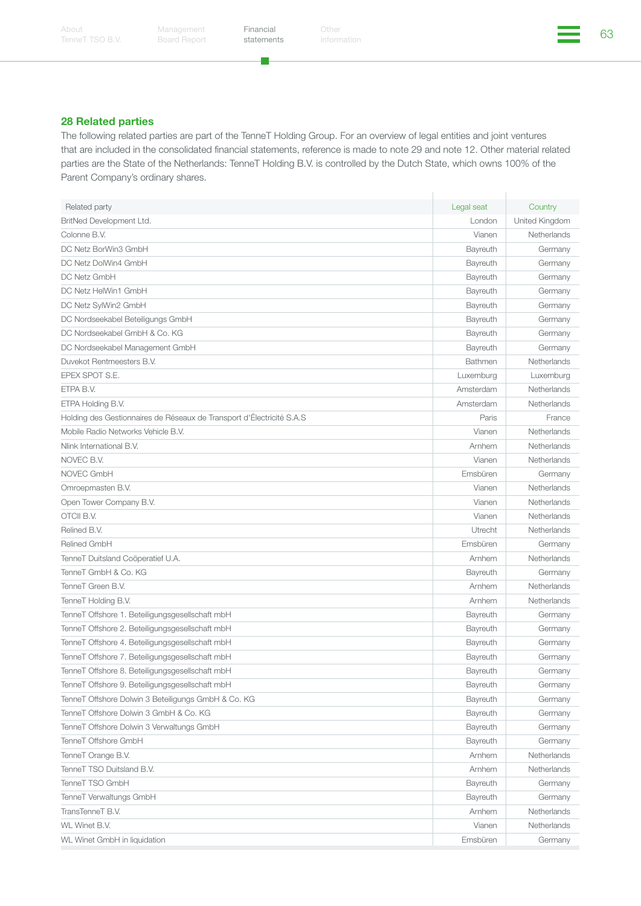## 28 Related parties

The following related parties are part of the TenneT Holding Group. For an overview of legal entities and joint ventures that are included in the consolidated financial statements, reference is made to note 29 and note 12. Other material related parties are the State of the Netherlands: TenneT Holding B.V. is controlled by the Dutch State, which owns 100% of the Parent Company's ordinary shares.

| Related party | Legal seat | Country |
|---|---|---|
| BritNed Development Ltd. | London | United Kingdom |
| Colonne B.V. | Vianen | Netherlands |
| DC Netz BorWin3 GmbH | Bayreuth | Germany |
| DC Netz DolWin4 GmbH | Bayreuth | Germany |
| DC Netz GmbH | Bayreuth | Germany |
| DC Netz HelWin1 GmbH | Bayreuth | Germany |
| DC Netz SylWin2 GmbH | Bayreuth | Germany |
| DC Nordseekabel Beteiligungs GmbH | Bayreuth | Germany |
| DC Nordseekabel GmbH & Co. KG | Bayreuth | Germany |
| DC Nordseekabel Management GmbH | Bayreuth | Germany |
| Duvekot Rentmeesters B.V. | Bathmen | Netherlands |
| EPEX SPOT S.E. | Luxemburg | Luxemburg |
| ETPA B.V. | Amsterdam | Netherlands |
| ETPA Holding B.V. | Amsterdam | Netherlands |
| Holding des Gestionnaires de Réseaux de Transport d'Électricité S.A.S | Paris | France |
| Mobile Radio Networks Vehicle B.V. | Vianen | Netherlands |
| Nlink International B.V. | Arnhem | Netherlands |
| NOVEC B.V. | Vianen | Netherlands |
| NOVEC GmbH | Emsbüren | Germany |
| Omroepmasten B.V. | Vianen | Netherlands |
| Open Tower Company B.V. | Vianen | Netherlands |
| OTCII B.V. | Vianen | Netherlands |
| Relined B.V. | Utrecht | Netherlands |
| Relined GmbH | Emsbüren | Germany |
| TenneT Duitsland Coöperatief U.A. | Arnhem | Netherlands |
| TenneT GmbH & Co. KG | Bayreuth | Germany |
| TenneT Green B.V. | Arnhem | Netherlands |
| TenneT Holding B.V. | Arnhem | Netherlands |
| TenneT Offshore 1. Beteiligungsgesellschaft mbH | Bayreuth | Germany |
| TenneT Offshore 2. Beteiligungsgesellschaft mbH | Bayreuth | Germany |
| TenneT Offshore 4. Beteiligungsgesellschaft mbH | Bayreuth | Germany |
| TenneT Offshore 7. Beteiligungsgesellschaft mbH | Bayreuth | Germany |
| TenneT Offshore 8. Beteiligungsgesellschaft mbH | Bayreuth | Germany |
| TenneT Offshore 9. Beteiligungsgesellschaft mbH | Bayreuth | Germany |
| TenneT Offshore Dolwin 3 Beteiligungs GmbH & Co. KG | Bayreuth | Germany |
| TenneT Offshore Dolwin 3 GmbH & Co. KG | Bayreuth | Germany |
| TenneT Offshore Dolwin 3 Verwaltungs GmbH | Bayreuth | Germany |
| TenneT Offshore GmbH | Bayreuth | Germany |
| TenneT Orange B.V. | Arnhem | Netherlands |
| TenneT TSO Duitsland B.V. | Arnhem | Netherlands |
| TenneT TSO GmbH | Bayreuth | Germany |
| TenneT Verwaltungs GmbH | Bayreuth | Germany |
| TransTenneT B.V. | Arnhem | Netherlands |
| WL Winet B.V. | Vianen | Netherlands |
| WL Winet GmbH in liquidation | Emsbüren | Germany |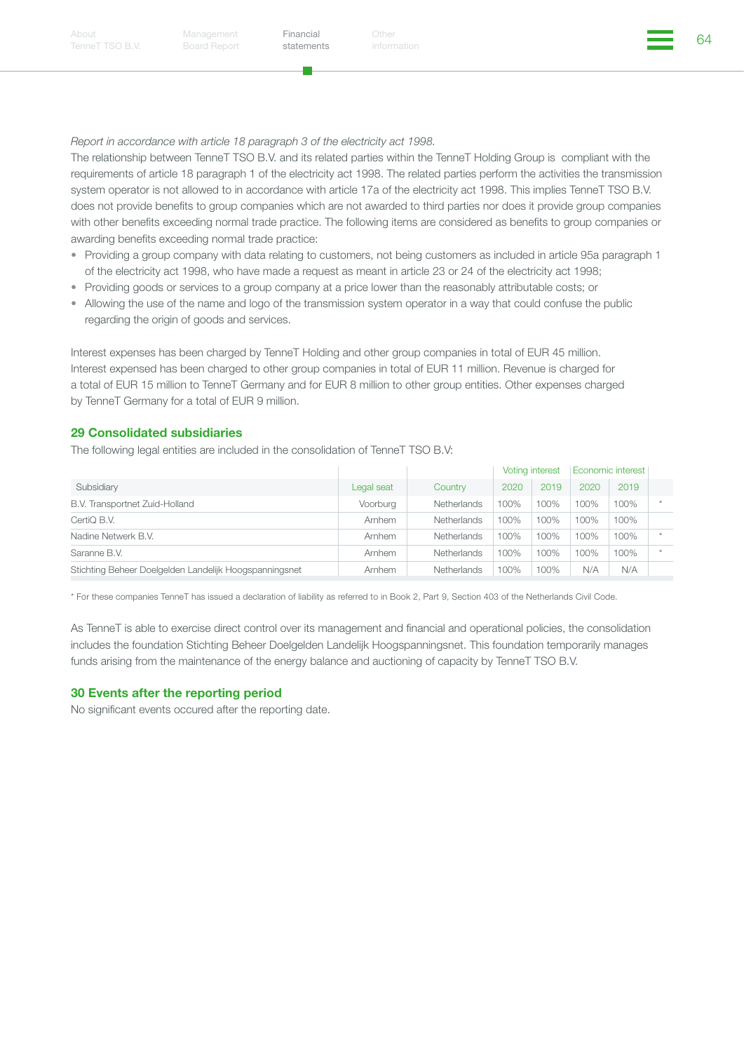*Report in accordance with article 18 paragraph 3 of the electricity act 1998.*

The relationship between TenneT TSO B.V. and its related parties within the TenneT Holding Group is compliant with the requirements of article 18 paragraph 1 of the electricity act 1998. The related parties perform the activities the transmission system operator is not allowed to in accordance with article 17a of the electricity act 1998. This implies TenneT TSO B.V. does not provide benefits to group companies which are not awarded to third parties nor does it provide group companies with other benefits exceeding normal trade practice. The following items are considered as benefits to group companies or awarding benefits exceeding normal trade practice:

- Providing a group company with data relating to customers, not being customers as included in article 95a paragraph 1 of the electricity act 1998, who have made a request as meant in article 23 or 24 of the electricity act 1998;
- Providing goods or services to a group company at a price lower than the reasonably attributable costs; or
- Allowing the use of the name and logo of the transmission system operator in a way that could confuse the public regarding the origin of goods and services.

Interest expenses has been charged by TenneT Holding and other group companies in total of EUR 45 million. Interest expensed has been charged to other group companies in total of EUR 11 million. Revenue is charged for a total of EUR 15 million to TenneT Germany and for EUR 8 million to other group entities. Other expenses charged by TenneT Germany for a total of EUR 9 million.

## 29 Consolidated subsidiaries

The following legal entities are included in the consolidation of TenneT TSO B.V:

| | | | Voting interest | | Economic interest | | |
|---|---|---|---|---|---|---|---|
| Subsidiary | Legal seat | Country | 2020 | 2019 | 2020 | 2019 | |
| B.V. Transportnet Zuid-Holland | Voorburg | Netherlands | 100% | 100% | 100% | 100% | * |
| CertiQ B.V. | Arnhem | Netherlands | 100% | 100% | 100% | 100% | |
| Nadine Netwerk B.V. | Arnhem | Netherlands | 100% | 100% | 100% | 100% | * |
| Saranne B.V. | Arnhem | Netherlands | 100% | 100% | 100% | 100% | * |
| Stichting Beheer Doelgelden Landelijk Hoogspanningsnet | Arnhem | Netherlands | 100% | 100% | N/A | N/A | |

* For these companies TenneT has issued a declaration of liability as referred to in Book 2, Part 9, Section 403 of the Netherlands Civil Code.

As TenneT is able to exercise direct control over its management and financial and operational policies, the consolidation includes the foundation Stichting Beheer Doelgelden Landelijk Hoogspanningsnet. This foundation temporarily manages funds arising from the maintenance of the energy balance and auctioning of capacity by TenneT TSO B.V.

## 30 Events after the reporting period

No significant events occured after the reporting date.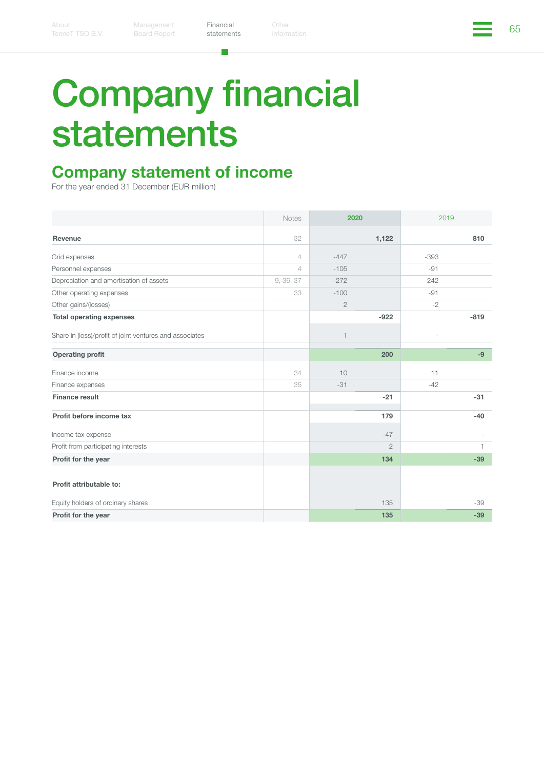// Company financial statements

## Company statement of income

For the year ended 31 December (EUR million)

| | Notes | 2020 | | 2019 | |
|---|---|---|---|---|---|
| **Revenue** | 32 | | **1,122** | | **810** |
| Grid expenses | 4 | -447 | | -393 | |
| Personnel expenses | 4 | -105 | | -91 | |
| Depreciation and amortisation of assets | 9, 36, 37 | -272 | | -242 | |
| Other operating expenses | 33 | -100 | | -91 | |
| Other gains/(losses) | | 2 | | -2 | |
| **Total operating expenses** | | | **-922** | | **-819** |
| Share in (loss)/profit of joint ventures and associates | | 1 | | - | |
| **Operating profit** | | | **200** | | **-9** |
| Finance income | 34 | 10 | | 11 | |
| Finance expenses | 35 | -31 | | -42 | |
| **Finance result** | | | **-21** | | **-31** |
| **Profit before income tax** | | | **179** | | **-40** |
| Income tax expense | | | -47 | | - |
| Profit from participating interests | | | 2 | | 1 |
| **Profit for the year** | | | **134** | | **-39** |
| **Profit attributable to:** | | | | | |
| Equity holders of ordinary shares | | | 135 | | -39 |
| **Profit for the year** | | | **135** | | **-39** |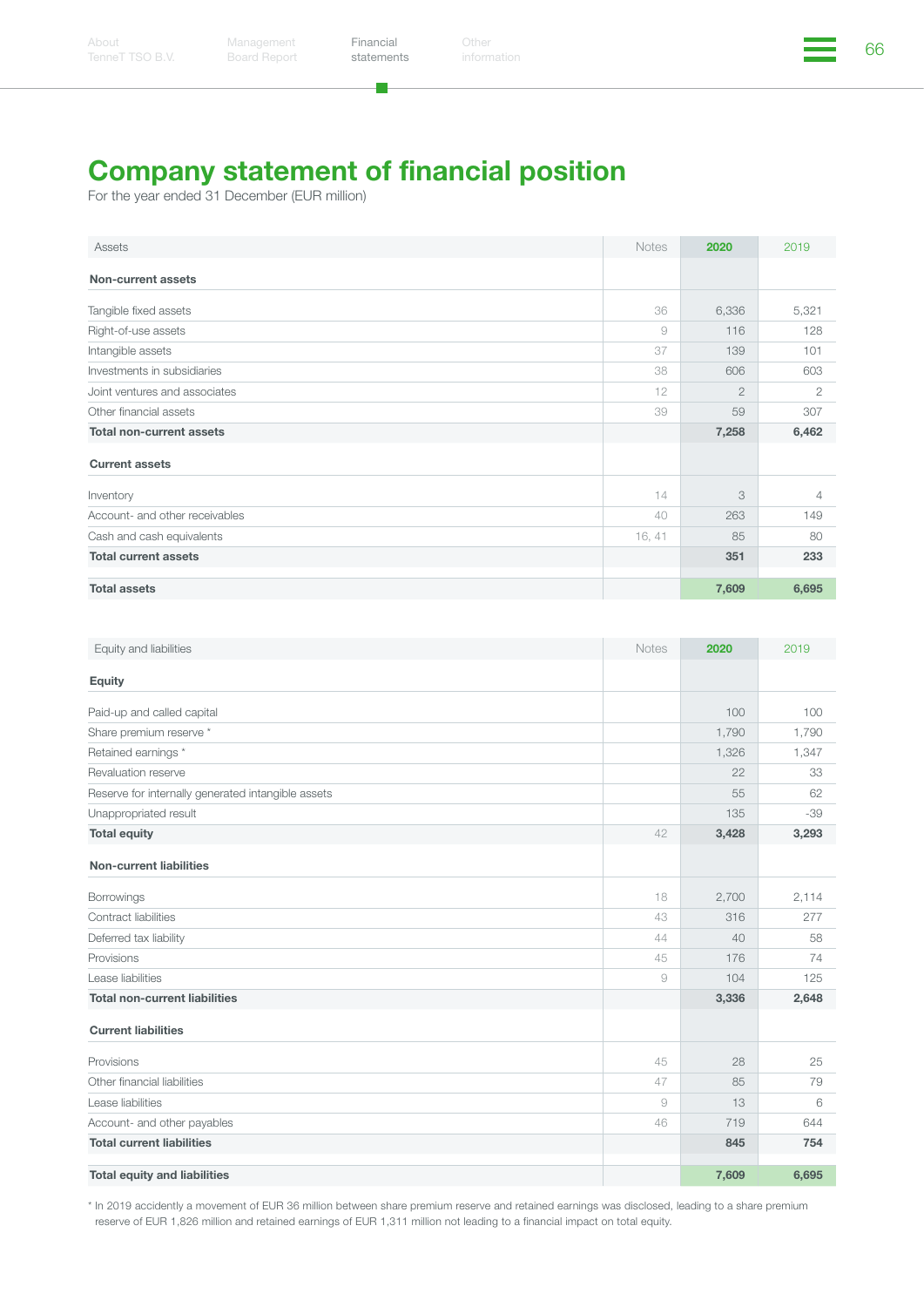# Company statement of financial position

For the year ended 31 December (EUR million)

| Assets | Notes | 2020 | 2019 |
|---|---|---|---|
| **Non-current assets** | | | |
| Tangible fixed assets | 36 | 6,336 | 5,321 |
| Right-of-use assets | 9 | 116 | 128 |
| Intangible assets | 37 | 139 | 101 |
| Investments in subsidiaries | 38 | 606 | 603 |
| Joint ventures and associates | 12 | 2 | 2 |
| Other financial assets | 39 | 59 | 307 |
| **Total non-current assets** | | **7,258** | **6,462** |
| **Current assets** | | | |
| Inventory | 14 | 3 | 4 |
| Account- and other receivables | 40 | 263 | 149 |
| Cash and cash equivalents | 16, 41 | 85 | 80 |
| **Total current assets** | | **351** | **233** |
| **Total assets** | | **7,609** | **6,695** |

| Equity and liabilities | Notes | 2020 | 2019 |
|---|---|---|---|
| **Equity** | | | |
| Paid-up and called capital | | 100 | 100 |
| Share premium reserve * | | 1,790 | 1,790 |
| Retained earnings * | | 1,326 | 1,347 |
| Revaluation reserve | | 22 | 33 |
| Reserve for internally generated intangible assets | | 55 | 62 |
| Unappropriated result | | 135 | -39 |
| **Total equity** | 42 | **3,428** | **3,293** |
| **Non-current liabilities** | | | |
| Borrowings | 18 | 2,700 | 2,114 |
| Contract liabilities | 43 | 316 | 277 |
| Deferred tax liability | 44 | 40 | 58 |
| Provisions | 45 | 176 | 74 |
| Lease liabilities | 9 | 104 | 125 |
| **Total non-current liabilities** | | **3,336** | **2,648** |
| **Current liabilities** | | | |
| Provisions | 45 | 28 | 25 |
| Other financial liabilities | 47 | 85 | 79 |
| Lease liabilities | 9 | 13 | 6 |
| Account- and other payables | 46 | 719 | 644 |
| **Total current liabilities** | | **845** | **754** |
| **Total equity and liabilities** | | **7,609** | **6,695** |

\* In 2019 accidently a movement of EUR 36 million between share premium reserve and retained earnings was disclosed, leading to a share premium reserve of EUR 1,826 million and retained earnings of EUR 1,311 million not leading to a financial impact on total equity.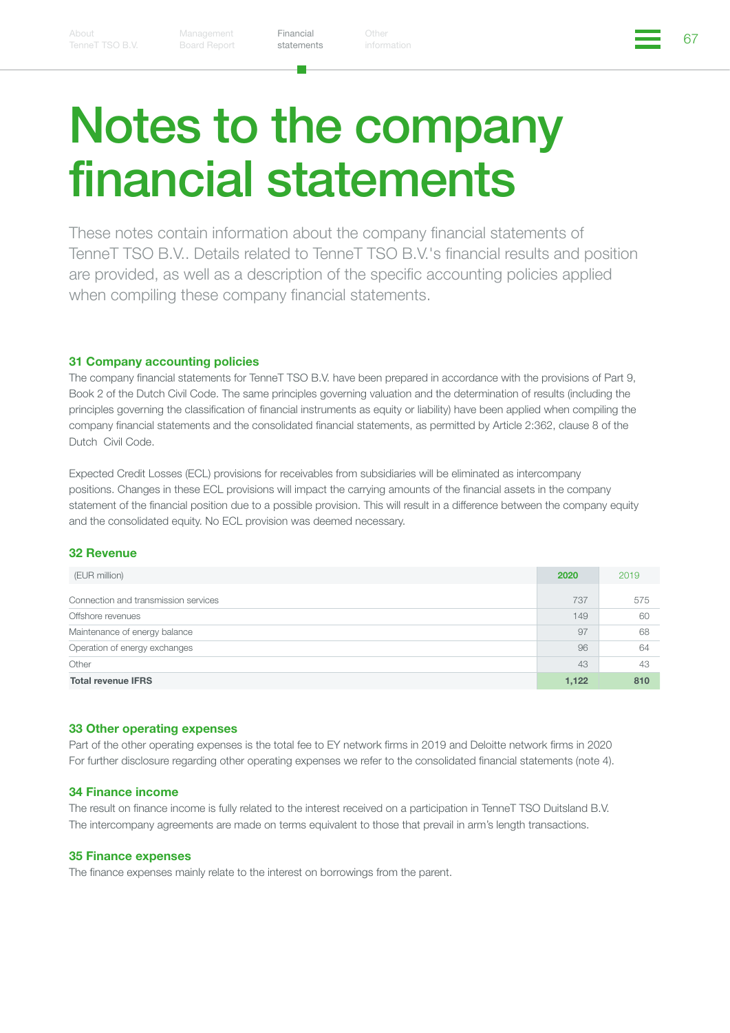# Notes to the company financial statements

These notes contain information about the company financial statements of TenneT TSO B.V.. Details related to TenneT TSO B.V.'s financial results and position are provided, as well as a description of the specific accounting policies applied when compiling these company financial statements.

### 31 Company accounting policies

The company financial statements for TenneT TSO B.V. have been prepared in accordance with the provisions of Part 9, Book 2 of the Dutch Civil Code. The same principles governing valuation and the determination of results (including the principles governing the classification of financial instruments as equity or liability) have been applied when compiling the company financial statements and the consolidated financial statements, as permitted by Article 2:362, clause 8 of the Dutch Civil Code.

Expected Credit Losses (ECL) provisions for receivables from subsidiaries will be eliminated as intercompany positions. Changes in these ECL provisions will impact the carrying amounts of the financial assets in the company statement of the financial position due to a possible provision. This will result in a difference between the company equity and the consolidated equity. No ECL provision was deemed necessary.

### 32 Revenue

| (EUR million) | 2020 | 2019 |
|---|---|---|
| Connection and transmission services | 737 | 575 |
| Offshore revenues | 149 | 60 |
| Maintenance of energy balance | 97 | 68 |
| Operation of energy exchanges | 96 | 64 |
| Other | 43 | 43 |
| **Total revenue IFRS** | **1,122** | **810** |

### 33 Other operating expenses

Part of the other operating expenses is the total fee to EY network firms in 2019 and Deloitte network firms in 2020 For further disclosure regarding other operating expenses we refer to the consolidated financial statements (note 4).

### 34 Finance income

The result on finance income is fully related to the interest received on a participation in TenneT TSO Duitsland B.V. The intercompany agreements are made on terms equivalent to those that prevail in arm's length transactions.

### 35 Finance expenses

The finance expenses mainly relate to the interest on borrowings from the parent.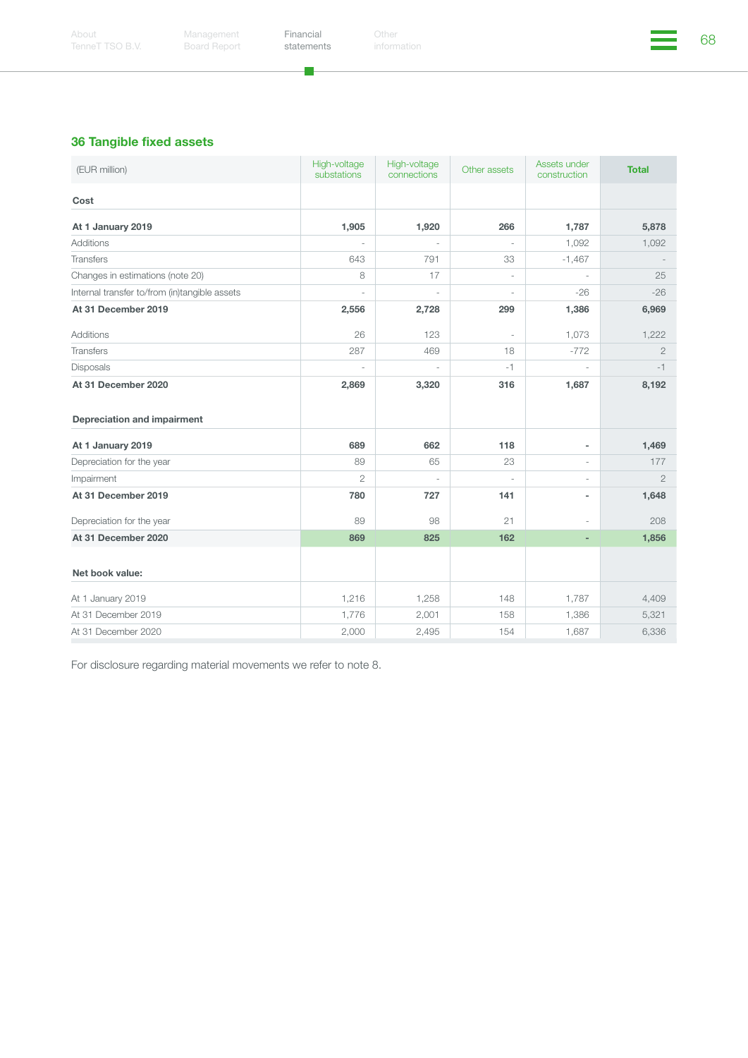## 36 Tangible fixed assets

| (EUR million) | High-voltage substations | High-voltage connections | Other assets | Assets under construction | Total |
|---|---|---|---|---|---|
| **Cost** | | | | | |
| **At 1 January 2019** | **1,905** | **1,920** | **266** | **1,787** | **5,878** |
| Additions | - | - | - | 1,092 | 1,092 |
| Transfers | 643 | 791 | 33 | -1,467 | - |
| Changes in estimations (note 20) | 8 | 17 | - | - | 25 |
| Internal transfer to/from (in)tangible assets | - | - | - | -26 | -26 |
| **At 31 December 2019** | **2,556** | **2,728** | **299** | **1,386** | **6,969** |
| Additions | 26 | 123 | - | 1,073 | 1,222 |
| Transfers | 287 | 469 | 18 | -772 | 2 |
| Disposals | - | - | -1 | - | -1 |
| **At 31 December 2020** | **2,869** | **3,320** | **316** | **1,687** | **8,192** |
| **Depreciation and impairment** | | | | | |
| **At 1 January 2019** | **689** | **662** | **118** | **-** | **1,469** |
| Depreciation for the year | 89 | 65 | 23 | - | 177 |
| Impairment | 2 | - | - | - | 2 |
| **At 31 December 2019** | **780** | **727** | **141** | **-** | **1,648** |
| Depreciation for the year | 89 | 98 | 21 | - | 208 |
| **At 31 December 2020** | **869** | **825** | **162** | **-** | **1,856** |
| **Net book value:** | | | | | |
| At 1 January 2019 | 1,216 | 1,258 | 148 | 1,787 | 4,409 |
| At 31 December 2019 | 1,776 | 2,001 | 158 | 1,386 | 5,321 |
| At 31 December 2020 | 2,000 | 2,495 | 154 | 1,687 | 6,336 |

For disclosure regarding material movements we refer to note 8.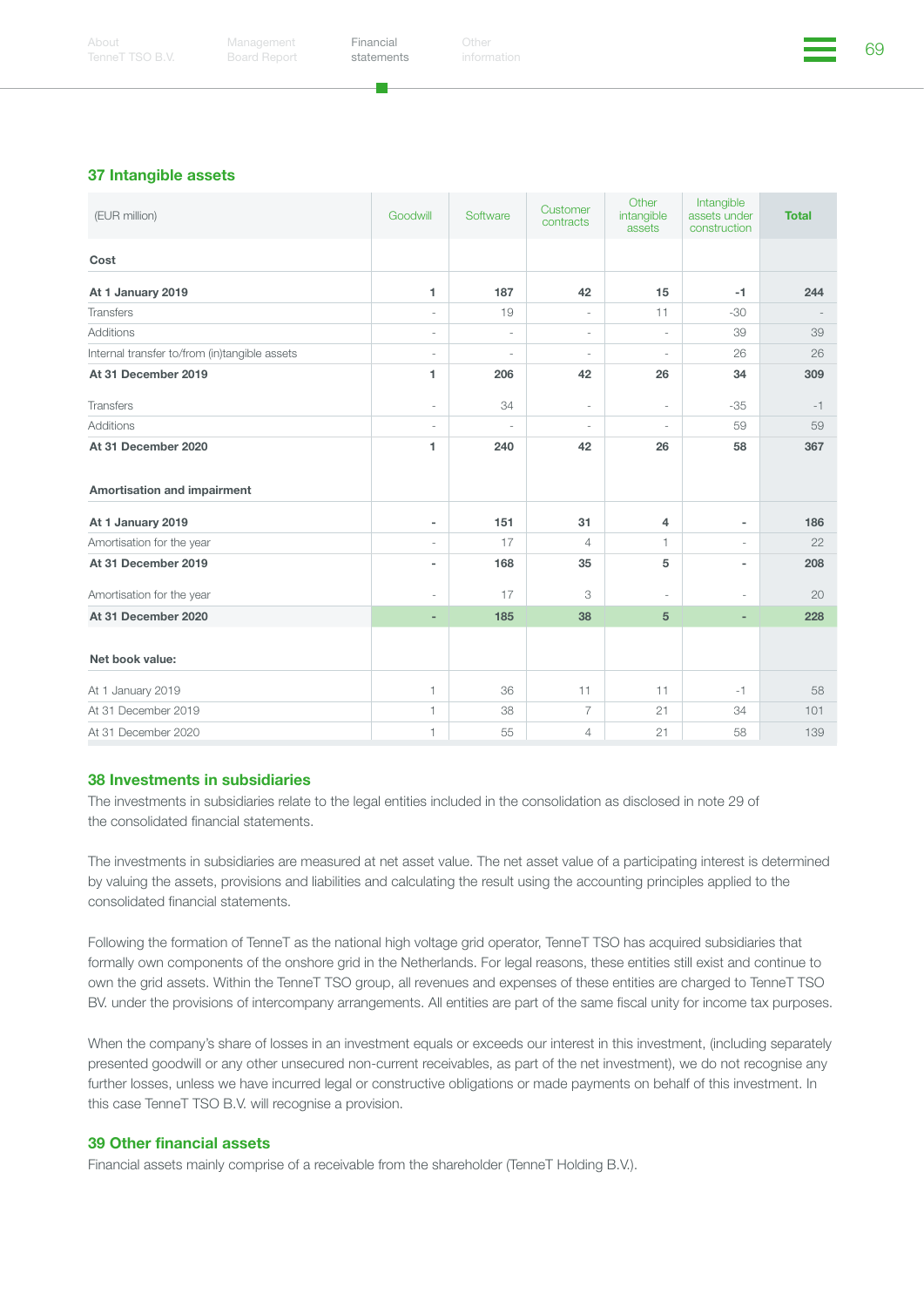## 37 Intangible assets

| (EUR million) | Goodwill | Software | Customer contracts | Other intangible assets | Intangible assets under construction | Total |
|---|---|---|---|---|---|---|
| **Cost** | | | | | | |
| **At 1 January 2019** | **1** | **187** | **42** | **15** | **-1** | **244** |
| Transfers | - | 19 | - | 11 | -30 | - |
| Additions | - | - | - | - | 39 | 39 |
| Internal transfer to/from (in)tangible assets | - | - | - | - | 26 | 26 |
| **At 31 December 2019** | **1** | **206** | **42** | **26** | **34** | **309** |
| Transfers | - | 34 | - | - | -35 | -1 |
| Additions | - | - | - | - | 59 | 59 |
| **At 31 December 2020** | **1** | **240** | **42** | **26** | **58** | **367** |
| **Amortisation and impairment** | | | | | | |
| **At 1 January 2019** | **-** | **151** | **31** | **4** | **-** | **186** |
| Amortisation for the year | - | 17 | 4 | 1 | - | 22 |
| **At 31 December 2019** | **-** | **168** | **35** | **5** | **-** | **208** |
| Amortisation for the year | - | 17 | 3 | - | - | 20 |
| **At 31 December 2020** | **-** | **185** | **38** | **5** | **-** | **228** |
| **Net book value:** | | | | | | |
| At 1 January 2019 | 1 | 36 | 11 | 11 | -1 | 58 |
| At 31 December 2019 | 1 | 38 | 7 | 21 | 34 | 101 |
| At 31 December 2020 | 1 | 55 | 4 | 21 | 58 | 139 |

## 38 Investments in subsidiaries

The investments in subsidiaries relate to the legal entities included in the consolidation as disclosed in note 29 of the consolidated financial statements.

The investments in subsidiaries are measured at net asset value. The net asset value of a participating interest is determined by valuing the assets, provisions and liabilities and calculating the result using the accounting principles applied to the consolidated financial statements.

Following the formation of TenneT as the national high voltage grid operator, TenneT TSO has acquired subsidiaries that formally own components of the onshore grid in the Netherlands. For legal reasons, these entities still exist and continue to own the grid assets. Within the TenneT TSO group, all revenues and expenses of these entities are charged to TenneT TSO BV. under the provisions of intercompany arrangements. All entities are part of the same fiscal unity for income tax purposes.

When the company's share of losses in an investment equals or exceeds our interest in this investment, (including separately presented goodwill or any other unsecured non-current receivables, as part of the net investment), we do not recognise any further losses, unless we have incurred legal or constructive obligations or made payments on behalf of this investment. In this case TenneT TSO B.V. will recognise a provision.

## 39 Other financial assets

Financial assets mainly comprise of a receivable from the shareholder (TenneT Holding B.V.).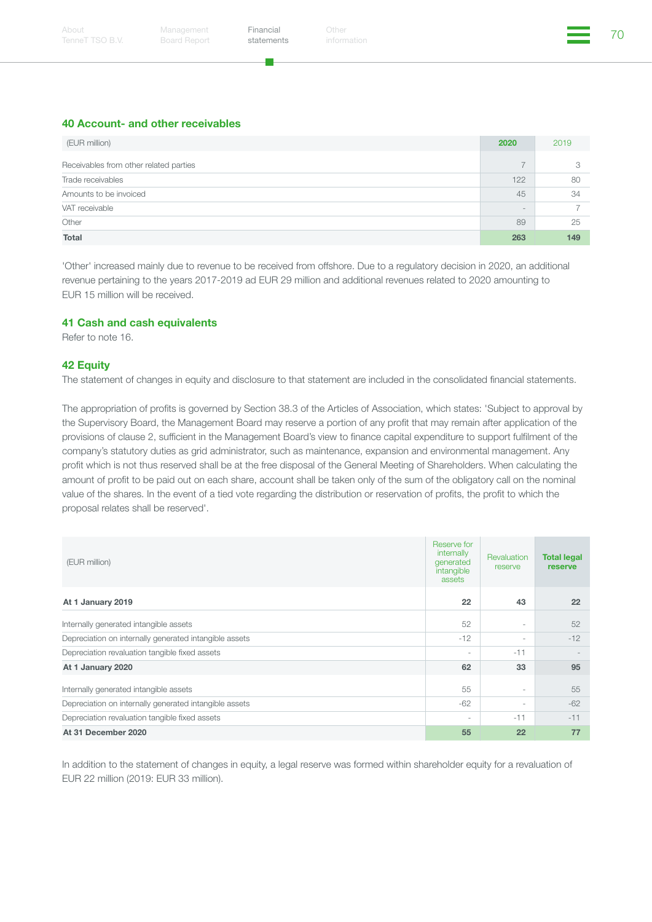## 40 Account- and other receivables

| (EUR million) | 2020 | 2019 |
|---|---|---|
| Receivables from other related parties | 7 | 3 |
| Trade receivables | 122 | 80 |
| Amounts to be invoiced | 45 | 34 |
| VAT receivable | - | 7 |
| Other | 89 | 25 |
| **Total** | **263** | **149** |

'Other' increased mainly due to revenue to be received from offshore. Due to a regulatory decision in 2020, an additional revenue pertaining to the years 2017-2019 ad EUR 29 million and additional revenues related to 2020 amounting to EUR 15 million will be received.

## 41 Cash and cash equivalents

Refer to note 16.

## 42 Equity

The statement of changes in equity and disclosure to that statement are included in the consolidated financial statements.

The appropriation of profits is governed by Section 38.3 of the Articles of Association, which states: 'Subject to approval by the Supervisory Board, the Management Board may reserve a portion of any profit that may remain after application of the provisions of clause 2, sufficient in the Management Board's view to finance capital expenditure to support fulfilment of the company's statutory duties as grid administrator, such as maintenance, expansion and environmental management. Any profit which is not thus reserved shall be at the free disposal of the General Meeting of Shareholders. When calculating the amount of profit to be paid out on each share, account shall be taken only of the sum of the obligatory call on the nominal value of the shares. In the event of a tied vote regarding the distribution or reservation of profits, the profit to which the proposal relates shall be reserved'.

| (EUR million) | Reserve for internally generated intangible assets | Revaluation reserve | Total legal reserve |
|---|---|---|---|
| **At 1 January 2019** | **22** | **43** | **22** |
| Internally generated intangible assets | 52 | - | 52 |
| Depreciation on internally generated intangible assets | -12 | - | -12 |
| Depreciation revaluation tangible fixed assets | - | -11 | - |
| **At 1 January 2020** | **62** | **33** | **95** |
| Internally generated intangible assets | 55 | - | 55 |
| Depreciation on internally generated intangible assets | -62 | - | -62 |
| Depreciation revaluation tangible fixed assets | - | -11 | -11 |
| **At 31 December 2020** | **55** | **22** | **77** |

In addition to the statement of changes in equity, a legal reserve was formed within shareholder equity for a revaluation of EUR 22 million (2019: EUR 33 million).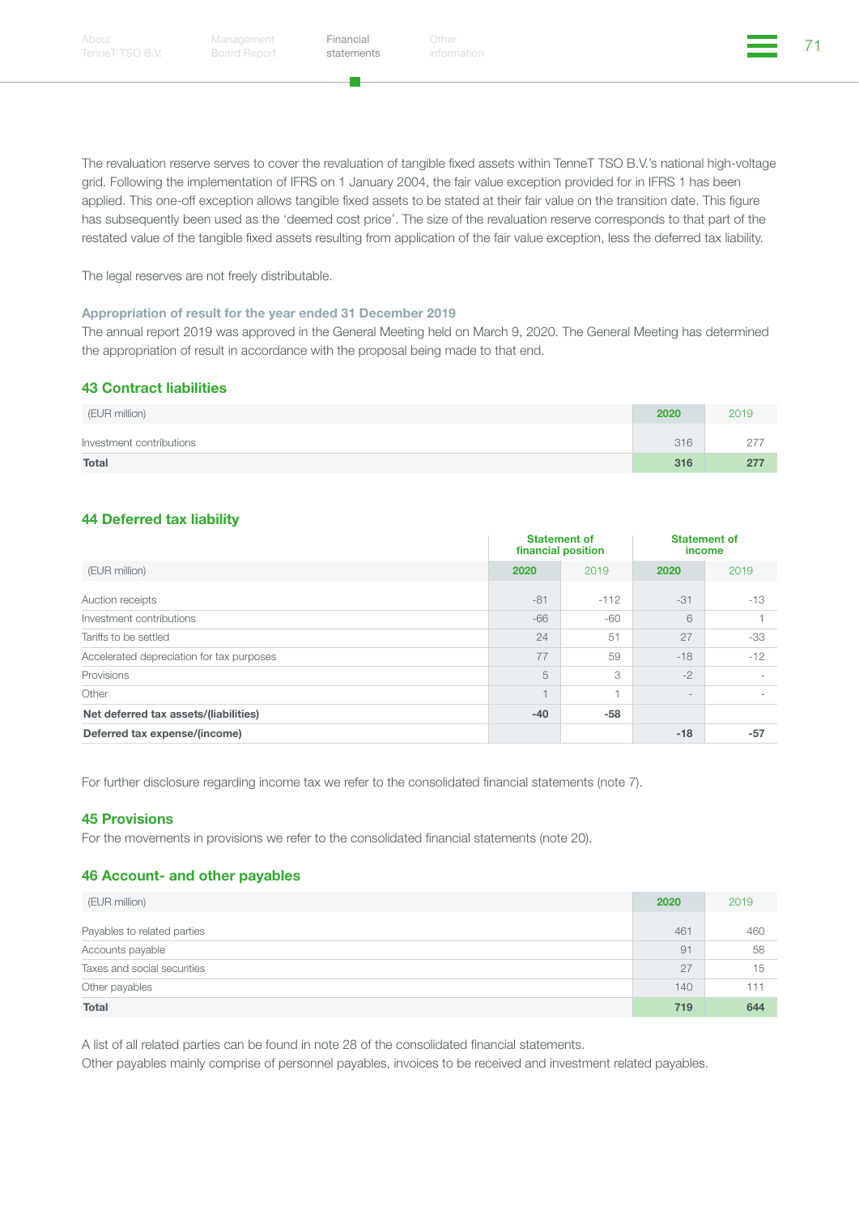The revaluation reserve serves to cover the revaluation of tangible fixed assets within TenneT TSO B.V.'s national high-voltage grid. Following the implementation of IFRS on 1 January 2004, the fair value exception provided for in IFRS 1 has been applied. This one-off exception allows tangible fixed assets to be stated at their fair value on the transition date. This figure has subsequently been used as the 'deemed cost price'. The size of the revaluation reserve corresponds to that part of the restated value of the tangible fixed assets resulting from application of the fair value exception, less the deferred tax liability.

The legal reserves are not freely distributable.

### Appropriation of result for the year ended 31 December 2019

The annual report 2019 was approved in the General Meeting held on March 9, 2020. The General Meeting has determined the appropriation of result in accordance with the proposal being made to that end.

## 43 Contract liabilities

| (EUR million) | 2020 | 2019 |
|---|---|---|
| Investment contributions | 316 | 277 |
| **Total** | **316** | **277** |

## 44 Deferred tax liability

| | Statement of financial position | | Statement of income | |
|---|---|---|---|---|
| (EUR million) | 2020 | 2019 | 2020 | 2019 |
| Auction receipts | -81 | -112 | -31 | -13 |
| Investment contributions | -66 | -60 | 6 | 1 |
| Tariffs to be settled | 24 | 51 | 27 | -33 |
| Accelerated depreciation for tax purposes | 77 | 59 | -18 | -12 |
| Provisions | 5 | 3 | -2 | - |
| Other | 1 | 1 | - | - |
| **Net deferred tax assets/(liabilities)** | **-40** | **-58** | | |
| **Deferred tax expense/(income)** | | | **-18** | **-57** |

For further disclosure regarding income tax we refer to the consolidated financial statements (note 7).

## 45 Provisions

For the movements in provisions we refer to the consolidated financial statements (note 20).

## 46 Account- and other payables

| (EUR million) | 2020 | 2019 |
|---|---|---|
| Payables to related parties | 461 | 460 |
| Accounts payable | 91 | 58 |
| Taxes and social securities | 27 | 15 |
| Other payables | 140 | 111 |
| **Total** | **719** | **644** |

A list of all related parties can be found in note 28 of the consolidated financial statements.
Other payables mainly comprise of personnel payables, invoices to be received and investment related payables.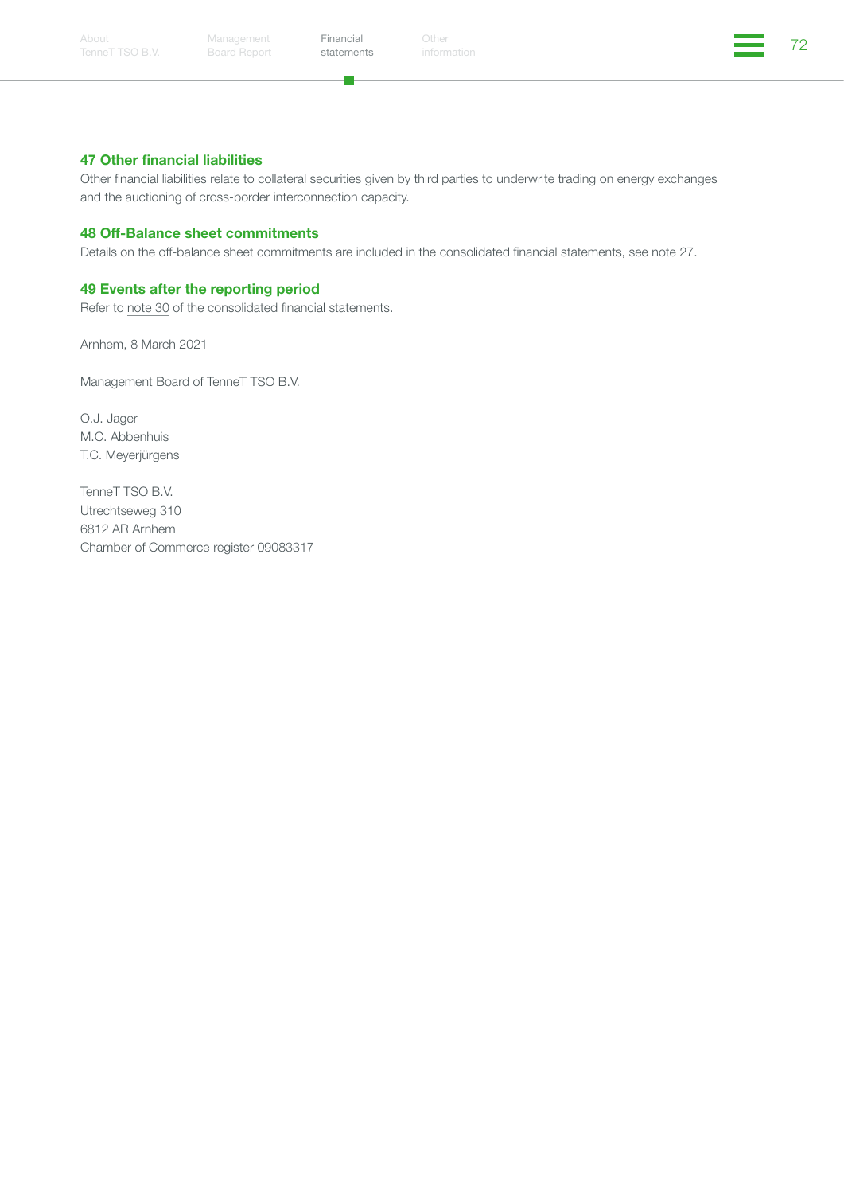## 47 Other financial liabilities

Other financial liabilities relate to collateral securities given by third parties to underwrite trading on energy exchanges and the auctioning of cross-border interconnection capacity.

## 48 Off-Balance sheet commitments

Details on the off-balance sheet commitments are included in the consolidated financial statements, see note 27.

## 49 Events after the reporting period

Refer to note 30 of the consolidated financial statements.

Arnhem, 8 March 2021

Management Board of TenneT TSO B.V.

O.J. Jager
M.C. Abbenhuis
T.C. Meyerjürgens

TenneT TSO B.V.
Utrechtseweg 310
6812 AR Arnhem
Chamber of Commerce register 09083317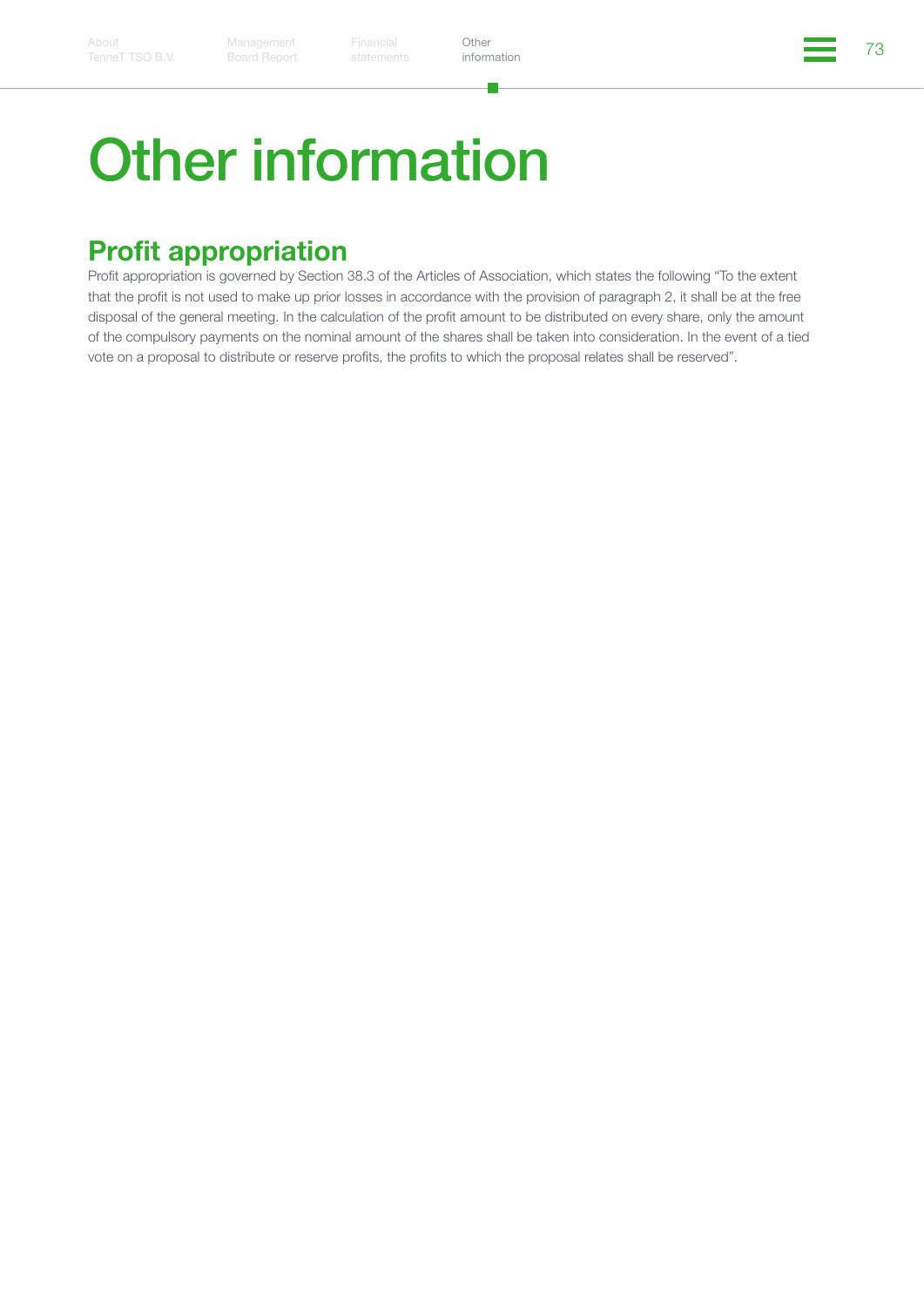# Other information

## Profit appropriation

Profit appropriation is governed by Section 38.3 of the Articles of Association, which states the following "To the extent that the profit is not used to make up prior losses in accordance with the provision of paragraph 2, it shall be at the free disposal of the general meeting. In the calculation of the profit amount to be distributed on every share, only the amount of the compulsory payments on the nominal amount of the shares shall be taken into consideration. In the event of a tied vote on a proposal to distribute or reserve profits, the profits to which the proposal relates shall be reserved".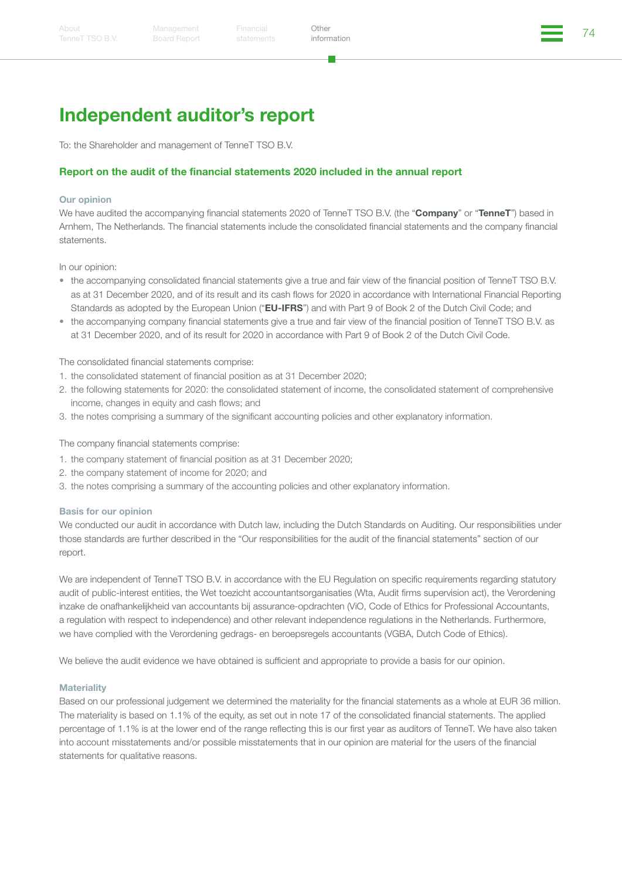# Independent auditor's report

To: the Shareholder and management of TenneT TSO B.V.

## Report on the audit of the financial statements 2020 included in the annual report

### Our opinion

We have audited the accompanying financial statements 2020 of TenneT TSO B.V. (the "**Company**" or "**TenneT**") based in Arnhem, The Netherlands. The financial statements include the consolidated financial statements and the company financial statements.

In our opinion:

- the accompanying consolidated financial statements give a true and fair view of the financial position of TenneT TSO B.V. as at 31 December 2020, and of its result and its cash flows for 2020 in accordance with International Financial Reporting Standards as adopted by the European Union ("**EU-IFRS**") and with Part 9 of Book 2 of the Dutch Civil Code; and
- the accompanying company financial statements give a true and fair view of the financial position of TenneT TSO B.V. as at 31 December 2020, and of its result for 2020 in accordance with Part 9 of Book 2 of the Dutch Civil Code.

The consolidated financial statements comprise:

1. the consolidated statement of financial position as at 31 December 2020;
2. the following statements for 2020: the consolidated statement of income, the consolidated statement of comprehensive income, changes in equity and cash flows; and
3. the notes comprising a summary of the significant accounting policies and other explanatory information.

The company financial statements comprise:

1. the company statement of financial position as at 31 December 2020;
2. the company statement of income for 2020; and
3. the notes comprising a summary of the accounting policies and other explanatory information.

### Basis for our opinion

We conducted our audit in accordance with Dutch law, including the Dutch Standards on Auditing. Our responsibilities under those standards are further described in the "Our responsibilities for the audit of the financial statements" section of our report.

We are independent of TenneT TSO B.V. in accordance with the EU Regulation on specific requirements regarding statutory audit of public-interest entities, the Wet toezicht accountantsorganisaties (Wta, Audit firms supervision act), the Verordening inzake de onafhankelijkheid van accountants bij assurance-opdrachten (ViO, Code of Ethics for Professional Accountants, a regulation with respect to independence) and other relevant independence regulations in the Netherlands. Furthermore, we have complied with the Verordening gedrags- en beroepsregels accountants (VGBA, Dutch Code of Ethics).

We believe the audit evidence we have obtained is sufficient and appropriate to provide a basis for our opinion.

### Materiality

Based on our professional judgement we determined the materiality for the financial statements as a whole at EUR 36 million. The materiality is based on 1.1% of the equity, as set out in note 17 of the consolidated financial statements. The applied percentage of 1.1% is at the lower end of the range reflecting this is our first year as auditors of TenneT. We have also taken into account misstatements and/or possible misstatements that in our opinion are material for the users of the financial statements for qualitative reasons.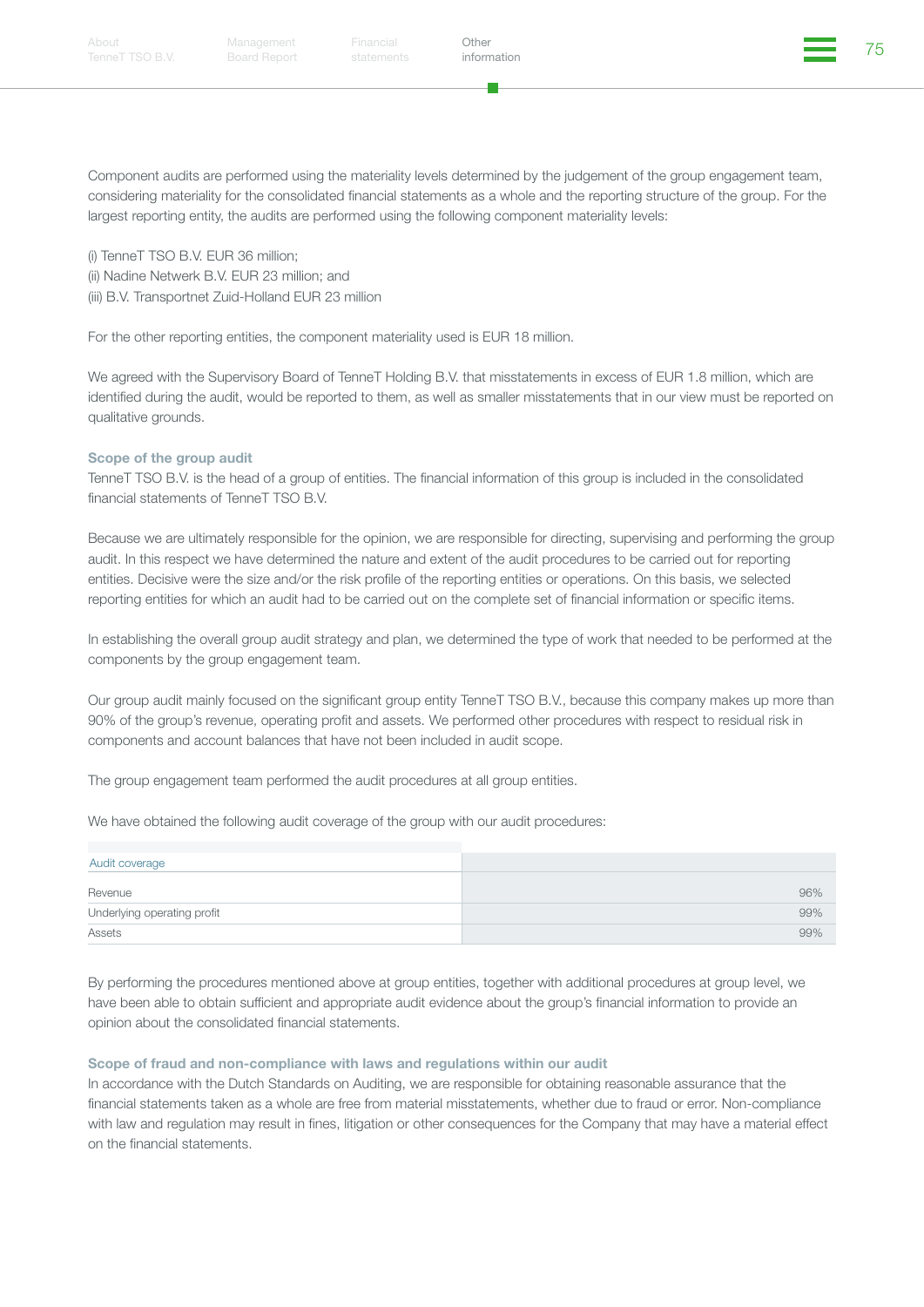Component audits are performed using the materiality levels determined by the judgement of the group engagement team, considering materiality for the consolidated financial statements as a whole and the reporting structure of the group. For the largest reporting entity, the audits are performed using the following component materiality levels:

(i) TenneT TSO B.V. EUR 36 million;
(ii) Nadine Netwerk B.V. EUR 23 million; and
(iii) B.V. Transportnet Zuid-Holland EUR 23 million

For the other reporting entities, the component materiality used is EUR 18 million.

We agreed with the Supervisory Board of TenneT Holding B.V. that misstatements in excess of EUR 1.8 million, which are identified during the audit, would be reported to them, as well as smaller misstatements that in our view must be reported on qualitative grounds.

### Scope of the group audit

TenneT TSO B.V. is the head of a group of entities. The financial information of this group is included in the consolidated financial statements of TenneT TSO B.V.

Because we are ultimately responsible for the opinion, we are responsible for directing, supervising and performing the group audit. In this respect we have determined the nature and extent of the audit procedures to be carried out for reporting entities. Decisive were the size and/or the risk profile of the reporting entities or operations. On this basis, we selected reporting entities for which an audit had to be carried out on the complete set of financial information or specific items.

In establishing the overall group audit strategy and plan, we determined the type of work that needed to be performed at the components by the group engagement team.

Our group audit mainly focused on the significant group entity TenneT TSO B.V., because this company makes up more than 90% of the group's revenue, operating profit and assets. We performed other procedures with respect to residual risk in components and account balances that have not been included in audit scope.

The group engagement team performed the audit procedures at all group entities.

We have obtained the following audit coverage of the group with our audit procedures:

| Audit coverage | |
|---|---|
| Revenue | 96% |
| Underlying operating profit | 99% |
| Assets | 99% |

By performing the procedures mentioned above at group entities, together with additional procedures at group level, we have been able to obtain sufficient and appropriate audit evidence about the group's financial information to provide an opinion about the consolidated financial statements.

### Scope of fraud and non-compliance with laws and regulations within our audit

In accordance with the Dutch Standards on Auditing, we are responsible for obtaining reasonable assurance that the financial statements taken as a whole are free from material misstatements, whether due to fraud or error. Non-compliance with law and regulation may result in fines, litigation or other consequences for the Company that may have a material effect on the financial statements.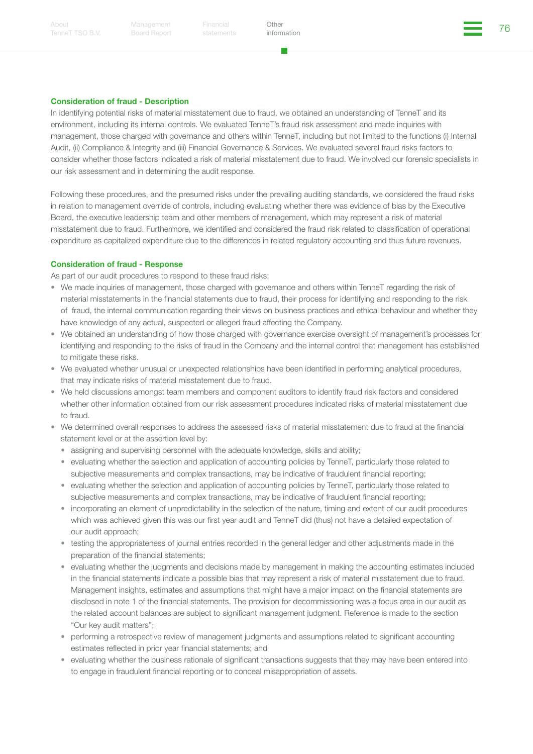### Consideration of fraud - Description

In identifying potential risks of material misstatement due to fraud, we obtained an understanding of TenneT and its environment, including its internal controls. We evaluated TenneT's fraud risk assessment and made inquiries with management, those charged with governance and others within TenneT, including but not limited to the functions (i) Internal Audit, (ii) Compliance & Integrity and (iii) Financial Governance & Services. We evaluated several fraud risks factors to consider whether those factors indicated a risk of material misstatement due to fraud. We involved our forensic specialists in our risk assessment and in determining the audit response.

Following these procedures, and the presumed risks under the prevailing auditing standards, we considered the fraud risks in relation to management override of controls, including evaluating whether there was evidence of bias by the Executive Board, the executive leadership team and other members of management, which may represent a risk of material misstatement due to fraud. Furthermore, we identified and considered the fraud risk related to classification of operational expenditure as capitalized expenditure due to the differences in related regulatory accounting and thus future revenues.

### Consideration of fraud - Response

As part of our audit procedures to respond to these fraud risks:

- We made inquiries of management, those charged with governance and others within TenneT regarding the risk of material misstatements in the financial statements due to fraud, their process for identifying and responding to the risk of fraud, the internal communication regarding their views on business practices and ethical behaviour and whether they have knowledge of any actual, suspected or alleged fraud affecting the Company.
- We obtained an understanding of how those charged with governance exercise oversight of management's processes for identifying and responding to the risks of fraud in the Company and the internal control that management has established to mitigate these risks.
- We evaluated whether unusual or unexpected relationships have been identified in performing analytical procedures, that may indicate risks of material misstatement due to fraud.
- We held discussions amongst team members and component auditors to identify fraud risk factors and considered whether other information obtained from our risk assessment procedures indicated risks of material misstatement due to fraud.
- We determined overall responses to address the assessed risks of material misstatement due to fraud at the financial statement level or at the assertion level by:
  - assigning and supervising personnel with the adequate knowledge, skills and ability;
  - evaluating whether the selection and application of accounting policies by TenneT, particularly those related to subjective measurements and complex transactions, may be indicative of fraudulent financial reporting;
  - evaluating whether the selection and application of accounting policies by TenneT, particularly those related to subjective measurements and complex transactions, may be indicative of fraudulent financial reporting;
  - incorporating an element of unpredictability in the selection of the nature, timing and extent of our audit procedures which was achieved given this was our first year audit and TenneT did (thus) not have a detailed expectation of our audit approach;
  - testing the appropriateness of journal entries recorded in the general ledger and other adjustments made in the preparation of the financial statements;
  - evaluating whether the judgments and decisions made by management in making the accounting estimates included in the financial statements indicate a possible bias that may represent a risk of material misstatement due to fraud. Management insights, estimates and assumptions that might have a major impact on the financial statements are disclosed in note 1 of the financial statements. The provision for decommissioning was a focus area in our audit as the related account balances are subject to significant management judgment. Reference is made to the section "Our key audit matters";
  - performing a retrospective review of management judgments and assumptions related to significant accounting estimates reflected in prior year financial statements; and
  - evaluating whether the business rationale of significant transactions suggests that they may have been entered into to engage in fraudulent financial reporting or to conceal misappropriation of assets.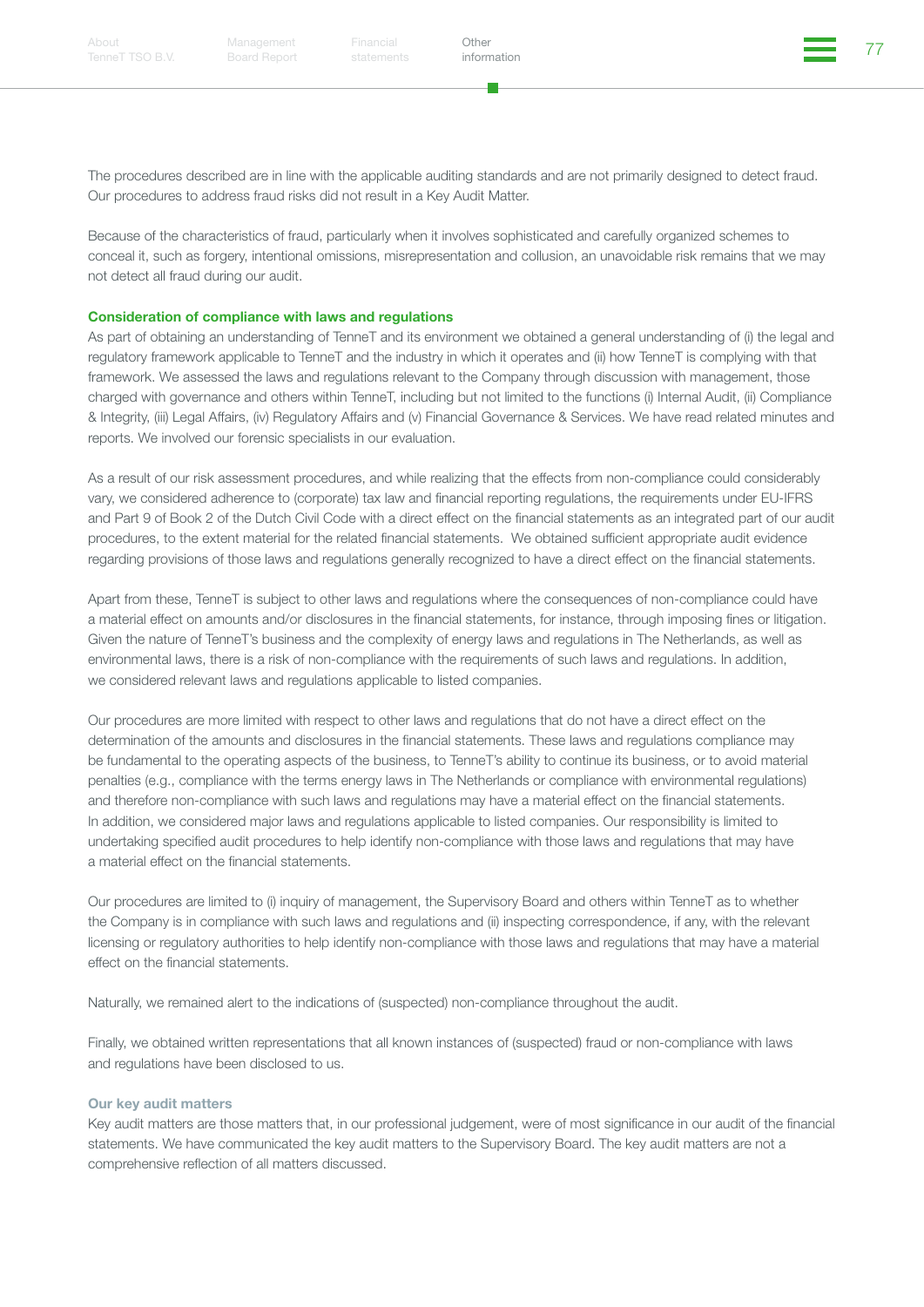The procedures described are in line with the applicable auditing standards and are not primarily designed to detect fraud. Our procedures to address fraud risks did not result in a Key Audit Matter.

Because of the characteristics of fraud, particularly when it involves sophisticated and carefully organized schemes to conceal it, such as forgery, intentional omissions, misrepresentation and collusion, an unavoidable risk remains that we may not detect all fraud during our audit.

### Consideration of compliance with laws and regulations

As part of obtaining an understanding of TenneT and its environment we obtained a general understanding of (i) the legal and regulatory framework applicable to TenneT and the industry in which it operates and (ii) how TenneT is complying with that framework. We assessed the laws and regulations relevant to the Company through discussion with management, those charged with governance and others within TenneT, including but not limited to the functions (i) Internal Audit, (ii) Compliance & Integrity, (iii) Legal Affairs, (iv) Regulatory Affairs and (v) Financial Governance & Services. We have read related minutes and reports. We involved our forensic specialists in our evaluation.

As a result of our risk assessment procedures, and while realizing that the effects from non-compliance could considerably vary, we considered adherence to (corporate) tax law and financial reporting regulations, the requirements under EU-IFRS and Part 9 of Book 2 of the Dutch Civil Code with a direct effect on the financial statements as an integrated part of our audit procedures, to the extent material for the related financial statements. We obtained sufficient appropriate audit evidence regarding provisions of those laws and regulations generally recognized to have a direct effect on the financial statements.

Apart from these, TenneT is subject to other laws and regulations where the consequences of non-compliance could have a material effect on amounts and/or disclosures in the financial statements, for instance, through imposing fines or litigation. Given the nature of TenneT's business and the complexity of energy laws and regulations in The Netherlands, as well as environmental laws, there is a risk of non-compliance with the requirements of such laws and regulations. In addition, we considered relevant laws and regulations applicable to listed companies.

Our procedures are more limited with respect to other laws and regulations that do not have a direct effect on the determination of the amounts and disclosures in the financial statements. These laws and regulations compliance may be fundamental to the operating aspects of the business, to TenneT's ability to continue its business, or to avoid material penalties (e.g., compliance with the terms energy laws in The Netherlands or compliance with environmental regulations) and therefore non-compliance with such laws and regulations may have a material effect on the financial statements. In addition, we considered major laws and regulations applicable to listed companies. Our responsibility is limited to undertaking specified audit procedures to help identify non-compliance with those laws and regulations that may have a material effect on the financial statements.

Our procedures are limited to (i) inquiry of management, the Supervisory Board and others within TenneT as to whether the Company is in compliance with such laws and regulations and (ii) inspecting correspondence, if any, with the relevant licensing or regulatory authorities to help identify non-compliance with those laws and regulations that may have a material effect on the financial statements.

Naturally, we remained alert to the indications of (suspected) non-compliance throughout the audit.

Finally, we obtained written representations that all known instances of (suspected) fraud or non-compliance with laws and regulations have been disclosed to us.

### Our key audit matters

Key audit matters are those matters that, in our professional judgement, were of most significance in our audit of the financial statements. We have communicated the key audit matters to the Supervisory Board. The key audit matters are not a comprehensive reflection of all matters discussed.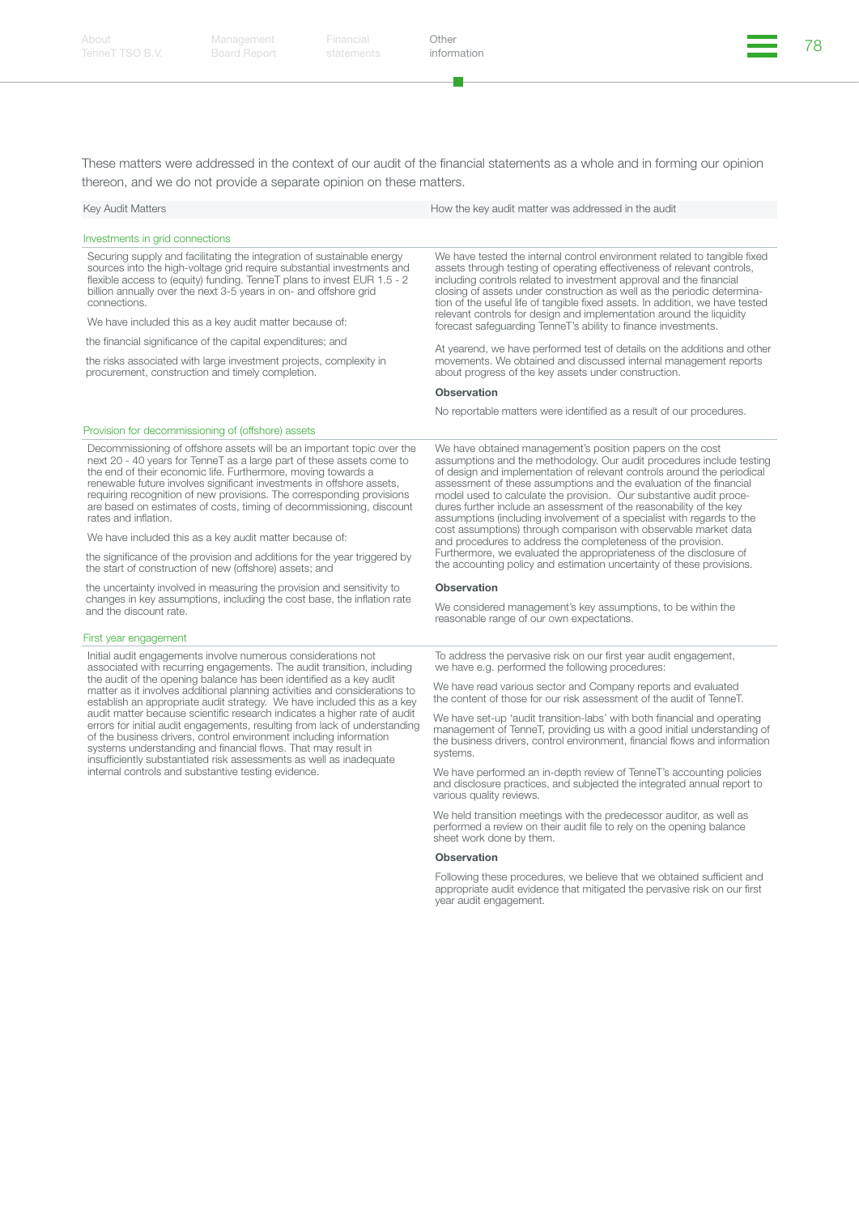These matters were addressed in the context of our audit of the financial statements as a whole and in forming our opinion thereon, and we do not provide a separate opinion on these matters.

| Key Audit Matters | How the key audit matter was addressed in the audit |
|---|---|
| **Investments in grid connections** | |
| Securing supply and facilitating the integration of sustainable energy sources into the high-voltage grid require substantial investments and flexible access to (equity) funding. TenneT plans to invest EUR 1.5 - 2 billion annually over the next 3-5 years in on- and offshore grid connections.<br><br>We have included this as a key audit matter because of:<br><br>the financial significance of the capital expenditures; and<br><br>the risks associated with large investment projects, complexity in procurement, construction and timely completion. | We have tested the internal control environment related to tangible fixed assets through testing of operating effectiveness of relevant controls, including controls related to investment approval and the financial closing of assets under construction as well as the periodic determination of the useful life of tangible fixed assets. In addition, we have tested relevant controls for design and implementation around the liquidity forecast safeguarding TenneT's ability to finance investments.<br><br>At yearend, we have performed test of details on the additions and other movements. We obtained and discussed internal management reports about progress of the key assets under construction.<br><br>**Observation**<br><br>No reportable matters were identified as a result of our procedures. |
| **Provision for decommissioning of (offshore) assets** | |
| Decommissioning of offshore assets will be an important topic over the next 20 - 40 years for TenneT as a large part of these assets come to the end of their economic life. Furthermore, moving towards a renewable future involves significant investments in offshore assets, requiring recognition of new provisions. The corresponding provisions are based on estimates of costs, timing of decommissioning, discount rates and inflation.<br><br>We have included this as a key audit matter because of:<br><br>the significance of the provision and additions for the year triggered by the start of construction of new (offshore) assets; and<br><br>the uncertainty involved in measuring the provision and sensitivity to changes in key assumptions, including the cost base, the inflation rate and the discount rate. | We have obtained management's position papers on the cost assumptions and the methodology. Our audit procedures include testing of design and implementation of relevant controls around the periodical assessment of these assumptions and the evaluation of the financial model used to calculate the provision. Our substantive audit procedures further include an assessment of the reasonability of the key assumptions (including involvement of a specialist with regards to the cost assumptions) through comparison with observable market data and procedures to address the completeness of the provision. Furthermore, we evaluated the appropriateness of the disclosure of the accounting policy and estimation uncertainty of these provisions.<br><br>**Observation**<br><br>We considered management's key assumptions, to be within the reasonable range of our own expectations. |
| **First year engagement** | |
| Initial audit engagements involve numerous considerations not associated with recurring engagements. The audit transition, including the audit of the opening balance has been identified as a key audit matter as it involves additional planning activities and considerations to establish an appropriate audit strategy. We have included this as a key audit matter because scientific research indicates a higher rate of audit errors for initial audit engagements, resulting from lack of understanding of the business drivers, control environment including information systems understanding and financial flows. That may result in insufficiently substantiated risk assessments as well as inadequate internal controls and substantive testing evidence. | To address the pervasive risk on our first year audit engagement, we have e.g. performed the following procedures:<br><br>We have read various sector and Company reports and evaluated the content of those for our risk assessment of the audit of TenneT.<br><br>We have set-up 'audit transition-labs' with both financial and operating management of TenneT, providing us with a good initial understanding of the business drivers, control environment, financial flows and information systems.<br><br>We have performed an in-depth review of TenneT's accounting policies and disclosure practices, and subjected the integrated annual report to various quality reviews.<br><br>We held transition meetings with the predecessor auditor, as well as performed a review on their audit file to rely on the opening balance sheet work done by them.<br><br>**Observation**<br><br>Following these procedures, we believe that we obtained sufficient and appropriate audit evidence that mitigated the pervasive risk on our first year audit engagement. |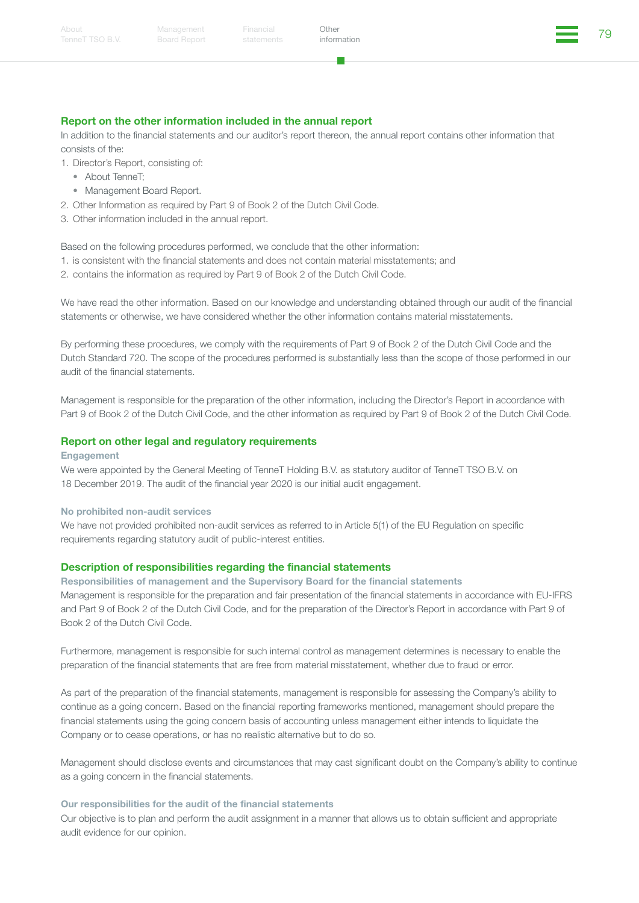## Report on the other information included in the annual report

In addition to the financial statements and our auditor's report thereon, the annual report contains other information that consists of the:

1. Director's Report, consisting of:
   - About TenneT;
   - Management Board Report.
2. Other Information as required by Part 9 of Book 2 of the Dutch Civil Code.
3. Other information included in the annual report.

Based on the following procedures performed, we conclude that the other information:

1. is consistent with the financial statements and does not contain material misstatements; and
2. contains the information as required by Part 9 of Book 2 of the Dutch Civil Code.

We have read the other information. Based on our knowledge and understanding obtained through our audit of the financial statements or otherwise, we have considered whether the other information contains material misstatements.

By performing these procedures, we comply with the requirements of Part 9 of Book 2 of the Dutch Civil Code and the Dutch Standard 720. The scope of the procedures performed is substantially less than the scope of those performed in our audit of the financial statements.

Management is responsible for the preparation of the other information, including the Director's Report in accordance with Part 9 of Book 2 of the Dutch Civil Code, and the other information as required by Part 9 of Book 2 of the Dutch Civil Code.

## Report on other legal and regulatory requirements

### Engagement

We were appointed by the General Meeting of TenneT Holding B.V. as statutory auditor of TenneT TSO B.V. on 18 December 2019. The audit of the financial year 2020 is our initial audit engagement.

### No prohibited non-audit services

We have not provided prohibited non-audit services as referred to in Article 5(1) of the EU Regulation on specific requirements regarding statutory audit of public-interest entities.

## Description of responsibilities regarding the financial statements

### Responsibilities of management and the Supervisory Board for the financial statements

Management is responsible for the preparation and fair presentation of the financial statements in accordance with EU-IFRS and Part 9 of Book 2 of the Dutch Civil Code, and for the preparation of the Director's Report in accordance with Part 9 of Book 2 of the Dutch Civil Code.

Furthermore, management is responsible for such internal control as management determines is necessary to enable the preparation of the financial statements that are free from material misstatement, whether due to fraud or error.

As part of the preparation of the financial statements, management is responsible for assessing the Company's ability to continue as a going concern. Based on the financial reporting frameworks mentioned, management should prepare the financial statements using the going concern basis of accounting unless management either intends to liquidate the Company or to cease operations, or has no realistic alternative but to do so.

Management should disclose events and circumstances that may cast significant doubt on the Company's ability to continue as a going concern in the financial statements.

### Our responsibilities for the audit of the financial statements

Our objective is to plan and perform the audit assignment in a manner that allows us to obtain sufficient and appropriate audit evidence for our opinion.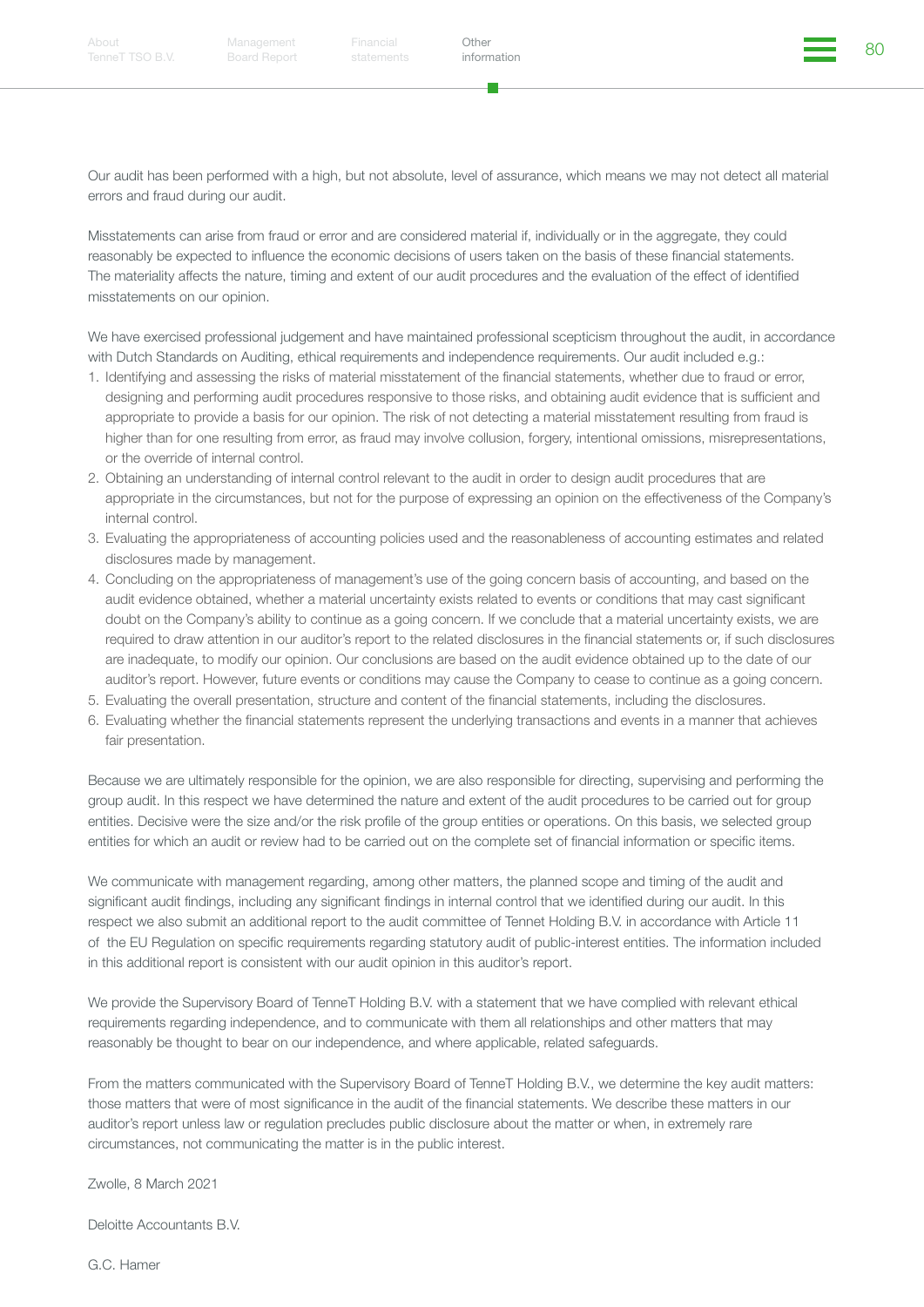Our audit has been performed with a high, but not absolute, level of assurance, which means we may not detect all material errors and fraud during our audit.

Misstatements can arise from fraud or error and are considered material if, individually or in the aggregate, they could reasonably be expected to influence the economic decisions of users taken on the basis of these financial statements. The materiality affects the nature, timing and extent of our audit procedures and the evaluation of the effect of identified misstatements on our opinion.

We have exercised professional judgement and have maintained professional scepticism throughout the audit, in accordance with Dutch Standards on Auditing, ethical requirements and independence requirements. Our audit included e.g.:

1. Identifying and assessing the risks of material misstatement of the financial statements, whether due to fraud or error, designing and performing audit procedures responsive to those risks, and obtaining audit evidence that is sufficient and appropriate to provide a basis for our opinion. The risk of not detecting a material misstatement resulting from fraud is higher than for one resulting from error, as fraud may involve collusion, forgery, intentional omissions, misrepresentations, or the override of internal control.
2. Obtaining an understanding of internal control relevant to the audit in order to design audit procedures that are appropriate in the circumstances, but not for the purpose of expressing an opinion on the effectiveness of the Company's internal control.
3. Evaluating the appropriateness of accounting policies used and the reasonableness of accounting estimates and related disclosures made by management.
4. Concluding on the appropriateness of management's use of the going concern basis of accounting, and based on the audit evidence obtained, whether a material uncertainty exists related to events or conditions that may cast significant doubt on the Company's ability to continue as a going concern. If we conclude that a material uncertainty exists, we are required to draw attention in our auditor's report to the related disclosures in the financial statements or, if such disclosures are inadequate, to modify our opinion. Our conclusions are based on the audit evidence obtained up to the date of our auditor's report. However, future events or conditions may cause the Company to cease to continue as a going concern.
5. Evaluating the overall presentation, structure and content of the financial statements, including the disclosures.
6. Evaluating whether the financial statements represent the underlying transactions and events in a manner that achieves fair presentation.

Because we are ultimately responsible for the opinion, we are also responsible for directing, supervising and performing the group audit. In this respect we have determined the nature and extent of the audit procedures to be carried out for group entities. Decisive were the size and/or the risk profile of the group entities or operations. On this basis, we selected group entities for which an audit or review had to be carried out on the complete set of financial information or specific items.

We communicate with management regarding, among other matters, the planned scope and timing of the audit and significant audit findings, including any significant findings in internal control that we identified during our audit. In this respect we also submit an additional report to the audit committee of Tennet Holding B.V. in accordance with Article 11 of the EU Regulation on specific requirements regarding statutory audit of public-interest entities. The information included in this additional report is consistent with our audit opinion in this auditor's report.

We provide the Supervisory Board of TenneT Holding B.V. with a statement that we have complied with relevant ethical requirements regarding independence, and to communicate with them all relationships and other matters that may reasonably be thought to bear on our independence, and where applicable, related safeguards.

From the matters communicated with the Supervisory Board of TenneT Holding B.V., we determine the key audit matters: those matters that were of most significance in the audit of the financial statements. We describe these matters in our auditor's report unless law or regulation precludes public disclosure about the matter or when, in extremely rare circumstances, not communicating the matter is in the public interest.

Zwolle, 8 March 2021

Deloitte Accountants B.V.

G.C. Hamer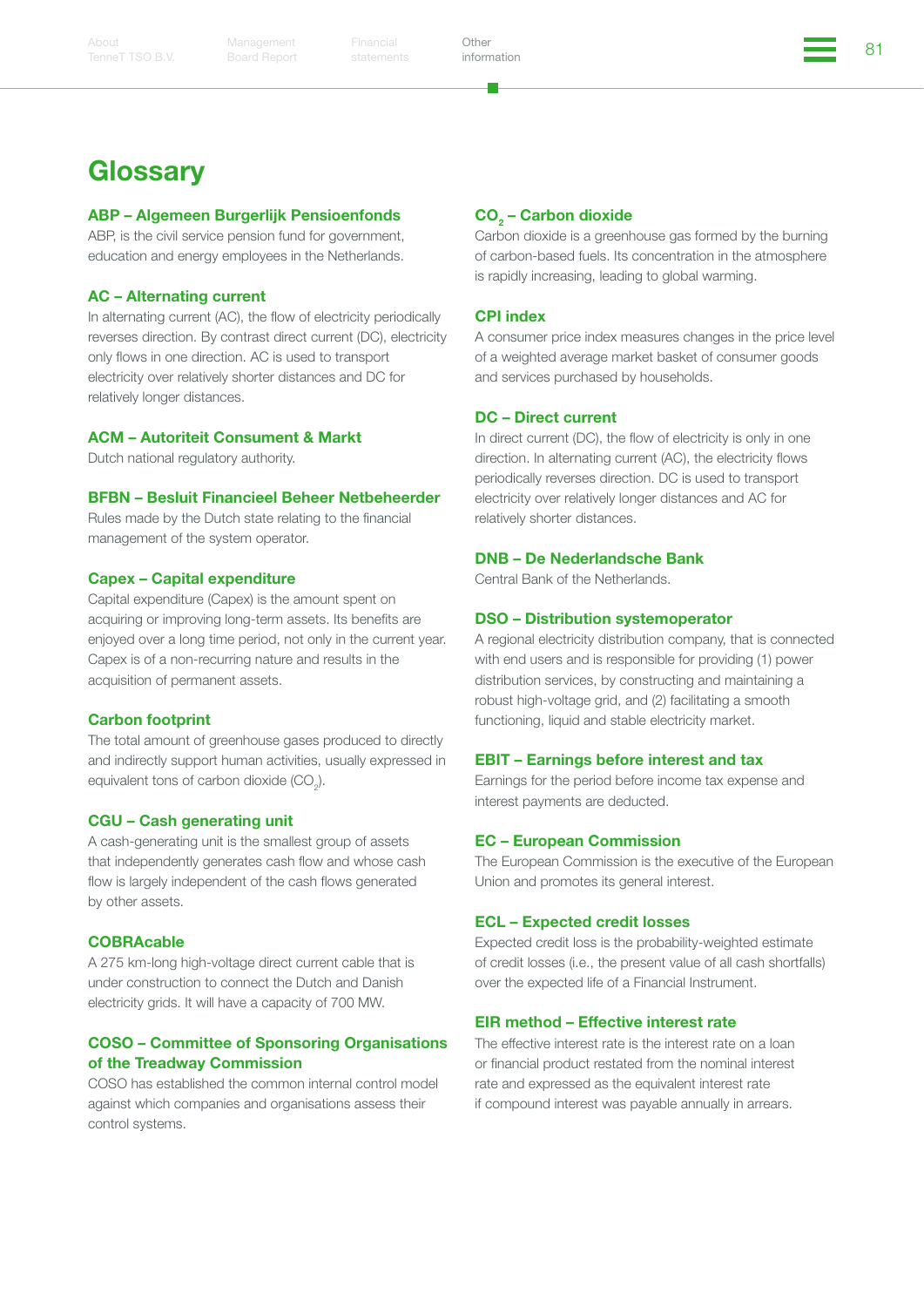# Glossary

### ABP – Algemeen Burgerlijk Pensioenfonds

ABP, is the civil service pension fund for government, education and energy employees in the Netherlands.

### AC – Alternating current

In alternating current (AC), the flow of electricity periodically reverses direction. By contrast direct current (DC), electricity only flows in one direction. AC is used to transport electricity over relatively shorter distances and DC for relatively longer distances.

### ACM – Autoriteit Consument & Markt

Dutch national regulatory authority.

### BFBN – Besluit Financieel Beheer Netbeheerder

Rules made by the Dutch state relating to the financial management of the system operator.

### Capex – Capital expenditure

Capital expenditure (Capex) is the amount spent on acquiring or improving long-term assets. Its benefits are enjoyed over a long time period, not only in the current year. Capex is of a non-recurring nature and results in the acquisition of permanent assets.

### Carbon footprint

The total amount of greenhouse gases produced to directly and indirectly support human activities, usually expressed in equivalent tons of carbon dioxide ($CO_2$).

### CGU – Cash generating unit

A cash-generating unit is the smallest group of assets that independently generates cash flow and whose cash flow is largely independent of the cash flows generated by other assets.

### COBRAcable

A 275 km-long high-voltage direct current cable that is under construction to connect the Dutch and Danish electricity grids. It will have a capacity of 700 MW.

### COSO – Committee of Sponsoring Organisations of the Treadway Commission

COSO has established the common internal control model against which companies and organisations assess their control systems.

### $CO_2$ – Carbon dioxide

Carbon dioxide is a greenhouse gas formed by the burning of carbon-based fuels. Its concentration in the atmosphere is rapidly increasing, leading to global warming.

### CPI index

A consumer price index measures changes in the price level of a weighted average market basket of consumer goods and services purchased by households.

### DC – Direct current

In direct current (DC), the flow of electricity is only in one direction. In alternating current (AC), the electricity flows periodically reverses direction. DC is used to transport electricity over relatively longer distances and AC for relatively shorter distances.

### DNB – De Nederlandsche Bank

Central Bank of the Netherlands.

### DSO – Distribution systemoperator

A regional electricity distribution company, that is connected with end users and is responsible for providing (1) power distribution services, by constructing and maintaining a robust high-voltage grid, and (2) facilitating a smooth functioning, liquid and stable electricity market.

### EBIT – Earnings before interest and tax

Earnings for the period before income tax expense and interest payments are deducted.

### EC – European Commission

The European Commission is the executive of the European Union and promotes its general interest.

### ECL – Expected credit losses

Expected credit loss is the probability-weighted estimate of credit losses (i.e., the present value of all cash shortfalls) over the expected life of a Financial Instrument.

### EIR method – Effective interest rate

The effective interest rate is the interest rate on a loan or financial product restated from the nominal interest rate and expressed as the equivalent interest rate if compound interest was payable annually in arrears.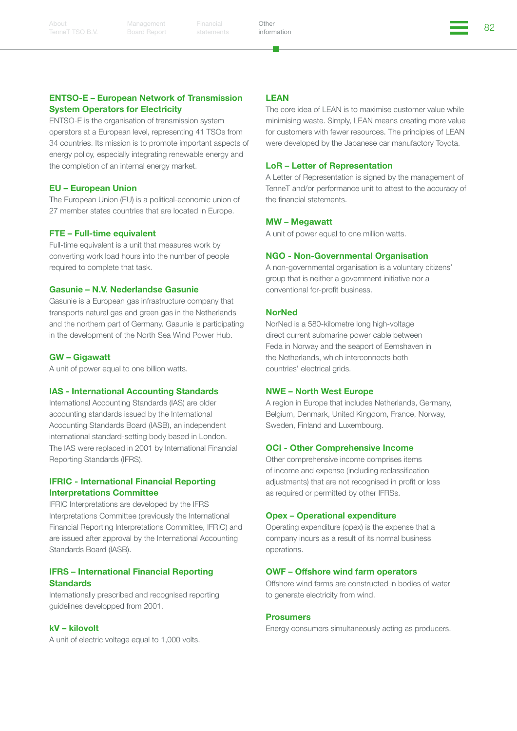### ENTSO-E – European Network of Transmission System Operators for Electricity

ENTSO-E is the organisation of transmission system operators at a European level, representing 41 TSOs from 34 countries. Its mission is to promote important aspects of energy policy, especially integrating renewable energy and the completion of an internal energy market.

### EU – European Union

The European Union (EU) is a political-economic union of 27 member states countries that are located in Europe.

### FTE – Full-time equivalent

Full-time equivalent is a unit that measures work by converting work load hours into the number of people required to complete that task.

### Gasunie – N.V. Nederlandse Gasunie

Gasunie is a European gas infrastructure company that transports natural gas and green gas in the Netherlands and the northern part of Germany. Gasunie is participating in the development of the North Sea Wind Power Hub.

### GW – Gigawatt

A unit of power equal to one billion watts.

### IAS - International Accounting Standards

International Accounting Standards (IAS) are older accounting standards issued by the International Accounting Standards Board (IASB), an independent international standard-setting body based in London. The IAS were replaced in 2001 by International Financial Reporting Standards (IFRS).

### IFRIC - International Financial Reporting Interpretations Committee

IFRIC Interpretations are developed by the IFRS Interpretations Committee (previously the International Financial Reporting Interpretations Committee, IFRIC) and are issued after approval by the International Accounting Standards Board (IASB).

### IFRS – International Financial Reporting Standards

Internationally prescribed and recognised reporting guidelines developped from 2001.

### kV – kilovolt

A unit of electric voltage equal to 1,000 volts.

### LEAN

The core idea of LEAN is to maximise customer value while minimising waste. Simply, LEAN means creating more value for customers with fewer resources. The principles of LEAN were developed by the Japanese car manufactory Toyota.

### LoR – Letter of Representation

A Letter of Representation is signed by the management of TenneT and/or performance unit to attest to the accuracy of the financial statements.

### MW – Megawatt

A unit of power equal to one million watts.

### NGO - Non-Governmental Organisation

A non-governmental organisation is a voluntary citizens' group that is neither a government initiative nor a conventional for-profit business.

### NorNed

NorNed is a 580-kilometre long high-voltage direct current submarine power cable between Feda in Norway and the seaport of Eemshaven in the Netherlands, which interconnects both countries' electrical grids.

### NWE – North West Europe

A region in Europe that includes Netherlands, Germany, Belgium, Denmark, United Kingdom, France, Norway, Sweden, Finland and Luxembourg.

### OCI - Other Comprehensive Income

Other comprehensive income comprises items of income and expense (including reclassification adjustments) that are not recognised in profit or loss as required or permitted by other IFRSs.

### Opex – Operational expenditure

Operating expenditure (opex) is the expense that a company incurs as a result of its normal business operations.

### OWF – Offshore wind farm operators

Offshore wind farms are constructed in bodies of water to generate electricity from wind.

### Prosumers

Energy consumers simultaneously acting as producers.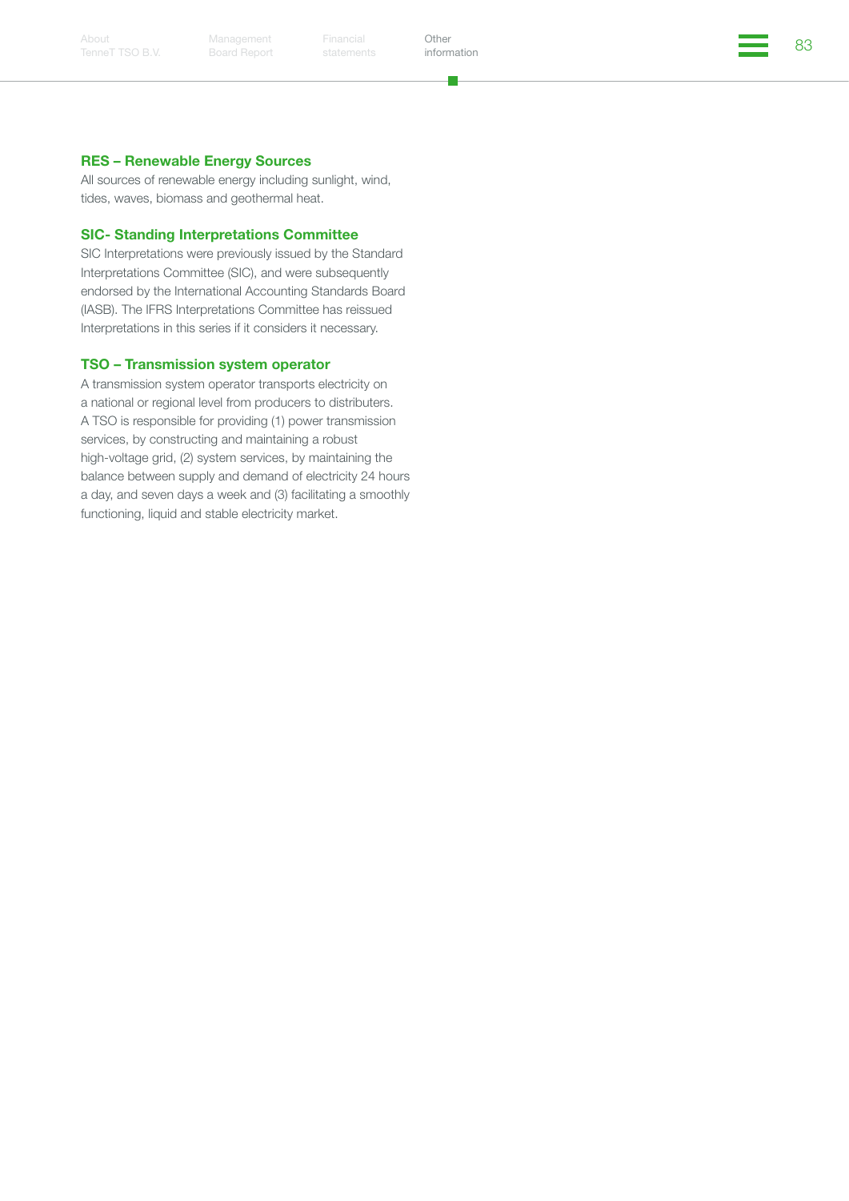### RES – Renewable Energy Sources

All sources of renewable energy including sunlight, wind, tides, waves, biomass and geothermal heat.

### SIC- Standing Interpretations Committee

SIC Interpretations were previously issued by the Standard Interpretations Committee (SIC), and were subsequently endorsed by the International Accounting Standards Board (IASB). The IFRS Interpretations Committee has reissued Interpretations in this series if it considers it necessary.

### TSO – Transmission system operator

A transmission system operator transports electricity on a national or regional level from producers to distributers. A TSO is responsible for providing (1) power transmission services, by constructing and maintaining a robust high-voltage grid, (2) system services, by maintaining the balance between supply and demand of electricity 24 hours a day, and seven days a week and (3) facilitating a smoothly functioning, liquid and stable electricity market.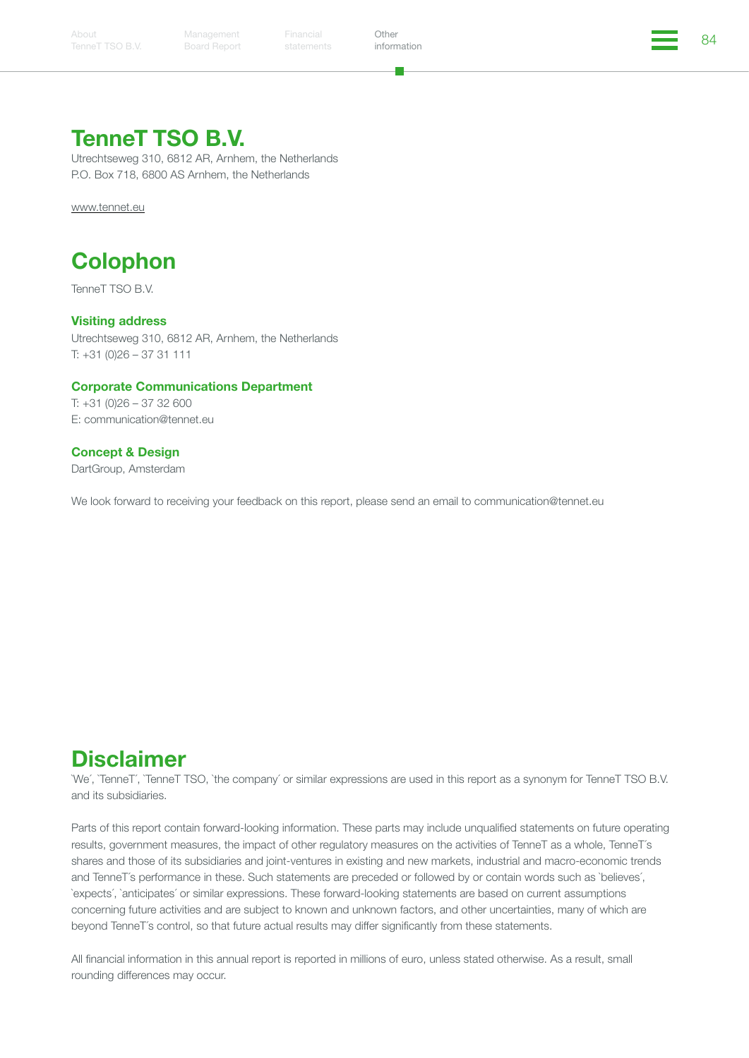# TenneT TSO B.V.

Utrechtseweg 310, 6812 AR, Arnhem, the Netherlands
P.O. Box 718, 6800 AS Arnhem, the Netherlands

www.tennet.eu

# Colophon

TenneT TSO B.V.

### Visiting address

Utrechtseweg 310, 6812 AR, Arnhem, the Netherlands
T: +31 (0)26 – 37 31 111

### Corporate Communications Department

T: +31 (0)26 – 37 32 600
E: communication@tennet.eu

### Concept & Design

DartGroup, Amsterdam

We look forward to receiving your feedback on this report, please send an email to communication@tennet.eu

# Disclaimer

`We´, `TenneT´, `TenneT TSO, `the company´ or similar expressions are used in this report as a synonym for TenneT TSO B.V. and its subsidiaries.

Parts of this report contain forward-looking information. These parts may include unqualified statements on future operating results, government measures, the impact of other regulatory measures on the activities of TenneT as a whole, TenneT´s shares and those of its subsidiaries and joint-ventures in existing and new markets, industrial and macro-economic trends and TenneT´s performance in these. Such statements are preceded or followed by or contain words such as `believes´, `expects´, `anticipates´ or similar expressions. These forward-looking statements are based on current assumptions concerning future activities and are subject to known and unknown factors, and other uncertainties, many of which are beyond TenneT´s control, so that future actual results may differ significantly from these statements.

All financial information in this annual report is reported in millions of euro, unless stated otherwise. As a result, small rounding differences may occur.